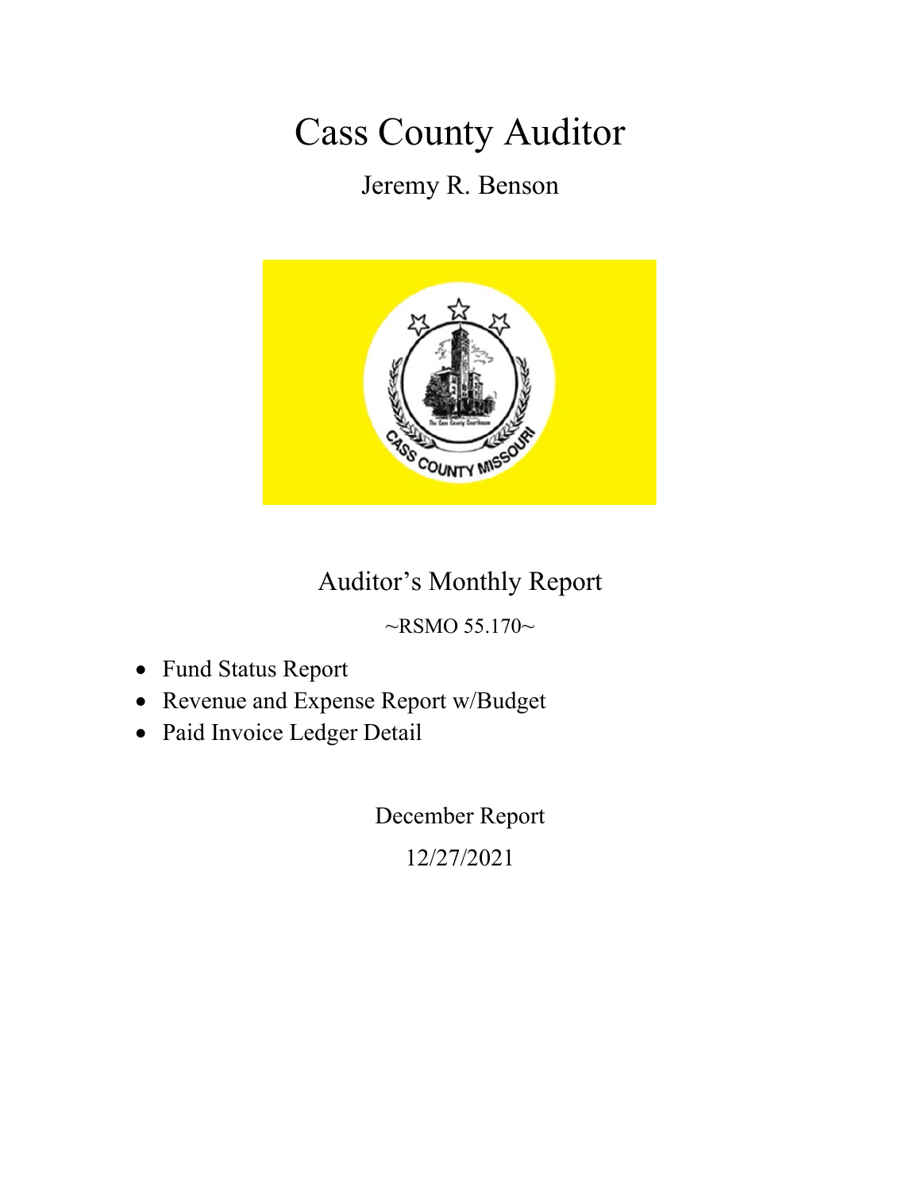# Cass County Auditor

Jeremy R. Benson

## Auditor's Monthly Report

~RSMO 55.170~

- Fund Status Report
- Revenue and Expense Report w/Budget
- Paid Invoice Ledger Detail

December Report

12/27/2021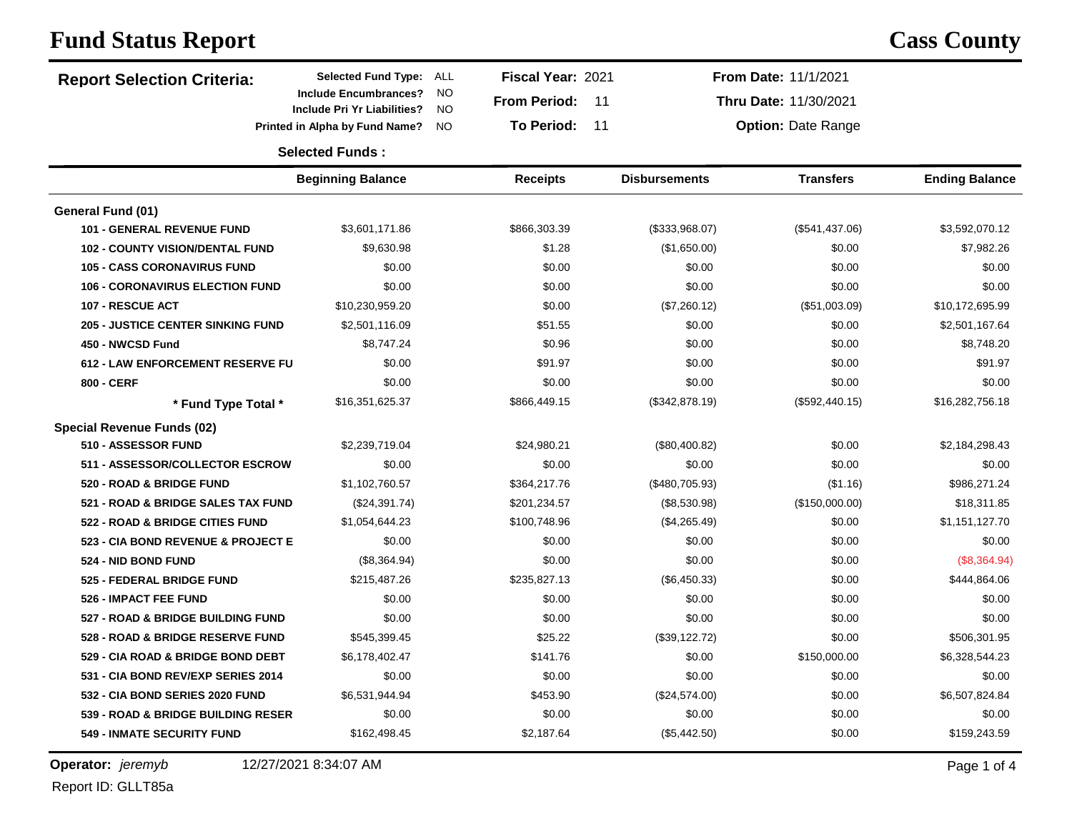# Fund Status Report

**Cass County**

**Report Selection Criteria:**

**Selected Fund Type:** ALL
**Include Encumbrances?** NO
**Include Pri Yr Liabilities?** NO
**Printed in Alpha by Fund Name?** NO

**Fiscal Year:** 2021
**From Period:** 11
**To Period:** 11

**From Date:** 11/1/2021
**Thru Date:** 11/30/2021
**Option:** Date Range

**Selected Funds :**

| | Beginning Balance | Receipts | Disbursements | Transfers | Ending Balance |
|---|---|---|---|---|---|
| **General Fund (01)** | | | | | |
| **101 - GENERAL REVENUE FUND** | $3,601,171.86 | $866,303.39 | ($333,968.07) | ($541,437.06) | $3,592,070.12 |
| **102 - COUNTY VISION/DENTAL FUND** | $9,630.98 | $1.28 | ($1,650.00) | $0.00 | $7,982.26 |
| **105 - CASS CORONAVIRUS FUND** | $0.00 | $0.00 | $0.00 | $0.00 | $0.00 |
| **106 - CORONAVIRUS ELECTION FUND** | $0.00 | $0.00 | $0.00 | $0.00 | $0.00 |
| **107 - RESCUE ACT** | $10,230,959.20 | $0.00 | ($7,260.12) | ($51,003.09) | $10,172,695.99 |
| **205 - JUSTICE CENTER SINKING FUND** | $2,501,116.09 | $51.55 | $0.00 | $0.00 | $2,501,167.64 |
| **450 - NWCSD Fund** | $8,747.24 | $0.96 | $0.00 | $0.00 | $8,748.20 |
| **612 - LAW ENFORCEMENT RESERVE FU** | $0.00 | $91.97 | $0.00 | $0.00 | $91.97 |
| **800 - CERF** | $0.00 | $0.00 | $0.00 | $0.00 | $0.00 |
| *** Fund Type Total *** | $16,351,625.37 | $866,449.15 | ($342,878.19) | ($592,440.15) | $16,282,756.18 |
| **Special Revenue Funds (02)** | | | | | |
| **510 - ASSESSOR FUND** | $2,239,719.04 | $24,980.21 | ($80,400.82) | $0.00 | $2,184,298.43 |
| **511 - ASSESSOR/COLLECTOR ESCROW** | $0.00 | $0.00 | $0.00 | $0.00 | $0.00 |
| **520 - ROAD & BRIDGE FUND** | $1,102,760.57 | $364,217.76 | ($480,705.93) | ($1.16) | $986,271.24 |
| **521 - ROAD & BRIDGE SALES TAX FUND** | ($24,391.74) | $201,234.57 | ($8,530.98) | ($150,000.00) | $18,311.85 |
| **522 - ROAD & BRIDGE CITIES FUND** | $1,054,644.23 | $100,748.96 | ($4,265.49) | $0.00 | $1,151,127.70 |
| **523 - CIA BOND REVENUE & PROJECT E** | $0.00 | $0.00 | $0.00 | $0.00 | $0.00 |
| **524 - NID BOND FUND** | ($8,364.94) | $0.00 | $0.00 | $0.00 | ($8,364.94) |
| **525 - FEDERAL BRIDGE FUND** | $215,487.26 | $235,827.13 | ($6,450.33) | $0.00 | $444,864.06 |
| **526 - IMPACT FEE FUND** | $0.00 | $0.00 | $0.00 | $0.00 | $0.00 |
| **527 - ROAD & BRIDGE BUILDING FUND** | $0.00 | $0.00 | $0.00 | $0.00 | $0.00 |
| **528 - ROAD & BRIDGE RESERVE FUND** | $545,399.45 | $25.22 | ($39,122.72) | $0.00 | $506,301.95 |
| **529 - CIA ROAD & BRIDGE BOND DEBT** | $6,178,402.47 | $141.76 | $0.00 | $150,000.00 | $6,328,544.23 |
| **531 - CIA BOND REV/EXP SERIES 2014** | $0.00 | $0.00 | $0.00 | $0.00 | $0.00 |
| **532 - CIA BOND SERIES 2020 FUND** | $6,531,944.94 | $453.90 | ($24,574.00) | $0.00 | $6,507,824.84 |
| **539 - ROAD & BRIDGE BUILDING RESER** | $0.00 | $0.00 | $0.00 | $0.00 | $0.00 |
| **549 - INMATE SECURITY FUND** | $162,498.45 | $2,187.64 | ($5,442.50) | $0.00 | $159,243.59 |

**Operator:** *jeremyb* 12/27/2021 8:34:07 AM

Report ID: GLLT85a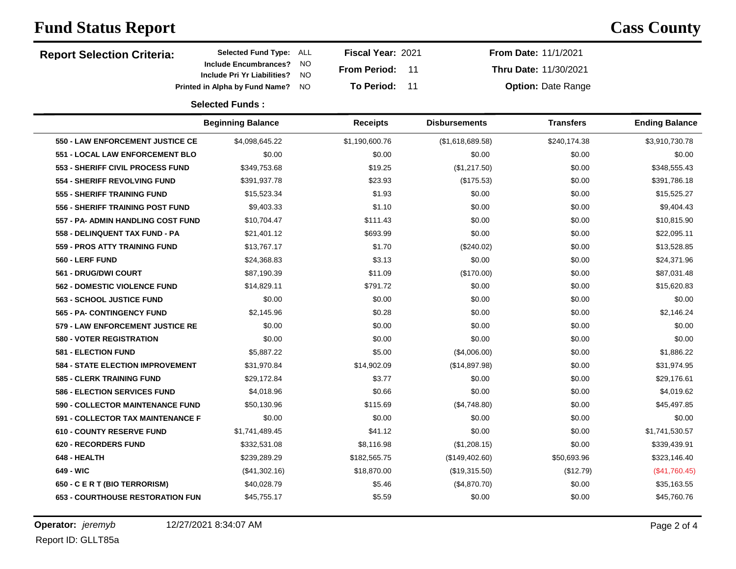# Fund Status Report

## Cass County

**Report Selection Criteria:**

| | | | |
|---|---|---|---|
| **Selected Fund Type:** ALL | **Fiscal Year:** 2021 | **From Date:** 11/1/2021 | |
| **Include Encumbrances?** NO | **From Period:** 11 | **Thru Date:** 11/30/2021 | |
| **Include Pri Yr Liabilities?** NO | | | |
| **Printed in Alpha by Fund Name?** NO | **To Period:** 11 | **Option:** Date Range | |

**Selected Funds :**

| | Beginning Balance | Receipts | Disbursements | Transfers | Ending Balance |
|---|---|---|---|---|---|
| **550 - LAW ENFORCEMENT JUSTICE CE** | $4,098,645.22 | $1,190,600.76 | ($1,618,689.58) | $240,174.38 | $3,910,730.78 |
| **551 - LOCAL LAW ENFORCEMENT BLO** | $0.00 | $0.00 | $0.00 | $0.00 | $0.00 |
| **553 - SHERIFF CIVIL PROCESS FUND** | $349,753.68 | $19.25 | ($1,217.50) | $0.00 | $348,555.43 |
| **554 - SHERIFF REVOLVING FUND** | $391,937.78 | $23.93 | ($175.53) | $0.00 | $391,786.18 |
| **555 - SHERIFF TRAINING FUND** | $15,523.34 | $1.93 | $0.00 | $0.00 | $15,525.27 |
| **556 - SHERIFF TRAINING POST FUND** | $9,403.33 | $1.10 | $0.00 | $0.00 | $9,404.43 |
| **557 - PA- ADMIN HANDLING COST FUND** | $10,704.47 | $111.43 | $0.00 | $0.00 | $10,815.90 |
| **558 - DELINQUENT TAX FUND - PA** | $21,401.12 | $693.99 | $0.00 | $0.00 | $22,095.11 |
| **559 - PROS ATTY TRAINING FUND** | $13,767.17 | $1.70 | ($240.02) | $0.00 | $13,528.85 |
| **560 - LERF FUND** | $24,368.83 | $3.13 | $0.00 | $0.00 | $24,371.96 |
| **561 - DRUG/DWI COURT** | $87,190.39 | $11.09 | ($170.00) | $0.00 | $87,031.48 |
| **562 - DOMESTIC VIOLENCE FUND** | $14,829.11 | $791.72 | $0.00 | $0.00 | $15,620.83 |
| **563 - SCHOOL JUSTICE FUND** | $0.00 | $0.00 | $0.00 | $0.00 | $0.00 |
| **565 - PA- CONTINGENCY FUND** | $2,145.96 | $0.28 | $0.00 | $0.00 | $2,146.24 |
| **579 - LAW ENFORCEMENT JUSTICE RE** | $0.00 | $0.00 | $0.00 | $0.00 | $0.00 |
| **580 - VOTER REGISTRATION** | $0.00 | $0.00 | $0.00 | $0.00 | $0.00 |
| **581 - ELECTION FUND** | $5,887.22 | $5.00 | ($4,006.00) | $0.00 | $1,886.22 |
| **584 - STATE ELECTION IMPROVEMENT** | $31,970.84 | $14,902.09 | ($14,897.98) | $0.00 | $31,974.95 |
| **585 - CLERK TRAINING FUND** | $29,172.84 | $3.77 | $0.00 | $0.00 | $29,176.61 |
| **586 - ELECTION SERVICES FUND** | $4,018.96 | $0.66 | $0.00 | $0.00 | $4,019.62 |
| **590 - COLLECTOR MAINTENANCE FUND** | $50,130.96 | $115.69 | ($4,748.80) | $0.00 | $45,497.85 |
| **591 - COLLECTOR TAX MAINTENANCE F** | $0.00 | $0.00 | $0.00 | $0.00 | $0.00 |
| **610 - COUNTY RESERVE FUND** | $1,741,489.45 | $41.12 | $0.00 | $0.00 | $1,741,530.57 |
| **620 - RECORDERS FUND** | $332,531.08 | $8,116.98 | ($1,208.15) | $0.00 | $339,439.91 |
| **648 - HEALTH** | $239,289.29 | $182,565.75 | ($149,402.60) | $50,693.96 | $323,146.40 |
| **649 - WIC** | ($41,302.16) | $18,870.00 | ($19,315.50) | ($12.79) | ($41,760.45) |
| **650 - C E R T (BIO TERRORISM)** | $40,028.79 | $5.46 | ($4,870.70) | $0.00 | $35,163.55 |
| **653 - COURTHOUSE RESTORATION FUN** | $45,755.17 | $5.59 | $0.00 | $0.00 | $45,760.76 |

**Operator:** *jeremyb* 12/27/2021 8:34:07 AM

Report ID: GLLT85a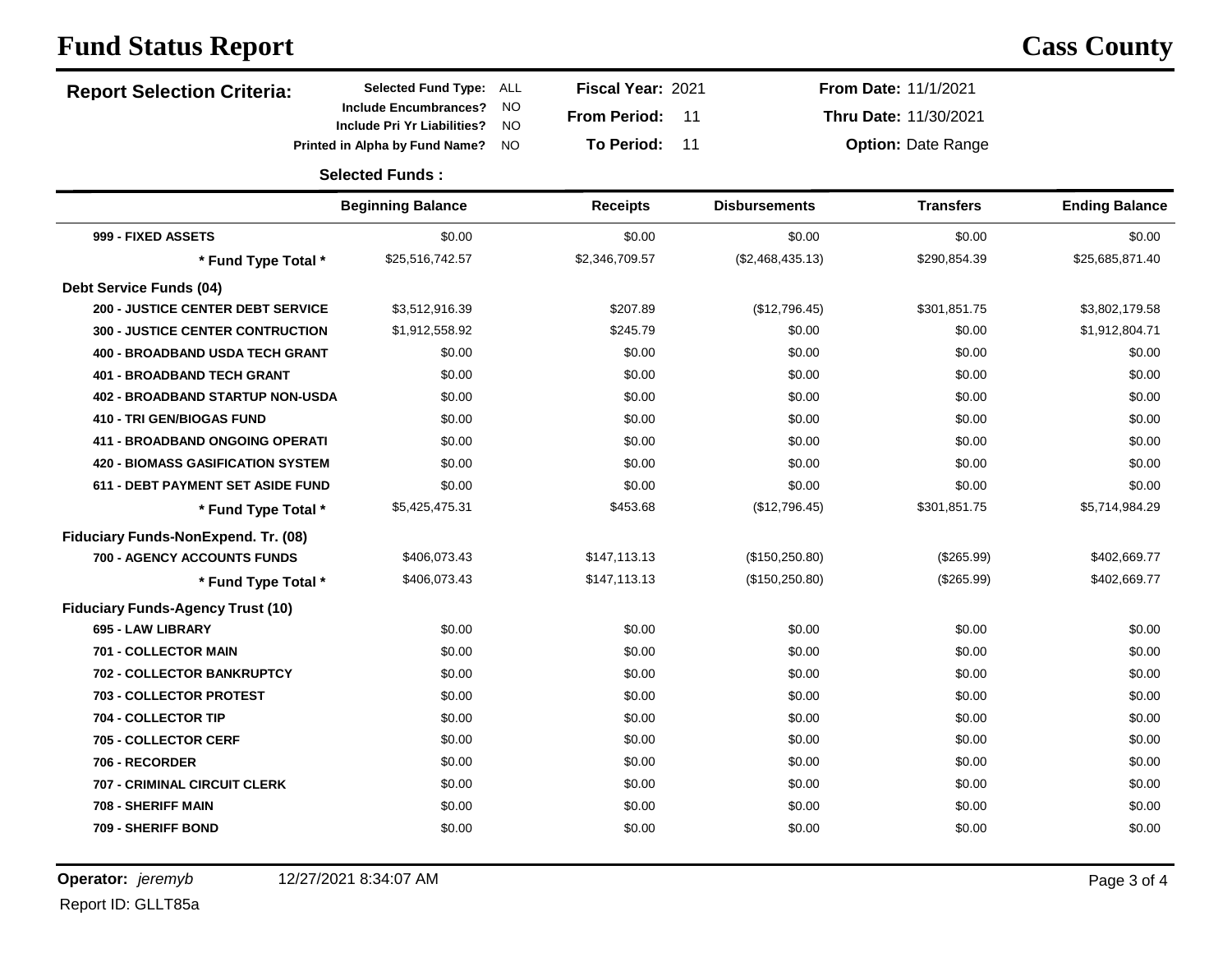# Fund Status Report

## Cass County

**Report Selection Criteria:**

| | | | |
|---|---|---|---|
| **Selected Fund Type:** ALL | **Fiscal Year:** 2021 | **From Date:** 11/1/2021 | |
| **Include Encumbrances?** NO | **From Period:** 11 | **Thru Date:** 11/30/2021 | |
| **Include Pri Yr Liabilities?** NO | | | |
| **Printed in Alpha by Fund Name?** NO | **To Period:** 11 | **Option:** Date Range | |

**Selected Funds :**

| | Beginning Balance | Receipts | Disbursements | Transfers | Ending Balance |
|---|---|---|---|---|---|
| **999 - FIXED ASSETS** | $0.00 | $0.00 | $0.00 | $0.00 | $0.00 |
| *** Fund Type Total *** | $25,516,742.57 | $2,346,709.57 | ($2,468,435.13) | $290,854.39 | $25,685,871.40 |
| **Debt Service Funds (04)** | | | | | |
| **200 - JUSTICE CENTER DEBT SERVICE** | $3,512,916.39 | $207.89 | ($12,796.45) | $301,851.75 | $3,802,179.58 |
| **300 - JUSTICE CENTER CONTRUCTION** | $1,912,558.92 | $245.79 | $0.00 | $0.00 | $1,912,804.71 |
| **400 - BROADBAND USDA TECH GRANT** | $0.00 | $0.00 | $0.00 | $0.00 | $0.00 |
| **401 - BROADBAND TECH GRANT** | $0.00 | $0.00 | $0.00 | $0.00 | $0.00 |
| **402 - BROADBAND STARTUP NON-USDA** | $0.00 | $0.00 | $0.00 | $0.00 | $0.00 |
| **410 - TRI GEN/BIOGAS FUND** | $0.00 | $0.00 | $0.00 | $0.00 | $0.00 |
| **411 - BROADBAND ONGOING OPERATI** | $0.00 | $0.00 | $0.00 | $0.00 | $0.00 |
| **420 - BIOMASS GASIFICATION SYSTEM** | $0.00 | $0.00 | $0.00 | $0.00 | $0.00 |
| **611 - DEBT PAYMENT SET ASIDE FUND** | $0.00 | $0.00 | $0.00 | $0.00 | $0.00 |
| *** Fund Type Total *** | $5,425,475.31 | $453.68 | ($12,796.45) | $301,851.75 | $5,714,984.29 |
| **Fiduciary Funds-NonExpend. Tr. (08)** | | | | | |
| **700 - AGENCY ACCOUNTS FUNDS** | $406,073.43 | $147,113.13 | ($150,250.80) | ($265.99) | $402,669.77 |
| *** Fund Type Total *** | $406,073.43 | $147,113.13 | ($150,250.80) | ($265.99) | $402,669.77 |
| **Fiduciary Funds-Agency Trust (10)** | | | | | |
| **695 - LAW LIBRARY** | $0.00 | $0.00 | $0.00 | $0.00 | $0.00 |
| **701 - COLLECTOR MAIN** | $0.00 | $0.00 | $0.00 | $0.00 | $0.00 |
| **702 - COLLECTOR BANKRUPTCY** | $0.00 | $0.00 | $0.00 | $0.00 | $0.00 |
| **703 - COLLECTOR PROTEST** | $0.00 | $0.00 | $0.00 | $0.00 | $0.00 |
| **704 - COLLECTOR TIP** | $0.00 | $0.00 | $0.00 | $0.00 | $0.00 |
| **705 - COLLECTOR CERF** | $0.00 | $0.00 | $0.00 | $0.00 | $0.00 |
| **706 - RECORDER** | $0.00 | $0.00 | $0.00 | $0.00 | $0.00 |
| **707 - CRIMINAL CIRCUIT CLERK** | $0.00 | $0.00 | $0.00 | $0.00 | $0.00 |
| **708 - SHERIFF MAIN** | $0.00 | $0.00 | $0.00 | $0.00 | $0.00 |
| **709 - SHERIFF BOND** | $0.00 | $0.00 | $0.00 | $0.00 | $0.00 |

**Operator:** *jeremyb* 12/27/2021 8:34:07 AM

Report ID: GLLT85a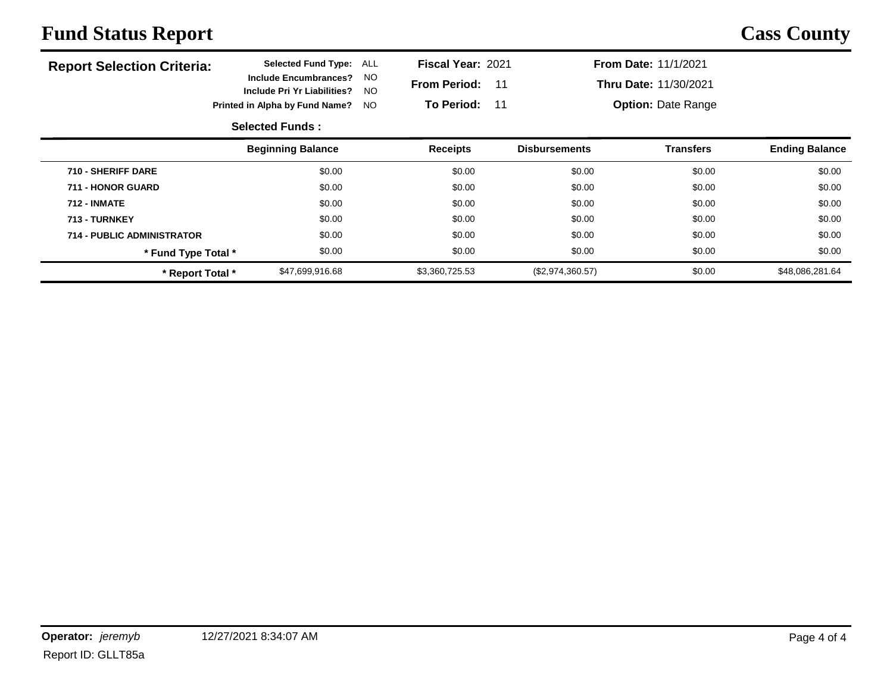# Fund Status Report

## Cass County

**Report Selection Criteria:**

**Selected Fund Type:** ALL
**Include Encumbrances?** NO
**Include Pri Yr Liabilities?** NO
**Printed in Alpha by Fund Name?** NO

**Fiscal Year:** 2021
**From Period:** 11
**To Period:** 11

**From Date:** 11/1/2021
**Thru Date:** 11/30/2021
**Option:** Date Range

**Selected Funds :**

| | Beginning Balance | Receipts | Disbursements | Transfers | Ending Balance |
|---|---|---|---|---|---|
| **710 - SHERIFF DARE** | $0.00 | $0.00 | $0.00 | $0.00 | $0.00 |
| **711 - HONOR GUARD** | $0.00 | $0.00 | $0.00 | $0.00 | $0.00 |
| **712 - INMATE** | $0.00 | $0.00 | $0.00 | $0.00 | $0.00 |
| **713 - TURNKEY** | $0.00 | $0.00 | $0.00 | $0.00 | $0.00 |
| **714 - PUBLIC ADMINISTRATOR** | $0.00 | $0.00 | $0.00 | $0.00 | $0.00 |
| **\* Fund Type Total \*** | $0.00 | $0.00 | $0.00 | $0.00 | $0.00 |
| **\* Report Total \*** | $47,699,916.68 | $3,360,725.53 | ($2,974,360.57) | $0.00 | $48,086,281.64 |

**Operator:** *jeremyb* 12/27/2021 8:34:07 AM
Report ID: GLLT85a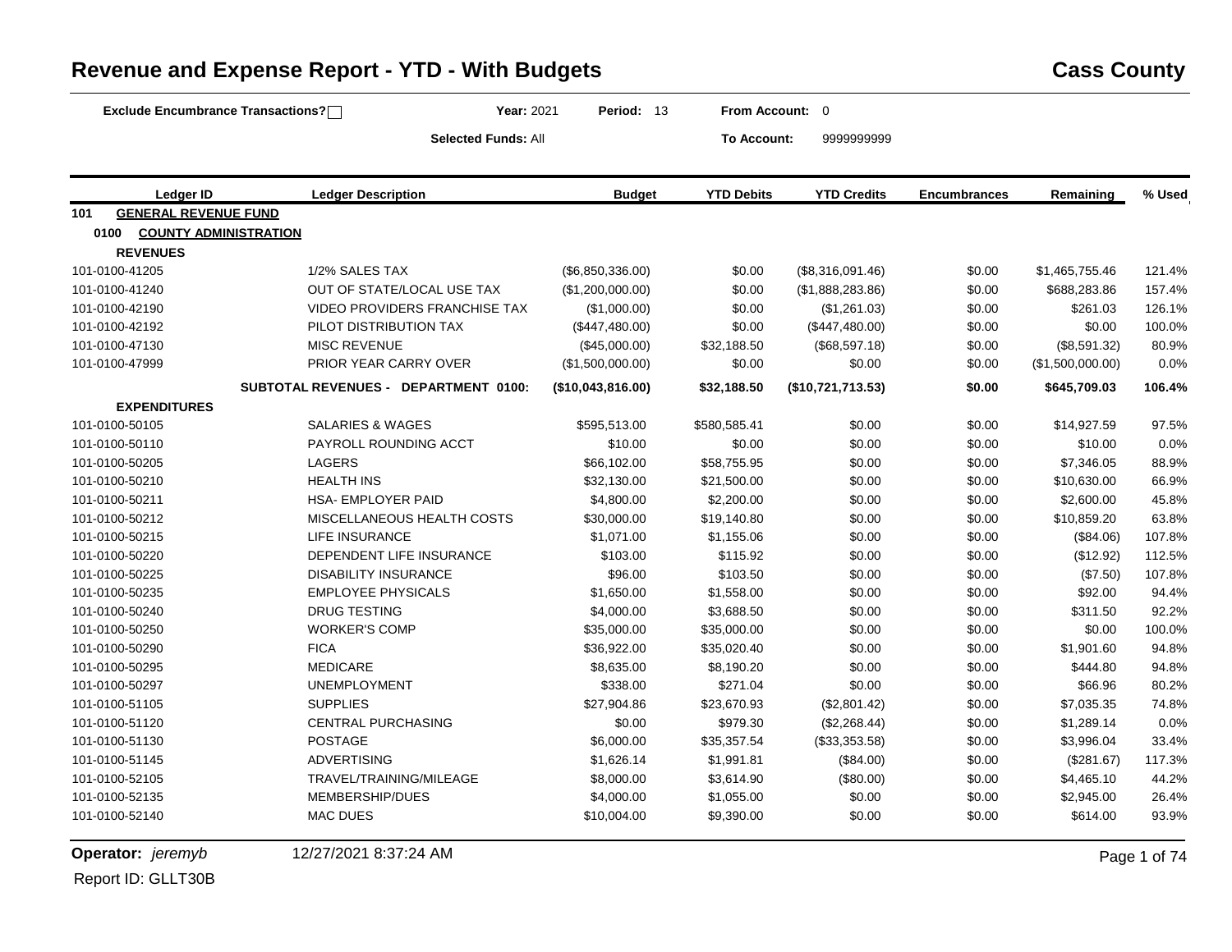# Revenue and Expense Report - YTD - With Budgets

**Cass County**

**Exclude Encumbrance Transactions?** ☐ **Year:** 2021 **Period:** 13 **From Account:** 0

**Selected Funds:** All **To Account:** 9999999999

| Ledger ID | Ledger Description | Budget | YTD Debits | YTD Credits | Encumbrances | Remaining | % Used |
|---|---|---|---|---|---|---|---|
| **101 GENERAL REVENUE FUND** | | | | | | | |
| **0100 COUNTY ADMINISTRATION** | | | | | | | |
| **REVENUES** | | | | | | | |
| 101-0100-41205 | 1/2% SALES TAX | ($6,850,336.00) | $0.00 | ($8,316,091.46) | $0.00 | $1,465,755.46 | 121.4% |
| 101-0100-41240 | OUT OF STATE/LOCAL USE TAX | ($1,200,000.00) | $0.00 | ($1,888,283.86) | $0.00 | $688,283.86 | 157.4% |
| 101-0100-42190 | VIDEO PROVIDERS FRANCHISE TAX | ($1,000.00) | $0.00 | ($1,261.03) | $0.00 | $261.03 | 126.1% |
| 101-0100-42192 | PILOT DISTRIBUTION TAX | ($447,480.00) | $0.00 | ($447,480.00) | $0.00 | $0.00 | 100.0% |
| 101-0100-47130 | MISC REVENUE | ($45,000.00) | $32,188.50 | ($68,597.18) | $0.00 | ($8,591.32) | 80.9% |
| 101-0100-47999 | PRIOR YEAR CARRY OVER | ($1,500,000.00) | $0.00 | $0.00 | $0.00 | ($1,500,000.00) | 0.0% |
| | **SUBTOTAL REVENUES - DEPARTMENT 0100:** | **($10,043,816.00)** | **$32,188.50** | **($10,721,713.53)** | **$0.00** | **$645,709.03** | **106.4%** |
| **EXPENDITURES** | | | | | | | |
| 101-0100-50105 | SALARIES & WAGES | $595,513.00 | $580,585.41 | $0.00 | $0.00 | $14,927.59 | 97.5% |
| 101-0100-50110 | PAYROLL ROUNDING ACCT | $10.00 | $0.00 | $0.00 | $0.00 | $10.00 | 0.0% |
| 101-0100-50205 | LAGERS | $66,102.00 | $58,755.95 | $0.00 | $0.00 | $7,346.05 | 88.9% |
| 101-0100-50210 | HEALTH INS | $32,130.00 | $21,500.00 | $0.00 | $0.00 | $10,630.00 | 66.9% |
| 101-0100-50211 | HSA- EMPLOYER PAID | $4,800.00 | $2,200.00 | $0.00 | $0.00 | $2,600.00 | 45.8% |
| 101-0100-50212 | MISCELLANEOUS HEALTH COSTS | $30,000.00 | $19,140.80 | $0.00 | $0.00 | $10,859.20 | 63.8% |
| 101-0100-50215 | LIFE INSURANCE | $1,071.00 | $1,155.06 | $0.00 | $0.00 | ($84.06) | 107.8% |
| 101-0100-50220 | DEPENDENT LIFE INSURANCE | $103.00 | $115.92 | $0.00 | $0.00 | ($12.92) | 112.5% |
| 101-0100-50225 | DISABILITY INSURANCE | $96.00 | $103.50 | $0.00 | $0.00 | ($7.50) | 107.8% |
| 101-0100-50235 | EMPLOYEE PHYSICALS | $1,650.00 | $1,558.00 | $0.00 | $0.00 | $92.00 | 94.4% |
| 101-0100-50240 | DRUG TESTING | $4,000.00 | $3,688.50 | $0.00 | $0.00 | $311.50 | 92.2% |
| 101-0100-50250 | WORKER'S COMP | $35,000.00 | $35,000.00 | $0.00 | $0.00 | $0.00 | 100.0% |
| 101-0100-50290 | FICA | $36,922.00 | $35,020.40 | $0.00 | $0.00 | $1,901.60 | 94.8% |
| 101-0100-50295 | MEDICARE | $8,635.00 | $8,190.20 | $0.00 | $0.00 | $444.80 | 94.8% |
| 101-0100-50297 | UNEMPLOYMENT | $338.00 | $271.04 | $0.00 | $0.00 | $66.96 | 80.2% |
| 101-0100-51105 | SUPPLIES | $27,904.86 | $23,670.93 | ($2,801.42) | $0.00 | $7,035.35 | 74.8% |
| 101-0100-51120 | CENTRAL PURCHASING | $0.00 | $979.30 | ($2,268.44) | $0.00 | $1,289.14 | 0.0% |
| 101-0100-51130 | POSTAGE | $6,000.00 | $35,357.54 | ($33,353.58) | $0.00 | $3,996.04 | 33.4% |
| 101-0100-51145 | ADVERTISING | $1,626.14 | $1,991.81 | ($84.00) | $0.00 | ($281.67) | 117.3% |
| 101-0100-52105 | TRAVEL/TRAINING/MILEAGE | $8,000.00 | $3,614.90 | ($80.00) | $0.00 | $4,465.10 | 44.2% |
| 101-0100-52135 | MEMBERSHIP/DUES | $4,000.00 | $1,055.00 | $0.00 | $0.00 | $2,945.00 | 26.4% |
| 101-0100-52140 | MAC DUES | $10,004.00 | $9,390.00 | $0.00 | $0.00 | $614.00 | 93.9% |

**Operator:** *jeremyb* 12/27/2021 8:37:24 AM

Report ID: GLLT30B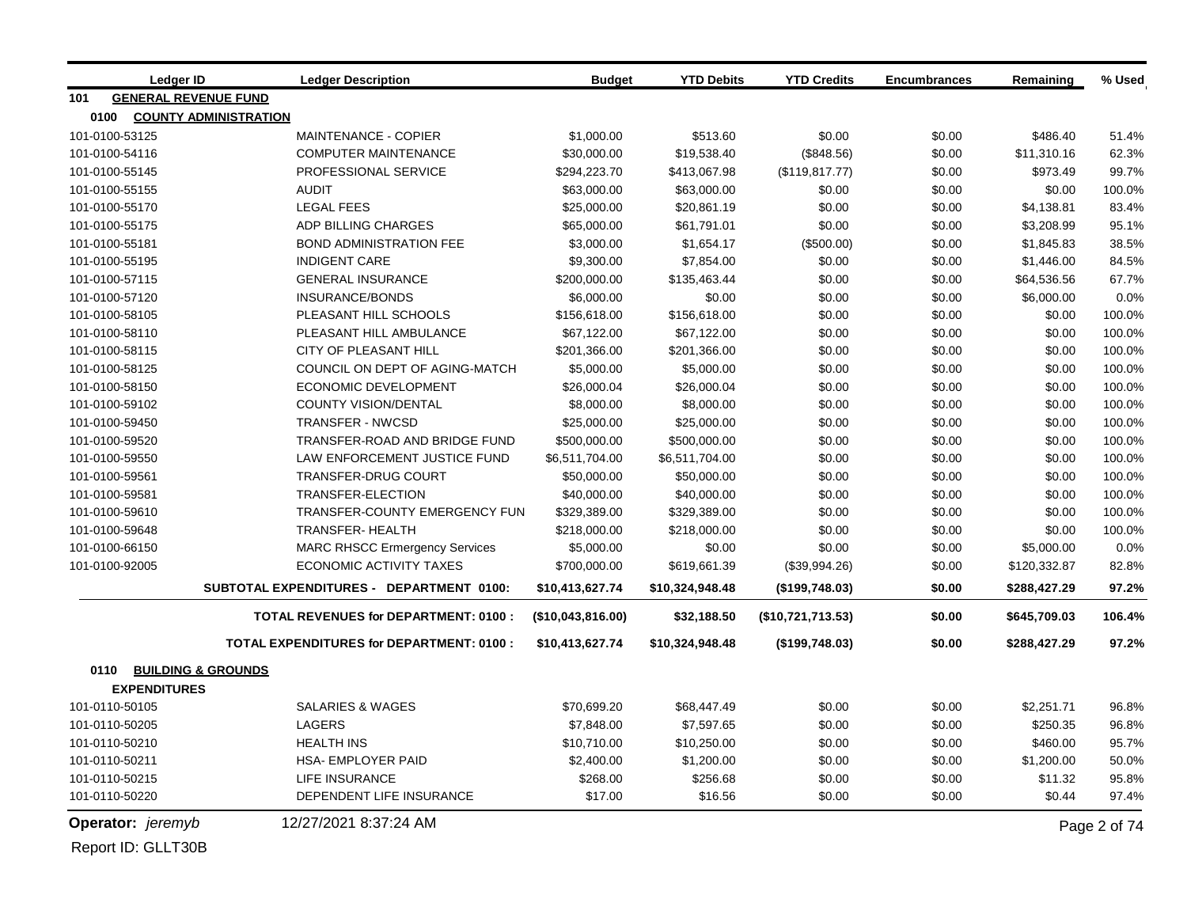| Ledger ID | Ledger Description | Budget | YTD Debits | YTD Credits | Encumbrances | Remaining | % Used |
|---|---|---|---|---|---|---|---|
| **101 GENERAL REVENUE FUND** | | | | | | | |
| **0100 COUNTY ADMINISTRATION** | | | | | | | |
| 101-0100-53125 | MAINTENANCE - COPIER | $1,000.00 | $513.60 | $0.00 | $0.00 | $486.40 | 51.4% |
| 101-0100-54116 | COMPUTER MAINTENANCE | $30,000.00 | $19,538.40 | ($848.56) | $0.00 | $11,310.16 | 62.3% |
| 101-0100-55145 | PROFESSIONAL SERVICE | $294,223.70 | $413,067.98 | ($119,817.77) | $0.00 | $973.49 | 99.7% |
| 101-0100-55155 | AUDIT | $63,000.00 | $63,000.00 | $0.00 | $0.00 | $0.00 | 100.0% |
| 101-0100-55170 | LEGAL FEES | $25,000.00 | $20,861.19 | $0.00 | $0.00 | $4,138.81 | 83.4% |
| 101-0100-55175 | ADP BILLING CHARGES | $65,000.00 | $61,791.01 | $0.00 | $0.00 | $3,208.99 | 95.1% |
| 101-0100-55181 | BOND ADMINISTRATION FEE | $3,000.00 | $1,654.17 | ($500.00) | $0.00 | $1,845.83 | 38.5% |
| 101-0100-55195 | INDIGENT CARE | $9,300.00 | $7,854.00 | $0.00 | $0.00 | $1,446.00 | 84.5% |
| 101-0100-57115 | GENERAL INSURANCE | $200,000.00 | $135,463.44 | $0.00 | $0.00 | $64,536.56 | 67.7% |
| 101-0100-57120 | INSURANCE/BONDS | $6,000.00 | $0.00 | $0.00 | $0.00 | $6,000.00 | 0.0% |
| 101-0100-58105 | PLEASANT HILL SCHOOLS | $156,618.00 | $156,618.00 | $0.00 | $0.00 | $0.00 | 100.0% |
| 101-0100-58110 | PLEASANT HILL AMBULANCE | $67,122.00 | $67,122.00 | $0.00 | $0.00 | $0.00 | 100.0% |
| 101-0100-58115 | CITY OF PLEASANT HILL | $201,366.00 | $201,366.00 | $0.00 | $0.00 | $0.00 | 100.0% |
| 101-0100-58125 | COUNCIL ON DEPT OF AGING-MATCH | $5,000.00 | $5,000.00 | $0.00 | $0.00 | $0.00 | 100.0% |
| 101-0100-58150 | ECONOMIC DEVELOPMENT | $26,000.04 | $26,000.04 | $0.00 | $0.00 | $0.00 | 100.0% |
| 101-0100-59102 | COUNTY VISION/DENTAL | $8,000.00 | $8,000.00 | $0.00 | $0.00 | $0.00 | 100.0% |
| 101-0100-59450 | TRANSFER - NWCSD | $25,000.00 | $25,000.00 | $0.00 | $0.00 | $0.00 | 100.0% |
| 101-0100-59520 | TRANSFER-ROAD AND BRIDGE FUND | $500,000.00 | $500,000.00 | $0.00 | $0.00 | $0.00 | 100.0% |
| 101-0100-59550 | LAW ENFORCEMENT JUSTICE FUND | $6,511,704.00 | $6,511,704.00 | $0.00 | $0.00 | $0.00 | 100.0% |
| 101-0100-59561 | TRANSFER-DRUG COURT | $50,000.00 | $50,000.00 | $0.00 | $0.00 | $0.00 | 100.0% |
| 101-0100-59581 | TRANSFER-ELECTION | $40,000.00 | $40,000.00 | $0.00 | $0.00 | $0.00 | 100.0% |
| 101-0100-59610 | TRANSFER-COUNTY EMERGENCY FUN | $329,389.00 | $329,389.00 | $0.00 | $0.00 | $0.00 | 100.0% |
| 101-0100-59648 | TRANSFER- HEALTH | $218,000.00 | $218,000.00 | $0.00 | $0.00 | $0.00 | 100.0% |
| 101-0100-66150 | MARC RHSCC Ermergency Services | $5,000.00 | $0.00 | $0.00 | $0.00 | $5,000.00 | 0.0% |
| 101-0100-92005 | ECONOMIC ACTIVITY TAXES | $700,000.00 | $619,661.39 | ($39,994.26) | $0.00 | $120,332.87 | 82.8% |
| | **SUBTOTAL EXPENDITURES - DEPARTMENT 0100:** | **$10,413,627.74** | **$10,324,948.48** | **($199,748.03)** | **$0.00** | **$288,427.29** | **97.2%** |
| | **TOTAL REVENUES for DEPARTMENT: 0100 :** | **($10,043,816.00)** | **$32,188.50** | **($10,721,713.53)** | **$0.00** | **$645,709.03** | **106.4%** |
| | **TOTAL EXPENDITURES for DEPARTMENT: 0100 :** | **$10,413,627.74** | **$10,324,948.48** | **($199,748.03)** | **$0.00** | **$288,427.29** | **97.2%** |
| **0110 BUILDING & GROUNDS** | | | | | | | |
| **EXPENDITURES** | | | | | | | |
| 101-0110-50105 | SALARIES & WAGES | $70,699.20 | $68,447.49 | $0.00 | $0.00 | $2,251.71 | 96.8% |
| 101-0110-50205 | LAGERS | $7,848.00 | $7,597.65 | $0.00 | $0.00 | $250.35 | 96.8% |
| 101-0110-50210 | HEALTH INS | $10,710.00 | $10,250.00 | $0.00 | $0.00 | $460.00 | 95.7% |
| 101-0110-50211 | HSA- EMPLOYER PAID | $2,400.00 | $1,200.00 | $0.00 | $0.00 | $1,200.00 | 50.0% |
| 101-0110-50215 | LIFE INSURANCE | $268.00 | $256.68 | $0.00 | $0.00 | $11.32 | 95.8% |
| 101-0110-50220 | DEPENDENT LIFE INSURANCE | $17.00 | $16.56 | $0.00 | $0.00 | $0.44 | 97.4% |

**Operator:** *jeremyb* 12/27/2021 8:37:24 AM

Report ID: GLLT30B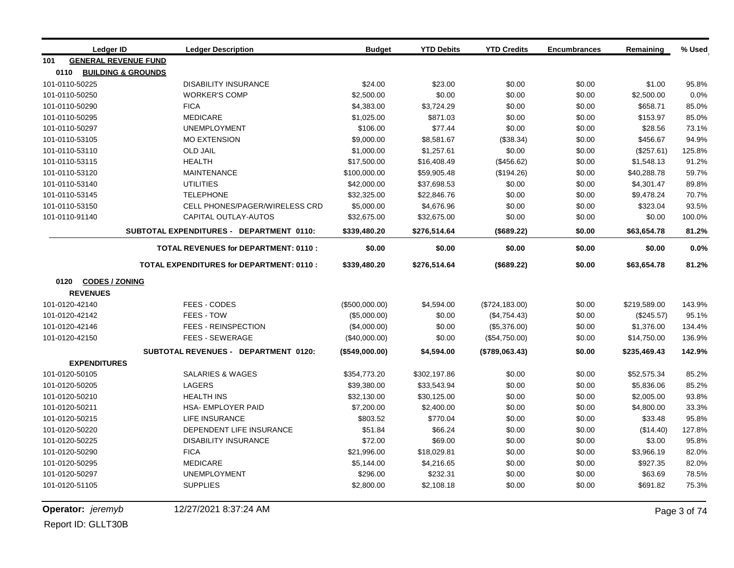| Ledger ID | Ledger Description | Budget | YTD Debits | YTD Credits | Encumbrances | Remaining | % Used |
|---|---|---|---|---|---|---|---|
| **101 GENERAL REVENUE FUND** | | | | | | | |
| **0110 BUILDING & GROUNDS** | | | | | | | |
| 101-0110-50225 | DISABILITY INSURANCE | $24.00 | $23.00 | $0.00 | $0.00 | $1.00 | 95.8% |
| 101-0110-50250 | WORKER'S COMP | $2,500.00 | $0.00 | $0.00 | $0.00 | $2,500.00 | 0.0% |
| 101-0110-50290 | FICA | $4,383.00 | $3,724.29 | $0.00 | $0.00 | $658.71 | 85.0% |
| 101-0110-50295 | MEDICARE | $1,025.00 | $871.03 | $0.00 | $0.00 | $153.97 | 85.0% |
| 101-0110-50297 | UNEMPLOYMENT | $106.00 | $77.44 | $0.00 | $0.00 | $28.56 | 73.1% |
| 101-0110-53105 | MO EXTENSION | $9,000.00 | $8,581.67 | ($38.34) | $0.00 | $456.67 | 94.9% |
| 101-0110-53110 | OLD JAIL | $1,000.00 | $1,257.61 | $0.00 | $0.00 | ($257.61) | 125.8% |
| 101-0110-53115 | HEALTH | $17,500.00 | $16,408.49 | ($456.62) | $0.00 | $1,548.13 | 91.2% |
| 101-0110-53120 | MAINTENANCE | $100,000.00 | $59,905.48 | ($194.26) | $0.00 | $40,288.78 | 59.7% |
| 101-0110-53140 | UTILITIES | $42,000.00 | $37,698.53 | $0.00 | $0.00 | $4,301.47 | 89.8% |
| 101-0110-53145 | TELEPHONE | $32,325.00 | $22,846.76 | $0.00 | $0.00 | $9,478.24 | 70.7% |
| 101-0110-53150 | CELL PHONES/PAGER/WIRELESS CRD | $5,000.00 | $4,676.96 | $0.00 | $0.00 | $323.04 | 93.5% |
| 101-0110-91140 | CAPITAL OUTLAY-AUTOS | $32,675.00 | $32,675.00 | $0.00 | $0.00 | $0.00 | 100.0% |
| | **SUBTOTAL EXPENDITURES - DEPARTMENT 0110:** | **$339,480.20** | **$276,514.64** | **($689.22)** | **$0.00** | **$63,654.78** | **81.2%** |
| | **TOTAL REVENUES for DEPARTMENT: 0110 :** | **$0.00** | **$0.00** | **$0.00** | **$0.00** | **$0.00** | **0.0%** |
| | **TOTAL EXPENDITURES for DEPARTMENT: 0110 :** | **$339,480.20** | **$276,514.64** | **($689.22)** | **$0.00** | **$63,654.78** | **81.2%** |
| **0120 CODES / ZONING** | | | | | | | |
| **REVENUES** | | | | | | | |
| 101-0120-42140 | FEES - CODES | ($500,000.00) | $4,594.00 | ($724,183.00) | $0.00 | $219,589.00 | 143.9% |
| 101-0120-42142 | FEES - TOW | ($5,000.00) | $0.00 | ($4,754.43) | $0.00 | ($245.57) | 95.1% |
| 101-0120-42146 | FEES - REINSPECTION | ($4,000.00) | $0.00 | ($5,376.00) | $0.00 | $1,376.00 | 134.4% |
| 101-0120-42150 | FEES - SEWERAGE | ($40,000.00) | $0.00 | ($54,750.00) | $0.00 | $14,750.00 | 136.9% |
| | **SUBTOTAL REVENUES - DEPARTMENT 0120:** | **($549,000.00)** | **$4,594.00** | **($789,063.43)** | **$0.00** | **$235,469.43** | **142.9%** |
| **EXPENDITURES** | | | | | | | |
| 101-0120-50105 | SALARIES & WAGES | $354,773.20 | $302,197.86 | $0.00 | $0.00 | $52,575.34 | 85.2% |
| 101-0120-50205 | LAGERS | $39,380.00 | $33,543.94 | $0.00 | $0.00 | $5,836.06 | 85.2% |
| 101-0120-50210 | HEALTH INS | $32,130.00 | $30,125.00 | $0.00 | $0.00 | $2,005.00 | 93.8% |
| 101-0120-50211 | HSA- EMPLOYER PAID | $7,200.00 | $2,400.00 | $0.00 | $0.00 | $4,800.00 | 33.3% |
| 101-0120-50215 | LIFE INSURANCE | $803.52 | $770.04 | $0.00 | $0.00 | $33.48 | 95.8% |
| 101-0120-50220 | DEPENDENT LIFE INSURANCE | $51.84 | $66.24 | $0.00 | $0.00 | ($14.40) | 127.8% |
| 101-0120-50225 | DISABILITY INSURANCE | $72.00 | $69.00 | $0.00 | $0.00 | $3.00 | 95.8% |
| 101-0120-50290 | FICA | $21,996.00 | $18,029.81 | $0.00 | $0.00 | $3,966.19 | 82.0% |
| 101-0120-50295 | MEDICARE | $5,144.00 | $4,216.65 | $0.00 | $0.00 | $927.35 | 82.0% |
| 101-0120-50297 | UNEMPLOYMENT | $296.00 | $232.31 | $0.00 | $0.00 | $63.69 | 78.5% |
| 101-0120-51105 | SUPPLIES | $2,800.00 | $2,108.18 | $0.00 | $0.00 | $691.82 | 75.3% |

**Operator:** *jeremyb* 12/27/2021 8:37:24 AM

Report ID: GLLT30B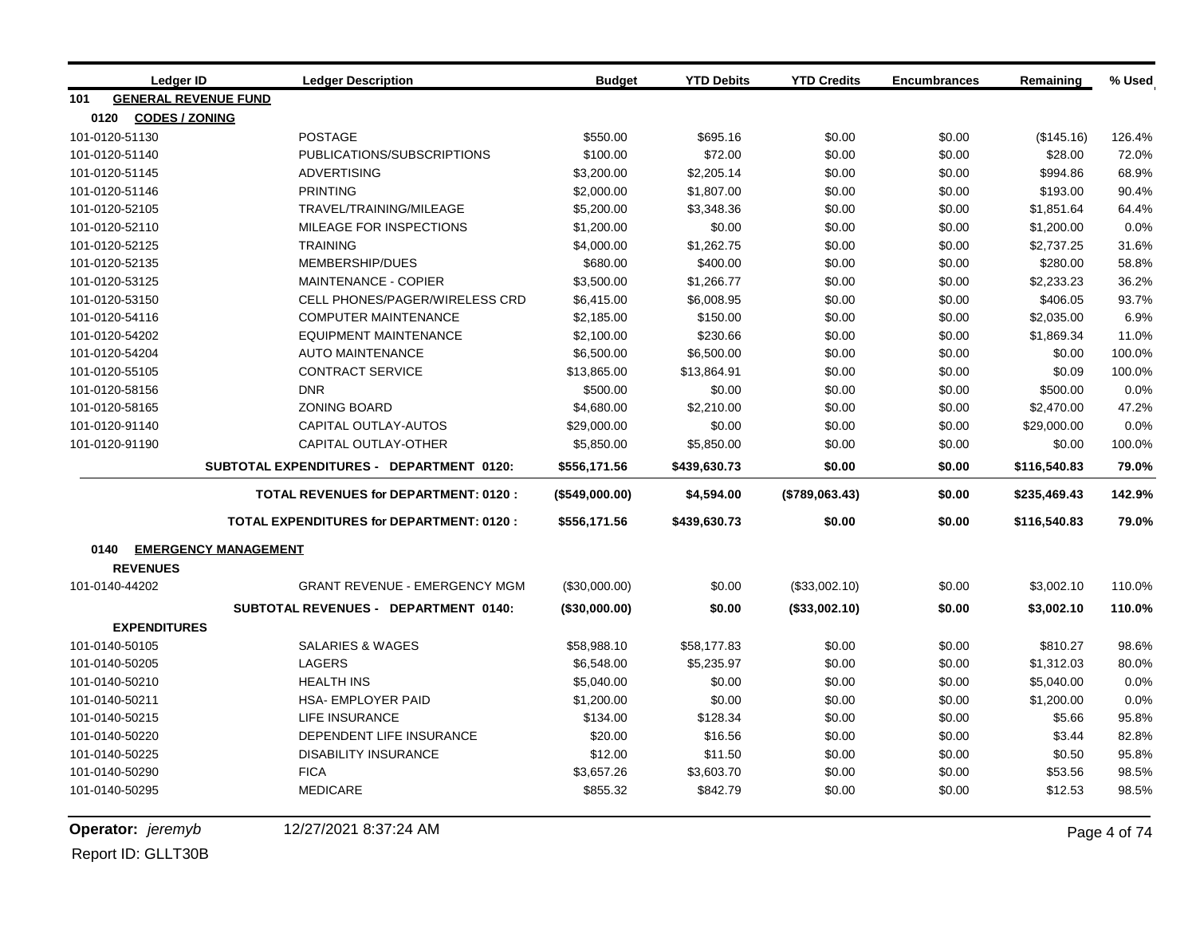| Ledger ID | Ledger Description | Budget | YTD Debits | YTD Credits | Encumbrances | Remaining | % Used |
|---|---|---|---|---|---|---|---|
| **101 GENERAL REVENUE FUND** | | | | | | | |
| **0120 CODES / ZONING** | | | | | | | |
| 101-0120-51130 | POSTAGE | $550.00 | $695.16 | $0.00 | $0.00 | ($145.16) | 126.4% |
| 101-0120-51140 | PUBLICATIONS/SUBSCRIPTIONS | $100.00 | $72.00 | $0.00 | $0.00 | $28.00 | 72.0% |
| 101-0120-51145 | ADVERTISING | $3,200.00 | $2,205.14 | $0.00 | $0.00 | $994.86 | 68.9% |
| 101-0120-51146 | PRINTING | $2,000.00 | $1,807.00 | $0.00 | $0.00 | $193.00 | 90.4% |
| 101-0120-52105 | TRAVEL/TRAINING/MILEAGE | $5,200.00 | $3,348.36 | $0.00 | $0.00 | $1,851.64 | 64.4% |
| 101-0120-52110 | MILEAGE FOR INSPECTIONS | $1,200.00 | $0.00 | $0.00 | $0.00 | $1,200.00 | 0.0% |
| 101-0120-52125 | TRAINING | $4,000.00 | $1,262.75 | $0.00 | $0.00 | $2,737.25 | 31.6% |
| 101-0120-52135 | MEMBERSHIP/DUES | $680.00 | $400.00 | $0.00 | $0.00 | $280.00 | 58.8% |
| 101-0120-53125 | MAINTENANCE - COPIER | $3,500.00 | $1,266.77 | $0.00 | $0.00 | $2,233.23 | 36.2% |
| 101-0120-53150 | CELL PHONES/PAGER/WIRELESS CRD | $6,415.00 | $6,008.95 | $0.00 | $0.00 | $406.05 | 93.7% |
| 101-0120-54116 | COMPUTER MAINTENANCE | $2,185.00 | $150.00 | $0.00 | $0.00 | $2,035.00 | 6.9% |
| 101-0120-54202 | EQUIPMENT MAINTENANCE | $2,100.00 | $230.66 | $0.00 | $0.00 | $1,869.34 | 11.0% |
| 101-0120-54204 | AUTO MAINTENANCE | $6,500.00 | $6,500.00 | $0.00 | $0.00 | $0.00 | 100.0% |
| 101-0120-55105 | CONTRACT SERVICE | $13,865.00 | $13,864.91 | $0.00 | $0.00 | $0.09 | 100.0% |
| 101-0120-58156 | DNR | $500.00 | $0.00 | $0.00 | $0.00 | $500.00 | 0.0% |
| 101-0120-58165 | ZONING BOARD | $4,680.00 | $2,210.00 | $0.00 | $0.00 | $2,470.00 | 47.2% |
| 101-0120-91140 | CAPITAL OUTLAY-AUTOS | $29,000.00 | $0.00 | $0.00 | $0.00 | $29,000.00 | 0.0% |
| 101-0120-91190 | CAPITAL OUTLAY-OTHER | $5,850.00 | $5,850.00 | $0.00 | $0.00 | $0.00 | 100.0% |
| | **SUBTOTAL EXPENDITURES - DEPARTMENT 0120:** | **$556,171.56** | **$439,630.73** | **$0.00** | **$0.00** | **$116,540.83** | **79.0%** |
| | **TOTAL REVENUES for DEPARTMENT: 0120 :** | **($549,000.00)** | **$4,594.00** | **($789,063.43)** | **$0.00** | **$235,469.43** | **142.9%** |
| | **TOTAL EXPENDITURES for DEPARTMENT: 0120 :** | **$556,171.56** | **$439,630.73** | **$0.00** | **$0.00** | **$116,540.83** | **79.0%** |
| **0140 EMERGENCY MANAGEMENT** | | | | | | | |
| **REVENUES** | | | | | | | |
| 101-0140-44202 | GRANT REVENUE - EMERGENCY MGM | ($30,000.00) | $0.00 | ($33,002.10) | $0.00 | $3,002.10 | 110.0% |
| | **SUBTOTAL REVENUES - DEPARTMENT 0140:** | **($30,000.00)** | **$0.00** | **($33,002.10)** | **$0.00** | **$3,002.10** | **110.0%** |
| **EXPENDITURES** | | | | | | | |
| 101-0140-50105 | SALARIES & WAGES | $58,988.10 | $58,177.83 | $0.00 | $0.00 | $810.27 | 98.6% |
| 101-0140-50205 | LAGERS | $6,548.00 | $5,235.97 | $0.00 | $0.00 | $1,312.03 | 80.0% |
| 101-0140-50210 | HEALTH INS | $5,040.00 | $0.00 | $0.00 | $0.00 | $5,040.00 | 0.0% |
| 101-0140-50211 | HSA- EMPLOYER PAID | $1,200.00 | $0.00 | $0.00 | $0.00 | $1,200.00 | 0.0% |
| 101-0140-50215 | LIFE INSURANCE | $134.00 | $128.34 | $0.00 | $0.00 | $5.66 | 95.8% |
| 101-0140-50220 | DEPENDENT LIFE INSURANCE | $20.00 | $16.56 | $0.00 | $0.00 | $3.44 | 82.8% |
| 101-0140-50225 | DISABILITY INSURANCE | $12.00 | $11.50 | $0.00 | $0.00 | $0.50 | 95.8% |
| 101-0140-50290 | FICA | $3,657.26 | $3,603.70 | $0.00 | $0.00 | $53.56 | 98.5% |
| 101-0140-50295 | MEDICARE | $855.32 | $842.79 | $0.00 | $0.00 | $12.53 | 98.5% |

**Operator:** *jeremyb* 12/27/2021 8:37:24 AM

Report ID: GLLT30B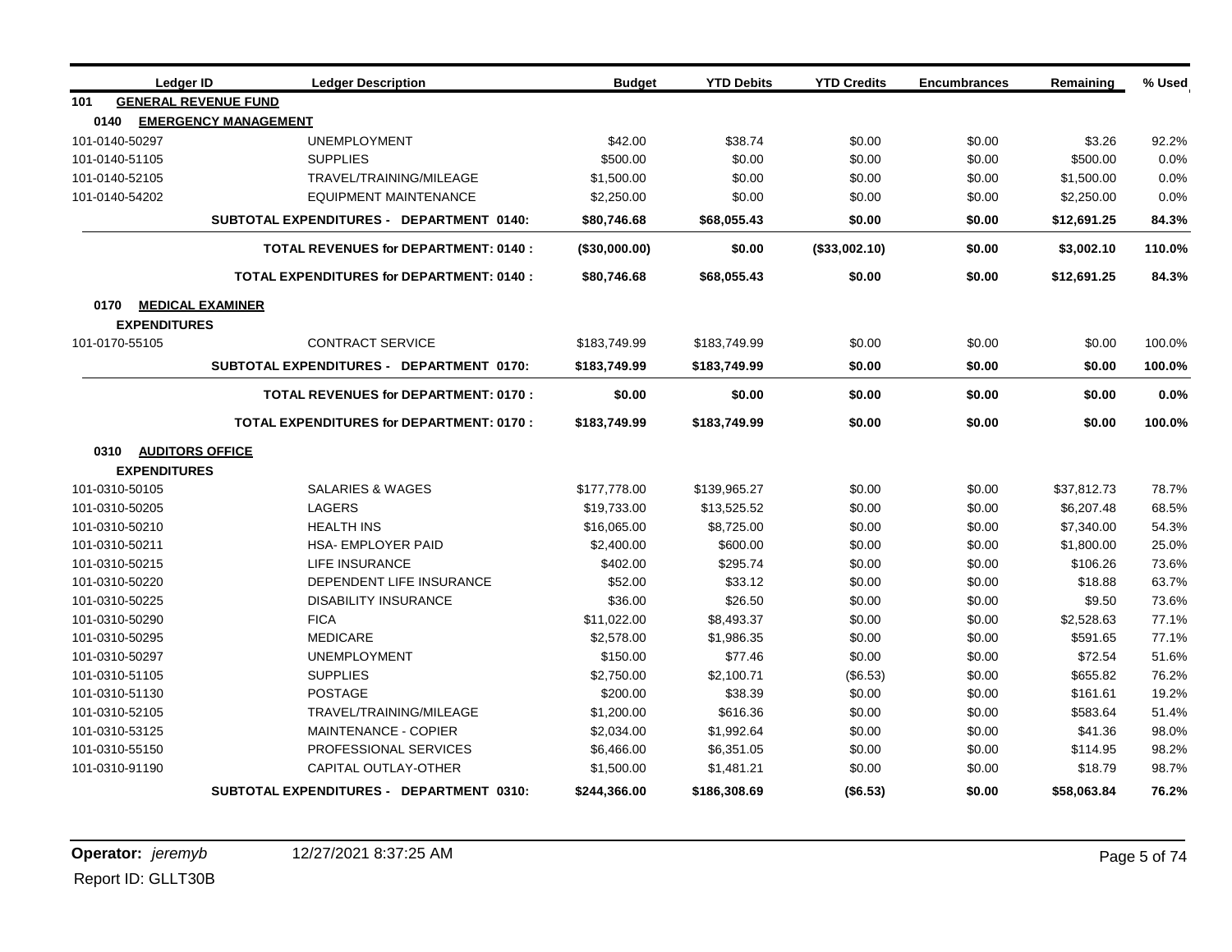| Ledger ID | Ledger Description | Budget | YTD Debits | YTD Credits | Encumbrances | Remaining | % Used |
|---|---|---|---|---|---|---|---|
| **101 GENERAL REVENUE FUND** | | | | | | | |
| **0140 EMERGENCY MANAGEMENT** | | | | | | | |
| 101-0140-50297 | UNEMPLOYMENT | $42.00 | $38.74 | $0.00 | $0.00 | $3.26 | 92.2% |
| 101-0140-51105 | SUPPLIES | $500.00 | $0.00 | $0.00 | $0.00 | $500.00 | 0.0% |
| 101-0140-52105 | TRAVEL/TRAINING/MILEAGE | $1,500.00 | $0.00 | $0.00 | $0.00 | $1,500.00 | 0.0% |
| 101-0140-54202 | EQUIPMENT MAINTENANCE | $2,250.00 | $0.00 | $0.00 | $0.00 | $2,250.00 | 0.0% |
| | **SUBTOTAL EXPENDITURES - DEPARTMENT 0140:** | **$80,746.68** | **$68,055.43** | **$0.00** | **$0.00** | **$12,691.25** | **84.3%** |
| | **TOTAL REVENUES for DEPARTMENT: 0140 :** | **($30,000.00)** | **$0.00** | **($33,002.10)** | **$0.00** | **$3,002.10** | **110.0%** |
| | **TOTAL EXPENDITURES for DEPARTMENT: 0140 :** | **$80,746.68** | **$68,055.43** | **$0.00** | **$0.00** | **$12,691.25** | **84.3%** |
| **0170 MEDICAL EXAMINER** | | | | | | | |
| **EXPENDITURES** | | | | | | | |
| 101-0170-55105 | CONTRACT SERVICE | $183,749.99 | $183,749.99 | $0.00 | $0.00 | $0.00 | 100.0% |
| | **SUBTOTAL EXPENDITURES - DEPARTMENT 0170:** | **$183,749.99** | **$183,749.99** | **$0.00** | **$0.00** | **$0.00** | **100.0%** |
| | **TOTAL REVENUES for DEPARTMENT: 0170 :** | **$0.00** | **$0.00** | **$0.00** | **$0.00** | **$0.00** | **0.0%** |
| | **TOTAL EXPENDITURES for DEPARTMENT: 0170 :** | **$183,749.99** | **$183,749.99** | **$0.00** | **$0.00** | **$0.00** | **100.0%** |
| **0310 AUDITORS OFFICE** | | | | | | | |
| **EXPENDITURES** | | | | | | | |
| 101-0310-50105 | SALARIES & WAGES | $177,778.00 | $139,965.27 | $0.00 | $0.00 | $37,812.73 | 78.7% |
| 101-0310-50205 | LAGERS | $19,733.00 | $13,525.52 | $0.00 | $0.00 | $6,207.48 | 68.5% |
| 101-0310-50210 | HEALTH INS | $16,065.00 | $8,725.00 | $0.00 | $0.00 | $7,340.00 | 54.3% |
| 101-0310-50211 | HSA- EMPLOYER PAID | $2,400.00 | $600.00 | $0.00 | $0.00 | $1,800.00 | 25.0% |
| 101-0310-50215 | LIFE INSURANCE | $402.00 | $295.74 | $0.00 | $0.00 | $106.26 | 73.6% |
| 101-0310-50220 | DEPENDENT LIFE INSURANCE | $52.00 | $33.12 | $0.00 | $0.00 | $18.88 | 63.7% |
| 101-0310-50225 | DISABILITY INSURANCE | $36.00 | $26.50 | $0.00 | $0.00 | $9.50 | 73.6% |
| 101-0310-50290 | FICA | $11,022.00 | $8,493.37 | $0.00 | $0.00 | $2,528.63 | 77.1% |
| 101-0310-50295 | MEDICARE | $2,578.00 | $1,986.35 | $0.00 | $0.00 | $591.65 | 77.1% |
| 101-0310-50297 | UNEMPLOYMENT | $150.00 | $77.46 | $0.00 | $0.00 | $72.54 | 51.6% |
| 101-0310-51105 | SUPPLIES | $2,750.00 | $2,100.71 | ($6.53) | $0.00 | $655.82 | 76.2% |
| 101-0310-51130 | POSTAGE | $200.00 | $38.39 | $0.00 | $0.00 | $161.61 | 19.2% |
| 101-0310-52105 | TRAVEL/TRAINING/MILEAGE | $1,200.00 | $616.36 | $0.00 | $0.00 | $583.64 | 51.4% |
| 101-0310-53125 | MAINTENANCE - COPIER | $2,034.00 | $1,992.64 | $0.00 | $0.00 | $41.36 | 98.0% |
| 101-0310-55150 | PROFESSIONAL SERVICES | $6,466.00 | $6,351.05 | $0.00 | $0.00 | $114.95 | 98.2% |
| 101-0310-91190 | CAPITAL OUTLAY-OTHER | $1,500.00 | $1,481.21 | $0.00 | $0.00 | $18.79 | 98.7% |
| | **SUBTOTAL EXPENDITURES - DEPARTMENT 0310:** | **$244,366.00** | **$186,308.69** | **($6.53)** | **$0.00** | **$58,063.84** | **76.2%** |

**Operator:** *jeremyb* 12/27/2021 8:37:25 AM

Report ID: GLLT30B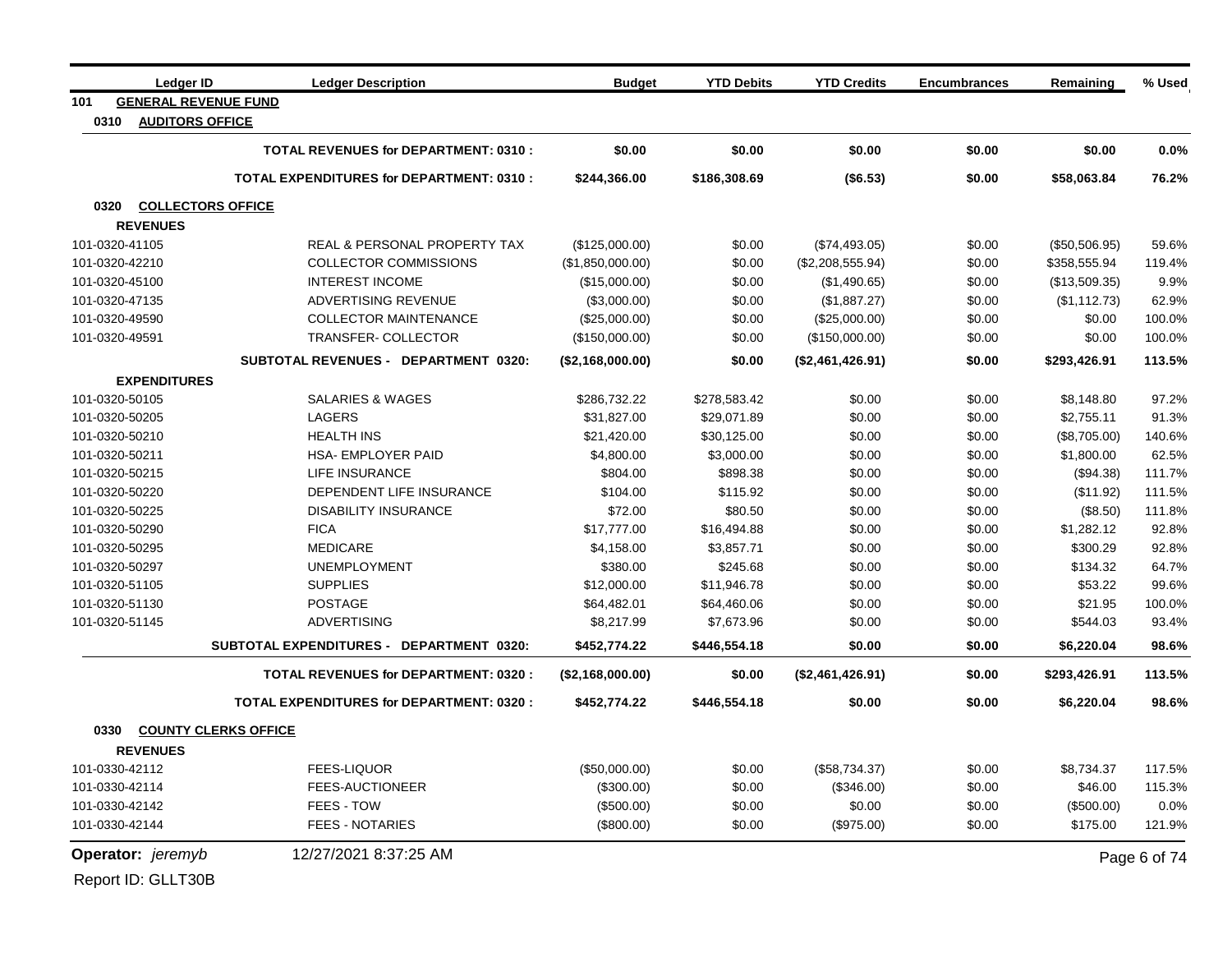| Ledger ID | Ledger Description | Budget | YTD Debits | YTD Credits | Encumbrances | Remaining | % Used |
|---|---|---|---|---|---|---|---|
| **101 GENERAL REVENUE FUND** | | | | | | | |
| **0310 AUDITORS OFFICE** | | | | | | | |
| | **TOTAL REVENUES for DEPARTMENT: 0310 :** | **$0.00** | **$0.00** | **$0.00** | **$0.00** | **$0.00** | **0.0%** |
| | **TOTAL EXPENDITURES for DEPARTMENT: 0310 :** | **$244,366.00** | **$186,308.69** | **($6.53)** | **$0.00** | **$58,063.84** | **76.2%** |
| **0320 COLLECTORS OFFICE** | | | | | | | |
| **REVENUES** | | | | | | | |
| 101-0320-41105 | REAL & PERSONAL PROPERTY TAX | ($125,000.00) | $0.00 | ($74,493.05) | $0.00 | ($50,506.95) | 59.6% |
| 101-0320-42210 | COLLECTOR COMMISSIONS | ($1,850,000.00) | $0.00 | ($2,208,555.94) | $0.00 | $358,555.94 | 119.4% |
| 101-0320-45100 | INTEREST INCOME | ($15,000.00) | $0.00 | ($1,490.65) | $0.00 | ($13,509.35) | 9.9% |
| 101-0320-47135 | ADVERTISING REVENUE | ($3,000.00) | $0.00 | ($1,887.27) | $0.00 | ($1,112.73) | 62.9% |
| 101-0320-49590 | COLLECTOR MAINTENANCE | ($25,000.00) | $0.00 | ($25,000.00) | $0.00 | $0.00 | 100.0% |
| 101-0320-49591 | TRANSFER- COLLECTOR | ($150,000.00) | $0.00 | ($150,000.00) | $0.00 | $0.00 | 100.0% |
| | **SUBTOTAL REVENUES - DEPARTMENT 0320:** | **($2,168,000.00)** | **$0.00** | **($2,461,426.91)** | **$0.00** | **$293,426.91** | **113.5%** |
| **EXPENDITURES** | | | | | | | |
| 101-0320-50105 | SALARIES & WAGES | $286,732.22 | $278,583.42 | $0.00 | $0.00 | $8,148.80 | 97.2% |
| 101-0320-50205 | LAGERS | $31,827.00 | $29,071.89 | $0.00 | $0.00 | $2,755.11 | 91.3% |
| 101-0320-50210 | HEALTH INS | $21,420.00 | $30,125.00 | $0.00 | $0.00 | ($8,705.00) | 140.6% |
| 101-0320-50211 | HSA- EMPLOYER PAID | $4,800.00 | $3,000.00 | $0.00 | $0.00 | $1,800.00 | 62.5% |
| 101-0320-50215 | LIFE INSURANCE | $804.00 | $898.38 | $0.00 | $0.00 | ($94.38) | 111.7% |
| 101-0320-50220 | DEPENDENT LIFE INSURANCE | $104.00 | $115.92 | $0.00 | $0.00 | ($11.92) | 111.5% |
| 101-0320-50225 | DISABILITY INSURANCE | $72.00 | $80.50 | $0.00 | $0.00 | ($8.50) | 111.8% |
| 101-0320-50290 | FICA | $17,777.00 | $16,494.88 | $0.00 | $0.00 | $1,282.12 | 92.8% |
| 101-0320-50295 | MEDICARE | $4,158.00 | $3,857.71 | $0.00 | $0.00 | $300.29 | 92.8% |
| 101-0320-50297 | UNEMPLOYMENT | $380.00 | $245.68 | $0.00 | $0.00 | $134.32 | 64.7% |
| 101-0320-51105 | SUPPLIES | $12,000.00 | $11,946.78 | $0.00 | $0.00 | $53.22 | 99.6% |
| 101-0320-51130 | POSTAGE | $64,482.01 | $64,460.06 | $0.00 | $0.00 | $21.95 | 100.0% |
| 101-0320-51145 | ADVERTISING | $8,217.99 | $7,673.96 | $0.00 | $0.00 | $544.03 | 93.4% |
| | **SUBTOTAL EXPENDITURES - DEPARTMENT 0320:** | **$452,774.22** | **$446,554.18** | **$0.00** | **$0.00** | **$6,220.04** | **98.6%** |
| | **TOTAL REVENUES for DEPARTMENT: 0320 :** | **($2,168,000.00)** | **$0.00** | **($2,461,426.91)** | **$0.00** | **$293,426.91** | **113.5%** |
| | **TOTAL EXPENDITURES for DEPARTMENT: 0320 :** | **$452,774.22** | **$446,554.18** | **$0.00** | **$0.00** | **$6,220.04** | **98.6%** |
| **0330 COUNTY CLERKS OFFICE** | | | | | | | |
| **REVENUES** | | | | | | | |
| 101-0330-42112 | FEES-LIQUOR | ($50,000.00) | $0.00 | ($58,734.37) | $0.00 | $8,734.37 | 117.5% |
| 101-0330-42114 | FEES-AUCTIONEER | ($300.00) | $0.00 | ($346.00) | $0.00 | $46.00 | 115.3% |
| 101-0330-42142 | FEES - TOW | ($500.00) | $0.00 | $0.00 | $0.00 | ($500.00) | 0.0% |
| 101-0330-42144 | FEES - NOTARIES | ($800.00) | $0.00 | ($975.00) | $0.00 | $175.00 | 121.9% |

**Operator:** *jeremyb* 12/27/2021 8:37:25 AM

Report ID: GLLT30B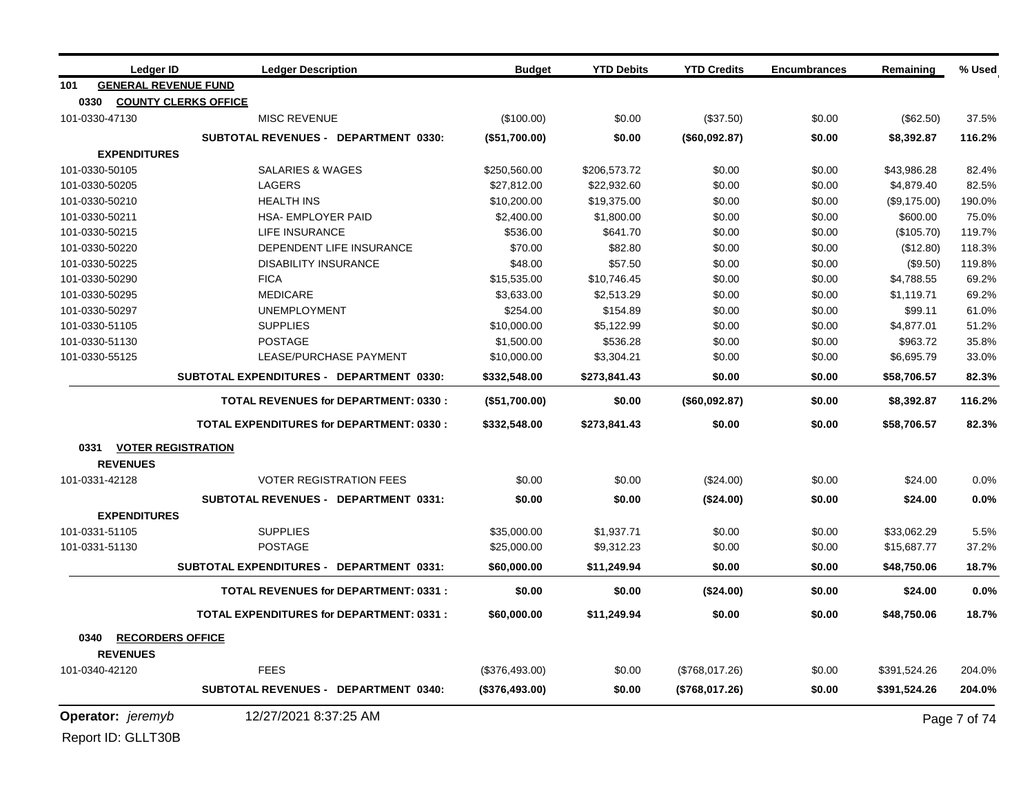| Ledger ID | Ledger Description | Budget | YTD Debits | YTD Credits | Encumbrances | Remaining | % Used |
|---|---|---|---|---|---|---|---|
| **101 GENERAL REVENUE FUND** | | | | | | | |
| **0330 COUNTY CLERKS OFFICE** | | | | | | | |
| 101-0330-47130 | MISC REVENUE | ($100.00) | $0.00 | ($37.50) | $0.00 | ($62.50) | 37.5% |
| | **SUBTOTAL REVENUES - DEPARTMENT 0330:** | **($51,700.00)** | **$0.00** | **($60,092.87)** | **$0.00** | **$8,392.87** | **116.2%** |
| **EXPENDITURES** | | | | | | | |
| 101-0330-50105 | SALARIES & WAGES | $250,560.00 | $206,573.72 | $0.00 | $0.00 | $43,986.28 | 82.4% |
| 101-0330-50205 | LAGERS | $27,812.00 | $22,932.60 | $0.00 | $0.00 | $4,879.40 | 82.5% |
| 101-0330-50210 | HEALTH INS | $10,200.00 | $19,375.00 | $0.00 | $0.00 | ($9,175.00) | 190.0% |
| 101-0330-50211 | HSA- EMPLOYER PAID | $2,400.00 | $1,800.00 | $0.00 | $0.00 | $600.00 | 75.0% |
| 101-0330-50215 | LIFE INSURANCE | $536.00 | $641.70 | $0.00 | $0.00 | ($105.70) | 119.7% |
| 101-0330-50220 | DEPENDENT LIFE INSURANCE | $70.00 | $82.80 | $0.00 | $0.00 | ($12.80) | 118.3% |
| 101-0330-50225 | DISABILITY INSURANCE | $48.00 | $57.50 | $0.00 | $0.00 | ($9.50) | 119.8% |
| 101-0330-50290 | FICA | $15,535.00 | $10,746.45 | $0.00 | $0.00 | $4,788.55 | 69.2% |
| 101-0330-50295 | MEDICARE | $3,633.00 | $2,513.29 | $0.00 | $0.00 | $1,119.71 | 69.2% |
| 101-0330-50297 | UNEMPLOYMENT | $254.00 | $154.89 | $0.00 | $0.00 | $99.11 | 61.0% |
| 101-0330-51105 | SUPPLIES | $10,000.00 | $5,122.99 | $0.00 | $0.00 | $4,877.01 | 51.2% |
| 101-0330-51130 | POSTAGE | $1,500.00 | $536.28 | $0.00 | $0.00 | $963.72 | 35.8% |
| 101-0330-55125 | LEASE/PURCHASE PAYMENT | $10,000.00 | $3,304.21 | $0.00 | $0.00 | $6,695.79 | 33.0% |
| | **SUBTOTAL EXPENDITURES - DEPARTMENT 0330:** | **$332,548.00** | **$273,841.43** | **$0.00** | **$0.00** | **$58,706.57** | **82.3%** |
| | **TOTAL REVENUES for DEPARTMENT: 0330 :** | **($51,700.00)** | **$0.00** | **($60,092.87)** | **$0.00** | **$8,392.87** | **116.2%** |
| | **TOTAL EXPENDITURES for DEPARTMENT: 0330 :** | **$332,548.00** | **$273,841.43** | **$0.00** | **$0.00** | **$58,706.57** | **82.3%** |
| **0331 VOTER REGISTRATION** | | | | | | | |
| **REVENUES** | | | | | | | |
| 101-0331-42128 | VOTER REGISTRATION FEES | $0.00 | $0.00 | ($24.00) | $0.00 | $24.00 | 0.0% |
| | **SUBTOTAL REVENUES - DEPARTMENT 0331:** | **$0.00** | **$0.00** | **($24.00)** | **$0.00** | **$24.00** | **0.0%** |
| **EXPENDITURES** | | | | | | | |
| 101-0331-51105 | SUPPLIES | $35,000.00 | $1,937.71 | $0.00 | $0.00 | $33,062.29 | 5.5% |
| 101-0331-51130 | POSTAGE | $25,000.00 | $9,312.23 | $0.00 | $0.00 | $15,687.77 | 37.2% |
| | **SUBTOTAL EXPENDITURES - DEPARTMENT 0331:** | **$60,000.00** | **$11,249.94** | **$0.00** | **$0.00** | **$48,750.06** | **18.7%** |
| | **TOTAL REVENUES for DEPARTMENT: 0331 :** | **$0.00** | **$0.00** | **($24.00)** | **$0.00** | **$24.00** | **0.0%** |
| | **TOTAL EXPENDITURES for DEPARTMENT: 0331 :** | **$60,000.00** | **$11,249.94** | **$0.00** | **$0.00** | **$48,750.06** | **18.7%** |
| **0340 RECORDERS OFFICE** | | | | | | | |
| **REVENUES** | | | | | | | |
| 101-0340-42120 | FEES | ($376,493.00) | $0.00 | ($768,017.26) | $0.00 | $391,524.26 | 204.0% |
| | **SUBTOTAL REVENUES - DEPARTMENT 0340:** | **($376,493.00)** | **$0.00** | **($768,017.26)** | **$0.00** | **$391,524.26** | **204.0%** |

Operator: *jeremyb* 12/27/2021 8:37:25 AM

Report ID: GLLT30B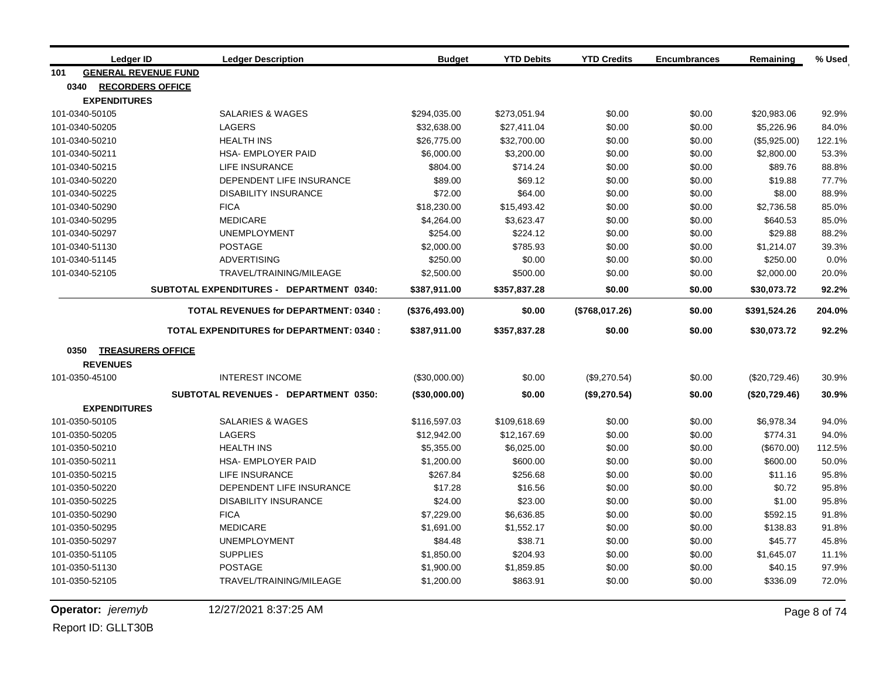| Ledger ID | Ledger Description | Budget | YTD Debits | YTD Credits | Encumbrances | Remaining | % Used |
|---|---|---|---|---|---|---|---|
| **101 GENERAL REVENUE FUND** | | | | | | | |
| **0340 RECORDERS OFFICE** | | | | | | | |
| **EXPENDITURES** | | | | | | | |
| 101-0340-50105 | SALARIES & WAGES | $294,035.00 | $273,051.94 | $0.00 | $0.00 | $20,983.06 | 92.9% |
| 101-0340-50205 | LAGERS | $32,638.00 | $27,411.04 | $0.00 | $0.00 | $5,226.96 | 84.0% |
| 101-0340-50210 | HEALTH INS | $26,775.00 | $32,700.00 | $0.00 | $0.00 | ($5,925.00) | 122.1% |
| 101-0340-50211 | HSA- EMPLOYER PAID | $6,000.00 | $3,200.00 | $0.00 | $0.00 | $2,800.00 | 53.3% |
| 101-0340-50215 | LIFE INSURANCE | $804.00 | $714.24 | $0.00 | $0.00 | $89.76 | 88.8% |
| 101-0340-50220 | DEPENDENT LIFE INSURANCE | $89.00 | $69.12 | $0.00 | $0.00 | $19.88 | 77.7% |
| 101-0340-50225 | DISABILITY INSURANCE | $72.00 | $64.00 | $0.00 | $0.00 | $8.00 | 88.9% |
| 101-0340-50290 | FICA | $18,230.00 | $15,493.42 | $0.00 | $0.00 | $2,736.58 | 85.0% |
| 101-0340-50295 | MEDICARE | $4,264.00 | $3,623.47 | $0.00 | $0.00 | $640.53 | 85.0% |
| 101-0340-50297 | UNEMPLOYMENT | $254.00 | $224.12 | $0.00 | $0.00 | $29.88 | 88.2% |
| 101-0340-51130 | POSTAGE | $2,000.00 | $785.93 | $0.00 | $0.00 | $1,214.07 | 39.3% |
| 101-0340-51145 | ADVERTISING | $250.00 | $0.00 | $0.00 | $0.00 | $250.00 | 0.0% |
| 101-0340-52105 | TRAVEL/TRAINING/MILEAGE | $2,500.00 | $500.00 | $0.00 | $0.00 | $2,000.00 | 20.0% |
| | **SUBTOTAL EXPENDITURES - DEPARTMENT 0340:** | **$387,911.00** | **$357,837.28** | **$0.00** | **$0.00** | **$30,073.72** | **92.2%** |
| | **TOTAL REVENUES for DEPARTMENT: 0340 :** | **($376,493.00)** | **$0.00** | **($768,017.26)** | **$0.00** | **$391,524.26** | **204.0%** |
| | **TOTAL EXPENDITURES for DEPARTMENT: 0340 :** | **$387,911.00** | **$357,837.28** | **$0.00** | **$0.00** | **$30,073.72** | **92.2%** |
| **0350 TREASURERS OFFICE** | | | | | | | |
| **REVENUES** | | | | | | | |
| 101-0350-45100 | INTEREST INCOME | ($30,000.00) | $0.00 | ($9,270.54) | $0.00 | ($20,729.46) | 30.9% |
| | **SUBTOTAL REVENUES - DEPARTMENT 0350:** | **($30,000.00)** | **$0.00** | **($9,270.54)** | **$0.00** | **($20,729.46)** | **30.9%** |
| **EXPENDITURES** | | | | | | | |
| 101-0350-50105 | SALARIES & WAGES | $116,597.03 | $109,618.69 | $0.00 | $0.00 | $6,978.34 | 94.0% |
| 101-0350-50205 | LAGERS | $12,942.00 | $12,167.69 | $0.00 | $0.00 | $774.31 | 94.0% |
| 101-0350-50210 | HEALTH INS | $5,355.00 | $6,025.00 | $0.00 | $0.00 | ($670.00) | 112.5% |
| 101-0350-50211 | HSA- EMPLOYER PAID | $1,200.00 | $600.00 | $0.00 | $0.00 | $600.00 | 50.0% |
| 101-0350-50215 | LIFE INSURANCE | $267.84 | $256.68 | $0.00 | $0.00 | $11.16 | 95.8% |
| 101-0350-50220 | DEPENDENT LIFE INSURANCE | $17.28 | $16.56 | $0.00 | $0.00 | $0.72 | 95.8% |
| 101-0350-50225 | DISABILITY INSURANCE | $24.00 | $23.00 | $0.00 | $0.00 | $1.00 | 95.8% |
| 101-0350-50290 | FICA | $7,229.00 | $6,636.85 | $0.00 | $0.00 | $592.15 | 91.8% |
| 101-0350-50295 | MEDICARE | $1,691.00 | $1,552.17 | $0.00 | $0.00 | $138.83 | 91.8% |
| 101-0350-50297 | UNEMPLOYMENT | $84.48 | $38.71 | $0.00 | $0.00 | $45.77 | 45.8% |
| 101-0350-51105 | SUPPLIES | $1,850.00 | $204.93 | $0.00 | $0.00 | $1,645.07 | 11.1% |
| 101-0350-51130 | POSTAGE | $1,900.00 | $1,859.85 | $0.00 | $0.00 | $40.15 | 97.9% |
| 101-0350-52105 | TRAVEL/TRAINING/MILEAGE | $1,200.00 | $863.91 | $0.00 | $0.00 | $336.09 | 72.0% |

**Operator:** *jeremyb* 12/27/2021 8:37:25 AM

Report ID: GLLT30B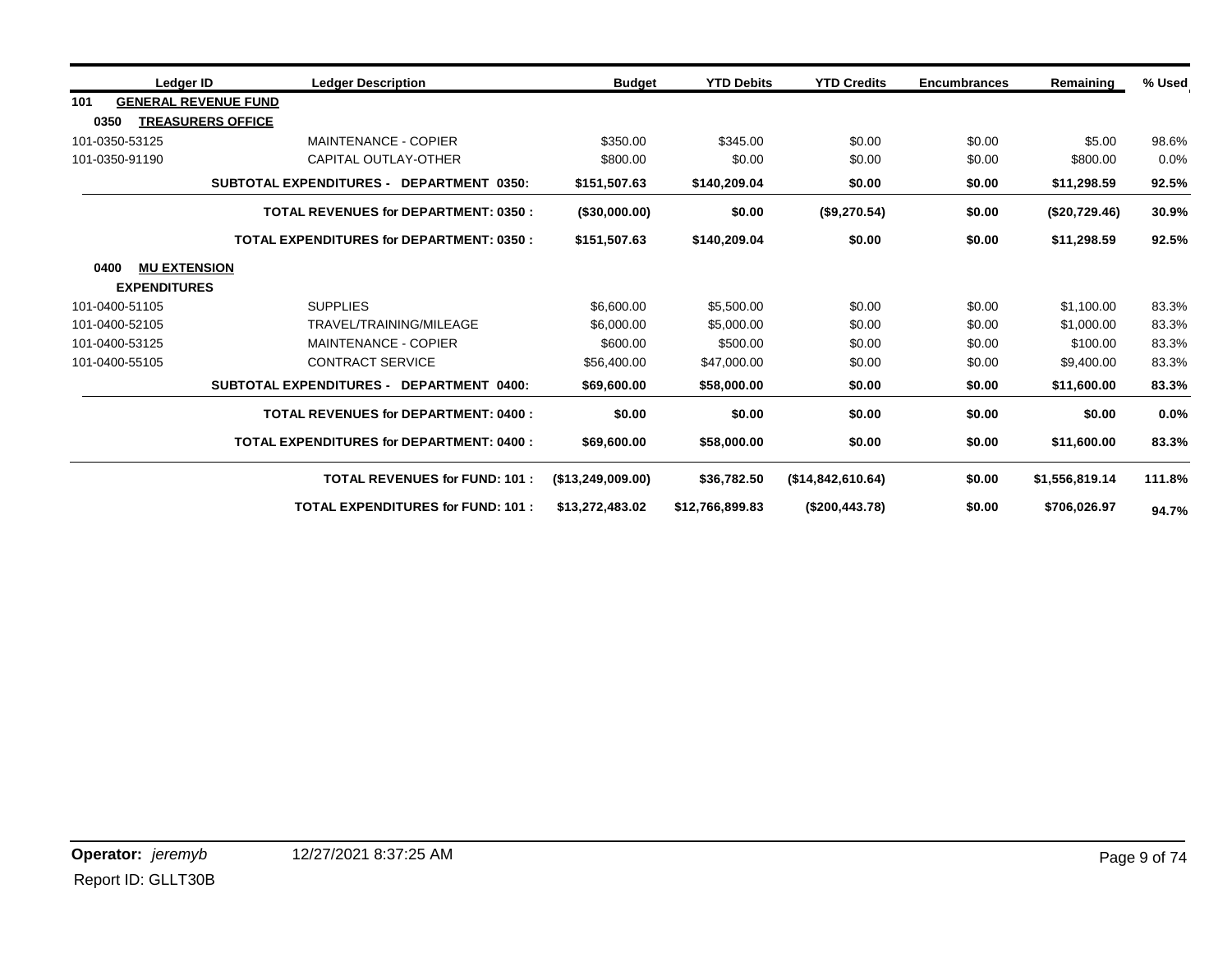| Ledger ID | Ledger Description | Budget | YTD Debits | YTD Credits | Encumbrances | Remaining | % Used |
|---|---|---|---|---|---|---|---|
| **101 GENERAL REVENUE FUND** | | | | | | | |
| **0350 TREASURERS OFFICE** | | | | | | | |
| 101-0350-53125 | MAINTENANCE - COPIER | $350.00 | $345.00 | $0.00 | $0.00 | $5.00 | 98.6% |
| 101-0350-91190 | CAPITAL OUTLAY-OTHER | $800.00 | $0.00 | $0.00 | $0.00 | $800.00 | 0.0% |
| | **SUBTOTAL EXPENDITURES - DEPARTMENT 0350:** | **$151,507.63** | **$140,209.04** | **$0.00** | **$0.00** | **$11,298.59** | **92.5%** |
| | **TOTAL REVENUES for DEPARTMENT: 0350 :** | **($30,000.00)** | **$0.00** | **($9,270.54)** | **$0.00** | **($20,729.46)** | **30.9%** |
| | **TOTAL EXPENDITURES for DEPARTMENT: 0350 :** | **$151,507.63** | **$140,209.04** | **$0.00** | **$0.00** | **$11,298.59** | **92.5%** |
| **0400 MU EXTENSION** | | | | | | | |
| **EXPENDITURES** | | | | | | | |
| 101-0400-51105 | SUPPLIES | $6,600.00 | $5,500.00 | $0.00 | $0.00 | $1,100.00 | 83.3% |
| 101-0400-52105 | TRAVEL/TRAINING/MILEAGE | $6,000.00 | $5,000.00 | $0.00 | $0.00 | $1,000.00 | 83.3% |
| 101-0400-53125 | MAINTENANCE - COPIER | $600.00 | $500.00 | $0.00 | $0.00 | $100.00 | 83.3% |
| 101-0400-55105 | CONTRACT SERVICE | $56,400.00 | $47,000.00 | $0.00 | $0.00 | $9,400.00 | 83.3% |
| | **SUBTOTAL EXPENDITURES - DEPARTMENT 0400:** | **$69,600.00** | **$58,000.00** | **$0.00** | **$0.00** | **$11,600.00** | **83.3%** |
| | **TOTAL REVENUES for DEPARTMENT: 0400 :** | **$0.00** | **$0.00** | **$0.00** | **$0.00** | **$0.00** | **0.0%** |
| | **TOTAL EXPENDITURES for DEPARTMENT: 0400 :** | **$69,600.00** | **$58,000.00** | **$0.00** | **$0.00** | **$11,600.00** | **83.3%** |
| | **TOTAL REVENUES for FUND: 101 :** | **($13,249,009.00)** | **$36,782.50** | **($14,842,610.64)** | **$0.00** | **$1,556,819.14** | **111.8%** |
| | **TOTAL EXPENDITURES for FUND: 101 :** | **$13,272,483.02** | **$12,766,899.83** | **($200,443.78)** | **$0.00** | **$706,026.97** | **94.7%** |

**Operator:** *jeremyb* 12/27/2021 8:37:25 AM

Report ID: GLLT30B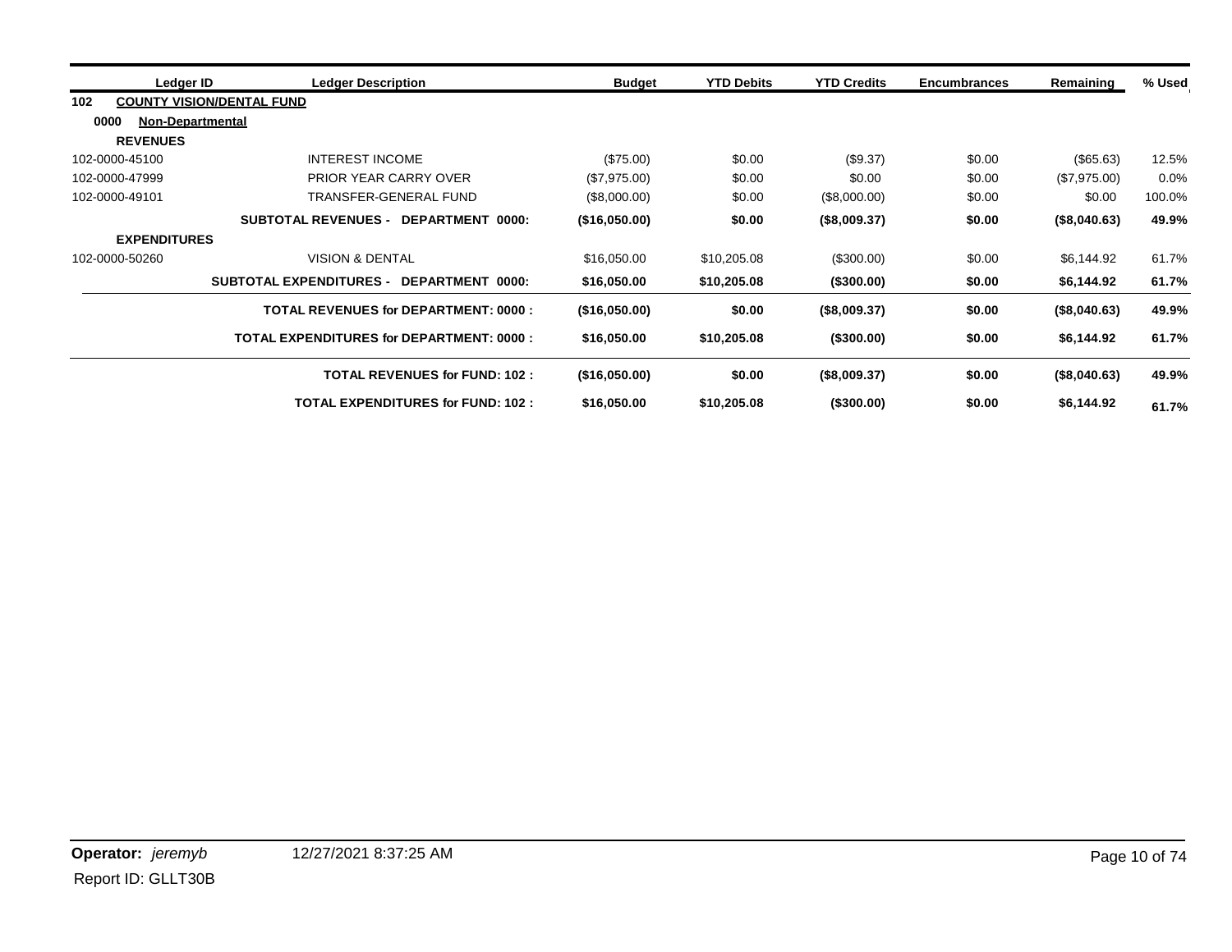| Ledger ID | Ledger Description | Budget | YTD Debits | YTD Credits | Encumbrances | Remaining | % Used |
|---|---|---|---|---|---|---|---|
| **102** | **COUNTY VISION/DENTAL FUND** | | | | | | |
| **0000** | **Non-Departmental** | | | | | | |
| **REVENUES** | | | | | | | |
| 102-0000-45100 | INTEREST INCOME | ($75.00) | $0.00 | ($9.37) | $0.00 | ($65.63) | 12.5% |
| 102-0000-47999 | PRIOR YEAR CARRY OVER | ($7,975.00) | $0.00 | $0.00 | $0.00 | ($7,975.00) | 0.0% |
| 102-0000-49101 | TRANSFER-GENERAL FUND | ($8,000.00) | $0.00 | ($8,000.00) | $0.00 | $0.00 | 100.0% |
| | **SUBTOTAL REVENUES - DEPARTMENT 0000:** | **($16,050.00)** | **$0.00** | **($8,009.37)** | **$0.00** | **($8,040.63)** | **49.9%** |
| **EXPENDITURES** | | | | | | | |
| 102-0000-50260 | VISION & DENTAL | $16,050.00 | $10,205.08 | ($300.00) | $0.00 | $6,144.92 | 61.7% |
| | **SUBTOTAL EXPENDITURES - DEPARTMENT 0000:** | **$16,050.00** | **$10,205.08** | **($300.00)** | **$0.00** | **$6,144.92** | **61.7%** |
| | **TOTAL REVENUES for DEPARTMENT: 0000 :** | **($16,050.00)** | **$0.00** | **($8,009.37)** | **$0.00** | **($8,040.63)** | **49.9%** |
| | **TOTAL EXPENDITURES for DEPARTMENT: 0000 :** | **$16,050.00** | **$10,205.08** | **($300.00)** | **$0.00** | **$6,144.92** | **61.7%** |
| | **TOTAL REVENUES for FUND: 102 :** | **($16,050.00)** | **$0.00** | **($8,009.37)** | **$0.00** | **($8,040.63)** | **49.9%** |
| | **TOTAL EXPENDITURES for FUND: 102 :** | **$16,050.00** | **$10,205.08** | **($300.00)** | **$0.00** | **$6,144.92** | **61.7%** |

**Operator:** *jeremyb* 12/27/2021 8:37:25 AM

Report ID: GLLT30B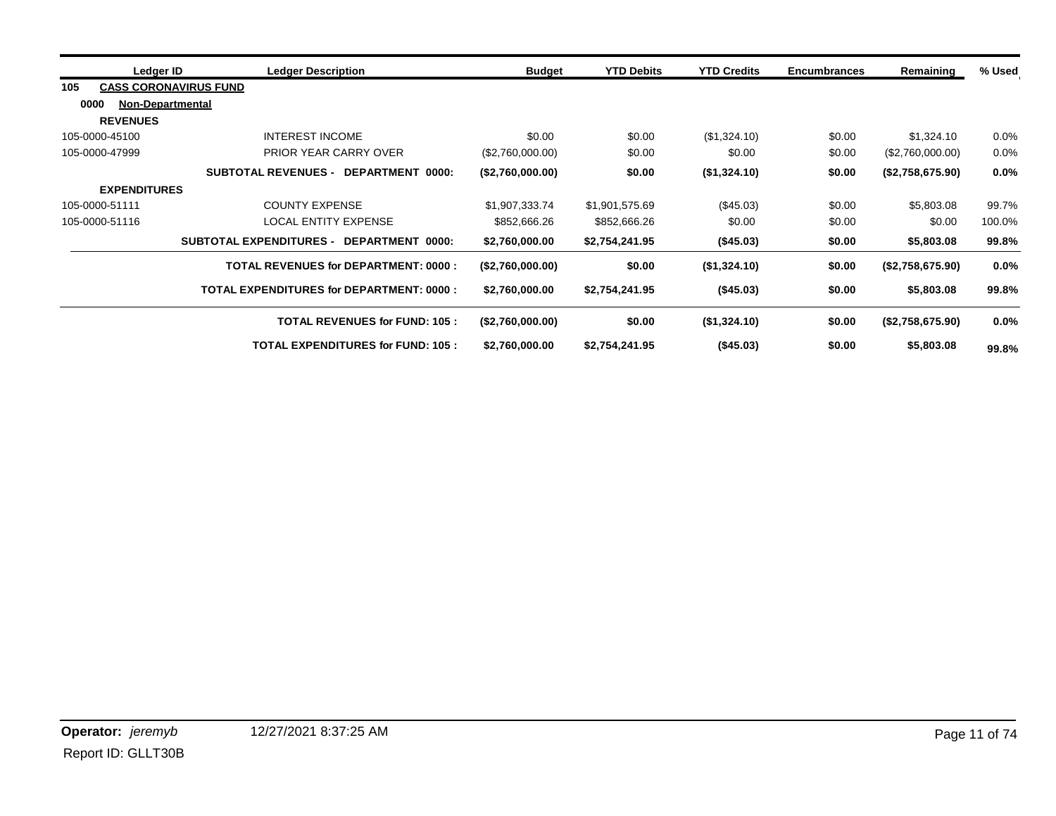| Ledger ID | Ledger Description | Budget | YTD Debits | YTD Credits | Encumbrances | Remaining | % Used |
|---|---|---|---|---|---|---|---|
| **105** | **CASS CORONAVIRUS FUND** | | | | | | |
| **0000** | **Non-Departmental** | | | | | | |
| **REVENUES** | | | | | | | |
| 105-0000-45100 | INTEREST INCOME | $0.00 | $0.00 | ($1,324.10) | $0.00 | $1,324.10 | 0.0% |
| 105-0000-47999 | PRIOR YEAR CARRY OVER | ($2,760,000.00) | $0.00 | $0.00 | $0.00 | ($2,760,000.00) | 0.0% |
| | **SUBTOTAL REVENUES - DEPARTMENT 0000:** | **($2,760,000.00)** | **$0.00** | **($1,324.10)** | **$0.00** | **($2,758,675.90)** | **0.0%** |
| **EXPENDITURES** | | | | | | | |
| 105-0000-51111 | COUNTY EXPENSE | $1,907,333.74 | $1,901,575.69 | ($45.03) | $0.00 | $5,803.08 | 99.7% |
| 105-0000-51116 | LOCAL ENTITY EXPENSE | $852,666.26 | $852,666.26 | $0.00 | $0.00 | $0.00 | 100.0% |
| | **SUBTOTAL EXPENDITURES - DEPARTMENT 0000:** | **$2,760,000.00** | **$2,754,241.95** | **($45.03)** | **$0.00** | **$5,803.08** | **99.8%** |
| | **TOTAL REVENUES for DEPARTMENT: 0000 :** | **($2,760,000.00)** | **$0.00** | **($1,324.10)** | **$0.00** | **($2,758,675.90)** | **0.0%** |
| | **TOTAL EXPENDITURES for DEPARTMENT: 0000 :** | **$2,760,000.00** | **$2,754,241.95** | **($45.03)** | **$0.00** | **$5,803.08** | **99.8%** |
| | **TOTAL REVENUES for FUND: 105 :** | **($2,760,000.00)** | **$0.00** | **($1,324.10)** | **$0.00** | **($2,758,675.90)** | **0.0%** |
| | **TOTAL EXPENDITURES for FUND: 105 :** | **$2,760,000.00** | **$2,754,241.95** | **($45.03)** | **$0.00** | **$5,803.08** | **99.8%** |

**Operator:** *jeremyb* 12/27/2021 8:37:25 AM

Report ID: GLLT30B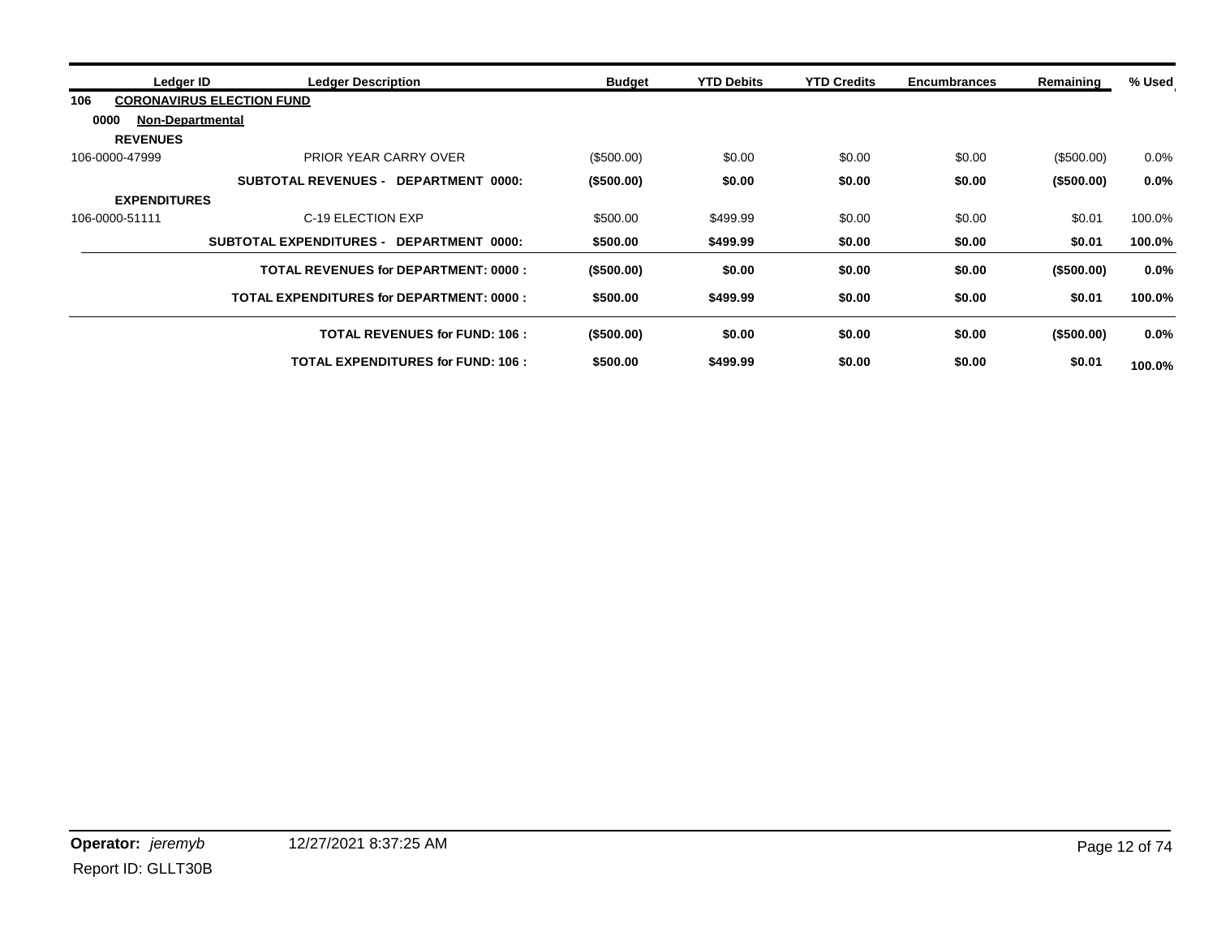| Ledger ID | Ledger Description | Budget | YTD Debits | YTD Credits | Encumbrances | Remaining | % Used |
|---|---|---|---|---|---|---|---|
| **106** | **CORONAVIRUS ELECTION FUND** | | | | | | |
| **0000** | **Non-Departmental** | | | | | | |
| **REVENUES** | | | | | | | |
| 106-0000-47999 | PRIOR YEAR CARRY OVER | ($500.00) | $0.00 | $0.00 | $0.00 | ($500.00) | 0.0% |
| | **SUBTOTAL REVENUES - DEPARTMENT 0000:** | **($500.00)** | **$0.00** | **$0.00** | **$0.00** | **($500.00)** | **0.0%** |
| **EXPENDITURES** | | | | | | | |
| 106-0000-51111 | C-19 ELECTION EXP | $500.00 | $499.99 | $0.00 | $0.00 | $0.01 | 100.0% |
| | **SUBTOTAL EXPENDITURES - DEPARTMENT 0000:** | **$500.00** | **$499.99** | **$0.00** | **$0.00** | **$0.01** | **100.0%** |
| | **TOTAL REVENUES for DEPARTMENT: 0000 :** | **($500.00)** | **$0.00** | **$0.00** | **$0.00** | **($500.00)** | **0.0%** |
| | **TOTAL EXPENDITURES for DEPARTMENT: 0000 :** | **$500.00** | **$499.99** | **$0.00** | **$0.00** | **$0.01** | **100.0%** |
| | **TOTAL REVENUES for FUND: 106 :** | **($500.00)** | **$0.00** | **$0.00** | **$0.00** | **($500.00)** | **0.0%** |
| | **TOTAL EXPENDITURES for FUND: 106 :** | **$500.00** | **$499.99** | **$0.00** | **$0.00** | **$0.01** | **100.0%** |

**Operator:** *jeremyb* 12/27/2021 8:37:25 AM

Report ID: GLLT30B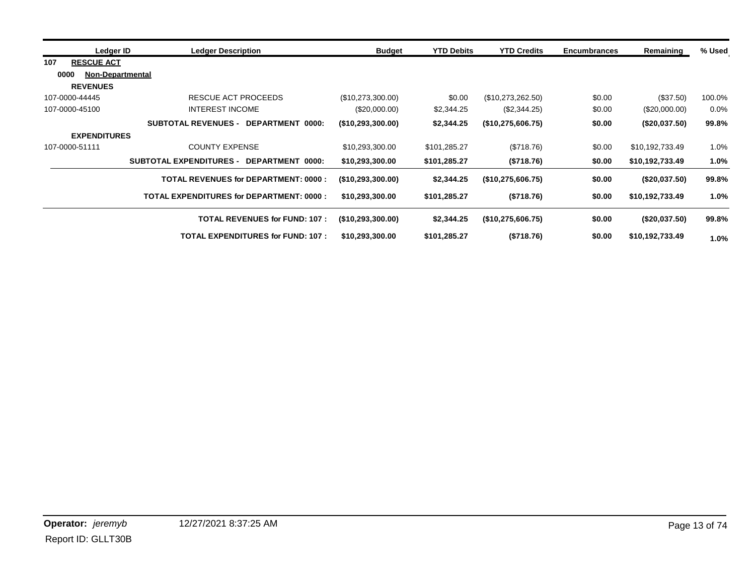| Ledger ID | Ledger Description | Budget | YTD Debits | YTD Credits | Encumbrances | Remaining | % Used |
|---|---|---|---|---|---|---|---|
| **107** **RESCUE ACT** | | | | | | | |
| **0000** **Non-Departmental** | | | | | | | |
| **REVENUES** | | | | | | | |
| 107-0000-44445 | RESCUE ACT PROCEEDS | ($10,273,300.00) | $0.00 | ($10,273,262.50) | $0.00 | ($37.50) | 100.0% |
| 107-0000-45100 | INTEREST INCOME | ($20,000.00) | $2,344.25 | ($2,344.25) | $0.00 | ($20,000.00) | 0.0% |
| | **SUBTOTAL REVENUES - DEPARTMENT 0000:** | **($10,293,300.00)** | **$2,344.25** | **($10,275,606.75)** | **$0.00** | **($20,037.50)** | **99.8%** |
| **EXPENDITURES** | | | | | | | |
| 107-0000-51111 | COUNTY EXPENSE | $10,293,300.00 | $101,285.27 | ($718.76) | $0.00 | $10,192,733.49 | 1.0% |
| | **SUBTOTAL EXPENDITURES - DEPARTMENT 0000:** | **$10,293,300.00** | **$101,285.27** | **($718.76)** | **$0.00** | **$10,192,733.49** | **1.0%** |
| | **TOTAL REVENUES for DEPARTMENT: 0000 :** | **($10,293,300.00)** | **$2,344.25** | **($10,275,606.75)** | **$0.00** | **($20,037.50)** | **99.8%** |
| | **TOTAL EXPENDITURES for DEPARTMENT: 0000 :** | **$10,293,300.00** | **$101,285.27** | **($718.76)** | **$0.00** | **$10,192,733.49** | **1.0%** |
| | **TOTAL REVENUES for FUND: 107 :** | **($10,293,300.00)** | **$2,344.25** | **($10,275,606.75)** | **$0.00** | **($20,037.50)** | **99.8%** |
| | **TOTAL EXPENDITURES for FUND: 107 :** | **$10,293,300.00** | **$101,285.27** | **($718.76)** | **$0.00** | **$10,192,733.49** | **1.0%** |

**Operator:** *jeremyb* 12/27/2021 8:37:25 AM

Report ID: GLLT30B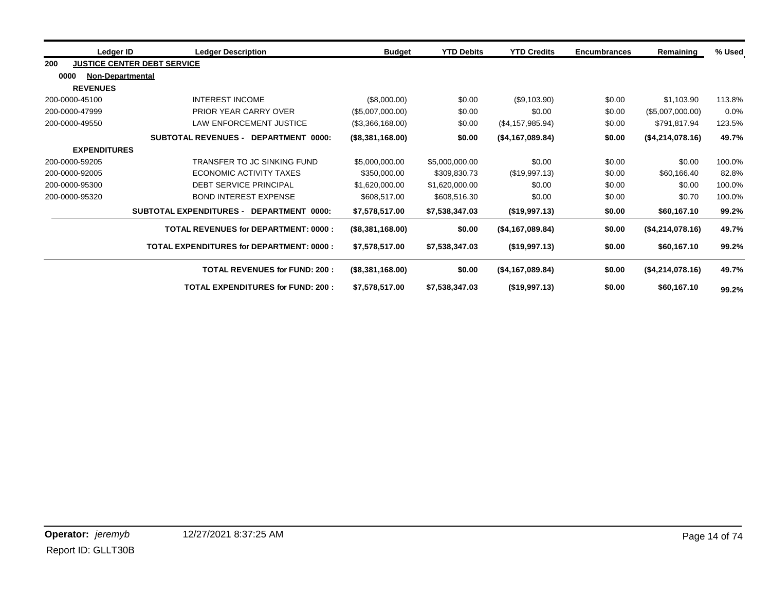| Ledger ID | Ledger Description | Budget | YTD Debits | YTD Credits | Encumbrances | Remaining | % Used |
|---|---|---|---|---|---|---|---|
| **200 JUSTICE CENTER DEBT SERVICE** | | | | | | | |
| **0000 Non-Departmental** | | | | | | | |
| **REVENUES** | | | | | | | |
| 200-0000-45100 | INTEREST INCOME | ($8,000.00) | $0.00 | ($9,103.90) | $0.00 | $1,103.90 | 113.8% |
| 200-0000-47999 | PRIOR YEAR CARRY OVER | ($5,007,000.00) | $0.00 | $0.00 | $0.00 | ($5,007,000.00) | 0.0% |
| 200-0000-49550 | LAW ENFORCEMENT JUSTICE | ($3,366,168.00) | $0.00 | ($4,157,985.94) | $0.00 | $791,817.94 | 123.5% |
| | **SUBTOTAL REVENUES - DEPARTMENT 0000:** | **($8,381,168.00)** | **$0.00** | **($4,167,089.84)** | **$0.00** | **($4,214,078.16)** | **49.7%** |
| **EXPENDITURES** | | | | | | | |
| 200-0000-59205 | TRANSFER TO JC SINKING FUND | $5,000,000.00 | $5,000,000.00 | $0.00 | $0.00 | $0.00 | 100.0% |
| 200-0000-92005 | ECONOMIC ACTIVITY TAXES | $350,000.00 | $309,830.73 | ($19,997.13) | $0.00 | $60,166.40 | 82.8% |
| 200-0000-95300 | DEBT SERVICE PRINCIPAL | $1,620,000.00 | $1,620,000.00 | $0.00 | $0.00 | $0.00 | 100.0% |
| 200-0000-95320 | BOND INTEREST EXPENSE | $608,517.00 | $608,516.30 | $0.00 | $0.00 | $0.70 | 100.0% |
| | **SUBTOTAL EXPENDITURES - DEPARTMENT 0000:** | **$7,578,517.00** | **$7,538,347.03** | **($19,997.13)** | **$0.00** | **$60,167.10** | **99.2%** |
| | **TOTAL REVENUES for DEPARTMENT: 0000 :** | **($8,381,168.00)** | **$0.00** | **($4,167,089.84)** | **$0.00** | **($4,214,078.16)** | **49.7%** |
| | **TOTAL EXPENDITURES for DEPARTMENT: 0000 :** | **$7,578,517.00** | **$7,538,347.03** | **($19,997.13)** | **$0.00** | **$60,167.10** | **99.2%** |
| | **TOTAL REVENUES for FUND: 200 :** | **($8,381,168.00)** | **$0.00** | **($4,167,089.84)** | **$0.00** | **($4,214,078.16)** | **49.7%** |
| | **TOTAL EXPENDITURES for FUND: 200 :** | **$7,578,517.00** | **$7,538,347.03** | **($19,997.13)** | **$0.00** | **$60,167.10** | **99.2%** |

**Operator:** *jeremyb* 12/27/2021 8:37:25 AM

Report ID: GLLT30B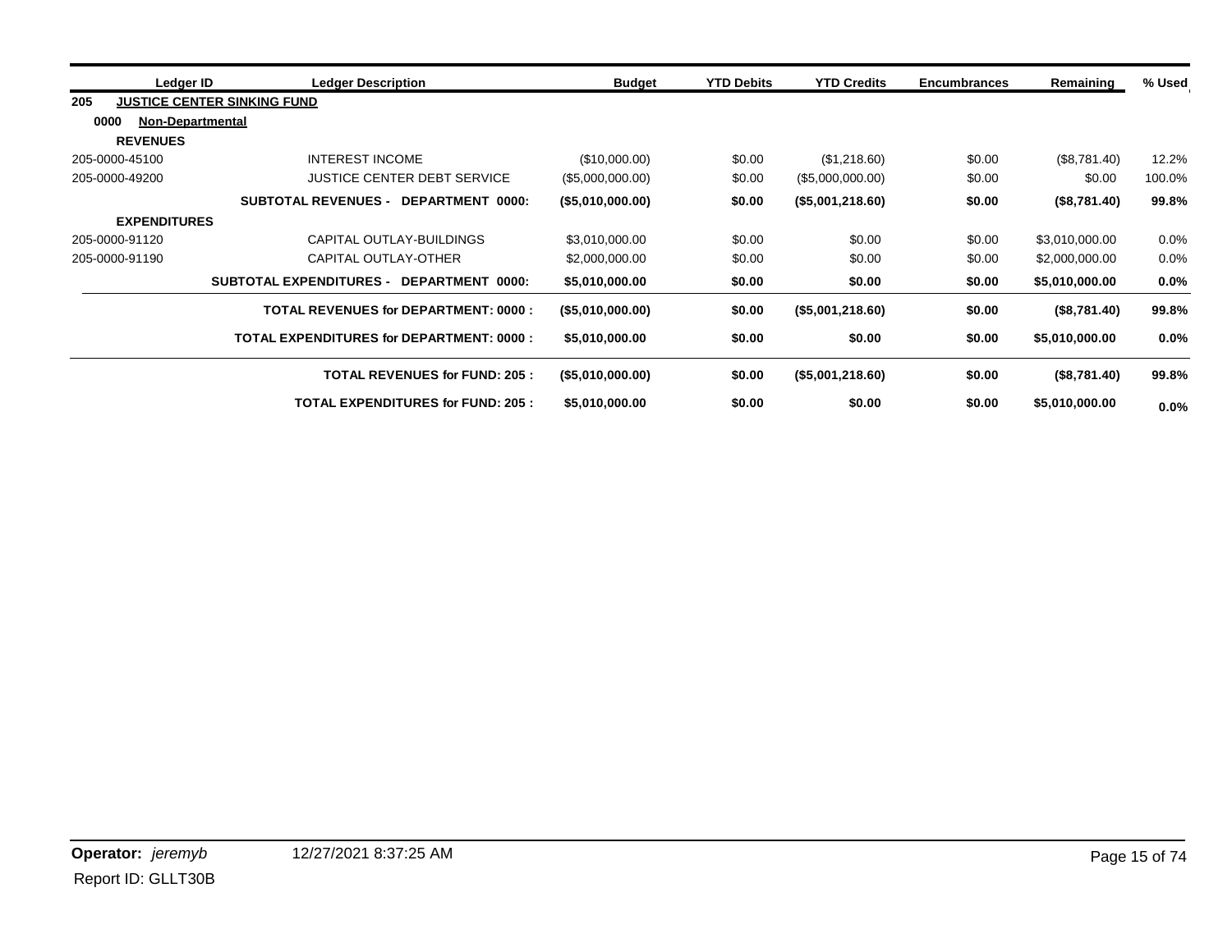| Ledger ID | Ledger Description | Budget | YTD Debits | YTD Credits | Encumbrances | Remaining | % Used |
|---|---|---|---|---|---|---|---|
| **205 JUSTICE CENTER SINKING FUND** | | | | | | | |
| **0000 Non-Departmental** | | | | | | | |
| **REVENUES** | | | | | | | |
| 205-0000-45100 | INTEREST INCOME | ($10,000.00) | $0.00 | ($1,218.60) | $0.00 | ($8,781.40) | 12.2% |
| 205-0000-49200 | JUSTICE CENTER DEBT SERVICE | ($5,000,000.00) | $0.00 | ($5,000,000.00) | $0.00 | $0.00 | 100.0% |
| | **SUBTOTAL REVENUES - DEPARTMENT 0000:** | **($5,010,000.00)** | **$0.00** | **($5,001,218.60)** | **$0.00** | **($8,781.40)** | **99.8%** |
| **EXPENDITURES** | | | | | | | |
| 205-0000-91120 | CAPITAL OUTLAY-BUILDINGS | $3,010,000.00 | $0.00 | $0.00 | $0.00 | $3,010,000.00 | 0.0% |
| 205-0000-91190 | CAPITAL OUTLAY-OTHER | $2,000,000.00 | $0.00 | $0.00 | $0.00 | $2,000,000.00 | 0.0% |
| | **SUBTOTAL EXPENDITURES - DEPARTMENT 0000:** | **$5,010,000.00** | **$0.00** | **$0.00** | **$0.00** | **$5,010,000.00** | **0.0%** |
| | **TOTAL REVENUES for DEPARTMENT: 0000 :** | **($5,010,000.00)** | **$0.00** | **($5,001,218.60)** | **$0.00** | **($8,781.40)** | **99.8%** |
| | **TOTAL EXPENDITURES for DEPARTMENT: 0000 :** | **$5,010,000.00** | **$0.00** | **$0.00** | **$0.00** | **$5,010,000.00** | **0.0%** |
| | **TOTAL REVENUES for FUND: 205 :** | **($5,010,000.00)** | **$0.00** | **($5,001,218.60)** | **$0.00** | **($8,781.40)** | **99.8%** |
| | **TOTAL EXPENDITURES for FUND: 205 :** | **$5,010,000.00** | **$0.00** | **$0.00** | **$0.00** | **$5,010,000.00** | **0.0%** |

**Operator:** *jeremyb* 12/27/2021 8:37:25 AM

Report ID: GLLT30B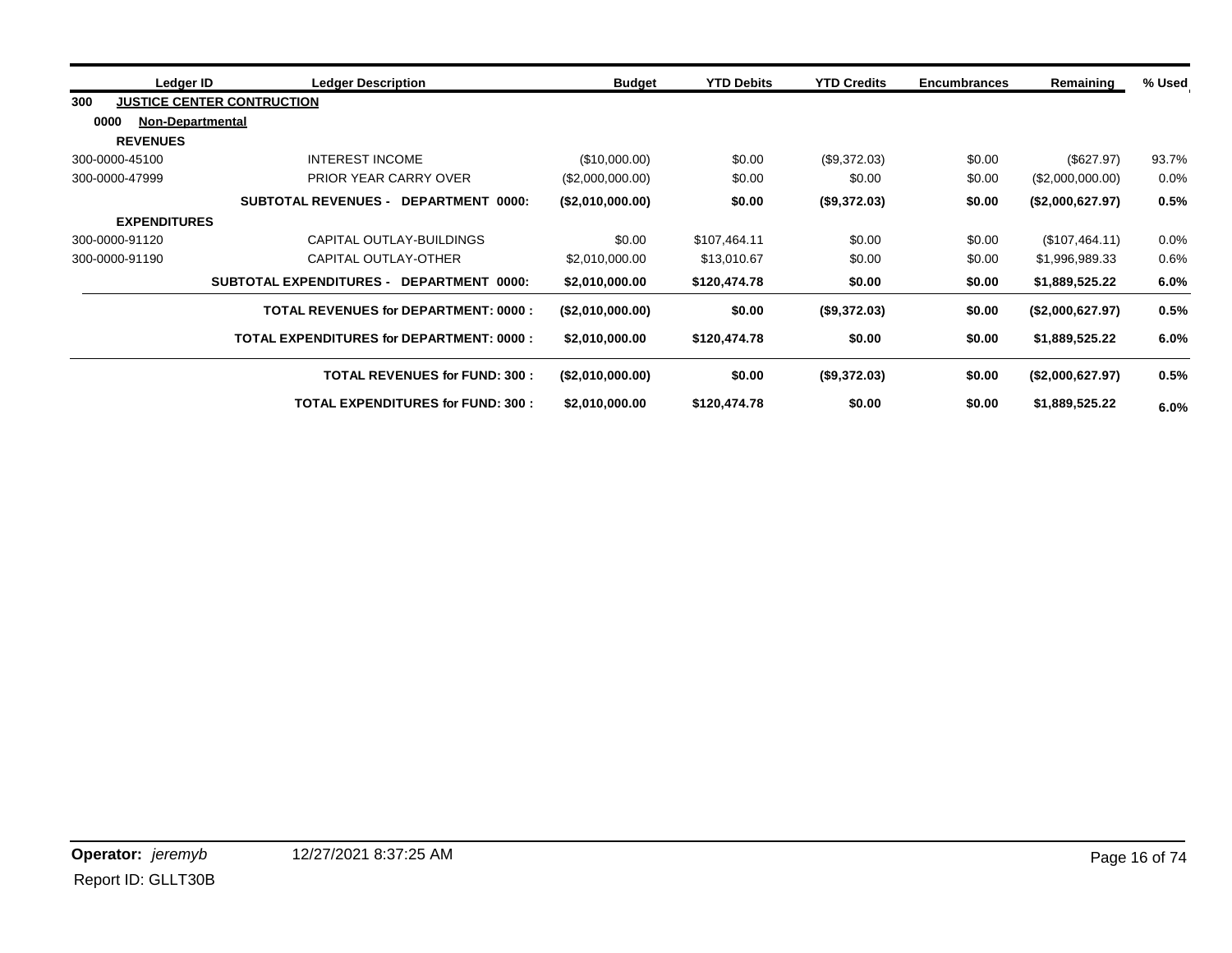| Ledger ID | Ledger Description | Budget | YTD Debits | YTD Credits | Encumbrances | Remaining | % Used |
|---|---|---|---|---|---|---|---|
| **300** | **JUSTICE CENTER CONTRUCTION** | | | | | | |
| **0000** | **Non-Departmental** | | | | | | |
| **REVENUES** | | | | | | | |
| 300-0000-45100 | INTEREST INCOME | ($10,000.00) | $0.00 | ($9,372.03) | $0.00 | ($627.97) | 93.7% |
| 300-0000-47999 | PRIOR YEAR CARRY OVER | ($2,000,000.00) | $0.00 | $0.00 | $0.00 | ($2,000,000.00) | 0.0% |
| | **SUBTOTAL REVENUES - DEPARTMENT 0000:** | **($2,010,000.00)** | **$0.00** | **($9,372.03)** | **$0.00** | **($2,000,627.97)** | **0.5%** |
| **EXPENDITURES** | | | | | | | |
| 300-0000-91120 | CAPITAL OUTLAY-BUILDINGS | $0.00 | $107,464.11 | $0.00 | $0.00 | ($107,464.11) | 0.0% |
| 300-0000-91190 | CAPITAL OUTLAY-OTHER | $2,010,000.00 | $13,010.67 | $0.00 | $0.00 | $1,996,989.33 | 0.6% |
| | **SUBTOTAL EXPENDITURES - DEPARTMENT 0000:** | **$2,010,000.00** | **$120,474.78** | **$0.00** | **$0.00** | **$1,889,525.22** | **6.0%** |
| | **TOTAL REVENUES for DEPARTMENT: 0000 :** | **($2,010,000.00)** | **$0.00** | **($9,372.03)** | **$0.00** | **($2,000,627.97)** | **0.5%** |
| | **TOTAL EXPENDITURES for DEPARTMENT: 0000 :** | **$2,010,000.00** | **$120,474.78** | **$0.00** | **$0.00** | **$1,889,525.22** | **6.0%** |
| | **TOTAL REVENUES for FUND: 300 :** | **($2,010,000.00)** | **$0.00** | **($9,372.03)** | **$0.00** | **($2,000,627.97)** | **0.5%** |
| | **TOTAL EXPENDITURES for FUND: 300 :** | **$2,010,000.00** | **$120,474.78** | **$0.00** | **$0.00** | **$1,889,525.22** | **6.0%** |

**Operator:** *jeremyb* 12/27/2021 8:37:25 AM

Report ID: GLLT30B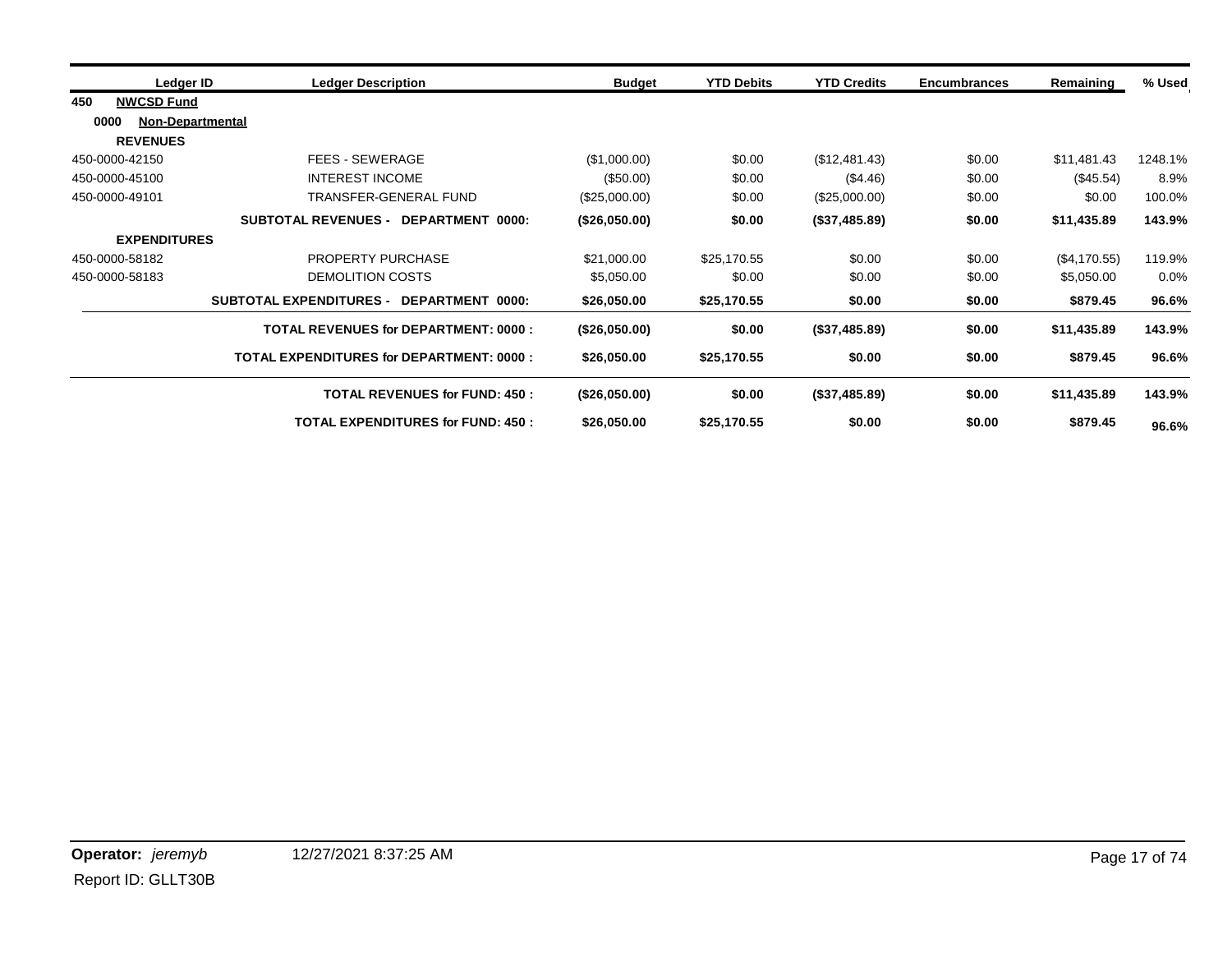| Ledger ID | Ledger Description | Budget | YTD Debits | YTD Credits | Encumbrances | Remaining | % Used |
|---|---|---|---|---|---|---|---|
| **450** **NWCSD Fund** | | | | | | | |
| **0000** **Non-Departmental** | | | | | | | |
| **REVENUES** | | | | | | | |
| 450-0000-42150 | FEES - SEWERAGE | ($1,000.00) | $0.00 | ($12,481.43) | $0.00 | $11,481.43 | 1248.1% |
| 450-0000-45100 | INTEREST INCOME | ($50.00) | $0.00 | ($4.46) | $0.00 | ($45.54) | 8.9% |
| 450-0000-49101 | TRANSFER-GENERAL FUND | ($25,000.00) | $0.00 | ($25,000.00) | $0.00 | $0.00 | 100.0% |
| | **SUBTOTAL REVENUES - DEPARTMENT 0000:** | **($26,050.00)** | **$0.00** | **($37,485.89)** | **$0.00** | **$11,435.89** | **143.9%** |
| **EXPENDITURES** | | | | | | | |
| 450-0000-58182 | PROPERTY PURCHASE | $21,000.00 | $25,170.55 | $0.00 | $0.00 | ($4,170.55) | 119.9% |
| 450-0000-58183 | DEMOLITION COSTS | $5,050.00 | $0.00 | $0.00 | $0.00 | $5,050.00 | 0.0% |
| | **SUBTOTAL EXPENDITURES - DEPARTMENT 0000:** | **$26,050.00** | **$25,170.55** | **$0.00** | **$0.00** | **$879.45** | **96.6%** |
| | **TOTAL REVENUES for DEPARTMENT: 0000 :** | **($26,050.00)** | **$0.00** | **($37,485.89)** | **$0.00** | **$11,435.89** | **143.9%** |
| | **TOTAL EXPENDITURES for DEPARTMENT: 0000 :** | **$26,050.00** | **$25,170.55** | **$0.00** | **$0.00** | **$879.45** | **96.6%** |
| | **TOTAL REVENUES for FUND: 450 :** | **($26,050.00)** | **$0.00** | **($37,485.89)** | **$0.00** | **$11,435.89** | **143.9%** |
| | **TOTAL EXPENDITURES for FUND: 450 :** | **$26,050.00** | **$25,170.55** | **$0.00** | **$0.00** | **$879.45** | **96.6%** |

**Operator:** *jeremyb* 12/27/2021 8:37:25 AM

Report ID: GLLT30B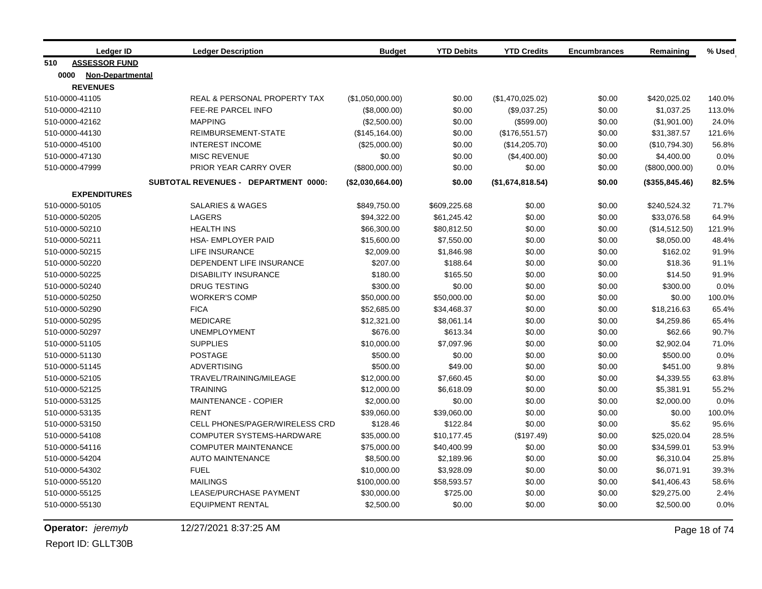| Ledger ID | Ledger Description | Budget | YTD Debits | YTD Credits | Encumbrances | Remaining | % Used |
|---|---|---|---|---|---|---|---|
| **510 ASSESSOR FUND** | | | | | | | |
| **0000 Non-Departmental** | | | | | | | |
| **REVENUES** | | | | | | | |
| 510-0000-41105 | REAL & PERSONAL PROPERTY TAX | ($1,050,000.00) | $0.00 | ($1,470,025.02) | $0.00 | $420,025.02 | 140.0% |
| 510-0000-42110 | FEE-RE PARCEL INFO | ($8,000.00) | $0.00 | ($9,037.25) | $0.00 | $1,037.25 | 113.0% |
| 510-0000-42162 | MAPPING | ($2,500.00) | $0.00 | ($599.00) | $0.00 | ($1,901.00) | 24.0% |
| 510-0000-44130 | REIMBURSEMENT-STATE | ($145,164.00) | $0.00 | ($176,551.57) | $0.00 | $31,387.57 | 121.6% |
| 510-0000-45100 | INTEREST INCOME | ($25,000.00) | $0.00 | ($14,205.70) | $0.00 | ($10,794.30) | 56.8% |
| 510-0000-47130 | MISC REVENUE | $0.00 | $0.00 | ($4,400.00) | $0.00 | $4,400.00 | 0.0% |
| 510-0000-47999 | PRIOR YEAR CARRY OVER | ($800,000.00) | $0.00 | $0.00 | $0.00 | ($800,000.00) | 0.0% |
| | **SUBTOTAL REVENUES - DEPARTMENT 0000:** | **($2,030,664.00)** | **$0.00** | **($1,674,818.54)** | **$0.00** | **($355,845.46)** | **82.5%** |
| **EXPENDITURES** | | | | | | | |
| 510-0000-50105 | SALARIES & WAGES | $849,750.00 | $609,225.68 | $0.00 | $0.00 | $240,524.32 | 71.7% |
| 510-0000-50205 | LAGERS | $94,322.00 | $61,245.42 | $0.00 | $0.00 | $33,076.58 | 64.9% |
| 510-0000-50210 | HEALTH INS | $66,300.00 | $80,812.50 | $0.00 | $0.00 | ($14,512.50) | 121.9% |
| 510-0000-50211 | HSA- EMPLOYER PAID | $15,600.00 | $7,550.00 | $0.00 | $0.00 | $8,050.00 | 48.4% |
| 510-0000-50215 | LIFE INSURANCE | $2,009.00 | $1,846.98 | $0.00 | $0.00 | $162.02 | 91.9% |
| 510-0000-50220 | DEPENDENT LIFE INSURANCE | $207.00 | $188.64 | $0.00 | $0.00 | $18.36 | 91.1% |
| 510-0000-50225 | DISABILITY INSURANCE | $180.00 | $165.50 | $0.00 | $0.00 | $14.50 | 91.9% |
| 510-0000-50240 | DRUG TESTING | $300.00 | $0.00 | $0.00 | $0.00 | $300.00 | 0.0% |
| 510-0000-50250 | WORKER'S COMP | $50,000.00 | $50,000.00 | $0.00 | $0.00 | $0.00 | 100.0% |
| 510-0000-50290 | FICA | $52,685.00 | $34,468.37 | $0.00 | $0.00 | $18,216.63 | 65.4% |
| 510-0000-50295 | MEDICARE | $12,321.00 | $8,061.14 | $0.00 | $0.00 | $4,259.86 | 65.4% |
| 510-0000-50297 | UNEMPLOYMENT | $676.00 | $613.34 | $0.00 | $0.00 | $62.66 | 90.7% |
| 510-0000-51105 | SUPPLIES | $10,000.00 | $7,097.96 | $0.00 | $0.00 | $2,902.04 | 71.0% |
| 510-0000-51130 | POSTAGE | $500.00 | $0.00 | $0.00 | $0.00 | $500.00 | 0.0% |
| 510-0000-51145 | ADVERTISING | $500.00 | $49.00 | $0.00 | $0.00 | $451.00 | 9.8% |
| 510-0000-52105 | TRAVEL/TRAINING/MILEAGE | $12,000.00 | $7,660.45 | $0.00 | $0.00 | $4,339.55 | 63.8% |
| 510-0000-52125 | TRAINING | $12,000.00 | $6,618.09 | $0.00 | $0.00 | $5,381.91 | 55.2% |
| 510-0000-53125 | MAINTENANCE - COPIER | $2,000.00 | $0.00 | $0.00 | $0.00 | $2,000.00 | 0.0% |
| 510-0000-53135 | RENT | $39,060.00 | $39,060.00 | $0.00 | $0.00 | $0.00 | 100.0% |
| 510-0000-53150 | CELL PHONES/PAGER/WIRELESS CRD | $128.46 | $122.84 | $0.00 | $0.00 | $5.62 | 95.6% |
| 510-0000-54108 | COMPUTER SYSTEMS-HARDWARE | $35,000.00 | $10,177.45 | ($197.49) | $0.00 | $25,020.04 | 28.5% |
| 510-0000-54116 | COMPUTER MAINTENANCE | $75,000.00 | $40,400.99 | $0.00 | $0.00 | $34,599.01 | 53.9% |
| 510-0000-54204 | AUTO MAINTENANCE | $8,500.00 | $2,189.96 | $0.00 | $0.00 | $6,310.04 | 25.8% |
| 510-0000-54302 | FUEL | $10,000.00 | $3,928.09 | $0.00 | $0.00 | $6,071.91 | 39.3% |
| 510-0000-55120 | MAILINGS | $100,000.00 | $58,593.57 | $0.00 | $0.00 | $41,406.43 | 58.6% |
| 510-0000-55125 | LEASE/PURCHASE PAYMENT | $30,000.00 | $725.00 | $0.00 | $0.00 | $29,275.00 | 2.4% |
| 510-0000-55130 | EQUIPMENT RENTAL | $2,500.00 | $0.00 | $0.00 | $0.00 | $2,500.00 | 0.0% |

**Operator:** *jeremyb* 12/27/2021 8:37:25 AM

Report ID: GLLT30B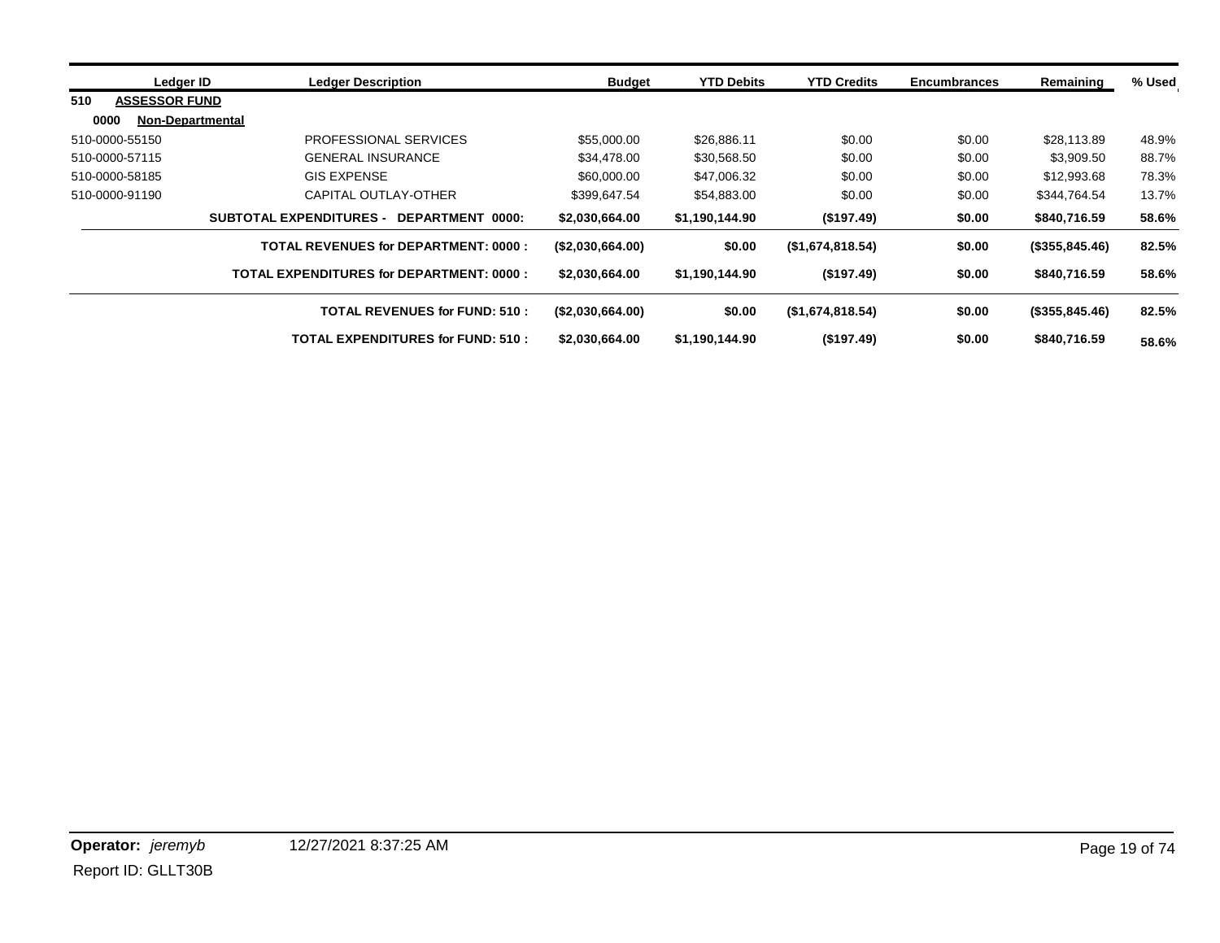| Ledger ID | Ledger Description | Budget | YTD Debits | YTD Credits | Encumbrances | Remaining | % Used |
|---|---|---|---|---|---|---|---|
| **510 ASSESSOR FUND** | | | | | | | |
| **0000 Non-Departmental** | | | | | | | |
| 510-0000-55150 | PROFESSIONAL SERVICES | $55,000.00 | $26,886.11 | $0.00 | $0.00 | $28,113.89 | 48.9% |
| 510-0000-57115 | GENERAL INSURANCE | $34,478.00 | $30,568.50 | $0.00 | $0.00 | $3,909.50 | 88.7% |
| 510-0000-58185 | GIS EXPENSE | $60,000.00 | $47,006.32 | $0.00 | $0.00 | $12,993.68 | 78.3% |
| 510-0000-91190 | CAPITAL OUTLAY-OTHER | $399,647.54 | $54,883.00 | $0.00 | $0.00 | $344,764.54 | 13.7% |
| | **SUBTOTAL EXPENDITURES - DEPARTMENT 0000:** | **$2,030,664.00** | **$1,190,144.90** | **($197.49)** | **$0.00** | **$840,716.59** | **58.6%** |
| | **TOTAL REVENUES for DEPARTMENT: 0000 :** | **($2,030,664.00)** | **$0.00** | **($1,674,818.54)** | **$0.00** | **($355,845.46)** | **82.5%** |
| | **TOTAL EXPENDITURES for DEPARTMENT: 0000 :** | **$2,030,664.00** | **$1,190,144.90** | **($197.49)** | **$0.00** | **$840,716.59** | **58.6%** |
| | **TOTAL REVENUES for FUND: 510 :** | **($2,030,664.00)** | **$0.00** | **($1,674,818.54)** | **$0.00** | **($355,845.46)** | **82.5%** |
| | **TOTAL EXPENDITURES for FUND: 510 :** | **$2,030,664.00** | **$1,190,144.90** | **($197.49)** | **$0.00** | **$840,716.59** | **58.6%** |

**Operator:** *jeremyb* 12/27/2021 8:37:25 AM

Report ID: GLLT30B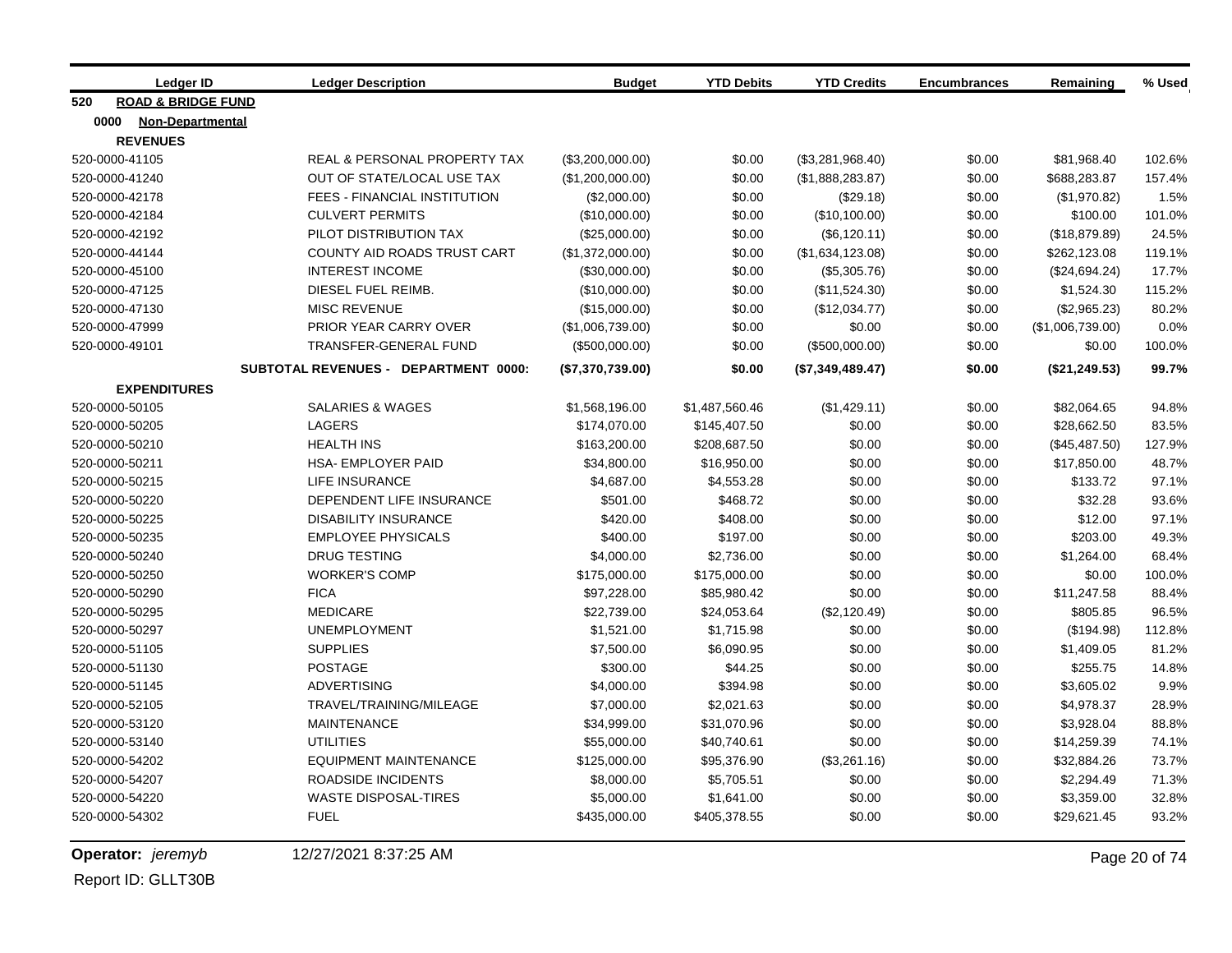| Ledger ID | Ledger Description | Budget | YTD Debits | YTD Credits | Encumbrances | Remaining | % Used |
|---|---|---|---|---|---|---|---|
| **520 ROAD & BRIDGE FUND** | | | | | | | |
| **0000 Non-Departmental** | | | | | | | |
| **REVENUES** | | | | | | | |
| 520-0000-41105 | REAL & PERSONAL PROPERTY TAX | ($3,200,000.00) | $0.00 | ($3,281,968.40) | $0.00 | $81,968.40 | 102.6% |
| 520-0000-41240 | OUT OF STATE/LOCAL USE TAX | ($1,200,000.00) | $0.00 | ($1,888,283.87) | $0.00 | $688,283.87 | 157.4% |
| 520-0000-42178 | FEES - FINANCIAL INSTITUTION | ($2,000.00) | $0.00 | ($29.18) | $0.00 | ($1,970.82) | 1.5% |
| 520-0000-42184 | CULVERT PERMITS | ($10,000.00) | $0.00 | ($10,100.00) | $0.00 | $100.00 | 101.0% |
| 520-0000-42192 | PILOT DISTRIBUTION TAX | ($25,000.00) | $0.00 | ($6,120.11) | $0.00 | ($18,879.89) | 24.5% |
| 520-0000-44144 | COUNTY AID ROADS TRUST CART | ($1,372,000.00) | $0.00 | ($1,634,123.08) | $0.00 | $262,123.08 | 119.1% |
| 520-0000-45100 | INTEREST INCOME | ($30,000.00) | $0.00 | ($5,305.76) | $0.00 | ($24,694.24) | 17.7% |
| 520-0000-47125 | DIESEL FUEL REIMB. | ($10,000.00) | $0.00 | ($11,524.30) | $0.00 | $1,524.30 | 115.2% |
| 520-0000-47130 | MISC REVENUE | ($15,000.00) | $0.00 | ($12,034.77) | $0.00 | ($2,965.23) | 80.2% |
| 520-0000-47999 | PRIOR YEAR CARRY OVER | ($1,006,739.00) | $0.00 | $0.00 | $0.00 | ($1,006,739.00) | 0.0% |
| 520-0000-49101 | TRANSFER-GENERAL FUND | ($500,000.00) | $0.00 | ($500,000.00) | $0.00 | $0.00 | 100.0% |
| | **SUBTOTAL REVENUES - DEPARTMENT 0000:** | **($7,370,739.00)** | **$0.00** | **($7,349,489.47)** | **$0.00** | **($21,249.53)** | **99.7%** |
| **EXPENDITURES** | | | | | | | |
| 520-0000-50105 | SALARIES & WAGES | $1,568,196.00 | $1,487,560.46 | ($1,429.11) | $0.00 | $82,064.65 | 94.8% |
| 520-0000-50205 | LAGERS | $174,070.00 | $145,407.50 | $0.00 | $0.00 | $28,662.50 | 83.5% |
| 520-0000-50210 | HEALTH INS | $163,200.00 | $208,687.50 | $0.00 | $0.00 | ($45,487.50) | 127.9% |
| 520-0000-50211 | HSA- EMPLOYER PAID | $34,800.00 | $16,950.00 | $0.00 | $0.00 | $17,850.00 | 48.7% |
| 520-0000-50215 | LIFE INSURANCE | $4,687.00 | $4,553.28 | $0.00 | $0.00 | $133.72 | 97.1% |
| 520-0000-50220 | DEPENDENT LIFE INSURANCE | $501.00 | $468.72 | $0.00 | $0.00 | $32.28 | 93.6% |
| 520-0000-50225 | DISABILITY INSURANCE | $420.00 | $408.00 | $0.00 | $0.00 | $12.00 | 97.1% |
| 520-0000-50235 | EMPLOYEE PHYSICALS | $400.00 | $197.00 | $0.00 | $0.00 | $203.00 | 49.3% |
| 520-0000-50240 | DRUG TESTING | $4,000.00 | $2,736.00 | $0.00 | $0.00 | $1,264.00 | 68.4% |
| 520-0000-50250 | WORKER'S COMP | $175,000.00 | $175,000.00 | $0.00 | $0.00 | $0.00 | 100.0% |
| 520-0000-50290 | FICA | $97,228.00 | $85,980.42 | $0.00 | $0.00 | $11,247.58 | 88.4% |
| 520-0000-50295 | MEDICARE | $22,739.00 | $24,053.64 | ($2,120.49) | $0.00 | $805.85 | 96.5% |
| 520-0000-50297 | UNEMPLOYMENT | $1,521.00 | $1,715.98 | $0.00 | $0.00 | ($194.98) | 112.8% |
| 520-0000-51105 | SUPPLIES | $7,500.00 | $6,090.95 | $0.00 | $0.00 | $1,409.05 | 81.2% |
| 520-0000-51130 | POSTAGE | $300.00 | $44.25 | $0.00 | $0.00 | $255.75 | 14.8% |
| 520-0000-51145 | ADVERTISING | $4,000.00 | $394.98 | $0.00 | $0.00 | $3,605.02 | 9.9% |
| 520-0000-52105 | TRAVEL/TRAINING/MILEAGE | $7,000.00 | $2,021.63 | $0.00 | $0.00 | $4,978.37 | 28.9% |
| 520-0000-53120 | MAINTENANCE | $34,999.00 | $31,070.96 | $0.00 | $0.00 | $3,928.04 | 88.8% |
| 520-0000-53140 | UTILITIES | $55,000.00 | $40,740.61 | $0.00 | $0.00 | $14,259.39 | 74.1% |
| 520-0000-54202 | EQUIPMENT MAINTENANCE | $125,000.00 | $95,376.90 | ($3,261.16) | $0.00 | $32,884.26 | 73.7% |
| 520-0000-54207 | ROADSIDE INCIDENTS | $8,000.00 | $5,705.51 | $0.00 | $0.00 | $2,294.49 | 71.3% |
| 520-0000-54220 | WASTE DISPOSAL-TIRES | $5,000.00 | $1,641.00 | $0.00 | $0.00 | $3,359.00 | 32.8% |
| 520-0000-54302 | FUEL | $435,000.00 | $405,378.55 | $0.00 | $0.00 | $29,621.45 | 93.2% |

Operator: *jeremyb* 12/27/2021 8:37:25 AM

Report ID: GLLT30B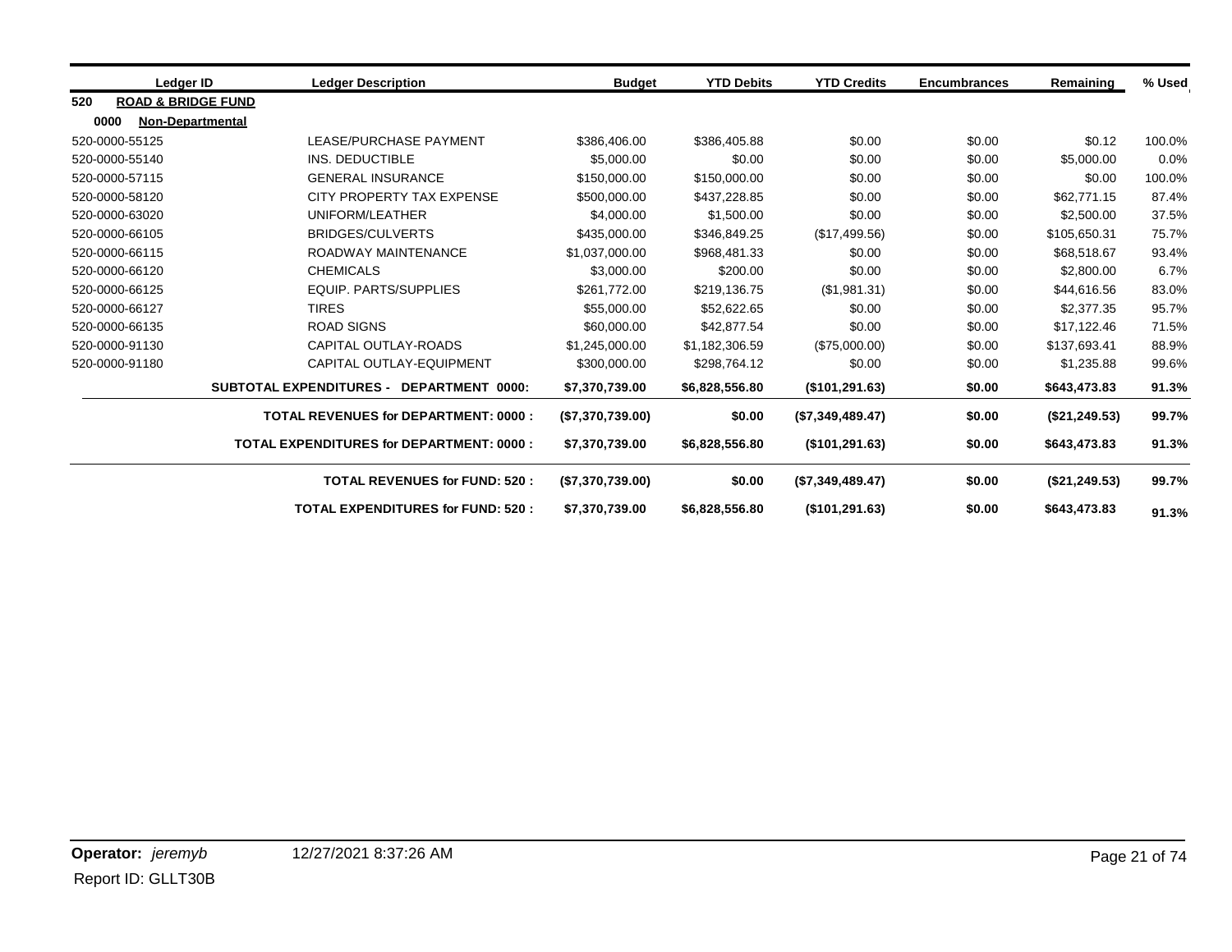| Ledger ID | Ledger Description | Budget | YTD Debits | YTD Credits | Encumbrances | Remaining | % Used |
|---|---|---|---|---|---|---|---|
| **520 ROAD & BRIDGE FUND** | | | | | | | |
| **0000 Non-Departmental** | | | | | | | |
| 520-0000-55125 | LEASE/PURCHASE PAYMENT | $386,406.00 | $386,405.88 | $0.00 | $0.00 | $0.12 | 100.0% |
| 520-0000-55140 | INS. DEDUCTIBLE | $5,000.00 | $0.00 | $0.00 | $0.00 | $5,000.00 | 0.0% |
| 520-0000-57115 | GENERAL INSURANCE | $150,000.00 | $150,000.00 | $0.00 | $0.00 | $0.00 | 100.0% |
| 520-0000-58120 | CITY PROPERTY TAX EXPENSE | $500,000.00 | $437,228.85 | $0.00 | $0.00 | $62,771.15 | 87.4% |
| 520-0000-63020 | UNIFORM/LEATHER | $4,000.00 | $1,500.00 | $0.00 | $0.00 | $2,500.00 | 37.5% |
| 520-0000-66105 | BRIDGES/CULVERTS | $435,000.00 | $346,849.25 | ($17,499.56) | $0.00 | $105,650.31 | 75.7% |
| 520-0000-66115 | ROADWAY MAINTENANCE | $1,037,000.00 | $968,481.33 | $0.00 | $0.00 | $68,518.67 | 93.4% |
| 520-0000-66120 | CHEMICALS | $3,000.00 | $200.00 | $0.00 | $0.00 | $2,800.00 | 6.7% |
| 520-0000-66125 | EQUIP. PARTS/SUPPLIES | $261,772.00 | $219,136.75 | ($1,981.31) | $0.00 | $44,616.56 | 83.0% |
| 520-0000-66127 | TIRES | $55,000.00 | $52,622.65 | $0.00 | $0.00 | $2,377.35 | 95.7% |
| 520-0000-66135 | ROAD SIGNS | $60,000.00 | $42,877.54 | $0.00 | $0.00 | $17,122.46 | 71.5% |
| 520-0000-91130 | CAPITAL OUTLAY-ROADS | $1,245,000.00 | $1,182,306.59 | ($75,000.00) | $0.00 | $137,693.41 | 88.9% |
| 520-0000-91180 | CAPITAL OUTLAY-EQUIPMENT | $300,000.00 | $298,764.12 | $0.00 | $0.00 | $1,235.88 | 99.6% |
| | **SUBTOTAL EXPENDITURES - DEPARTMENT 0000:** | **$7,370,739.00** | **$6,828,556.80** | **($101,291.63)** | **$0.00** | **$643,473.83** | **91.3%** |
| | **TOTAL REVENUES for DEPARTMENT: 0000 :** | **($7,370,739.00)** | **$0.00** | **($7,349,489.47)** | **$0.00** | **($21,249.53)** | **99.7%** |
| | **TOTAL EXPENDITURES for DEPARTMENT: 0000 :** | **$7,370,739.00** | **$6,828,556.80** | **($101,291.63)** | **$0.00** | **$643,473.83** | **91.3%** |
| | **TOTAL REVENUES for FUND: 520 :** | **($7,370,739.00)** | **$0.00** | **($7,349,489.47)** | **$0.00** | **($21,249.53)** | **99.7%** |
| | **TOTAL EXPENDITURES for FUND: 520 :** | **$7,370,739.00** | **$6,828,556.80** | **($101,291.63)** | **$0.00** | **$643,473.83** | **91.3%** |

**Operator:** *jeremyb* 12/27/2021 8:37:26 AM

Report ID: GLLT30B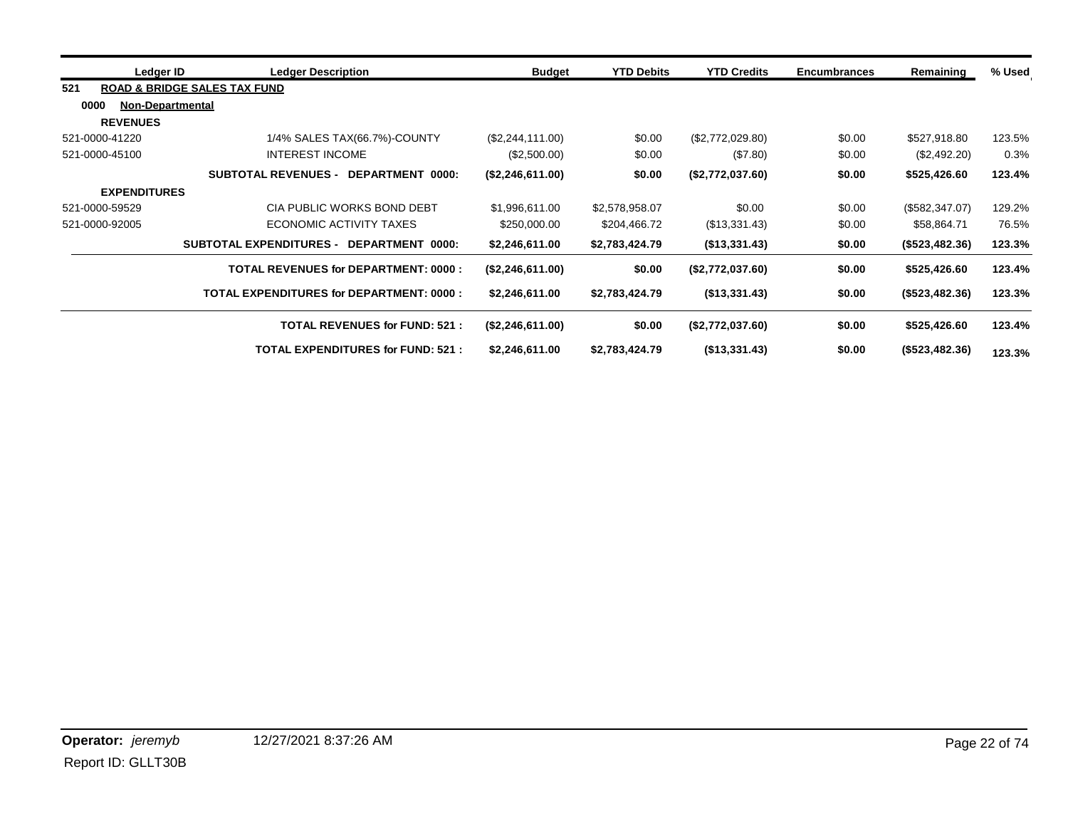| Ledger ID | Ledger Description | Budget | YTD Debits | YTD Credits | Encumbrances | Remaining | % Used |
|---|---|---|---|---|---|---|---|
| **521** | **ROAD & BRIDGE SALES TAX FUND** | | | | | | |
| **0000** | **Non-Departmental** | | | | | | |
| **REVENUES** | | | | | | | |
| 521-0000-41220 | 1/4% SALES TAX(66.7%)-COUNTY | ($2,244,111.00) | $0.00 | ($2,772,029.80) | $0.00 | $527,918.80 | 123.5% |
| 521-0000-45100 | INTEREST INCOME | ($2,500.00) | $0.00 | ($7.80) | $0.00 | ($2,492.20) | 0.3% |
| | **SUBTOTAL REVENUES - DEPARTMENT 0000:** | **($2,246,611.00)** | **$0.00** | **($2,772,037.60)** | **$0.00** | **$525,426.60** | **123.4%** |
| **EXPENDITURES** | | | | | | | |
| 521-0000-59529 | CIA PUBLIC WORKS BOND DEBT | $1,996,611.00 | $2,578,958.07 | $0.00 | $0.00 | ($582,347.07) | 129.2% |
| 521-0000-92005 | ECONOMIC ACTIVITY TAXES | $250,000.00 | $204,466.72 | ($13,331.43) | $0.00 | $58,864.71 | 76.5% |
| | **SUBTOTAL EXPENDITURES - DEPARTMENT 0000:** | **$2,246,611.00** | **$2,783,424.79** | **($13,331.43)** | **$0.00** | **($523,482.36)** | **123.3%** |
| | **TOTAL REVENUES for DEPARTMENT: 0000 :** | **($2,246,611.00)** | **$0.00** | **($2,772,037.60)** | **$0.00** | **$525,426.60** | **123.4%** |
| | **TOTAL EXPENDITURES for DEPARTMENT: 0000 :** | **$2,246,611.00** | **$2,783,424.79** | **($13,331.43)** | **$0.00** | **($523,482.36)** | **123.3%** |
| | **TOTAL REVENUES for FUND: 521 :** | **($2,246,611.00)** | **$0.00** | **($2,772,037.60)** | **$0.00** | **$525,426.60** | **123.4%** |
| | **TOTAL EXPENDITURES for FUND: 521 :** | **$2,246,611.00** | **$2,783,424.79** | **($13,331.43)** | **$0.00** | **($523,482.36)** | **123.3%** |

**Operator:** *jeremyb* 12/27/2021 8:37:26 AM

Report ID: GLLT30B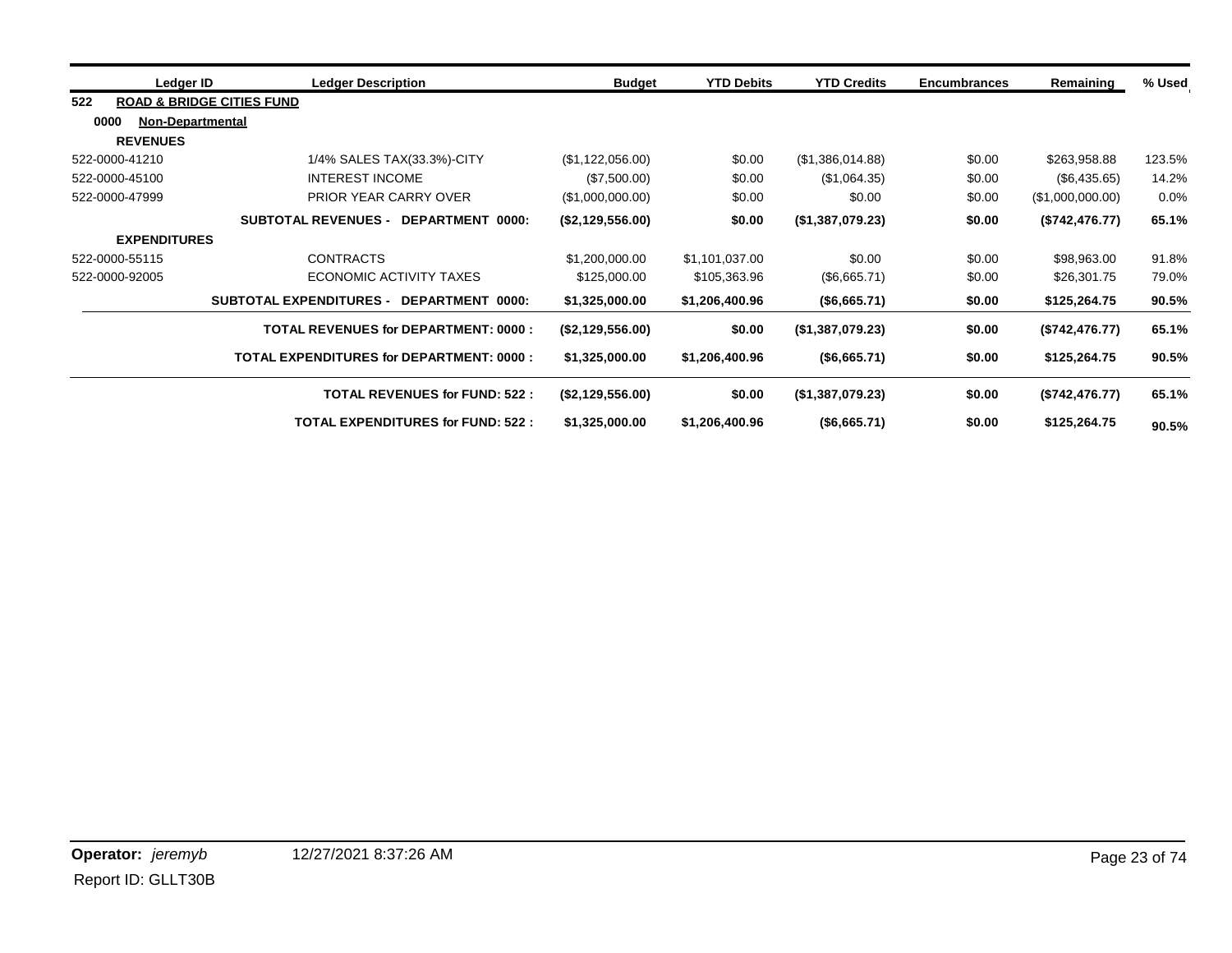| Ledger ID | Ledger Description | Budget | YTD Debits | YTD Credits | Encumbrances | Remaining | % Used |
|---|---|---|---|---|---|---|---|
| **522 ROAD & BRIDGE CITIES FUND** | | | | | | | |
| **0000 Non-Departmental** | | | | | | | |
| **REVENUES** | | | | | | | |
| 522-0000-41210 | 1/4% SALES TAX(33.3%)-CITY | ($1,122,056.00) | $0.00 | ($1,386,014.88) | $0.00 | $263,958.88 | 123.5% |
| 522-0000-45100 | INTEREST INCOME | ($7,500.00) | $0.00 | ($1,064.35) | $0.00 | ($6,435.65) | 14.2% |
| 522-0000-47999 | PRIOR YEAR CARRY OVER | ($1,000,000.00) | $0.00 | $0.00 | $0.00 | ($1,000,000.00) | 0.0% |
| | **SUBTOTAL REVENUES - DEPARTMENT 0000:** | **($2,129,556.00)** | **$0.00** | **($1,387,079.23)** | **$0.00** | **($742,476.77)** | **65.1%** |
| **EXPENDITURES** | | | | | | | |
| 522-0000-55115 | CONTRACTS | $1,200,000.00 | $1,101,037.00 | $0.00 | $0.00 | $98,963.00 | 91.8% |
| 522-0000-92005 | ECONOMIC ACTIVITY TAXES | $125,000.00 | $105,363.96 | ($6,665.71) | $0.00 | $26,301.75 | 79.0% |
| | **SUBTOTAL EXPENDITURES - DEPARTMENT 0000:** | **$1,325,000.00** | **$1,206,400.96** | **($6,665.71)** | **$0.00** | **$125,264.75** | **90.5%** |
| | **TOTAL REVENUES for DEPARTMENT: 0000 :** | **($2,129,556.00)** | **$0.00** | **($1,387,079.23)** | **$0.00** | **($742,476.77)** | **65.1%** |
| | **TOTAL EXPENDITURES for DEPARTMENT: 0000 :** | **$1,325,000.00** | **$1,206,400.96** | **($6,665.71)** | **$0.00** | **$125,264.75** | **90.5%** |
| | **TOTAL REVENUES for FUND: 522 :** | **($2,129,556.00)** | **$0.00** | **($1,387,079.23)** | **$0.00** | **($742,476.77)** | **65.1%** |
| | **TOTAL EXPENDITURES for FUND: 522 :** | **$1,325,000.00** | **$1,206,400.96** | **($6,665.71)** | **$0.00** | **$125,264.75** | **90.5%** |

**Operator:** *jeremyb* 12/27/2021 8:37:26 AM

Report ID: GLLT30B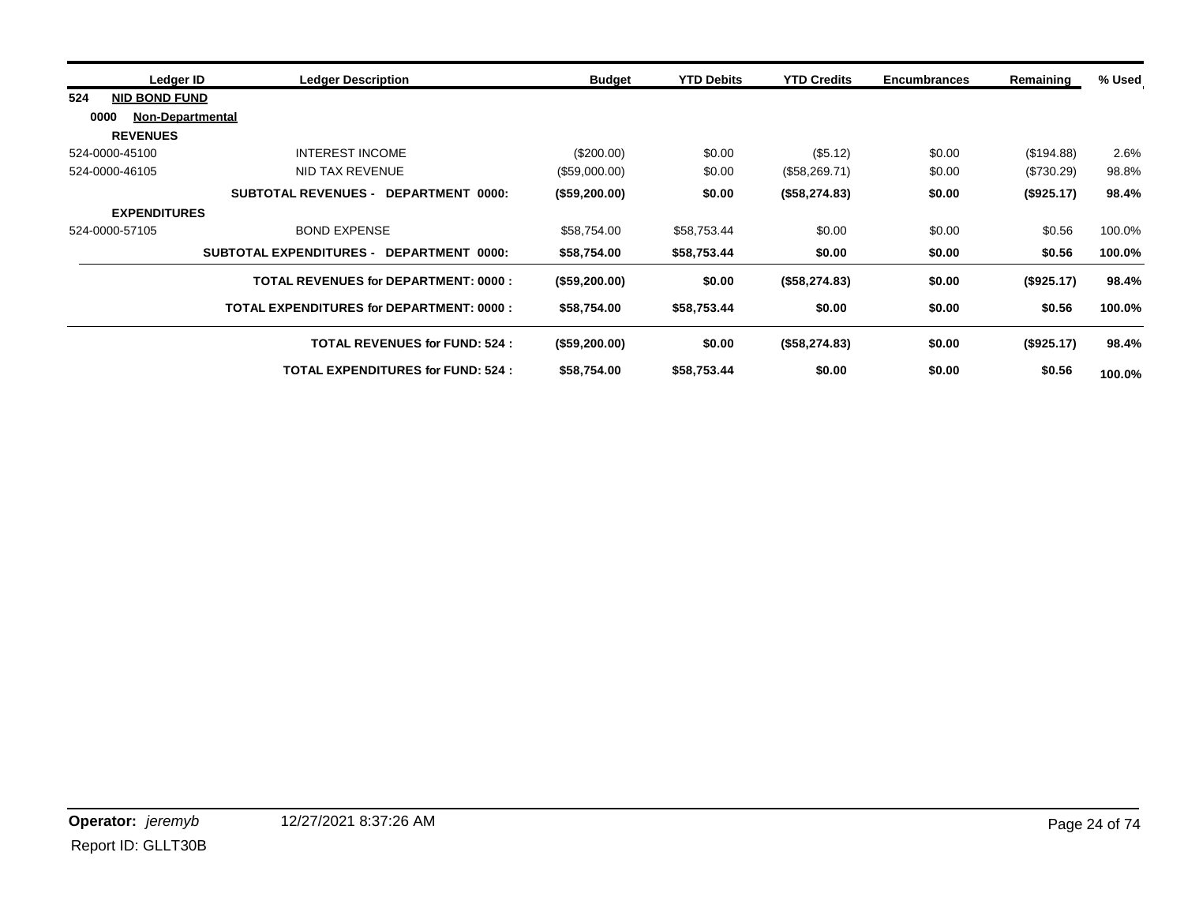| Ledger ID | Ledger Description | Budget | YTD Debits | YTD Credits | Encumbrances | Remaining | % Used |
|---|---|---|---|---|---|---|---|
| **524 NID BOND FUND** | | | | | | | |
| **0000 Non-Departmental** | | | | | | | |
| **REVENUES** | | | | | | | |
| 524-0000-45100 | INTEREST INCOME | ($200.00) | $0.00 | ($5.12) | $0.00 | ($194.88) | 2.6% |
| 524-0000-46105 | NID TAX REVENUE | ($59,000.00) | $0.00 | ($58,269.71) | $0.00 | ($730.29) | 98.8% |
| | **SUBTOTAL REVENUES - DEPARTMENT 0000:** | **($59,200.00)** | **$0.00** | **($58,274.83)** | **$0.00** | **($925.17)** | **98.4%** |
| **EXPENDITURES** | | | | | | | |
| 524-0000-57105 | BOND EXPENSE | $58,754.00 | $58,753.44 | $0.00 | $0.00 | $0.56 | 100.0% |
| | **SUBTOTAL EXPENDITURES - DEPARTMENT 0000:** | **$58,754.00** | **$58,753.44** | **$0.00** | **$0.00** | **$0.56** | **100.0%** |
| | **TOTAL REVENUES for DEPARTMENT: 0000 :** | **($59,200.00)** | **$0.00** | **($58,274.83)** | **$0.00** | **($925.17)** | **98.4%** |
| | **TOTAL EXPENDITURES for DEPARTMENT: 0000 :** | **$58,754.00** | **$58,753.44** | **$0.00** | **$0.00** | **$0.56** | **100.0%** |
| | **TOTAL REVENUES for FUND: 524 :** | **($59,200.00)** | **$0.00** | **($58,274.83)** | **$0.00** | **($925.17)** | **98.4%** |
| | **TOTAL EXPENDITURES for FUND: 524 :** | **$58,754.00** | **$58,753.44** | **$0.00** | **$0.00** | **$0.56** | **100.0%** |

**Operator:** *jeremyb* 12/27/2021 8:37:26 AM

Report ID: GLLT30B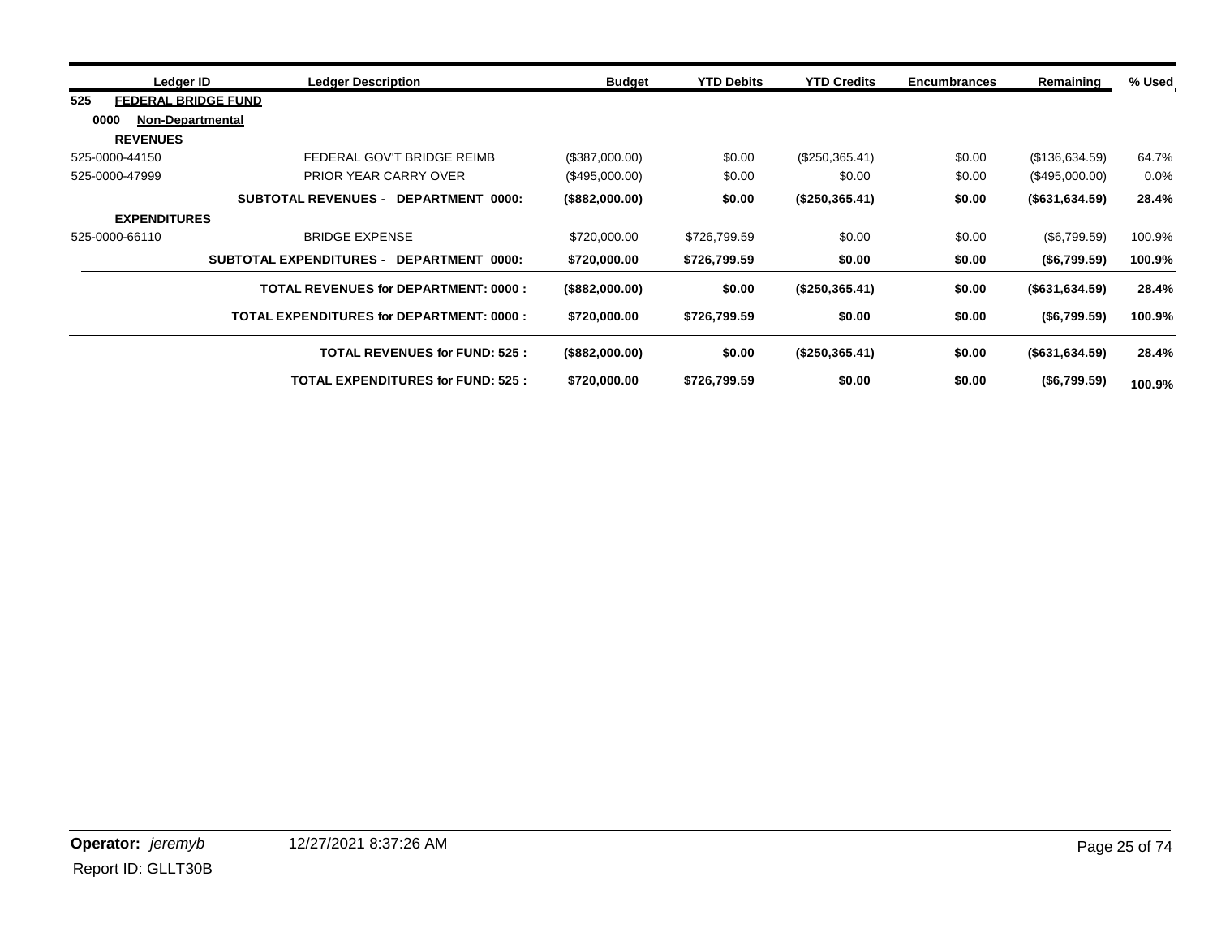| Ledger ID | Ledger Description | Budget | YTD Debits | YTD Credits | Encumbrances | Remaining | % Used |
|---|---|---|---|---|---|---|---|
| **525 FEDERAL BRIDGE FUND** | | | | | | | |
| **0000 Non-Departmental** | | | | | | | |
| **REVENUES** | | | | | | | |
| 525-0000-44150 | FEDERAL GOV'T BRIDGE REIMB | ($387,000.00) | $0.00 | ($250,365.41) | $0.00 | ($136,634.59) | 64.7% |
| 525-0000-47999 | PRIOR YEAR CARRY OVER | ($495,000.00) | $0.00 | $0.00 | $0.00 | ($495,000.00) | 0.0% |
| | **SUBTOTAL REVENUES - DEPARTMENT 0000:** | **($882,000.00)** | **$0.00** | **($250,365.41)** | **$0.00** | **($631,634.59)** | **28.4%** |
| **EXPENDITURES** | | | | | | | |
| 525-0000-66110 | BRIDGE EXPENSE | $720,000.00 | $726,799.59 | $0.00 | $0.00 | ($6,799.59) | 100.9% |
| | **SUBTOTAL EXPENDITURES - DEPARTMENT 0000:** | **$720,000.00** | **$726,799.59** | **$0.00** | **$0.00** | **($6,799.59)** | **100.9%** |
| | **TOTAL REVENUES for DEPARTMENT: 0000 :** | **($882,000.00)** | **$0.00** | **($250,365.41)** | **$0.00** | **($631,634.59)** | **28.4%** |
| | **TOTAL EXPENDITURES for DEPARTMENT: 0000 :** | **$720,000.00** | **$726,799.59** | **$0.00** | **$0.00** | **($6,799.59)** | **100.9%** |
| | **TOTAL REVENUES for FUND: 525 :** | **($882,000.00)** | **$0.00** | **($250,365.41)** | **$0.00** | **($631,634.59)** | **28.4%** |
| | **TOTAL EXPENDITURES for FUND: 525 :** | **$720,000.00** | **$726,799.59** | **$0.00** | **$0.00** | **($6,799.59)** | **100.9%** |

**Operator:** *jeremyb* 12/27/2021 8:37:26 AM

Report ID: GLLT30B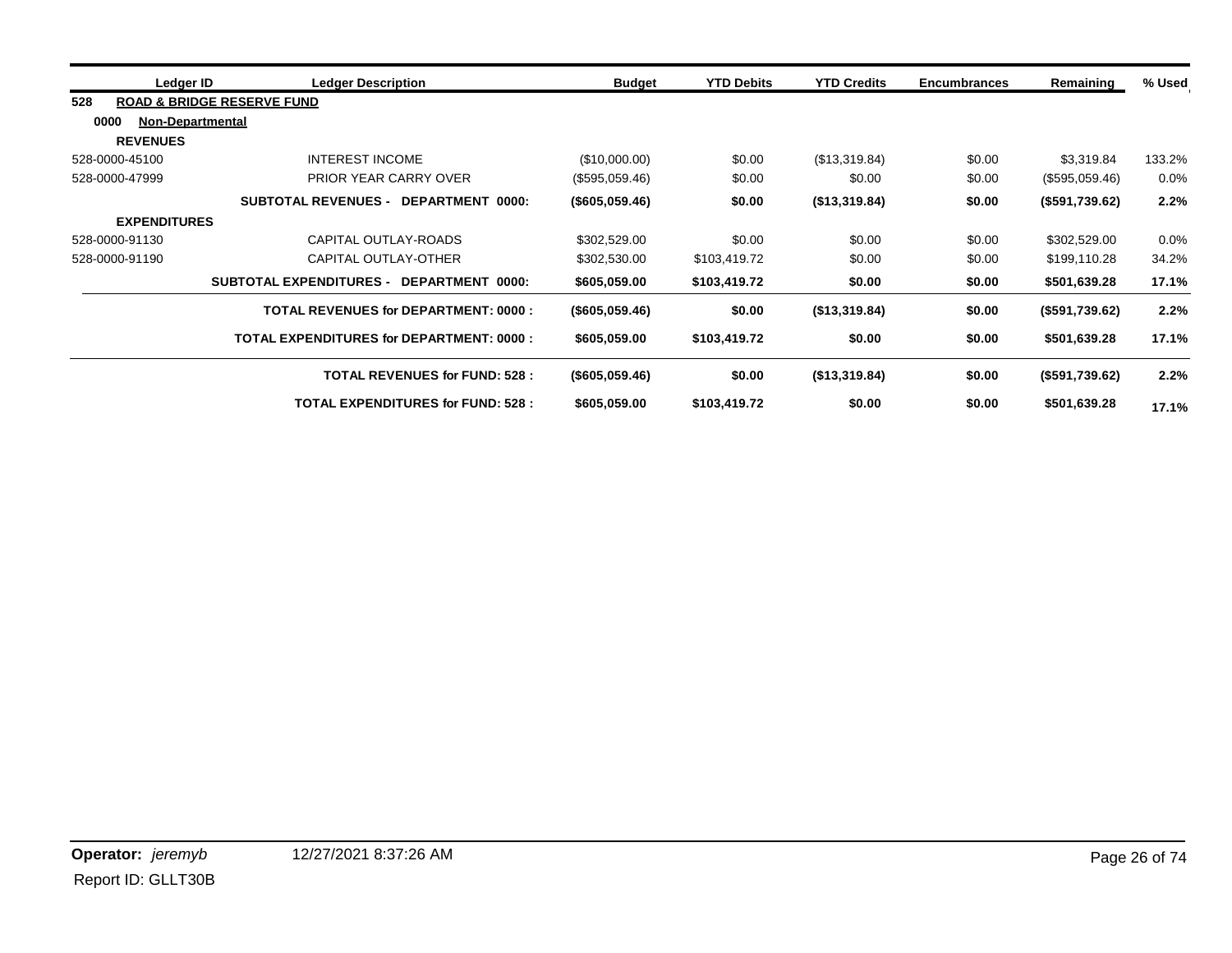| Ledger ID | Ledger Description | Budget | YTD Debits | YTD Credits | Encumbrances | Remaining | % Used |
|---|---|---|---|---|---|---|---|
| **528 ROAD & BRIDGE RESERVE FUND** | | | | | | | |
| **0000 Non-Departmental** | | | | | | | |
| **REVENUES** | | | | | | | |
| 528-0000-45100 | INTEREST INCOME | ($10,000.00) | $0.00 | ($13,319.84) | $0.00 | $3,319.84 | 133.2% |
| 528-0000-47999 | PRIOR YEAR CARRY OVER | ($595,059.46) | $0.00 | $0.00 | $0.00 | ($595,059.46) | 0.0% |
| | **SUBTOTAL REVENUES - DEPARTMENT 0000:** | **($605,059.46)** | **$0.00** | **($13,319.84)** | **$0.00** | **($591,739.62)** | **2.2%** |
| **EXPENDITURES** | | | | | | | |
| 528-0000-91130 | CAPITAL OUTLAY-ROADS | $302,529.00 | $0.00 | $0.00 | $0.00 | $302,529.00 | 0.0% |
| 528-0000-91190 | CAPITAL OUTLAY-OTHER | $302,530.00 | $103,419.72 | $0.00 | $0.00 | $199,110.28 | 34.2% |
| | **SUBTOTAL EXPENDITURES - DEPARTMENT 0000:** | **$605,059.00** | **$103,419.72** | **$0.00** | **$0.00** | **$501,639.28** | **17.1%** |
| | **TOTAL REVENUES for DEPARTMENT: 0000 :** | **($605,059.46)** | **$0.00** | **($13,319.84)** | **$0.00** | **($591,739.62)** | **2.2%** |
| | **TOTAL EXPENDITURES for DEPARTMENT: 0000 :** | **$605,059.00** | **$103,419.72** | **$0.00** | **$0.00** | **$501,639.28** | **17.1%** |
| | **TOTAL REVENUES for FUND: 528 :** | **($605,059.46)** | **$0.00** | **($13,319.84)** | **$0.00** | **($591,739.62)** | **2.2%** |
| | **TOTAL EXPENDITURES for FUND: 528 :** | **$605,059.00** | **$103,419.72** | **$0.00** | **$0.00** | **$501,639.28** | **17.1%** |

**Operator:** *jeremyb* 12/27/2021 8:37:26 AM

Report ID: GLLT30B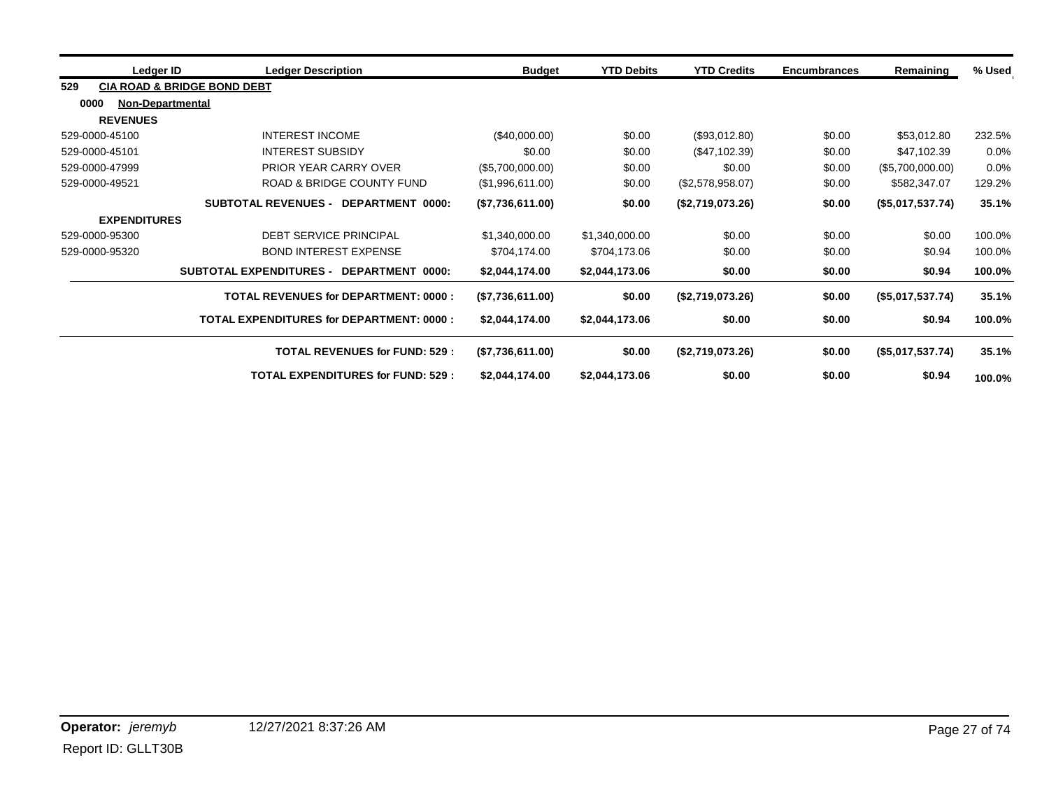| Ledger ID | Ledger Description | Budget | YTD Debits | YTD Credits | Encumbrances | Remaining | % Used |
|---|---|---|---|---|---|---|---|
| **529** | **CIA ROAD & BRIDGE BOND DEBT** | | | | | | |
| **0000** | **Non-Departmental** | | | | | | |
| **REVENUES** | | | | | | | |
| 529-0000-45100 | INTEREST INCOME | ($40,000.00) | $0.00 | ($93,012.80) | $0.00 | $53,012.80 | 232.5% |
| 529-0000-45101 | INTEREST SUBSIDY | $0.00 | $0.00 | ($47,102.39) | $0.00 | $47,102.39 | 0.0% |
| 529-0000-47999 | PRIOR YEAR CARRY OVER | ($5,700,000.00) | $0.00 | $0.00 | $0.00 | ($5,700,000.00) | 0.0% |
| 529-0000-49521 | ROAD & BRIDGE COUNTY FUND | ($1,996,611.00) | $0.00 | ($2,578,958.07) | $0.00 | $582,347.07 | 129.2% |
| | **SUBTOTAL REVENUES - DEPARTMENT 0000:** | **($7,736,611.00)** | **$0.00** | **($2,719,073.26)** | **$0.00** | **($5,017,537.74)** | **35.1%** |
| **EXPENDITURES** | | | | | | | |
| 529-0000-95300 | DEBT SERVICE PRINCIPAL | $1,340,000.00 | $1,340,000.00 | $0.00 | $0.00 | $0.00 | 100.0% |
| 529-0000-95320 | BOND INTEREST EXPENSE | $704,174.00 | $704,173.06 | $0.00 | $0.00 | $0.94 | 100.0% |
| | **SUBTOTAL EXPENDITURES - DEPARTMENT 0000:** | **$2,044,174.00** | **$2,044,173.06** | **$0.00** | **$0.00** | **$0.94** | **100.0%** |
| | **TOTAL REVENUES for DEPARTMENT: 0000 :** | **($7,736,611.00)** | **$0.00** | **($2,719,073.26)** | **$0.00** | **($5,017,537.74)** | **35.1%** |
| | **TOTAL EXPENDITURES for DEPARTMENT: 0000 :** | **$2,044,174.00** | **$2,044,173.06** | **$0.00** | **$0.00** | **$0.94** | **100.0%** |
| | **TOTAL REVENUES for FUND: 529 :** | **($7,736,611.00)** | **$0.00** | **($2,719,073.26)** | **$0.00** | **($5,017,537.74)** | **35.1%** |
| | **TOTAL EXPENDITURES for FUND: 529 :** | **$2,044,174.00** | **$2,044,173.06** | **$0.00** | **$0.00** | **$0.94** | **100.0%** |

**Operator:** *jeremyb* 12/27/2021 8:37:26 AM

Report ID: GLLT30B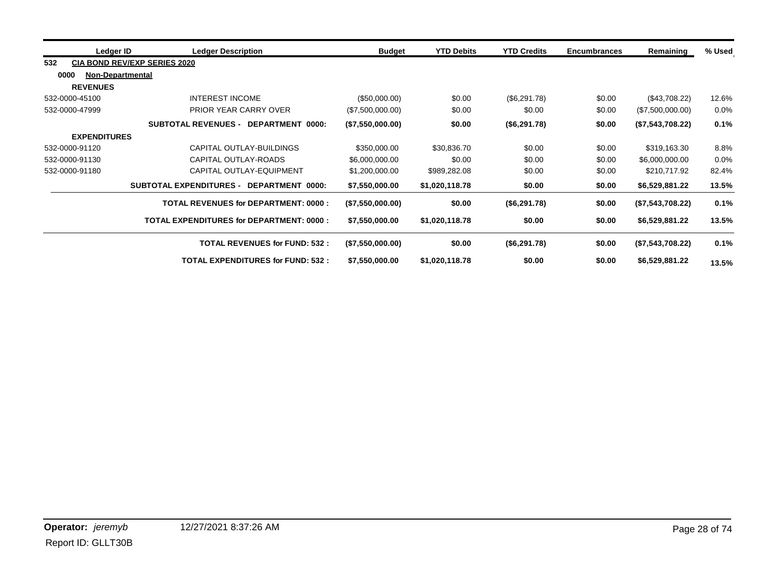| Ledger ID | Ledger Description | Budget | YTD Debits | YTD Credits | Encumbrances | Remaining | % Used |
|---|---|---|---|---|---|---|---|
| **532 CIA BOND REV/EXP SERIES 2020** | | | | | | | |
| **0000 Non-Departmental** | | | | | | | |
| **REVENUES** | | | | | | | |
| 532-0000-45100 | INTEREST INCOME | ($50,000.00) | $0.00 | ($6,291.78) | $0.00 | ($43,708.22) | 12.6% |
| 532-0000-47999 | PRIOR YEAR CARRY OVER | ($7,500,000.00) | $0.00 | $0.00 | $0.00 | ($7,500,000.00) | 0.0% |
| | **SUBTOTAL REVENUES - DEPARTMENT 0000:** | **($7,550,000.00)** | **$0.00** | **($6,291.78)** | **$0.00** | **($7,543,708.22)** | **0.1%** |
| **EXPENDITURES** | | | | | | | |
| 532-0000-91120 | CAPITAL OUTLAY-BUILDINGS | $350,000.00 | $30,836.70 | $0.00 | $0.00 | $319,163.30 | 8.8% |
| 532-0000-91130 | CAPITAL OUTLAY-ROADS | $6,000,000.00 | $0.00 | $0.00 | $0.00 | $6,000,000.00 | 0.0% |
| 532-0000-91180 | CAPITAL OUTLAY-EQUIPMENT | $1,200,000.00 | $989,282.08 | $0.00 | $0.00 | $210,717.92 | 82.4% |
| | **SUBTOTAL EXPENDITURES - DEPARTMENT 0000:** | **$7,550,000.00** | **$1,020,118.78** | **$0.00** | **$0.00** | **$6,529,881.22** | **13.5%** |
| | **TOTAL REVENUES for DEPARTMENT: 0000 :** | **($7,550,000.00)** | **$0.00** | **($6,291.78)** | **$0.00** | **($7,543,708.22)** | **0.1%** |
| | **TOTAL EXPENDITURES for DEPARTMENT: 0000 :** | **$7,550,000.00** | **$1,020,118.78** | **$0.00** | **$0.00** | **$6,529,881.22** | **13.5%** |
| | **TOTAL REVENUES for FUND: 532 :** | **($7,550,000.00)** | **$0.00** | **($6,291.78)** | **$0.00** | **($7,543,708.22)** | **0.1%** |
| | **TOTAL EXPENDITURES for FUND: 532 :** | **$7,550,000.00** | **$1,020,118.78** | **$0.00** | **$0.00** | **$6,529,881.22** | **13.5%** |

**Operator:** *jeremyb* 12/27/2021 8:37:26 AM

Report ID: GLLT30B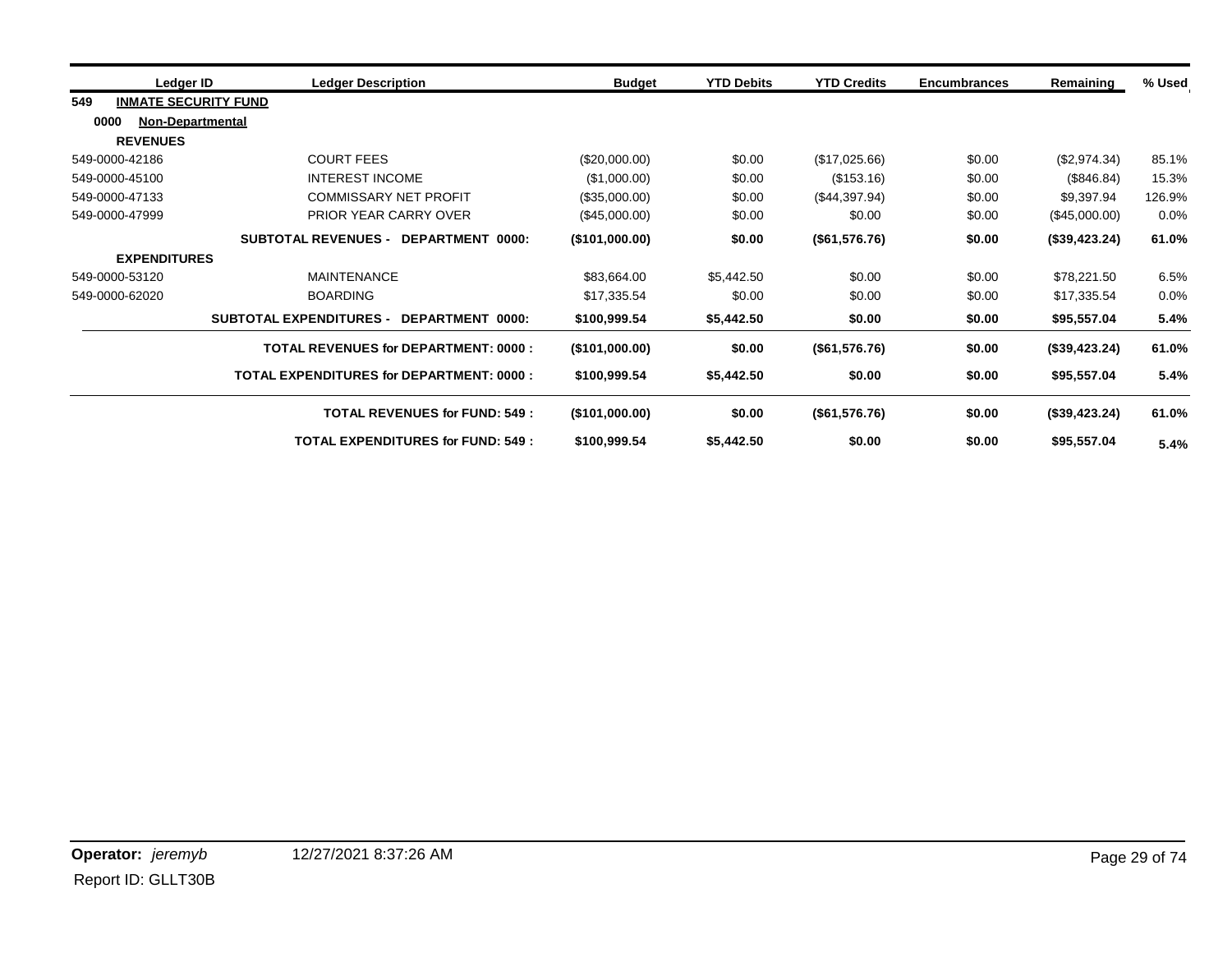| Ledger ID | Ledger Description | Budget | YTD Debits | YTD Credits | Encumbrances | Remaining | % Used |
|---|---|---|---|---|---|---|---|
| **549 INMATE SECURITY FUND** | | | | | | | |
| **0000 Non-Departmental** | | | | | | | |
| **REVENUES** | | | | | | | |
| 549-0000-42186 | COURT FEES | ($20,000.00) | $0.00 | ($17,025.66) | $0.00 | ($2,974.34) | 85.1% |
| 549-0000-45100 | INTEREST INCOME | ($1,000.00) | $0.00 | ($153.16) | $0.00 | ($846.84) | 15.3% |
| 549-0000-47133 | COMMISSARY NET PROFIT | ($35,000.00) | $0.00 | ($44,397.94) | $0.00 | $9,397.94 | 126.9% |
| 549-0000-47999 | PRIOR YEAR CARRY OVER | ($45,000.00) | $0.00 | $0.00 | $0.00 | ($45,000.00) | 0.0% |
| | **SUBTOTAL REVENUES - DEPARTMENT 0000:** | **($101,000.00)** | **$0.00** | **($61,576.76)** | **$0.00** | **($39,423.24)** | **61.0%** |
| **EXPENDITURES** | | | | | | | |
| 549-0000-53120 | MAINTENANCE | $83,664.00 | $5,442.50 | $0.00 | $0.00 | $78,221.50 | 6.5% |
| 549-0000-62020 | BOARDING | $17,335.54 | $0.00 | $0.00 | $0.00 | $17,335.54 | 0.0% |
| | **SUBTOTAL EXPENDITURES - DEPARTMENT 0000:** | **$100,999.54** | **$5,442.50** | **$0.00** | **$0.00** | **$95,557.04** | **5.4%** |
| | **TOTAL REVENUES for DEPARTMENT: 0000 :** | **($101,000.00)** | **$0.00** | **($61,576.76)** | **$0.00** | **($39,423.24)** | **61.0%** |
| | **TOTAL EXPENDITURES for DEPARTMENT: 0000 :** | **$100,999.54** | **$5,442.50** | **$0.00** | **$0.00** | **$95,557.04** | **5.4%** |
| | **TOTAL REVENUES for FUND: 549 :** | **($101,000.00)** | **$0.00** | **($61,576.76)** | **$0.00** | **($39,423.24)** | **61.0%** |
| | **TOTAL EXPENDITURES for FUND: 549 :** | **$100,999.54** | **$5,442.50** | **$0.00** | **$0.00** | **$95,557.04** | **5.4%** |

**Operator:** *jeremyb* 12/27/2021 8:37:26 AM

Report ID: GLLT30B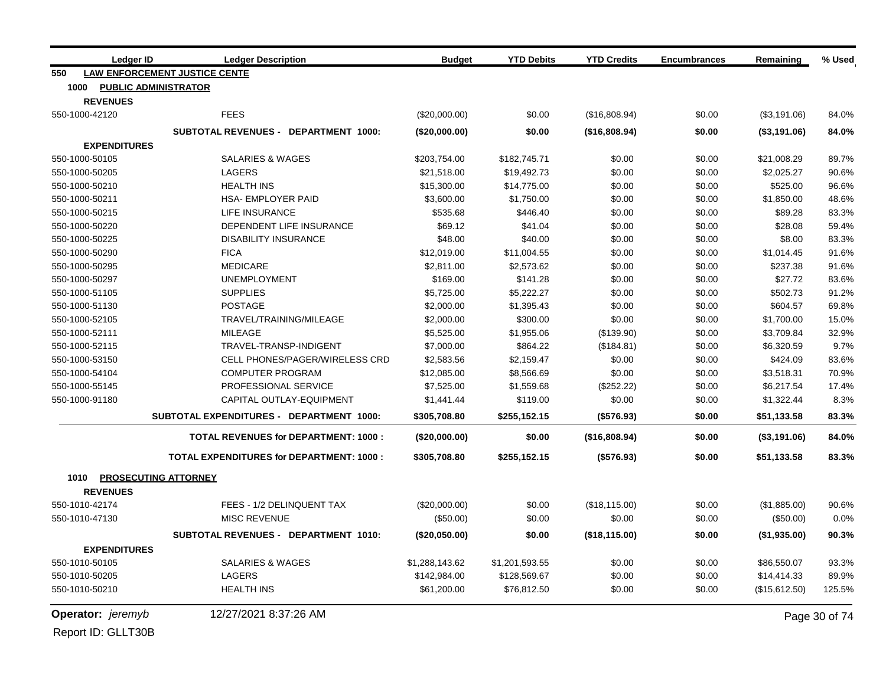| Ledger ID | Ledger Description | Budget | YTD Debits | YTD Credits | Encumbrances | Remaining | % Used |
|---|---|---|---|---|---|---|---|
| **550 LAW ENFORCEMENT JUSTICE CENTE** | | | | | | | |
| **1000 PUBLIC ADMINISTRATOR** | | | | | | | |
| **REVENUES** | | | | | | | |
| 550-1000-42120 | FEES | ($20,000.00) | $0.00 | ($16,808.94) | $0.00 | ($3,191.06) | 84.0% |
| | **SUBTOTAL REVENUES - DEPARTMENT 1000:** | **($20,000.00)** | **$0.00** | **($16,808.94)** | **$0.00** | **($3,191.06)** | **84.0%** |
| **EXPENDITURES** | | | | | | | |
| 550-1000-50105 | SALARIES & WAGES | $203,754.00 | $182,745.71 | $0.00 | $0.00 | $21,008.29 | 89.7% |
| 550-1000-50205 | LAGERS | $21,518.00 | $19,492.73 | $0.00 | $0.00 | $2,025.27 | 90.6% |
| 550-1000-50210 | HEALTH INS | $15,300.00 | $14,775.00 | $0.00 | $0.00 | $525.00 | 96.6% |
| 550-1000-50211 | HSA- EMPLOYER PAID | $3,600.00 | $1,750.00 | $0.00 | $0.00 | $1,850.00 | 48.6% |
| 550-1000-50215 | LIFE INSURANCE | $535.68 | $446.40 | $0.00 | $0.00 | $89.28 | 83.3% |
| 550-1000-50220 | DEPENDENT LIFE INSURANCE | $69.12 | $41.04 | $0.00 | $0.00 | $28.08 | 59.4% |
| 550-1000-50225 | DISABILITY INSURANCE | $48.00 | $40.00 | $0.00 | $0.00 | $8.00 | 83.3% |
| 550-1000-50290 | FICA | $12,019.00 | $11,004.55 | $0.00 | $0.00 | $1,014.45 | 91.6% |
| 550-1000-50295 | MEDICARE | $2,811.00 | $2,573.62 | $0.00 | $0.00 | $237.38 | 91.6% |
| 550-1000-50297 | UNEMPLOYMENT | $169.00 | $141.28 | $0.00 | $0.00 | $27.72 | 83.6% |
| 550-1000-51105 | SUPPLIES | $5,725.00 | $5,222.27 | $0.00 | $0.00 | $502.73 | 91.2% |
| 550-1000-51130 | POSTAGE | $2,000.00 | $1,395.43 | $0.00 | $0.00 | $604.57 | 69.8% |
| 550-1000-52105 | TRAVEL/TRAINING/MILEAGE | $2,000.00 | $300.00 | $0.00 | $0.00 | $1,700.00 | 15.0% |
| 550-1000-52111 | MILEAGE | $5,525.00 | $1,955.06 | ($139.90) | $0.00 | $3,709.84 | 32.9% |
| 550-1000-52115 | TRAVEL-TRANSP-INDIGENT | $7,000.00 | $864.22 | ($184.81) | $0.00 | $6,320.59 | 9.7% |
| 550-1000-53150 | CELL PHONES/PAGER/WIRELESS CRD | $2,583.56 | $2,159.47 | $0.00 | $0.00 | $424.09 | 83.6% |
| 550-1000-54104 | COMPUTER PROGRAM | $12,085.00 | $8,566.69 | $0.00 | $0.00 | $3,518.31 | 70.9% |
| 550-1000-55145 | PROFESSIONAL SERVICE | $7,525.00 | $1,559.68 | ($252.22) | $0.00 | $6,217.54 | 17.4% |
| 550-1000-91180 | CAPITAL OUTLAY-EQUIPMENT | $1,441.44 | $119.00 | $0.00 | $0.00 | $1,322.44 | 8.3% |
| | **SUBTOTAL EXPENDITURES - DEPARTMENT 1000:** | **$305,708.80** | **$255,152.15** | **($576.93)** | **$0.00** | **$51,133.58** | **83.3%** |
| | **TOTAL REVENUES for DEPARTMENT: 1000 :** | **($20,000.00)** | **$0.00** | **($16,808.94)** | **$0.00** | **($3,191.06)** | **84.0%** |
| | **TOTAL EXPENDITURES for DEPARTMENT: 1000 :** | **$305,708.80** | **$255,152.15** | **($576.93)** | **$0.00** | **$51,133.58** | **83.3%** |
| **1010 PROSECUTING ATTORNEY** | | | | | | | |
| **REVENUES** | | | | | | | |
| 550-1010-42174 | FEES - 1/2 DELINQUENT TAX | ($20,000.00) | $0.00 | ($18,115.00) | $0.00 | ($1,885.00) | 90.6% |
| 550-1010-47130 | MISC REVENUE | ($50.00) | $0.00 | $0.00 | $0.00 | ($50.00) | 0.0% |
| | **SUBTOTAL REVENUES - DEPARTMENT 1010:** | **($20,050.00)** | **$0.00** | **($18,115.00)** | **$0.00** | **($1,935.00)** | **90.3%** |
| **EXPENDITURES** | | | | | | | |
| 550-1010-50105 | SALARIES & WAGES | $1,288,143.62 | $1,201,593.55 | $0.00 | $0.00 | $86,550.07 | 93.3% |
| 550-1010-50205 | LAGERS | $142,984.00 | $128,569.67 | $0.00 | $0.00 | $14,414.33 | 89.9% |
| 550-1010-50210 | HEALTH INS | $61,200.00 | $76,812.50 | $0.00 | $0.00 | ($15,612.50) | 125.5% |

**Operator:** *jeremyb* 12/27/2021 8:37:26 AM

Report ID: GLLT30B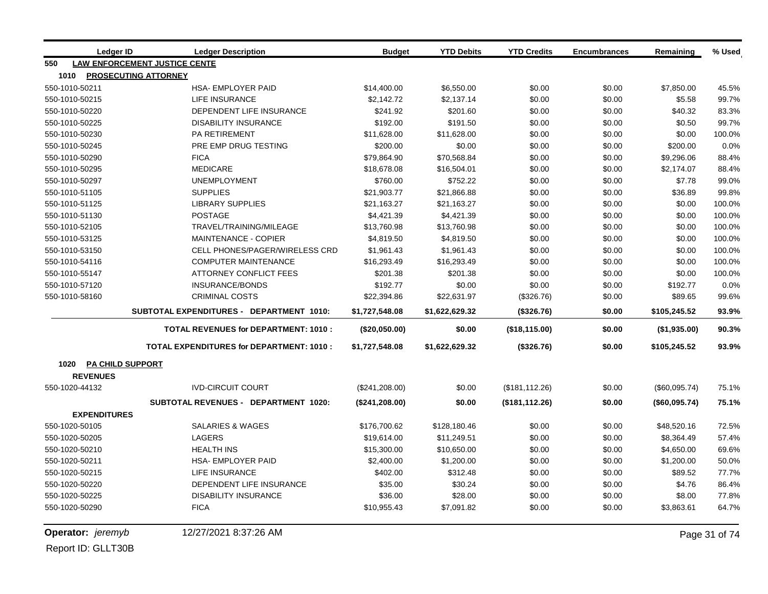| Ledger ID | Ledger Description | Budget | YTD Debits | YTD Credits | Encumbrances | Remaining | % Used |
|---|---|---|---|---|---|---|---|
| **550 LAW ENFORCEMENT JUSTICE CENTE** | | | | | | | |
| **1010 PROSECUTING ATTORNEY** | | | | | | | |
| 550-1010-50211 | HSA- EMPLOYER PAID | $14,400.00 | $6,550.00 | $0.00 | $0.00 | $7,850.00 | 45.5% |
| 550-1010-50215 | LIFE INSURANCE | $2,142.72 | $2,137.14 | $0.00 | $0.00 | $5.58 | 99.7% |
| 550-1010-50220 | DEPENDENT LIFE INSURANCE | $241.92 | $201.60 | $0.00 | $0.00 | $40.32 | 83.3% |
| 550-1010-50225 | DISABILITY INSURANCE | $192.00 | $191.50 | $0.00 | $0.00 | $0.50 | 99.7% |
| 550-1010-50230 | PA RETIREMENT | $11,628.00 | $11,628.00 | $0.00 | $0.00 | $0.00 | 100.0% |
| 550-1010-50245 | PRE EMP DRUG TESTING | $200.00 | $0.00 | $0.00 | $0.00 | $200.00 | 0.0% |
| 550-1010-50290 | FICA | $79,864.90 | $70,568.84 | $0.00 | $0.00 | $9,296.06 | 88.4% |
| 550-1010-50295 | MEDICARE | $18,678.08 | $16,504.01 | $0.00 | $0.00 | $2,174.07 | 88.4% |
| 550-1010-50297 | UNEMPLOYMENT | $760.00 | $752.22 | $0.00 | $0.00 | $7.78 | 99.0% |
| 550-1010-51105 | SUPPLIES | $21,903.77 | $21,866.88 | $0.00 | $0.00 | $36.89 | 99.8% |
| 550-1010-51125 | LIBRARY SUPPLIES | $21,163.27 | $21,163.27 | $0.00 | $0.00 | $0.00 | 100.0% |
| 550-1010-51130 | POSTAGE | $4,421.39 | $4,421.39 | $0.00 | $0.00 | $0.00 | 100.0% |
| 550-1010-52105 | TRAVEL/TRAINING/MILEAGE | $13,760.98 | $13,760.98 | $0.00 | $0.00 | $0.00 | 100.0% |
| 550-1010-53125 | MAINTENANCE - COPIER | $4,819.50 | $4,819.50 | $0.00 | $0.00 | $0.00 | 100.0% |
| 550-1010-53150 | CELL PHONES/PAGER/WIRELESS CRD | $1,961.43 | $1,961.43 | $0.00 | $0.00 | $0.00 | 100.0% |
| 550-1010-54116 | COMPUTER MAINTENANCE | $16,293.49 | $16,293.49 | $0.00 | $0.00 | $0.00 | 100.0% |
| 550-1010-55147 | ATTORNEY CONFLICT FEES | $201.38 | $201.38 | $0.00 | $0.00 | $0.00 | 100.0% |
| 550-1010-57120 | INSURANCE/BONDS | $192.77 | $0.00 | $0.00 | $0.00 | $192.77 | 0.0% |
| 550-1010-58160 | CRIMINAL COSTS | $22,394.86 | $22,631.97 | ($326.76) | $0.00 | $89.65 | 99.6% |
| | **SUBTOTAL EXPENDITURES - DEPARTMENT 1010:** | **$1,727,548.08** | **$1,622,629.32** | **($326.76)** | **$0.00** | **$105,245.52** | **93.9%** |
| | **TOTAL REVENUES for DEPARTMENT: 1010 :** | **($20,050.00)** | **$0.00** | **($18,115.00)** | **$0.00** | **($1,935.00)** | **90.3%** |
| | **TOTAL EXPENDITURES for DEPARTMENT: 1010 :** | **$1,727,548.08** | **$1,622,629.32** | **($326.76)** | **$0.00** | **$105,245.52** | **93.9%** |
| **1020 PA CHILD SUPPORT** | | | | | | | |
| **REVENUES** | | | | | | | |
| 550-1020-44132 | IVD-CIRCUIT COURT | ($241,208.00) | $0.00 | ($181,112.26) | $0.00 | ($60,095.74) | 75.1% |
| | **SUBTOTAL REVENUES - DEPARTMENT 1020:** | **($241,208.00)** | **$0.00** | **($181,112.26)** | **$0.00** | **($60,095.74)** | **75.1%** |
| **EXPENDITURES** | | | | | | | |
| 550-1020-50105 | SALARIES & WAGES | $176,700.62 | $128,180.46 | $0.00 | $0.00 | $48,520.16 | 72.5% |
| 550-1020-50205 | LAGERS | $19,614.00 | $11,249.51 | $0.00 | $0.00 | $8,364.49 | 57.4% |
| 550-1020-50210 | HEALTH INS | $15,300.00 | $10,650.00 | $0.00 | $0.00 | $4,650.00 | 69.6% |
| 550-1020-50211 | HSA- EMPLOYER PAID | $2,400.00 | $1,200.00 | $0.00 | $0.00 | $1,200.00 | 50.0% |
| 550-1020-50215 | LIFE INSURANCE | $402.00 | $312.48 | $0.00 | $0.00 | $89.52 | 77.7% |
| 550-1020-50220 | DEPENDENT LIFE INSURANCE | $35.00 | $30.24 | $0.00 | $0.00 | $4.76 | 86.4% |
| 550-1020-50225 | DISABILITY INSURANCE | $36.00 | $28.00 | $0.00 | $0.00 | $8.00 | 77.8% |
| 550-1020-50290 | FICA | $10,955.43 | $7,091.82 | $0.00 | $0.00 | $3,863.61 | 64.7% |

**Operator:** *jeremyb* 12/27/2021 8:37:26 AM

Report ID: GLLT30B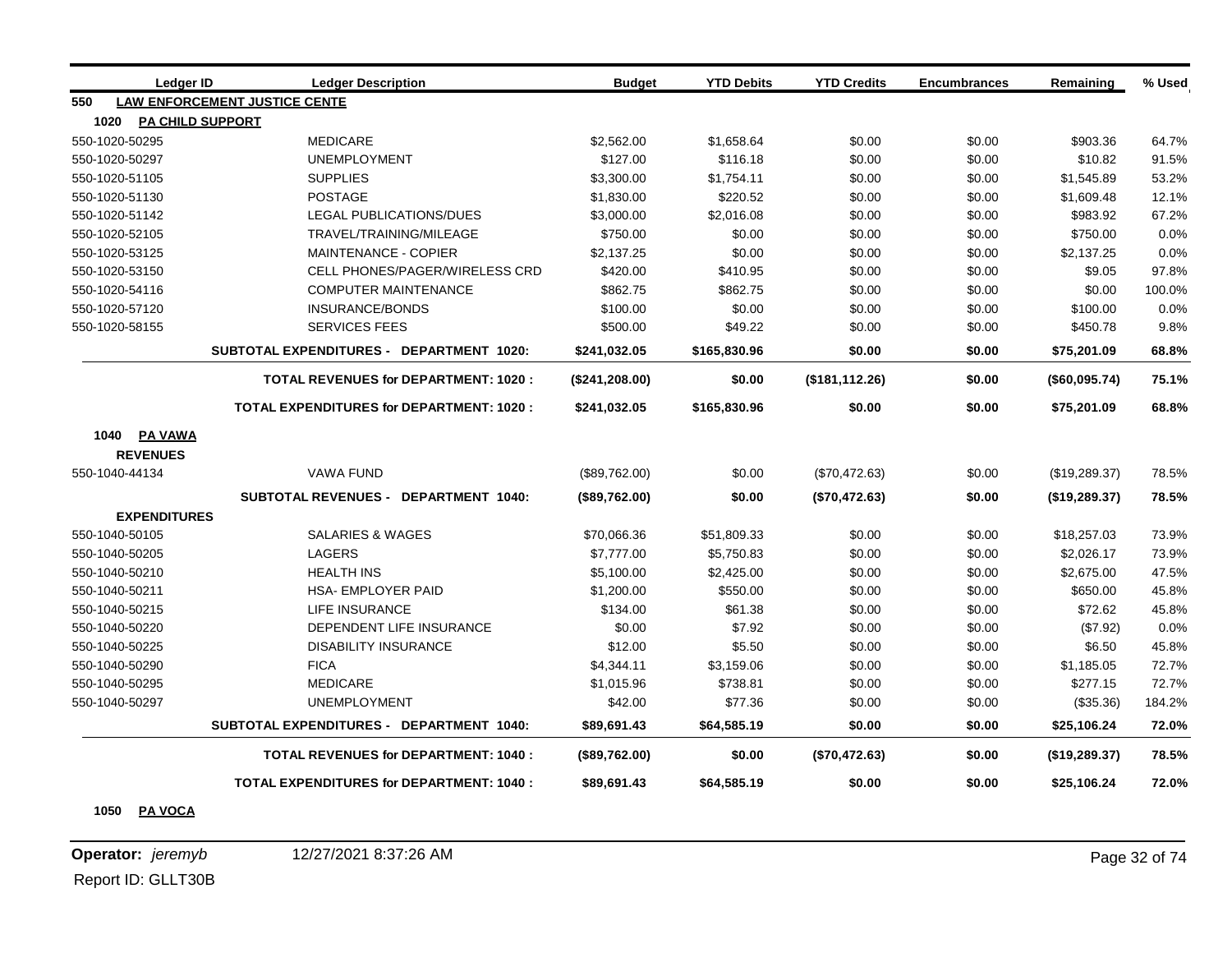| Ledger ID | Ledger Description | Budget | YTD Debits | YTD Credits | Encumbrances | Remaining | % Used |
|---|---|---|---|---|---|---|---|
| **550 LAW ENFORCEMENT JUSTICE CENTE** | | | | | | | |
| **1020 PA CHILD SUPPORT** | | | | | | | |
| 550-1020-50295 | MEDICARE | $2,562.00 | $1,658.64 | $0.00 | $0.00 | $903.36 | 64.7% |
| 550-1020-50297 | UNEMPLOYMENT | $127.00 | $116.18 | $0.00 | $0.00 | $10.82 | 91.5% |
| 550-1020-51105 | SUPPLIES | $3,300.00 | $1,754.11 | $0.00 | $0.00 | $1,545.89 | 53.2% |
| 550-1020-51130 | POSTAGE | $1,830.00 | $220.52 | $0.00 | $0.00 | $1,609.48 | 12.1% |
| 550-1020-51142 | LEGAL PUBLICATIONS/DUES | $3,000.00 | $2,016.08 | $0.00 | $0.00 | $983.92 | 67.2% |
| 550-1020-52105 | TRAVEL/TRAINING/MILEAGE | $750.00 | $0.00 | $0.00 | $0.00 | $750.00 | 0.0% |
| 550-1020-53125 | MAINTENANCE - COPIER | $2,137.25 | $0.00 | $0.00 | $0.00 | $2,137.25 | 0.0% |
| 550-1020-53150 | CELL PHONES/PAGER/WIRELESS CRD | $420.00 | $410.95 | $0.00 | $0.00 | $9.05 | 97.8% |
| 550-1020-54116 | COMPUTER MAINTENANCE | $862.75 | $862.75 | $0.00 | $0.00 | $0.00 | 100.0% |
| 550-1020-57120 | INSURANCE/BONDS | $100.00 | $0.00 | $0.00 | $0.00 | $100.00 | 0.0% |
| 550-1020-58155 | SERVICES FEES | $500.00 | $49.22 | $0.00 | $0.00 | $450.78 | 9.8% |
| | **SUBTOTAL EXPENDITURES - DEPARTMENT 1020:** | **$241,032.05** | **$165,830.96** | **$0.00** | **$0.00** | **$75,201.09** | **68.8%** |
| | **TOTAL REVENUES for DEPARTMENT: 1020 :** | **($241,208.00)** | **$0.00** | **($181,112.26)** | **$0.00** | **($60,095.74)** | **75.1%** |
| | **TOTAL EXPENDITURES for DEPARTMENT: 1020 :** | **$241,032.05** | **$165,830.96** | **$0.00** | **$0.00** | **$75,201.09** | **68.8%** |
| **1040 PA VAWA** | | | | | | | |
| **REVENUES** | | | | | | | |
| 550-1040-44134 | VAWA FUND | ($89,762.00) | $0.00 | ($70,472.63) | $0.00 | ($19,289.37) | 78.5% |
| | **SUBTOTAL REVENUES - DEPARTMENT 1040:** | **($89,762.00)** | **$0.00** | **($70,472.63)** | **$0.00** | **($19,289.37)** | **78.5%** |
| **EXPENDITURES** | | | | | | | |
| 550-1040-50105 | SALARIES & WAGES | $70,066.36 | $51,809.33 | $0.00 | $0.00 | $18,257.03 | 73.9% |
| 550-1040-50205 | LAGERS | $7,777.00 | $5,750.83 | $0.00 | $0.00 | $2,026.17 | 73.9% |
| 550-1040-50210 | HEALTH INS | $5,100.00 | $2,425.00 | $0.00 | $0.00 | $2,675.00 | 47.5% |
| 550-1040-50211 | HSA- EMPLOYER PAID | $1,200.00 | $550.00 | $0.00 | $0.00 | $650.00 | 45.8% |
| 550-1040-50215 | LIFE INSURANCE | $134.00 | $61.38 | $0.00 | $0.00 | $72.62 | 45.8% |
| 550-1040-50220 | DEPENDENT LIFE INSURANCE | $0.00 | $7.92 | $0.00 | $0.00 | ($7.92) | 0.0% |
| 550-1040-50225 | DISABILITY INSURANCE | $12.00 | $5.50 | $0.00 | $0.00 | $6.50 | 45.8% |
| 550-1040-50290 | FICA | $4,344.11 | $3,159.06 | $0.00 | $0.00 | $1,185.05 | 72.7% |
| 550-1040-50295 | MEDICARE | $1,015.96 | $738.81 | $0.00 | $0.00 | $277.15 | 72.7% |
| 550-1040-50297 | UNEMPLOYMENT | $42.00 | $77.36 | $0.00 | $0.00 | ($35.36) | 184.2% |
| | **SUBTOTAL EXPENDITURES - DEPARTMENT 1040:** | **$89,691.43** | **$64,585.19** | **$0.00** | **$0.00** | **$25,106.24** | **72.0%** |
| | **TOTAL REVENUES for DEPARTMENT: 1040 :** | **($89,762.00)** | **$0.00** | **($70,472.63)** | **$0.00** | **($19,289.37)** | **78.5%** |
| | **TOTAL EXPENDITURES for DEPARTMENT: 1040 :** | **$89,691.43** | **$64,585.19** | **$0.00** | **$0.00** | **$25,106.24** | **72.0%** |
| **1050 PA VOCA** | | | | | | | |

**Operator:** *jeremyb* 12/27/2021 8:37:26 AM

Report ID: GLLT30B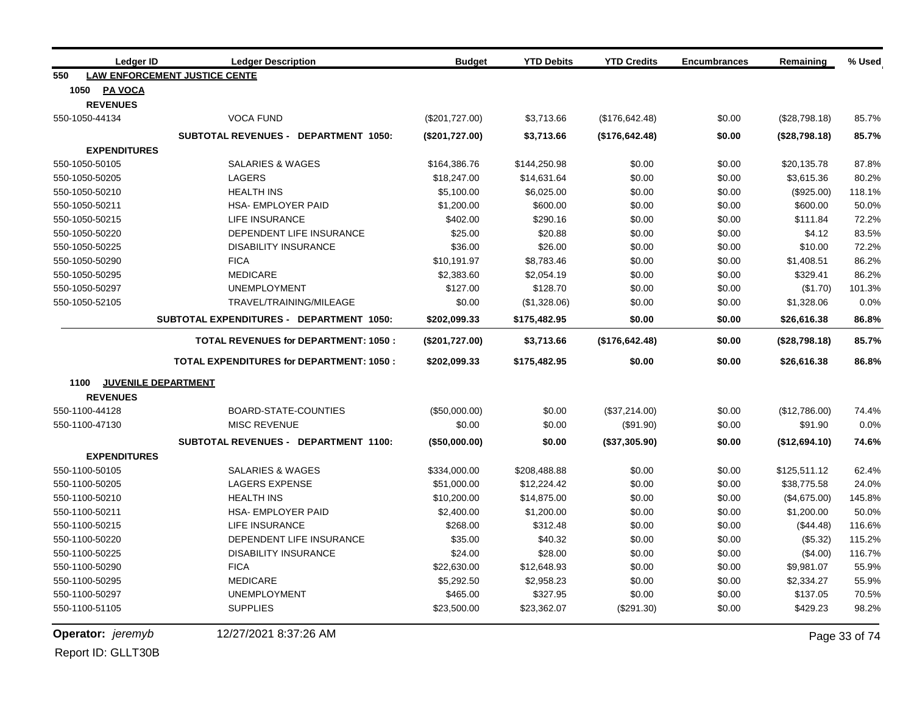| Ledger ID | Ledger Description | Budget | YTD Debits | YTD Credits | Encumbrances | Remaining | % Used |
|---|---|---|---|---|---|---|---|
| **550** | **LAW ENFORCEMENT JUSTICE CENTE** | | | | | | |
| **1050** | **PA VOCA** | | | | | | |
| **REVENUES** | | | | | | | |
| 550-1050-44134 | VOCA FUND | ($201,727.00) | $3,713.66 | ($176,642.48) | $0.00 | ($28,798.18) | 85.7% |
| | **SUBTOTAL REVENUES - DEPARTMENT 1050:** | **($201,727.00)** | **$3,713.66** | **($176,642.48)** | **$0.00** | **($28,798.18)** | **85.7%** |
| **EXPENDITURES** | | | | | | | |
| 550-1050-50105 | SALARIES & WAGES | $164,386.76 | $144,250.98 | $0.00 | $0.00 | $20,135.78 | 87.8% |
| 550-1050-50205 | LAGERS | $18,247.00 | $14,631.64 | $0.00 | $0.00 | $3,615.36 | 80.2% |
| 550-1050-50210 | HEALTH INS | $5,100.00 | $6,025.00 | $0.00 | $0.00 | ($925.00) | 118.1% |
| 550-1050-50211 | HSA- EMPLOYER PAID | $1,200.00 | $600.00 | $0.00 | $0.00 | $600.00 | 50.0% |
| 550-1050-50215 | LIFE INSURANCE | $402.00 | $290.16 | $0.00 | $0.00 | $111.84 | 72.2% |
| 550-1050-50220 | DEPENDENT LIFE INSURANCE | $25.00 | $20.88 | $0.00 | $0.00 | $4.12 | 83.5% |
| 550-1050-50225 | DISABILITY INSURANCE | $36.00 | $26.00 | $0.00 | $0.00 | $10.00 | 72.2% |
| 550-1050-50290 | FICA | $10,191.97 | $8,783.46 | $0.00 | $0.00 | $1,408.51 | 86.2% |
| 550-1050-50295 | MEDICARE | $2,383.60 | $2,054.19 | $0.00 | $0.00 | $329.41 | 86.2% |
| 550-1050-50297 | UNEMPLOYMENT | $127.00 | $128.70 | $0.00 | $0.00 | ($1.70) | 101.3% |
| 550-1050-52105 | TRAVEL/TRAINING/MILEAGE | $0.00 | ($1,328.06) | $0.00 | $0.00 | $1,328.06 | 0.0% |
| | **SUBTOTAL EXPENDITURES - DEPARTMENT 1050:** | **$202,099.33** | **$175,482.95** | **$0.00** | **$0.00** | **$26,616.38** | **86.8%** |
| | **TOTAL REVENUES for DEPARTMENT: 1050 :** | **($201,727.00)** | **$3,713.66** | **($176,642.48)** | **$0.00** | **($28,798.18)** | **85.7%** |
| | **TOTAL EXPENDITURES for DEPARTMENT: 1050 :** | **$202,099.33** | **$175,482.95** | **$0.00** | **$0.00** | **$26,616.38** | **86.8%** |
| **1100** | **JUVENILE DEPARTMENT** | | | | | | |
| **REVENUES** | | | | | | | |
| 550-1100-44128 | BOARD-STATE-COUNTIES | ($50,000.00) | $0.00 | ($37,214.00) | $0.00 | ($12,786.00) | 74.4% |
| 550-1100-47130 | MISC REVENUE | $0.00 | $0.00 | ($91.90) | $0.00 | $91.90 | 0.0% |
| | **SUBTOTAL REVENUES - DEPARTMENT 1100:** | **($50,000.00)** | **$0.00** | **($37,305.90)** | **$0.00** | **($12,694.10)** | **74.6%** |
| **EXPENDITURES** | | | | | | | |
| 550-1100-50105 | SALARIES & WAGES | $334,000.00 | $208,488.88 | $0.00 | $0.00 | $125,511.12 | 62.4% |
| 550-1100-50205 | LAGERS EXPENSE | $51,000.00 | $12,224.42 | $0.00 | $0.00 | $38,775.58 | 24.0% |
| 550-1100-50210 | HEALTH INS | $10,200.00 | $14,875.00 | $0.00 | $0.00 | ($4,675.00) | 145.8% |
| 550-1100-50211 | HSA- EMPLOYER PAID | $2,400.00 | $1,200.00 | $0.00 | $0.00 | $1,200.00 | 50.0% |
| 550-1100-50215 | LIFE INSURANCE | $268.00 | $312.48 | $0.00 | $0.00 | ($44.48) | 116.6% |
| 550-1100-50220 | DEPENDENT LIFE INSURANCE | $35.00 | $40.32 | $0.00 | $0.00 | ($5.32) | 115.2% |
| 550-1100-50225 | DISABILITY INSURANCE | $24.00 | $28.00 | $0.00 | $0.00 | ($4.00) | 116.7% |
| 550-1100-50290 | FICA | $22,630.00 | $12,648.93 | $0.00 | $0.00 | $9,981.07 | 55.9% |
| 550-1100-50295 | MEDICARE | $5,292.50 | $2,958.23 | $0.00 | $0.00 | $2,334.27 | 55.9% |
| 550-1100-50297 | UNEMPLOYMENT | $465.00 | $327.95 | $0.00 | $0.00 | $137.05 | 70.5% |
| 550-1100-51105 | SUPPLIES | $23,500.00 | $23,362.07 | ($291.30) | $0.00 | $429.23 | 98.2% |

Operator: *jeremyb* 12/27/2021 8:37:26 AM

Report ID: GLLT30B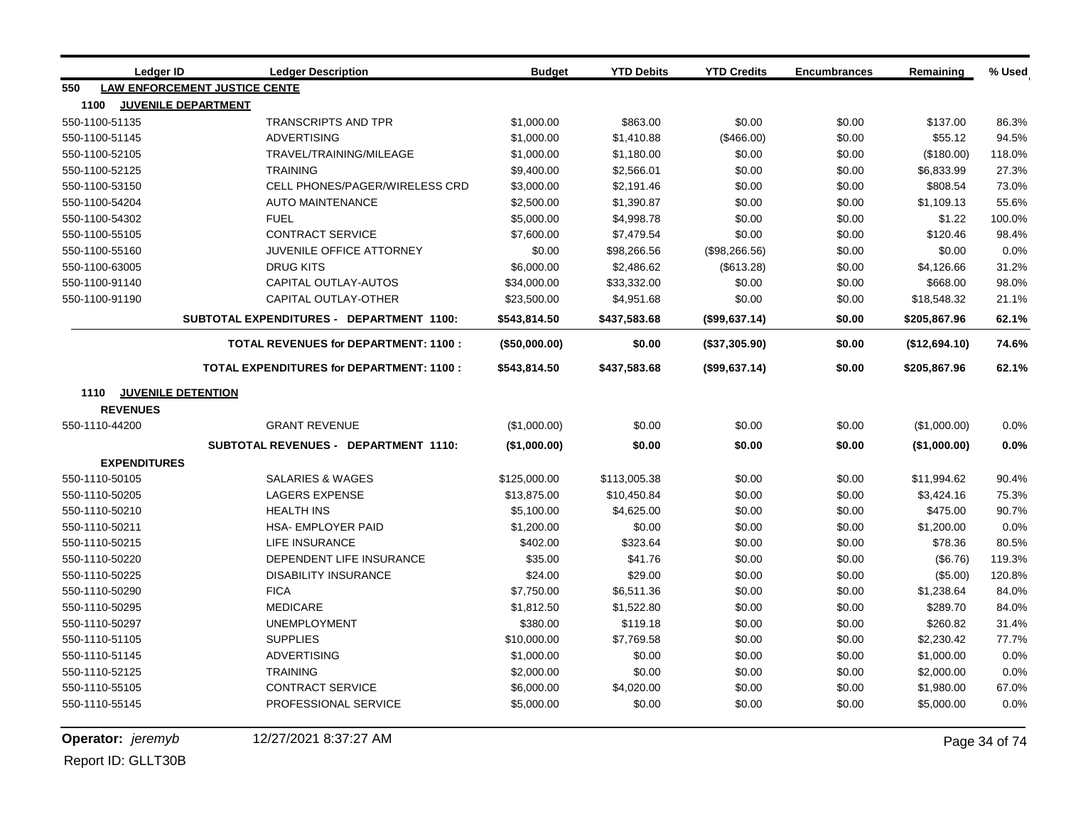| Ledger ID | Ledger Description | Budget | YTD Debits | YTD Credits | Encumbrances | Remaining | % Used |
|---|---|---|---|---|---|---|---|
| **550 LAW ENFORCEMENT JUSTICE CENTE** | | | | | | | |
| **1100 JUVENILE DEPARTMENT** | | | | | | | |
| 550-1100-51135 | TRANSCRIPTS AND TPR | $1,000.00 | $863.00 | $0.00 | $0.00 | $137.00 | 86.3% |
| 550-1100-51145 | ADVERTISING | $1,000.00 | $1,410.88 | ($466.00) | $0.00 | $55.12 | 94.5% |
| 550-1100-52105 | TRAVEL/TRAINING/MILEAGE | $1,000.00 | $1,180.00 | $0.00 | $0.00 | ($180.00) | 118.0% |
| 550-1100-52125 | TRAINING | $9,400.00 | $2,566.01 | $0.00 | $0.00 | $6,833.99 | 27.3% |
| 550-1100-53150 | CELL PHONES/PAGER/WIRELESS CRD | $3,000.00 | $2,191.46 | $0.00 | $0.00 | $808.54 | 73.0% |
| 550-1100-54204 | AUTO MAINTENANCE | $2,500.00 | $1,390.87 | $0.00 | $0.00 | $1,109.13 | 55.6% |
| 550-1100-54302 | FUEL | $5,000.00 | $4,998.78 | $0.00 | $0.00 | $1.22 | 100.0% |
| 550-1100-55105 | CONTRACT SERVICE | $7,600.00 | $7,479.54 | $0.00 | $0.00 | $120.46 | 98.4% |
| 550-1100-55160 | JUVENILE OFFICE ATTORNEY | $0.00 | $98,266.56 | ($98,266.56) | $0.00 | $0.00 | 0.0% |
| 550-1100-63005 | DRUG KITS | $6,000.00 | $2,486.62 | ($613.28) | $0.00 | $4,126.66 | 31.2% |
| 550-1100-91140 | CAPITAL OUTLAY-AUTOS | $34,000.00 | $33,332.00 | $0.00 | $0.00 | $668.00 | 98.0% |
| 550-1100-91190 | CAPITAL OUTLAY-OTHER | $23,500.00 | $4,951.68 | $0.00 | $0.00 | $18,548.32 | 21.1% |
| | **SUBTOTAL EXPENDITURES - DEPARTMENT 1100:** | **$543,814.50** | **$437,583.68** | **($99,637.14)** | **$0.00** | **$205,867.96** | **62.1%** |
| | **TOTAL REVENUES for DEPARTMENT: 1100 :** | **($50,000.00)** | **$0.00** | **($37,305.90)** | **$0.00** | **($12,694.10)** | **74.6%** |
| | **TOTAL EXPENDITURES for DEPARTMENT: 1100 :** | **$543,814.50** | **$437,583.68** | **($99,637.14)** | **$0.00** | **$205,867.96** | **62.1%** |
| **1110 JUVENILE DETENTION** | | | | | | | |
| **REVENUES** | | | | | | | |
| 550-1110-44200 | GRANT REVENUE | ($1,000.00) | $0.00 | $0.00 | $0.00 | ($1,000.00) | 0.0% |
| | **SUBTOTAL REVENUES - DEPARTMENT 1110:** | **($1,000.00)** | **$0.00** | **$0.00** | **$0.00** | **($1,000.00)** | **0.0%** |
| **EXPENDITURES** | | | | | | | |
| 550-1110-50105 | SALARIES & WAGES | $125,000.00 | $113,005.38 | $0.00 | $0.00 | $11,994.62 | 90.4% |
| 550-1110-50205 | LAGERS EXPENSE | $13,875.00 | $10,450.84 | $0.00 | $0.00 | $3,424.16 | 75.3% |
| 550-1110-50210 | HEALTH INS | $5,100.00 | $4,625.00 | $0.00 | $0.00 | $475.00 | 90.7% |
| 550-1110-50211 | HSA- EMPLOYER PAID | $1,200.00 | $0.00 | $0.00 | $0.00 | $1,200.00 | 0.0% |
| 550-1110-50215 | LIFE INSURANCE | $402.00 | $323.64 | $0.00 | $0.00 | $78.36 | 80.5% |
| 550-1110-50220 | DEPENDENT LIFE INSURANCE | $35.00 | $41.76 | $0.00 | $0.00 | ($6.76) | 119.3% |
| 550-1110-50225 | DISABILITY INSURANCE | $24.00 | $29.00 | $0.00 | $0.00 | ($5.00) | 120.8% |
| 550-1110-50290 | FICA | $7,750.00 | $6,511.36 | $0.00 | $0.00 | $1,238.64 | 84.0% |
| 550-1110-50295 | MEDICARE | $1,812.50 | $1,522.80 | $0.00 | $0.00 | $289.70 | 84.0% |
| 550-1110-50297 | UNEMPLOYMENT | $380.00 | $119.18 | $0.00 | $0.00 | $260.82 | 31.4% |
| 550-1110-51105 | SUPPLIES | $10,000.00 | $7,769.58 | $0.00 | $0.00 | $2,230.42 | 77.7% |
| 550-1110-51145 | ADVERTISING | $1,000.00 | $0.00 | $0.00 | $0.00 | $1,000.00 | 0.0% |
| 550-1110-52125 | TRAINING | $2,000.00 | $0.00 | $0.00 | $0.00 | $2,000.00 | 0.0% |
| 550-1110-55105 | CONTRACT SERVICE | $6,000.00 | $4,020.00 | $0.00 | $0.00 | $1,980.00 | 67.0% |
| 550-1110-55145 | PROFESSIONAL SERVICE | $5,000.00 | $0.00 | $0.00 | $0.00 | $5,000.00 | 0.0% |

**Operator:** *jeremyb* 12/27/2021 8:37:27 AM

Report ID: GLLT30B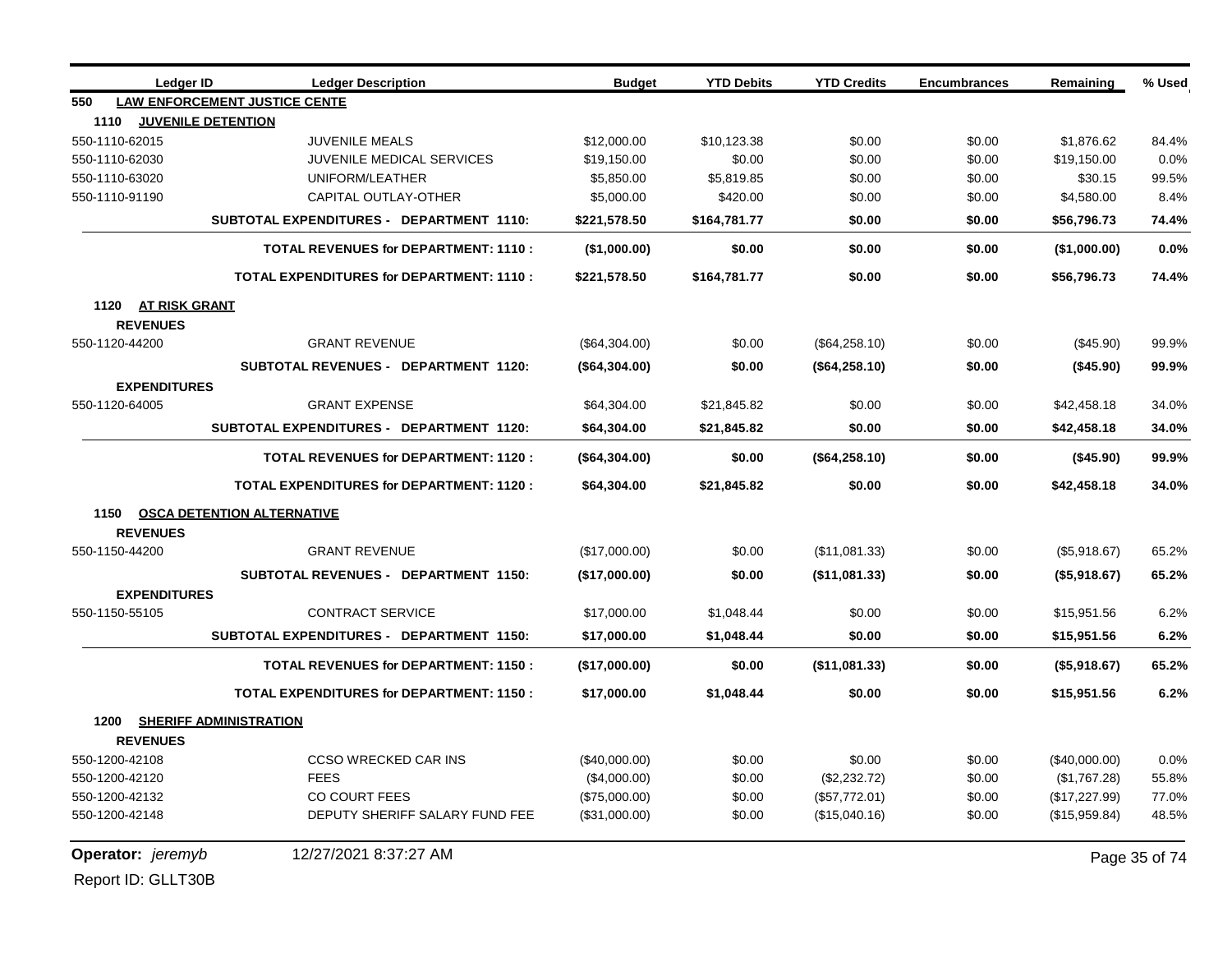| Ledger ID | Ledger Description | Budget | YTD Debits | YTD Credits | Encumbrances | Remaining | % Used |
|---|---|---|---|---|---|---|---|
| **550 LAW ENFORCEMENT JUSTICE CENTE** | | | | | | | |
| **1110 JUVENILE DETENTION** | | | | | | | |
| 550-1110-62015 | JUVENILE MEALS | $12,000.00 | $10,123.38 | $0.00 | $0.00 | $1,876.62 | 84.4% |
| 550-1110-62030 | JUVENILE MEDICAL SERVICES | $19,150.00 | $0.00 | $0.00 | $0.00 | $19,150.00 | 0.0% |
| 550-1110-63020 | UNIFORM/LEATHER | $5,850.00 | $5,819.85 | $0.00 | $0.00 | $30.15 | 99.5% |
| 550-1110-91190 | CAPITAL OUTLAY-OTHER | $5,000.00 | $420.00 | $0.00 | $0.00 | $4,580.00 | 8.4% |
| | **SUBTOTAL EXPENDITURES - DEPARTMENT 1110:** | **$221,578.50** | **$164,781.77** | **$0.00** | **$0.00** | **$56,796.73** | **74.4%** |
| | **TOTAL REVENUES for DEPARTMENT: 1110 :** | **($1,000.00)** | **$0.00** | **$0.00** | **$0.00** | **($1,000.00)** | **0.0%** |
| | **TOTAL EXPENDITURES for DEPARTMENT: 1110 :** | **$221,578.50** | **$164,781.77** | **$0.00** | **$0.00** | **$56,796.73** | **74.4%** |
| **1120 AT RISK GRANT** | | | | | | | |
| **REVENUES** | | | | | | | |
| 550-1120-44200 | GRANT REVENUE | ($64,304.00) | $0.00 | ($64,258.10) | $0.00 | ($45.90) | 99.9% |
| | **SUBTOTAL REVENUES - DEPARTMENT 1120:** | **($64,304.00)** | **$0.00** | **($64,258.10)** | **$0.00** | **($45.90)** | **99.9%** |
| **EXPENDITURES** | | | | | | | |
| 550-1120-64005 | GRANT EXPENSE | $64,304.00 | $21,845.82 | $0.00 | $0.00 | $42,458.18 | 34.0% |
| | **SUBTOTAL EXPENDITURES - DEPARTMENT 1120:** | **$64,304.00** | **$21,845.82** | **$0.00** | **$0.00** | **$42,458.18** | **34.0%** |
| | **TOTAL REVENUES for DEPARTMENT: 1120 :** | **($64,304.00)** | **$0.00** | **($64,258.10)** | **$0.00** | **($45.90)** | **99.9%** |
| | **TOTAL EXPENDITURES for DEPARTMENT: 1120 :** | **$64,304.00** | **$21,845.82** | **$0.00** | **$0.00** | **$42,458.18** | **34.0%** |
| **1150 OSCA DETENTION ALTERNATIVE** | | | | | | | |
| **REVENUES** | | | | | | | |
| 550-1150-44200 | GRANT REVENUE | ($17,000.00) | $0.00 | ($11,081.33) | $0.00 | ($5,918.67) | 65.2% |
| | **SUBTOTAL REVENUES - DEPARTMENT 1150:** | **($17,000.00)** | **$0.00** | **($11,081.33)** | **$0.00** | **($5,918.67)** | **65.2%** |
| **EXPENDITURES** | | | | | | | |
| 550-1150-55105 | CONTRACT SERVICE | $17,000.00 | $1,048.44 | $0.00 | $0.00 | $15,951.56 | 6.2% |
| | **SUBTOTAL EXPENDITURES - DEPARTMENT 1150:** | **$17,000.00** | **$1,048.44** | **$0.00** | **$0.00** | **$15,951.56** | **6.2%** |
| | **TOTAL REVENUES for DEPARTMENT: 1150 :** | **($17,000.00)** | **$0.00** | **($11,081.33)** | **$0.00** | **($5,918.67)** | **65.2%** |
| | **TOTAL EXPENDITURES for DEPARTMENT: 1150 :** | **$17,000.00** | **$1,048.44** | **$0.00** | **$0.00** | **$15,951.56** | **6.2%** |
| **1200 SHERIFF ADMINISTRATION** | | | | | | | |
| **REVENUES** | | | | | | | |
| 550-1200-42108 | CCSO WRECKED CAR INS | ($40,000.00) | $0.00 | $0.00 | $0.00 | ($40,000.00) | 0.0% |
| 550-1200-42120 | FEES | ($4,000.00) | $0.00 | ($2,232.72) | $0.00 | ($1,767.28) | 55.8% |
| 550-1200-42132 | CO COURT FEES | ($75,000.00) | $0.00 | ($57,772.01) | $0.00 | ($17,227.99) | 77.0% |
| 550-1200-42148 | DEPUTY SHERIFF SALARY FUND FEE | ($31,000.00) | $0.00 | ($15,040.16) | $0.00 | ($15,959.84) | 48.5% |

**Operator:** *jeremyb* 12/27/2021 8:37:27 AM

Report ID: GLLT30B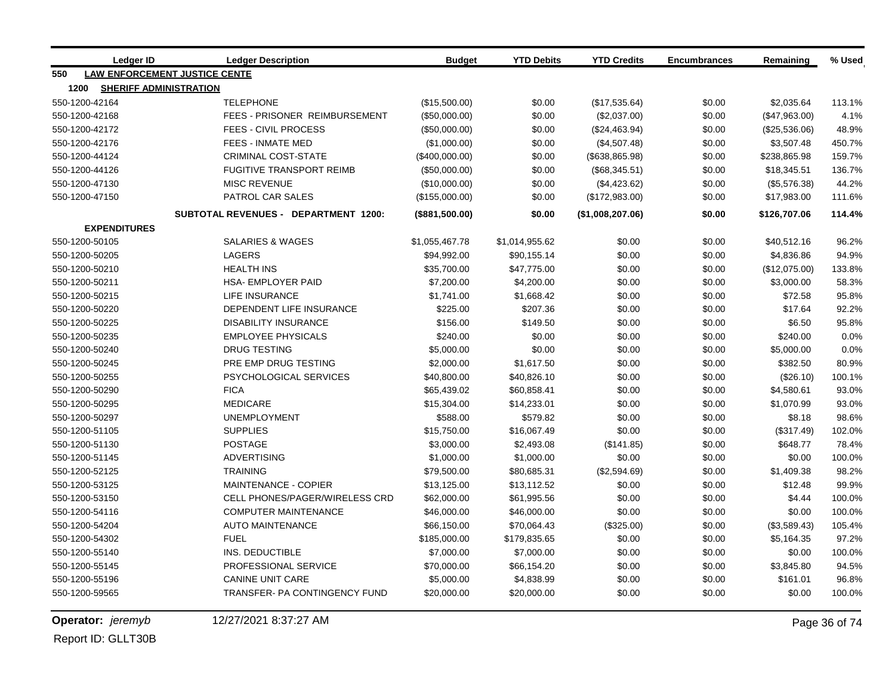| Ledger ID | Ledger Description | Budget | YTD Debits | YTD Credits | Encumbrances | Remaining | % Used |
|---|---|---|---|---|---|---|---|
| **550 LAW ENFORCEMENT JUSTICE CENTE** | | | | | | | |
| **1200 SHERIFF ADMINISTRATION** | | | | | | | |
| 550-1200-42164 | TELEPHONE | ($15,500.00) | $0.00 | ($17,535.64) | $0.00 | $2,035.64 | 113.1% |
| 550-1200-42168 | FEES - PRISONER REIMBURSEMENT | ($50,000.00) | $0.00 | ($2,037.00) | $0.00 | ($47,963.00) | 4.1% |
| 550-1200-42172 | FEES - CIVIL PROCESS | ($50,000.00) | $0.00 | ($24,463.94) | $0.00 | ($25,536.06) | 48.9% |
| 550-1200-42176 | FEES - INMATE MED | ($1,000.00) | $0.00 | ($4,507.48) | $0.00 | $3,507.48 | 450.7% |
| 550-1200-44124 | CRIMINAL COST-STATE | ($400,000.00) | $0.00 | ($638,865.98) | $0.00 | $238,865.98 | 159.7% |
| 550-1200-44126 | FUGITIVE TRANSPORT REIMB | ($50,000.00) | $0.00 | ($68,345.51) | $0.00 | $18,345.51 | 136.7% |
| 550-1200-47130 | MISC REVENUE | ($10,000.00) | $0.00 | ($4,423.62) | $0.00 | ($5,576.38) | 44.2% |
| 550-1200-47150 | PATROL CAR SALES | ($155,000.00) | $0.00 | ($172,983.00) | $0.00 | $17,983.00 | 111.6% |
| | **SUBTOTAL REVENUES - DEPARTMENT 1200:** | **($881,500.00)** | **$0.00** | **($1,008,207.06)** | **$0.00** | **$126,707.06** | **114.4%** |
| **EXPENDITURES** | | | | | | | |
| 550-1200-50105 | SALARIES & WAGES | $1,055,467.78 | $1,014,955.62 | $0.00 | $0.00 | $40,512.16 | 96.2% |
| 550-1200-50205 | LAGERS | $94,992.00 | $90,155.14 | $0.00 | $0.00 | $4,836.86 | 94.9% |
| 550-1200-50210 | HEALTH INS | $35,700.00 | $47,775.00 | $0.00 | $0.00 | ($12,075.00) | 133.8% |
| 550-1200-50211 | HSA- EMPLOYER PAID | $7,200.00 | $4,200.00 | $0.00 | $0.00 | $3,000.00 | 58.3% |
| 550-1200-50215 | LIFE INSURANCE | $1,741.00 | $1,668.42 | $0.00 | $0.00 | $72.58 | 95.8% |
| 550-1200-50220 | DEPENDENT LIFE INSURANCE | $225.00 | $207.36 | $0.00 | $0.00 | $17.64 | 92.2% |
| 550-1200-50225 | DISABILITY INSURANCE | $156.00 | $149.50 | $0.00 | $0.00 | $6.50 | 95.8% |
| 550-1200-50235 | EMPLOYEE PHYSICALS | $240.00 | $0.00 | $0.00 | $0.00 | $240.00 | 0.0% |
| 550-1200-50240 | DRUG TESTING | $5,000.00 | $0.00 | $0.00 | $0.00 | $5,000.00 | 0.0% |
| 550-1200-50245 | PRE EMP DRUG TESTING | $2,000.00 | $1,617.50 | $0.00 | $0.00 | $382.50 | 80.9% |
| 550-1200-50255 | PSYCHOLOGICAL SERVICES | $40,800.00 | $40,826.10 | $0.00 | $0.00 | ($26.10) | 100.1% |
| 550-1200-50290 | FICA | $65,439.02 | $60,858.41 | $0.00 | $0.00 | $4,580.61 | 93.0% |
| 550-1200-50295 | MEDICARE | $15,304.00 | $14,233.01 | $0.00 | $0.00 | $1,070.99 | 93.0% |
| 550-1200-50297 | UNEMPLOYMENT | $588.00 | $579.82 | $0.00 | $0.00 | $8.18 | 98.6% |
| 550-1200-51105 | SUPPLIES | $15,750.00 | $16,067.49 | $0.00 | $0.00 | ($317.49) | 102.0% |
| 550-1200-51130 | POSTAGE | $3,000.00 | $2,493.08 | ($141.85) | $0.00 | $648.77 | 78.4% |
| 550-1200-51145 | ADVERTISING | $1,000.00 | $1,000.00 | $0.00 | $0.00 | $0.00 | 100.0% |
| 550-1200-52125 | TRAINING | $79,500.00 | $80,685.31 | ($2,594.69) | $0.00 | $1,409.38 | 98.2% |
| 550-1200-53125 | MAINTENANCE - COPIER | $13,125.00 | $13,112.52 | $0.00 | $0.00 | $12.48 | 99.9% |
| 550-1200-53150 | CELL PHONES/PAGER/WIRELESS CRD | $62,000.00 | $61,995.56 | $0.00 | $0.00 | $4.44 | 100.0% |
| 550-1200-54116 | COMPUTER MAINTENANCE | $46,000.00 | $46,000.00 | $0.00 | $0.00 | $0.00 | 100.0% |
| 550-1200-54204 | AUTO MAINTENANCE | $66,150.00 | $70,064.43 | ($325.00) | $0.00 | ($3,589.43) | 105.4% |
| 550-1200-54302 | FUEL | $185,000.00 | $179,835.65 | $0.00 | $0.00 | $5,164.35 | 97.2% |
| 550-1200-55140 | INS. DEDUCTIBLE | $7,000.00 | $7,000.00 | $0.00 | $0.00 | $0.00 | 100.0% |
| 550-1200-55145 | PROFESSIONAL SERVICE | $70,000.00 | $66,154.20 | $0.00 | $0.00 | $3,845.80 | 94.5% |
| 550-1200-55196 | CANINE UNIT CARE | $5,000.00 | $4,838.99 | $0.00 | $0.00 | $161.01 | 96.8% |
| 550-1200-59565 | TRANSFER- PA CONTINGENCY FUND | $20,000.00 | $20,000.00 | $0.00 | $0.00 | $0.00 | 100.0% |

**Operator:** *jeremyb* 12/27/2021 8:37:27 AM

Report ID: GLLT30B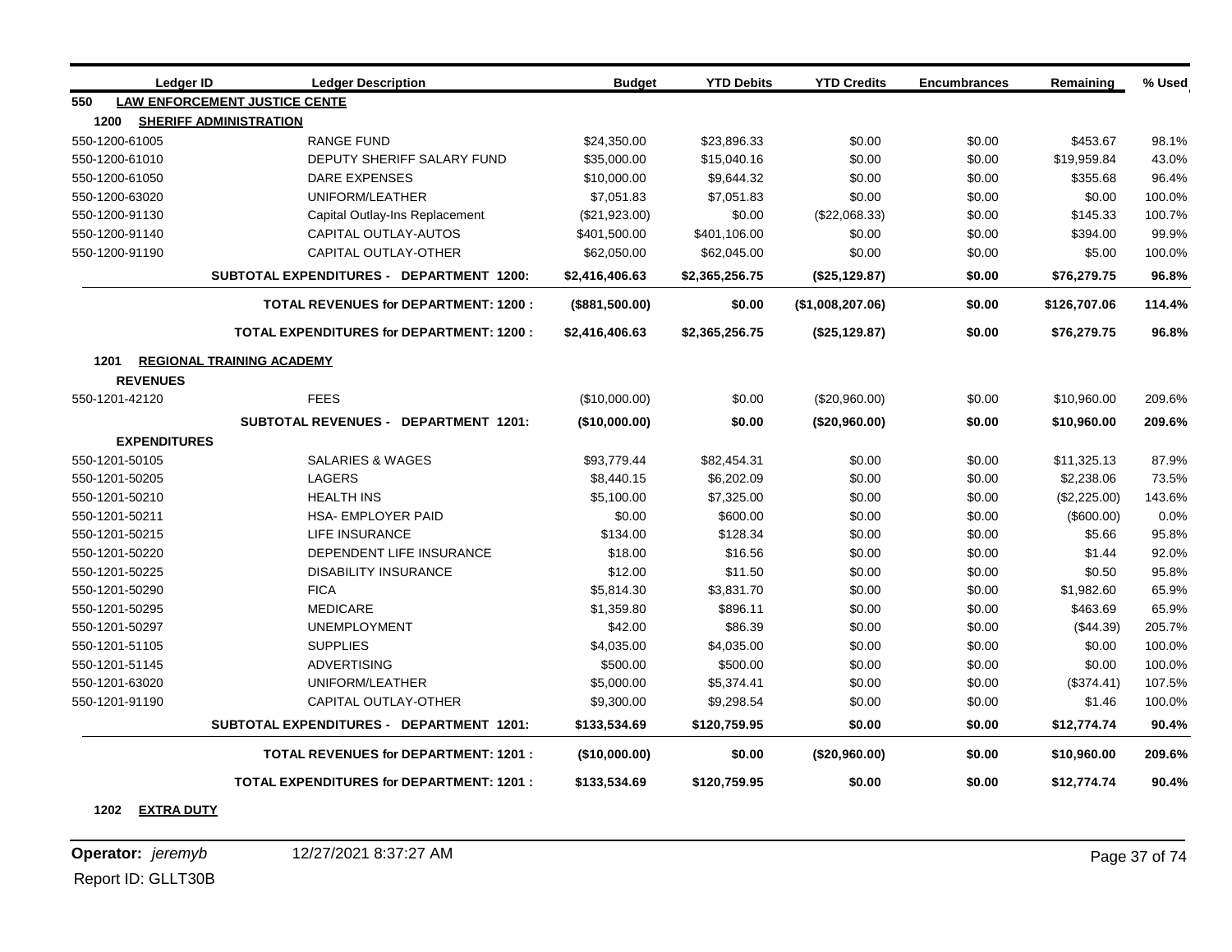| Ledger ID | Ledger Description | Budget | YTD Debits | YTD Credits | Encumbrances | Remaining | % Used |
|---|---|---|---|---|---|---|---|
| **550 LAW ENFORCEMENT JUSTICE CENTE** | | | | | | | |
| **1200 SHERIFF ADMINISTRATION** | | | | | | | |
| 550-1200-61005 | RANGE FUND | $24,350.00 | $23,896.33 | $0.00 | $0.00 | $453.67 | 98.1% |
| 550-1200-61010 | DEPUTY SHERIFF SALARY FUND | $35,000.00 | $15,040.16 | $0.00 | $0.00 | $19,959.84 | 43.0% |
| 550-1200-61050 | DARE EXPENSES | $10,000.00 | $9,644.32 | $0.00 | $0.00 | $355.68 | 96.4% |
| 550-1200-63020 | UNIFORM/LEATHER | $7,051.83 | $7,051.83 | $0.00 | $0.00 | $0.00 | 100.0% |
| 550-1200-91130 | Capital Outlay-Ins Replacement | ($21,923.00) | $0.00 | ($22,068.33) | $0.00 | $145.33 | 100.7% |
| 550-1200-91140 | CAPITAL OUTLAY-AUTOS | $401,500.00 | $401,106.00 | $0.00 | $0.00 | $394.00 | 99.9% |
| 550-1200-91190 | CAPITAL OUTLAY-OTHER | $62,050.00 | $62,045.00 | $0.00 | $0.00 | $5.00 | 100.0% |
| | **SUBTOTAL EXPENDITURES - DEPARTMENT 1200:** | **$2,416,406.63** | **$2,365,256.75** | **($25,129.87)** | **$0.00** | **$76,279.75** | **96.8%** |
| | **TOTAL REVENUES for DEPARTMENT: 1200 :** | **($881,500.00)** | **$0.00** | **($1,008,207.06)** | **$0.00** | **$126,707.06** | **114.4%** |
| | **TOTAL EXPENDITURES for DEPARTMENT: 1200 :** | **$2,416,406.63** | **$2,365,256.75** | **($25,129.87)** | **$0.00** | **$76,279.75** | **96.8%** |
| **1201 REGIONAL TRAINING ACADEMY** | | | | | | | |
| **REVENUES** | | | | | | | |
| 550-1201-42120 | FEES | ($10,000.00) | $0.00 | ($20,960.00) | $0.00 | $10,960.00 | 209.6% |
| | **SUBTOTAL REVENUES - DEPARTMENT 1201:** | **($10,000.00)** | **$0.00** | **($20,960.00)** | **$0.00** | **$10,960.00** | **209.6%** |
| **EXPENDITURES** | | | | | | | |
| 550-1201-50105 | SALARIES & WAGES | $93,779.44 | $82,454.31 | $0.00 | $0.00 | $11,325.13 | 87.9% |
| 550-1201-50205 | LAGERS | $8,440.15 | $6,202.09 | $0.00 | $0.00 | $2,238.06 | 73.5% |
| 550-1201-50210 | HEALTH INS | $5,100.00 | $7,325.00 | $0.00 | $0.00 | ($2,225.00) | 143.6% |
| 550-1201-50211 | HSA- EMPLOYER PAID | $0.00 | $600.00 | $0.00 | $0.00 | ($600.00) | 0.0% |
| 550-1201-50215 | LIFE INSURANCE | $134.00 | $128.34 | $0.00 | $0.00 | $5.66 | 95.8% |
| 550-1201-50220 | DEPENDENT LIFE INSURANCE | $18.00 | $16.56 | $0.00 | $0.00 | $1.44 | 92.0% |
| 550-1201-50225 | DISABILITY INSURANCE | $12.00 | $11.50 | $0.00 | $0.00 | $0.50 | 95.8% |
| 550-1201-50290 | FICA | $5,814.30 | $3,831.70 | $0.00 | $0.00 | $1,982.60 | 65.9% |
| 550-1201-50295 | MEDICARE | $1,359.80 | $896.11 | $0.00 | $0.00 | $463.69 | 65.9% |
| 550-1201-50297 | UNEMPLOYMENT | $42.00 | $86.39 | $0.00 | $0.00 | ($44.39) | 205.7% |
| 550-1201-51105 | SUPPLIES | $4,035.00 | $4,035.00 | $0.00 | $0.00 | $0.00 | 100.0% |
| 550-1201-51145 | ADVERTISING | $500.00 | $500.00 | $0.00 | $0.00 | $0.00 | 100.0% |
| 550-1201-63020 | UNIFORM/LEATHER | $5,000.00 | $5,374.41 | $0.00 | $0.00 | ($374.41) | 107.5% |
| 550-1201-91190 | CAPITAL OUTLAY-OTHER | $9,300.00 | $9,298.54 | $0.00 | $0.00 | $1.46 | 100.0% |
| | **SUBTOTAL EXPENDITURES - DEPARTMENT 1201:** | **$133,534.69** | **$120,759.95** | **$0.00** | **$0.00** | **$12,774.74** | **90.4%** |
| | **TOTAL REVENUES for DEPARTMENT: 1201 :** | **($10,000.00)** | **$0.00** | **($20,960.00)** | **$0.00** | **$10,960.00** | **209.6%** |
| | **TOTAL EXPENDITURES for DEPARTMENT: 1201 :** | **$133,534.69** | **$120,759.95** | **$0.00** | **$0.00** | **$12,774.74** | **90.4%** |
| **1202 EXTRA DUTY** | | | | | | | |

**Operator:** *jeremyb* 12/27/2021 8:37:27 AM

Report ID: GLLT30B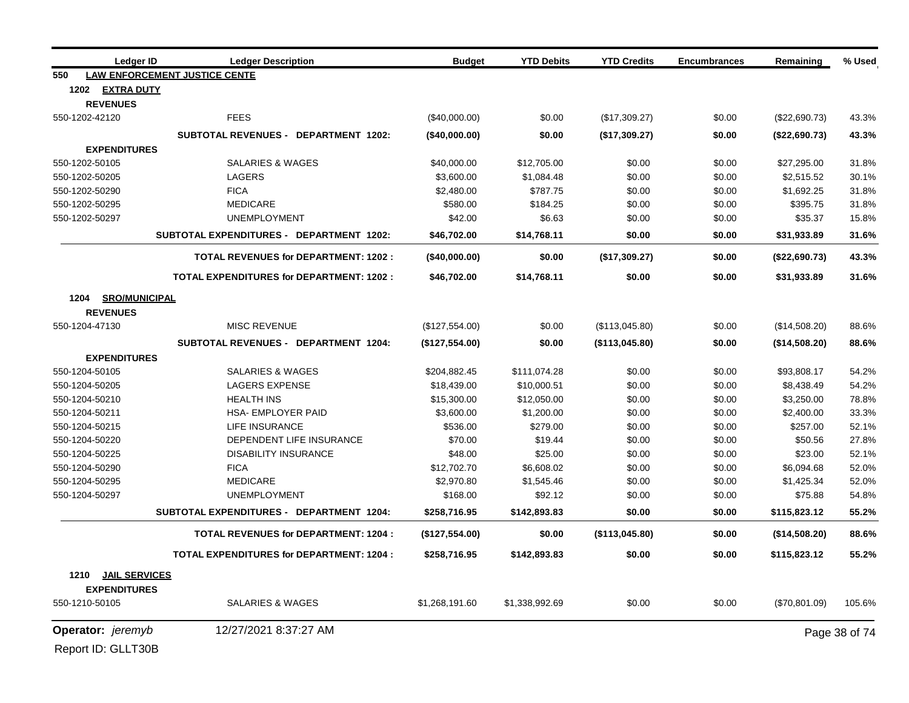| Ledger ID | Ledger Description | Budget | YTD Debits | YTD Credits | Encumbrances | Remaining | % Used |
|---|---|---|---|---|---|---|---|
| **550** | **LAW ENFORCEMENT JUSTICE CENTE** | | | | | | |
| **1202 EXTRA DUTY** | | | | | | | |
| **REVENUES** | | | | | | | |
| 550-1202-42120 | FEES | ($40,000.00) | $0.00 | ($17,309.27) | $0.00 | ($22,690.73) | 43.3% |
| | **SUBTOTAL REVENUES - DEPARTMENT 1202:** | **($40,000.00)** | **$0.00** | **($17,309.27)** | **$0.00** | **($22,690.73)** | **43.3%** |
| **EXPENDITURES** | | | | | | | |
| 550-1202-50105 | SALARIES & WAGES | $40,000.00 | $12,705.00 | $0.00 | $0.00 | $27,295.00 | 31.8% |
| 550-1202-50205 | LAGERS | $3,600.00 | $1,084.48 | $0.00 | $0.00 | $2,515.52 | 30.1% |
| 550-1202-50290 | FICA | $2,480.00 | $787.75 | $0.00 | $0.00 | $1,692.25 | 31.8% |
| 550-1202-50295 | MEDICARE | $580.00 | $184.25 | $0.00 | $0.00 | $395.75 | 31.8% |
| 550-1202-50297 | UNEMPLOYMENT | $42.00 | $6.63 | $0.00 | $0.00 | $35.37 | 15.8% |
| | **SUBTOTAL EXPENDITURES - DEPARTMENT 1202:** | **$46,702.00** | **$14,768.11** | **$0.00** | **$0.00** | **$31,933.89** | **31.6%** |
| | **TOTAL REVENUES for DEPARTMENT: 1202 :** | **($40,000.00)** | **$0.00** | **($17,309.27)** | **$0.00** | **($22,690.73)** | **43.3%** |
| | **TOTAL EXPENDITURES for DEPARTMENT: 1202 :** | **$46,702.00** | **$14,768.11** | **$0.00** | **$0.00** | **$31,933.89** | **31.6%** |
| **1204 SRO/MUNICIPAL** | | | | | | | |
| **REVENUES** | | | | | | | |
| 550-1204-47130 | MISC REVENUE | ($127,554.00) | $0.00 | ($113,045.80) | $0.00 | ($14,508.20) | 88.6% |
| | **SUBTOTAL REVENUES - DEPARTMENT 1204:** | **($127,554.00)** | **$0.00** | **($113,045.80)** | **$0.00** | **($14,508.20)** | **88.6%** |
| **EXPENDITURES** | | | | | | | |
| 550-1204-50105 | SALARIES & WAGES | $204,882.45 | $111,074.28 | $0.00 | $0.00 | $93,808.17 | 54.2% |
| 550-1204-50205 | LAGERS EXPENSE | $18,439.00 | $10,000.51 | $0.00 | $0.00 | $8,438.49 | 54.2% |
| 550-1204-50210 | HEALTH INS | $15,300.00 | $12,050.00 | $0.00 | $0.00 | $3,250.00 | 78.8% |
| 550-1204-50211 | HSA- EMPLOYER PAID | $3,600.00 | $1,200.00 | $0.00 | $0.00 | $2,400.00 | 33.3% |
| 550-1204-50215 | LIFE INSURANCE | $536.00 | $279.00 | $0.00 | $0.00 | $257.00 | 52.1% |
| 550-1204-50220 | DEPENDENT LIFE INSURANCE | $70.00 | $19.44 | $0.00 | $0.00 | $50.56 | 27.8% |
| 550-1204-50225 | DISABILITY INSURANCE | $48.00 | $25.00 | $0.00 | $0.00 | $23.00 | 52.1% |
| 550-1204-50290 | FICA | $12,702.70 | $6,608.02 | $0.00 | $0.00 | $6,094.68 | 52.0% |
| 550-1204-50295 | MEDICARE | $2,970.80 | $1,545.46 | $0.00 | $0.00 | $1,425.34 | 52.0% |
| 550-1204-50297 | UNEMPLOYMENT | $168.00 | $92.12 | $0.00 | $0.00 | $75.88 | 54.8% |
| | **SUBTOTAL EXPENDITURES - DEPARTMENT 1204:** | **$258,716.95** | **$142,893.83** | **$0.00** | **$0.00** | **$115,823.12** | **55.2%** |
| | **TOTAL REVENUES for DEPARTMENT: 1204 :** | **($127,554.00)** | **$0.00** | **($113,045.80)** | **$0.00** | **($14,508.20)** | **88.6%** |
| | **TOTAL EXPENDITURES for DEPARTMENT: 1204 :** | **$258,716.95** | **$142,893.83** | **$0.00** | **$0.00** | **$115,823.12** | **55.2%** |
| **1210 JAIL SERVICES** | | | | | | | |
| **EXPENDITURES** | | | | | | | |
| 550-1210-50105 | SALARIES & WAGES | $1,268,191.60 | $1,338,992.69 | $0.00 | $0.00 | ($70,801.09) | 105.6% |

Operator: *jeremyb* 12/27/2021 8:37:27 AM

Report ID: GLLT30B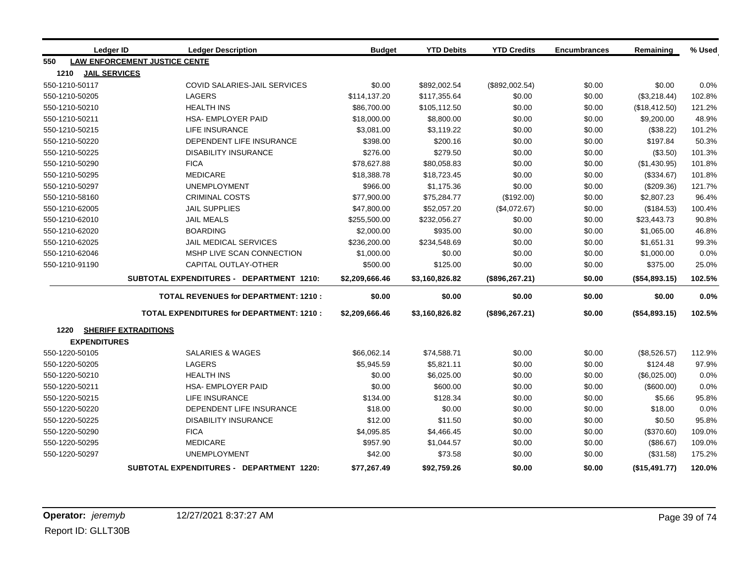| Ledger ID | Ledger Description | Budget | YTD Debits | YTD Credits | Encumbrances | Remaining | % Used |
|---|---|---|---|---|---|---|---|
| **550 LAW ENFORCEMENT JUSTICE CENTE** | | | | | | | |
| **1210 JAIL SERVICES** | | | | | | | |
| 550-1210-50117 | COVID SALARIES-JAIL SERVICES | $0.00 | $892,002.54 | ($892,002.54) | $0.00 | $0.00 | 0.0% |
| 550-1210-50205 | LAGERS | $114,137.20 | $117,355.64 | $0.00 | $0.00 | ($3,218.44) | 102.8% |
| 550-1210-50210 | HEALTH INS | $86,700.00 | $105,112.50 | $0.00 | $0.00 | ($18,412.50) | 121.2% |
| 550-1210-50211 | HSA- EMPLOYER PAID | $18,000.00 | $8,800.00 | $0.00 | $0.00 | $9,200.00 | 48.9% |
| 550-1210-50215 | LIFE INSURANCE | $3,081.00 | $3,119.22 | $0.00 | $0.00 | ($38.22) | 101.2% |
| 550-1210-50220 | DEPENDENT LIFE INSURANCE | $398.00 | $200.16 | $0.00 | $0.00 | $197.84 | 50.3% |
| 550-1210-50225 | DISABILITY INSURANCE | $276.00 | $279.50 | $0.00 | $0.00 | ($3.50) | 101.3% |
| 550-1210-50290 | FICA | $78,627.88 | $80,058.83 | $0.00 | $0.00 | ($1,430.95) | 101.8% |
| 550-1210-50295 | MEDICARE | $18,388.78 | $18,723.45 | $0.00 | $0.00 | ($334.67) | 101.8% |
| 550-1210-50297 | UNEMPLOYMENT | $966.00 | $1,175.36 | $0.00 | $0.00 | ($209.36) | 121.7% |
| 550-1210-58160 | CRIMINAL COSTS | $77,900.00 | $75,284.77 | ($192.00) | $0.00 | $2,807.23 | 96.4% |
| 550-1210-62005 | JAIL SUPPLIES | $47,800.00 | $52,057.20 | ($4,072.67) | $0.00 | ($184.53) | 100.4% |
| 550-1210-62010 | JAIL MEALS | $255,500.00 | $232,056.27 | $0.00 | $0.00 | $23,443.73 | 90.8% |
| 550-1210-62020 | BOARDING | $2,000.00 | $935.00 | $0.00 | $0.00 | $1,065.00 | 46.8% |
| 550-1210-62025 | JAIL MEDICAL SERVICES | $236,200.00 | $234,548.69 | $0.00 | $0.00 | $1,651.31 | 99.3% |
| 550-1210-62046 | MSHP LIVE SCAN CONNECTION | $1,000.00 | $0.00 | $0.00 | $0.00 | $1,000.00 | 0.0% |
| 550-1210-91190 | CAPITAL OUTLAY-OTHER | $500.00 | $125.00 | $0.00 | $0.00 | $375.00 | 25.0% |
| | **SUBTOTAL EXPENDITURES - DEPARTMENT 1210:** | **$2,209,666.46** | **$3,160,826.82** | **($896,267.21)** | **$0.00** | **($54,893.15)** | **102.5%** |
| | **TOTAL REVENUES for DEPARTMENT: 1210 :** | **$0.00** | **$0.00** | **$0.00** | **$0.00** | **$0.00** | **0.0%** |
| | **TOTAL EXPENDITURES for DEPARTMENT: 1210 :** | **$2,209,666.46** | **$3,160,826.82** | **($896,267.21)** | **$0.00** | **($54,893.15)** | **102.5%** |
| **1220 SHERIFF EXTRADITIONS** | | | | | | | |
| **EXPENDITURES** | | | | | | | |
| 550-1220-50105 | SALARIES & WAGES | $66,062.14 | $74,588.71 | $0.00 | $0.00 | ($8,526.57) | 112.9% |
| 550-1220-50205 | LAGERS | $5,945.59 | $5,821.11 | $0.00 | $0.00 | $124.48 | 97.9% |
| 550-1220-50210 | HEALTH INS | $0.00 | $6,025.00 | $0.00 | $0.00 | ($6,025.00) | 0.0% |
| 550-1220-50211 | HSA- EMPLOYER PAID | $0.00 | $600.00 | $0.00 | $0.00 | ($600.00) | 0.0% |
| 550-1220-50215 | LIFE INSURANCE | $134.00 | $128.34 | $0.00 | $0.00 | $5.66 | 95.8% |
| 550-1220-50220 | DEPENDENT LIFE INSURANCE | $18.00 | $0.00 | $0.00 | $0.00 | $18.00 | 0.0% |
| 550-1220-50225 | DISABILITY INSURANCE | $12.00 | $11.50 | $0.00 | $0.00 | $0.50 | 95.8% |
| 550-1220-50290 | FICA | $4,095.85 | $4,466.45 | $0.00 | $0.00 | ($370.60) | 109.0% |
| 550-1220-50295 | MEDICARE | $957.90 | $1,044.57 | $0.00 | $0.00 | ($86.67) | 109.0% |
| 550-1220-50297 | UNEMPLOYMENT | $42.00 | $73.58 | $0.00 | $0.00 | ($31.58) | 175.2% |
| | **SUBTOTAL EXPENDITURES - DEPARTMENT 1220:** | **$77,267.49** | **$92,759.26** | **$0.00** | **$0.00** | **($15,491.77)** | **120.0%** |

**Operator:** *jeremyb* 12/27/2021 8:37:27 AM

Report ID: GLLT30B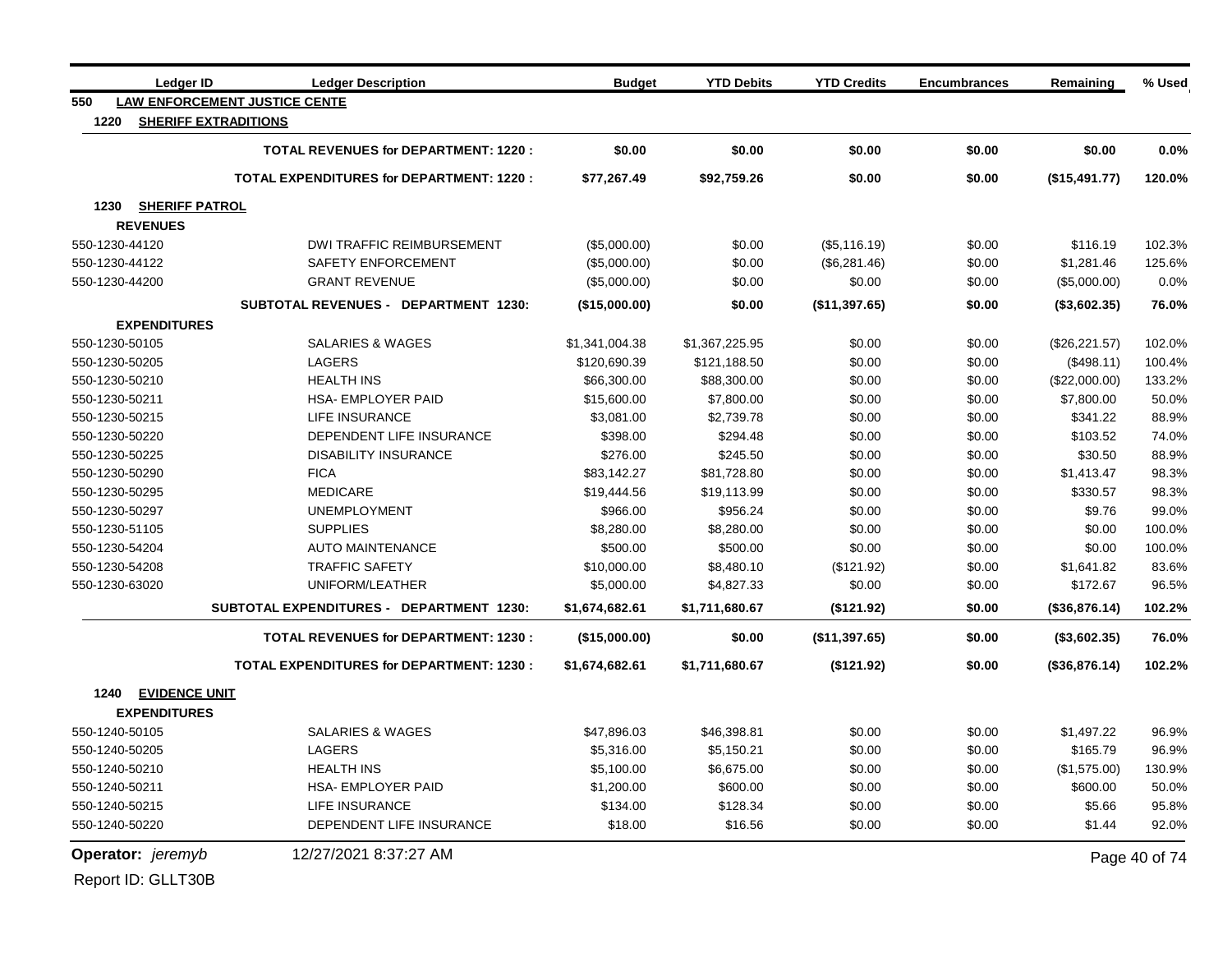| Ledger ID | Ledger Description | Budget | YTD Debits | YTD Credits | Encumbrances | Remaining | % Used |
|---|---|---|---|---|---|---|---|
| **550 LAW ENFORCEMENT JUSTICE CENTE** | | | | | | | |
| **1220 SHERIFF EXTRADITIONS** | | | | | | | |
| | **TOTAL REVENUES for DEPARTMENT: 1220 :** | **$0.00** | **$0.00** | **$0.00** | **$0.00** | **$0.00** | **0.0%** |
| | **TOTAL EXPENDITURES for DEPARTMENT: 1220 :** | **$77,267.49** | **$92,759.26** | **$0.00** | **$0.00** | **($15,491.77)** | **120.0%** |
| **1230 SHERIFF PATROL** | | | | | | | |
| **REVENUES** | | | | | | | |
| 550-1230-44120 | DWI TRAFFIC REIMBURSEMENT | ($5,000.00) | $0.00 | ($5,116.19) | $0.00 | $116.19 | 102.3% |
| 550-1230-44122 | SAFETY ENFORCEMENT | ($5,000.00) | $0.00 | ($6,281.46) | $0.00 | $1,281.46 | 125.6% |
| 550-1230-44200 | GRANT REVENUE | ($5,000.00) | $0.00 | $0.00 | $0.00 | ($5,000.00) | 0.0% |
| | **SUBTOTAL REVENUES - DEPARTMENT 1230:** | **($15,000.00)** | **$0.00** | **($11,397.65)** | **$0.00** | **($3,602.35)** | **76.0%** |
| **EXPENDITURES** | | | | | | | |
| 550-1230-50105 | SALARIES & WAGES | $1,341,004.38 | $1,367,225.95 | $0.00 | $0.00 | ($26,221.57) | 102.0% |
| 550-1230-50205 | LAGERS | $120,690.39 | $121,188.50 | $0.00 | $0.00 | ($498.11) | 100.4% |
| 550-1230-50210 | HEALTH INS | $66,300.00 | $88,300.00 | $0.00 | $0.00 | ($22,000.00) | 133.2% |
| 550-1230-50211 | HSA- EMPLOYER PAID | $15,600.00 | $7,800.00 | $0.00 | $0.00 | $7,800.00 | 50.0% |
| 550-1230-50215 | LIFE INSURANCE | $3,081.00 | $2,739.78 | $0.00 | $0.00 | $341.22 | 88.9% |
| 550-1230-50220 | DEPENDENT LIFE INSURANCE | $398.00 | $294.48 | $0.00 | $0.00 | $103.52 | 74.0% |
| 550-1230-50225 | DISABILITY INSURANCE | $276.00 | $245.50 | $0.00 | $0.00 | $30.50 | 88.9% |
| 550-1230-50290 | FICA | $83,142.27 | $81,728.80 | $0.00 | $0.00 | $1,413.47 | 98.3% |
| 550-1230-50295 | MEDICARE | $19,444.56 | $19,113.99 | $0.00 | $0.00 | $330.57 | 98.3% |
| 550-1230-50297 | UNEMPLOYMENT | $966.00 | $956.24 | $0.00 | $0.00 | $9.76 | 99.0% |
| 550-1230-51105 | SUPPLIES | $8,280.00 | $8,280.00 | $0.00 | $0.00 | $0.00 | 100.0% |
| 550-1230-54204 | AUTO MAINTENANCE | $500.00 | $500.00 | $0.00 | $0.00 | $0.00 | 100.0% |
| 550-1230-54208 | TRAFFIC SAFETY | $10,000.00 | $8,480.10 | ($121.92) | $0.00 | $1,641.82 | 83.6% |
| 550-1230-63020 | UNIFORM/LEATHER | $5,000.00 | $4,827.33 | $0.00 | $0.00 | $172.67 | 96.5% |
| | **SUBTOTAL EXPENDITURES - DEPARTMENT 1230:** | **$1,674,682.61** | **$1,711,680.67** | **($121.92)** | **$0.00** | **($36,876.14)** | **102.2%** |
| | **TOTAL REVENUES for DEPARTMENT: 1230 :** | **($15,000.00)** | **$0.00** | **($11,397.65)** | **$0.00** | **($3,602.35)** | **76.0%** |
| | **TOTAL EXPENDITURES for DEPARTMENT: 1230 :** | **$1,674,682.61** | **$1,711,680.67** | **($121.92)** | **$0.00** | **($36,876.14)** | **102.2%** |
| **1240 EVIDENCE UNIT** | | | | | | | |
| **EXPENDITURES** | | | | | | | |
| 550-1240-50105 | SALARIES & WAGES | $47,896.03 | $46,398.81 | $0.00 | $0.00 | $1,497.22 | 96.9% |
| 550-1240-50205 | LAGERS | $5,316.00 | $5,150.21 | $0.00 | $0.00 | $165.79 | 96.9% |
| 550-1240-50210 | HEALTH INS | $5,100.00 | $6,675.00 | $0.00 | $0.00 | ($1,575.00) | 130.9% |
| 550-1240-50211 | HSA- EMPLOYER PAID | $1,200.00 | $600.00 | $0.00 | $0.00 | $600.00 | 50.0% |
| 550-1240-50215 | LIFE INSURANCE | $134.00 | $128.34 | $0.00 | $0.00 | $5.66 | 95.8% |
| 550-1240-50220 | DEPENDENT LIFE INSURANCE | $18.00 | $16.56 | $0.00 | $0.00 | $1.44 | 92.0% |

Operator: *jeremyb* 12/27/2021 8:37:27 AM

Report ID: GLLT30B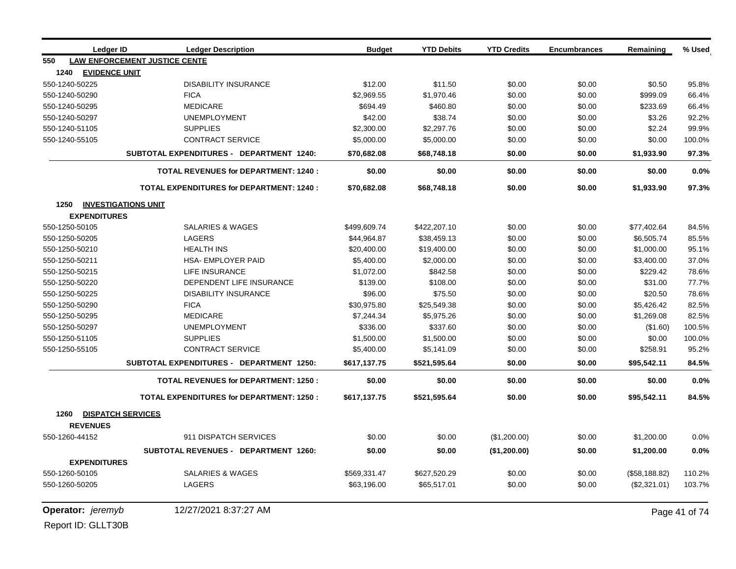| Ledger ID | Ledger Description | Budget | YTD Debits | YTD Credits | Encumbrances | Remaining | % Used |
|---|---|---|---|---|---|---|---|
| **550 LAW ENFORCEMENT JUSTICE CENTE** | | | | | | | |
| **1240 EVIDENCE UNIT** | | | | | | | |
| 550-1240-50225 | DISABILITY INSURANCE | $12.00 | $11.50 | $0.00 | $0.00 | $0.50 | 95.8% |
| 550-1240-50290 | FICA | $2,969.55 | $1,970.46 | $0.00 | $0.00 | $999.09 | 66.4% |
| 550-1240-50295 | MEDICARE | $694.49 | $460.80 | $0.00 | $0.00 | $233.69 | 66.4% |
| 550-1240-50297 | UNEMPLOYMENT | $42.00 | $38.74 | $0.00 | $0.00 | $3.26 | 92.2% |
| 550-1240-51105 | SUPPLIES | $2,300.00 | $2,297.76 | $0.00 | $0.00 | $2.24 | 99.9% |
| 550-1240-55105 | CONTRACT SERVICE | $5,000.00 | $5,000.00 | $0.00 | $0.00 | $0.00 | 100.0% |
| | **SUBTOTAL EXPENDITURES - DEPARTMENT 1240:** | **$70,682.08** | **$68,748.18** | **$0.00** | **$0.00** | **$1,933.90** | **97.3%** |
| | **TOTAL REVENUES for DEPARTMENT: 1240 :** | **$0.00** | **$0.00** | **$0.00** | **$0.00** | **$0.00** | **0.0%** |
| | **TOTAL EXPENDITURES for DEPARTMENT: 1240 :** | **$70,682.08** | **$68,748.18** | **$0.00** | **$0.00** | **$1,933.90** | **97.3%** |
| **1250 INVESTIGATIONS UNIT** | | | | | | | |
| **EXPENDITURES** | | | | | | | |
| 550-1250-50105 | SALARIES & WAGES | $499,609.74 | $422,207.10 | $0.00 | $0.00 | $77,402.64 | 84.5% |
| 550-1250-50205 | LAGERS | $44,964.87 | $38,459.13 | $0.00 | $0.00 | $6,505.74 | 85.5% |
| 550-1250-50210 | HEALTH INS | $20,400.00 | $19,400.00 | $0.00 | $0.00 | $1,000.00 | 95.1% |
| 550-1250-50211 | HSA- EMPLOYER PAID | $5,400.00 | $2,000.00 | $0.00 | $0.00 | $3,400.00 | 37.0% |
| 550-1250-50215 | LIFE INSURANCE | $1,072.00 | $842.58 | $0.00 | $0.00 | $229.42 | 78.6% |
| 550-1250-50220 | DEPENDENT LIFE INSURANCE | $139.00 | $108.00 | $0.00 | $0.00 | $31.00 | 77.7% |
| 550-1250-50225 | DISABILITY INSURANCE | $96.00 | $75.50 | $0.00 | $0.00 | $20.50 | 78.6% |
| 550-1250-50290 | FICA | $30,975.80 | $25,549.38 | $0.00 | $0.00 | $5,426.42 | 82.5% |
| 550-1250-50295 | MEDICARE | $7,244.34 | $5,975.26 | $0.00 | $0.00 | $1,269.08 | 82.5% |
| 550-1250-50297 | UNEMPLOYMENT | $336.00 | $337.60 | $0.00 | $0.00 | ($1.60) | 100.5% |
| 550-1250-51105 | SUPPLIES | $1,500.00 | $1,500.00 | $0.00 | $0.00 | $0.00 | 100.0% |
| 550-1250-55105 | CONTRACT SERVICE | $5,400.00 | $5,141.09 | $0.00 | $0.00 | $258.91 | 95.2% |
| | **SUBTOTAL EXPENDITURES - DEPARTMENT 1250:** | **$617,137.75** | **$521,595.64** | **$0.00** | **$0.00** | **$95,542.11** | **84.5%** |
| | **TOTAL REVENUES for DEPARTMENT: 1250 :** | **$0.00** | **$0.00** | **$0.00** | **$0.00** | **$0.00** | **0.0%** |
| | **TOTAL EXPENDITURES for DEPARTMENT: 1250 :** | **$617,137.75** | **$521,595.64** | **$0.00** | **$0.00** | **$95,542.11** | **84.5%** |
| **1260 DISPATCH SERVICES** | | | | | | | |
| **REVENUES** | | | | | | | |
| 550-1260-44152 | 911 DISPATCH SERVICES | $0.00 | $0.00 | ($1,200.00) | $0.00 | $1,200.00 | 0.0% |
| | **SUBTOTAL REVENUES - DEPARTMENT 1260:** | **$0.00** | **$0.00** | **($1,200.00)** | **$0.00** | **$1,200.00** | **0.0%** |
| **EXPENDITURES** | | | | | | | |
| 550-1260-50105 | SALARIES & WAGES | $569,331.47 | $627,520.29 | $0.00 | $0.00 | ($58,188.82) | 110.2% |
| 550-1260-50205 | LAGERS | $63,196.00 | $65,517.01 | $0.00 | $0.00 | ($2,321.01) | 103.7% |

**Operator:** *jeremyb* 12/27/2021 8:37:27 AM

Report ID: GLLT30B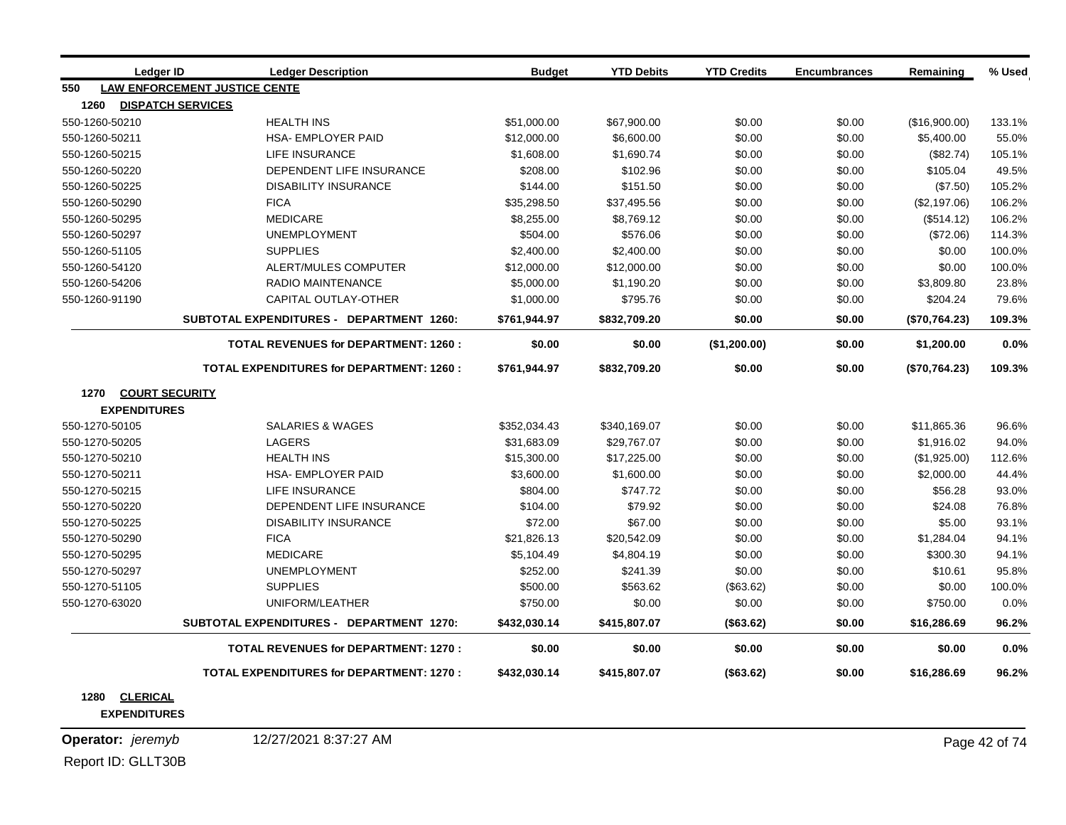| Ledger ID | Ledger Description | Budget | YTD Debits | YTD Credits | Encumbrances | Remaining | % Used |
|---|---|---|---|---|---|---|---|
| **550 LAW ENFORCEMENT JUSTICE CENTE** | | | | | | | |
| **1260 DISPATCH SERVICES** | | | | | | | |
| 550-1260-50210 | HEALTH INS | $51,000.00 | $67,900.00 | $0.00 | $0.00 | ($16,900.00) | 133.1% |
| 550-1260-50211 | HSA- EMPLOYER PAID | $12,000.00 | $6,600.00 | $0.00 | $0.00 | $5,400.00 | 55.0% |
| 550-1260-50215 | LIFE INSURANCE | $1,608.00 | $1,690.74 | $0.00 | $0.00 | ($82.74) | 105.1% |
| 550-1260-50220 | DEPENDENT LIFE INSURANCE | $208.00 | $102.96 | $0.00 | $0.00 | $105.04 | 49.5% |
| 550-1260-50225 | DISABILITY INSURANCE | $144.00 | $151.50 | $0.00 | $0.00 | ($7.50) | 105.2% |
| 550-1260-50290 | FICA | $35,298.50 | $37,495.56 | $0.00 | $0.00 | ($2,197.06) | 106.2% |
| 550-1260-50295 | MEDICARE | $8,255.00 | $8,769.12 | $0.00 | $0.00 | ($514.12) | 106.2% |
| 550-1260-50297 | UNEMPLOYMENT | $504.00 | $576.06 | $0.00 | $0.00 | ($72.06) | 114.3% |
| 550-1260-51105 | SUPPLIES | $2,400.00 | $2,400.00 | $0.00 | $0.00 | $0.00 | 100.0% |
| 550-1260-54120 | ALERT/MULES COMPUTER | $12,000.00 | $12,000.00 | $0.00 | $0.00 | $0.00 | 100.0% |
| 550-1260-54206 | RADIO MAINTENANCE | $5,000.00 | $1,190.20 | $0.00 | $0.00 | $3,809.80 | 23.8% |
| 550-1260-91190 | CAPITAL OUTLAY-OTHER | $1,000.00 | $795.76 | $0.00 | $0.00 | $204.24 | 79.6% |
| | **SUBTOTAL EXPENDITURES - DEPARTMENT 1260:** | **$761,944.97** | **$832,709.20** | **$0.00** | **$0.00** | **($70,764.23)** | **109.3%** |
| | **TOTAL REVENUES for DEPARTMENT: 1260 :** | **$0.00** | **$0.00** | **($1,200.00)** | **$0.00** | **$1,200.00** | **0.0%** |
| | **TOTAL EXPENDITURES for DEPARTMENT: 1260 :** | **$761,944.97** | **$832,709.20** | **$0.00** | **$0.00** | **($70,764.23)** | **109.3%** |
| **1270 COURT SECURITY** | | | | | | | |
| **EXPENDITURES** | | | | | | | |
| 550-1270-50105 | SALARIES & WAGES | $352,034.43 | $340,169.07 | $0.00 | $0.00 | $11,865.36 | 96.6% |
| 550-1270-50205 | LAGERS | $31,683.09 | $29,767.07 | $0.00 | $0.00 | $1,916.02 | 94.0% |
| 550-1270-50210 | HEALTH INS | $15,300.00 | $17,225.00 | $0.00 | $0.00 | ($1,925.00) | 112.6% |
| 550-1270-50211 | HSA- EMPLOYER PAID | $3,600.00 | $1,600.00 | $0.00 | $0.00 | $2,000.00 | 44.4% |
| 550-1270-50215 | LIFE INSURANCE | $804.00 | $747.72 | $0.00 | $0.00 | $56.28 | 93.0% |
| 550-1270-50220 | DEPENDENT LIFE INSURANCE | $104.00 | $79.92 | $0.00 | $0.00 | $24.08 | 76.8% |
| 550-1270-50225 | DISABILITY INSURANCE | $72.00 | $67.00 | $0.00 | $0.00 | $5.00 | 93.1% |
| 550-1270-50290 | FICA | $21,826.13 | $20,542.09 | $0.00 | $0.00 | $1,284.04 | 94.1% |
| 550-1270-50295 | MEDICARE | $5,104.49 | $4,804.19 | $0.00 | $0.00 | $300.30 | 94.1% |
| 550-1270-50297 | UNEMPLOYMENT | $252.00 | $241.39 | $0.00 | $0.00 | $10.61 | 95.8% |
| 550-1270-51105 | SUPPLIES | $500.00 | $563.62 | ($63.62) | $0.00 | $0.00 | 100.0% |
| 550-1270-63020 | UNIFORM/LEATHER | $750.00 | $0.00 | $0.00 | $0.00 | $750.00 | 0.0% |
| | **SUBTOTAL EXPENDITURES - DEPARTMENT 1270:** | **$432,030.14** | **$415,807.07** | **($63.62)** | **$0.00** | **$16,286.69** | **96.2%** |
| | **TOTAL REVENUES for DEPARTMENT: 1270 :** | **$0.00** | **$0.00** | **$0.00** | **$0.00** | **$0.00** | **0.0%** |
| | **TOTAL EXPENDITURES for DEPARTMENT: 1270 :** | **$432,030.14** | **$415,807.07** | **($63.62)** | **$0.00** | **$16,286.69** | **96.2%** |
| **1280 CLERICAL** | | | | | | | |
| **EXPENDITURES** | | | | | | | |

**Operator:** *jeremyb* 12/27/2021 8:37:27 AM

Report ID: GLLT30B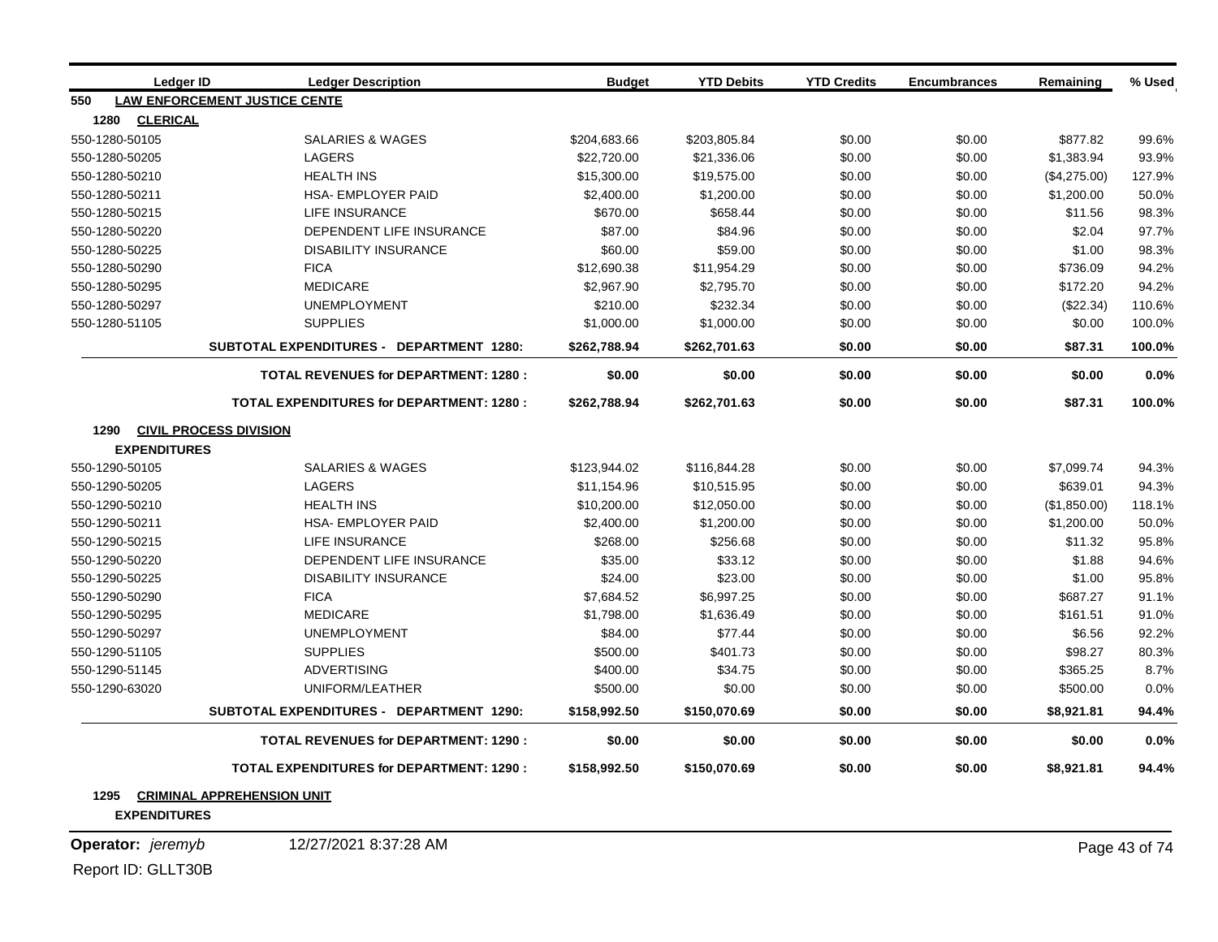| Ledger ID | Ledger Description | Budget | YTD Debits | YTD Credits | Encumbrances | Remaining | % Used |
|---|---|---|---|---|---|---|---|
| **550 LAW ENFORCEMENT JUSTICE CENTE** | | | | | | | |
| **1280 CLERICAL** | | | | | | | |
| 550-1280-50105 | SALARIES & WAGES | $204,683.66 | $203,805.84 | $0.00 | $0.00 | $877.82 | 99.6% |
| 550-1280-50205 | LAGERS | $22,720.00 | $21,336.06 | $0.00 | $0.00 | $1,383.94 | 93.9% |
| 550-1280-50210 | HEALTH INS | $15,300.00 | $19,575.00 | $0.00 | $0.00 | ($4,275.00) | 127.9% |
| 550-1280-50211 | HSA- EMPLOYER PAID | $2,400.00 | $1,200.00 | $0.00 | $0.00 | $1,200.00 | 50.0% |
| 550-1280-50215 | LIFE INSURANCE | $670.00 | $658.44 | $0.00 | $0.00 | $11.56 | 98.3% |
| 550-1280-50220 | DEPENDENT LIFE INSURANCE | $87.00 | $84.96 | $0.00 | $0.00 | $2.04 | 97.7% |
| 550-1280-50225 | DISABILITY INSURANCE | $60.00 | $59.00 | $0.00 | $0.00 | $1.00 | 98.3% |
| 550-1280-50290 | FICA | $12,690.38 | $11,954.29 | $0.00 | $0.00 | $736.09 | 94.2% |
| 550-1280-50295 | MEDICARE | $2,967.90 | $2,795.70 | $0.00 | $0.00 | $172.20 | 94.2% |
| 550-1280-50297 | UNEMPLOYMENT | $210.00 | $232.34 | $0.00 | $0.00 | ($22.34) | 110.6% |
| 550-1280-51105 | SUPPLIES | $1,000.00 | $1,000.00 | $0.00 | $0.00 | $0.00 | 100.0% |
| | **SUBTOTAL EXPENDITURES - DEPARTMENT 1280:** | **$262,788.94** | **$262,701.63** | **$0.00** | **$0.00** | **$87.31** | **100.0%** |
| | **TOTAL REVENUES for DEPARTMENT: 1280 :** | **$0.00** | **$0.00** | **$0.00** | **$0.00** | **$0.00** | **0.0%** |
| | **TOTAL EXPENDITURES for DEPARTMENT: 1280 :** | **$262,788.94** | **$262,701.63** | **$0.00** | **$0.00** | **$87.31** | **100.0%** |
| **1290 CIVIL PROCESS DIVISION** | | | | | | | |
| **EXPENDITURES** | | | | | | | |
| 550-1290-50105 | SALARIES & WAGES | $123,944.02 | $116,844.28 | $0.00 | $0.00 | $7,099.74 | 94.3% |
| 550-1290-50205 | LAGERS | $11,154.96 | $10,515.95 | $0.00 | $0.00 | $639.01 | 94.3% |
| 550-1290-50210 | HEALTH INS | $10,200.00 | $12,050.00 | $0.00 | $0.00 | ($1,850.00) | 118.1% |
| 550-1290-50211 | HSA- EMPLOYER PAID | $2,400.00 | $1,200.00 | $0.00 | $0.00 | $1,200.00 | 50.0% |
| 550-1290-50215 | LIFE INSURANCE | $268.00 | $256.68 | $0.00 | $0.00 | $11.32 | 95.8% |
| 550-1290-50220 | DEPENDENT LIFE INSURANCE | $35.00 | $33.12 | $0.00 | $0.00 | $1.88 | 94.6% |
| 550-1290-50225 | DISABILITY INSURANCE | $24.00 | $23.00 | $0.00 | $0.00 | $1.00 | 95.8% |
| 550-1290-50290 | FICA | $7,684.52 | $6,997.25 | $0.00 | $0.00 | $687.27 | 91.1% |
| 550-1290-50295 | MEDICARE | $1,798.00 | $1,636.49 | $0.00 | $0.00 | $161.51 | 91.0% |
| 550-1290-50297 | UNEMPLOYMENT | $84.00 | $77.44 | $0.00 | $0.00 | $6.56 | 92.2% |
| 550-1290-51105 | SUPPLIES | $500.00 | $401.73 | $0.00 | $0.00 | $98.27 | 80.3% |
| 550-1290-51145 | ADVERTISING | $400.00 | $34.75 | $0.00 | $0.00 | $365.25 | 8.7% |
| 550-1290-63020 | UNIFORM/LEATHER | $500.00 | $0.00 | $0.00 | $0.00 | $500.00 | 0.0% |
| | **SUBTOTAL EXPENDITURES - DEPARTMENT 1290:** | **$158,992.50** | **$150,070.69** | **$0.00** | **$0.00** | **$8,921.81** | **94.4%** |
| | **TOTAL REVENUES for DEPARTMENT: 1290 :** | **$0.00** | **$0.00** | **$0.00** | **$0.00** | **$0.00** | **0.0%** |
| | **TOTAL EXPENDITURES for DEPARTMENT: 1290 :** | **$158,992.50** | **$150,070.69** | **$0.00** | **$0.00** | **$8,921.81** | **94.4%** |
| **1295 CRIMINAL APPREHENSION UNIT** | | | | | | | |
| **EXPENDITURES** | | | | | | | |

**Operator:** *jeremyb* 12/27/2021 8:37:28 AM

Report ID: GLLT30B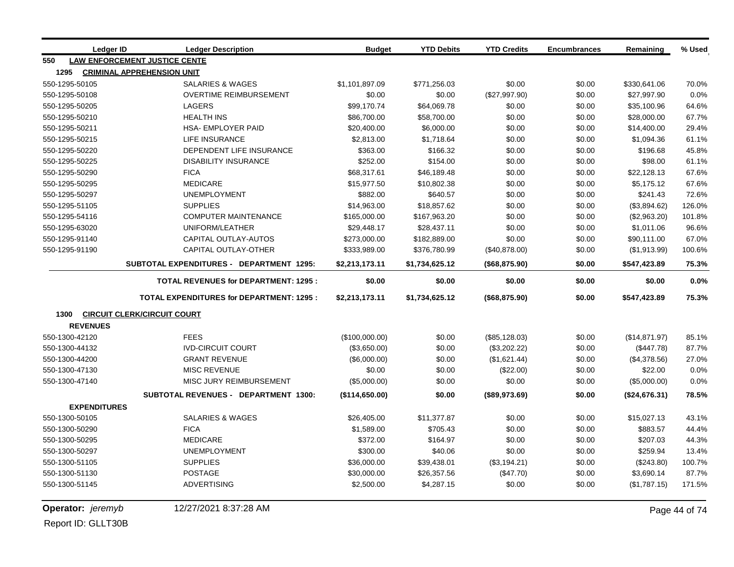| Ledger ID | Ledger Description | Budget | YTD Debits | YTD Credits | Encumbrances | Remaining | % Used |
|---|---|---|---|---|---|---|---|
| **550 LAW ENFORCEMENT JUSTICE CENTE** | | | | | | | |
| **1295 CRIMINAL APPREHENSION UNIT** | | | | | | | |
| 550-1295-50105 | SALARIES & WAGES | $1,101,897.09 | $771,256.03 | $0.00 | $0.00 | $330,641.06 | 70.0% |
| 550-1295-50108 | OVERTIME REIMBURSEMENT | $0.00 | $0.00 | ($27,997.90) | $0.00 | $27,997.90 | 0.0% |
| 550-1295-50205 | LAGERS | $99,170.74 | $64,069.78 | $0.00 | $0.00 | $35,100.96 | 64.6% |
| 550-1295-50210 | HEALTH INS | $86,700.00 | $58,700.00 | $0.00 | $0.00 | $28,000.00 | 67.7% |
| 550-1295-50211 | HSA- EMPLOYER PAID | $20,400.00 | $6,000.00 | $0.00 | $0.00 | $14,400.00 | 29.4% |
| 550-1295-50215 | LIFE INSURANCE | $2,813.00 | $1,718.64 | $0.00 | $0.00 | $1,094.36 | 61.1% |
| 550-1295-50220 | DEPENDENT LIFE INSURANCE | $363.00 | $166.32 | $0.00 | $0.00 | $196.68 | 45.8% |
| 550-1295-50225 | DISABILITY INSURANCE | $252.00 | $154.00 | $0.00 | $0.00 | $98.00 | 61.1% |
| 550-1295-50290 | FICA | $68,317.61 | $46,189.48 | $0.00 | $0.00 | $22,128.13 | 67.6% |
| 550-1295-50295 | MEDICARE | $15,977.50 | $10,802.38 | $0.00 | $0.00 | $5,175.12 | 67.6% |
| 550-1295-50297 | UNEMPLOYMENT | $882.00 | $640.57 | $0.00 | $0.00 | $241.43 | 72.6% |
| 550-1295-51105 | SUPPLIES | $14,963.00 | $18,857.62 | $0.00 | $0.00 | ($3,894.62) | 126.0% |
| 550-1295-54116 | COMPUTER MAINTENANCE | $165,000.00 | $167,963.20 | $0.00 | $0.00 | ($2,963.20) | 101.8% |
| 550-1295-63020 | UNIFORM/LEATHER | $29,448.17 | $28,437.11 | $0.00 | $0.00 | $1,011.06 | 96.6% |
| 550-1295-91140 | CAPITAL OUTLAY-AUTOS | $273,000.00 | $182,889.00 | $0.00 | $0.00 | $90,111.00 | 67.0% |
| 550-1295-91190 | CAPITAL OUTLAY-OTHER | $333,989.00 | $376,780.99 | ($40,878.00) | $0.00 | ($1,913.99) | 100.6% |
| | **SUBTOTAL EXPENDITURES - DEPARTMENT 1295:** | **$2,213,173.11** | **$1,734,625.12** | **($68,875.90)** | **$0.00** | **$547,423.89** | **75.3%** |
| | **TOTAL REVENUES for DEPARTMENT: 1295 :** | **$0.00** | **$0.00** | **$0.00** | **$0.00** | **$0.00** | **0.0%** |
| | **TOTAL EXPENDITURES for DEPARTMENT: 1295 :** | **$2,213,173.11** | **$1,734,625.12** | **($68,875.90)** | **$0.00** | **$547,423.89** | **75.3%** |
| **1300 CIRCUIT CLERK/CIRCUIT COURT** | | | | | | | |
| **REVENUES** | | | | | | | |
| 550-1300-42120 | FEES | ($100,000.00) | $0.00 | ($85,128.03) | $0.00 | ($14,871.97) | 85.1% |
| 550-1300-44132 | IVD-CIRCUIT COURT | ($3,650.00) | $0.00 | ($3,202.22) | $0.00 | ($447.78) | 87.7% |
| 550-1300-44200 | GRANT REVENUE | ($6,000.00) | $0.00 | ($1,621.44) | $0.00 | ($4,378.56) | 27.0% |
| 550-1300-47130 | MISC REVENUE | $0.00 | $0.00 | ($22.00) | $0.00 | $22.00 | 0.0% |
| 550-1300-47140 | MISC JURY REIMBURSEMENT | ($5,000.00) | $0.00 | $0.00 | $0.00 | ($5,000.00) | 0.0% |
| | **SUBTOTAL REVENUES - DEPARTMENT 1300:** | **($114,650.00)** | **$0.00** | **($89,973.69)** | **$0.00** | **($24,676.31)** | **78.5%** |
| **EXPENDITURES** | | | | | | | |
| 550-1300-50105 | SALARIES & WAGES | $26,405.00 | $11,377.87 | $0.00 | $0.00 | $15,027.13 | 43.1% |
| 550-1300-50290 | FICA | $1,589.00 | $705.43 | $0.00 | $0.00 | $883.57 | 44.4% |
| 550-1300-50295 | MEDICARE | $372.00 | $164.97 | $0.00 | $0.00 | $207.03 | 44.3% |
| 550-1300-50297 | UNEMPLOYMENT | $300.00 | $40.06 | $0.00 | $0.00 | $259.94 | 13.4% |
| 550-1300-51105 | SUPPLIES | $36,000.00 | $39,438.01 | ($3,194.21) | $0.00 | ($243.80) | 100.7% |
| 550-1300-51130 | POSTAGE | $30,000.00 | $26,357.56 | ($47.70) | $0.00 | $3,690.14 | 87.7% |
| 550-1300-51145 | ADVERTISING | $2,500.00 | $4,287.15 | $0.00 | $0.00 | ($1,787.15) | 171.5% |

**Operator:** *jeremyb* 12/27/2021 8:37:28 AM

Report ID: GLLT30B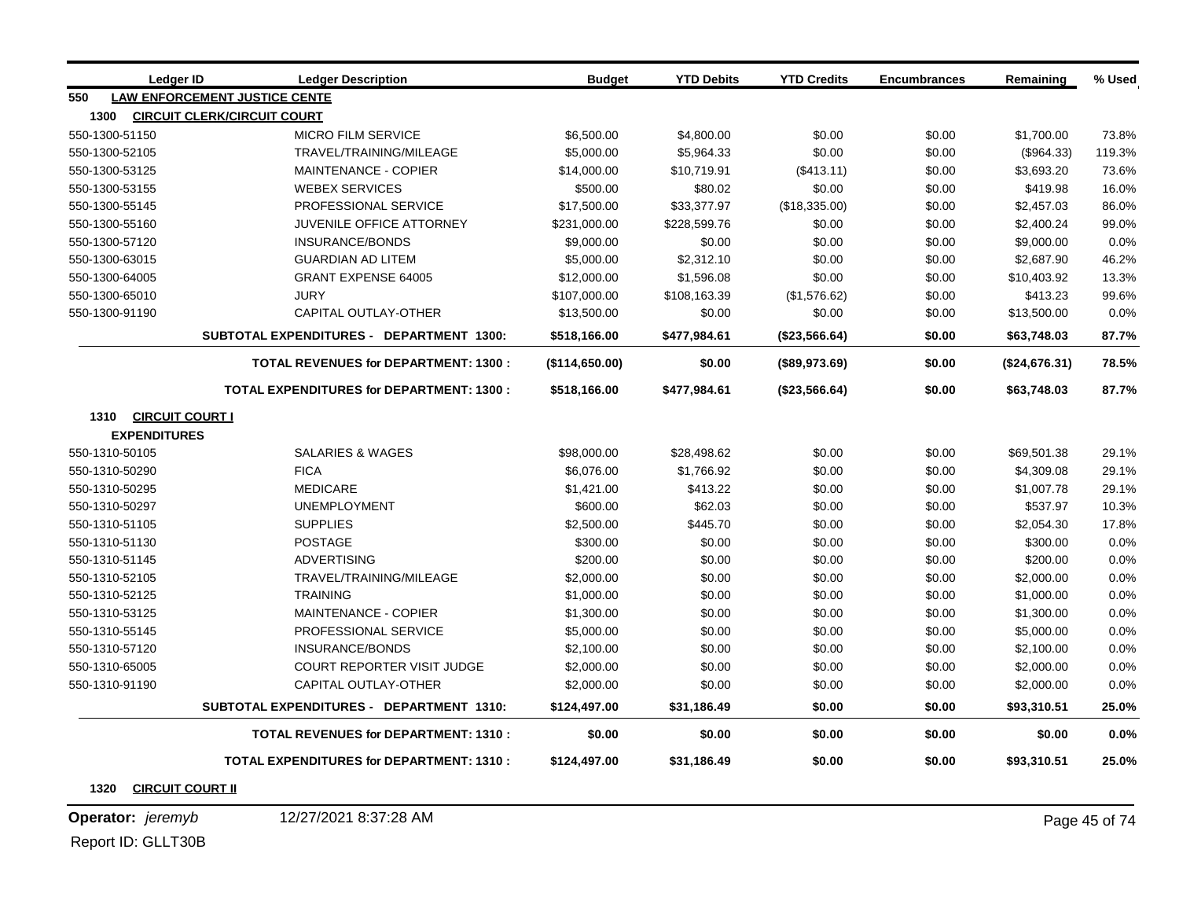| Ledger ID | Ledger Description | Budget | YTD Debits | YTD Credits | Encumbrances | Remaining | % Used |
|---|---|---|---|---|---|---|---|
| **550 LAW ENFORCEMENT JUSTICE CENTE** | | | | | | | |
| **1300 CIRCUIT CLERK/CIRCUIT COURT** | | | | | | | |
| 550-1300-51150 | MICRO FILM SERVICE | $6,500.00 | $4,800.00 | $0.00 | $0.00 | $1,700.00 | 73.8% |
| 550-1300-52105 | TRAVEL/TRAINING/MILEAGE | $5,000.00 | $5,964.33 | $0.00 | $0.00 | ($964.33) | 119.3% |
| 550-1300-53125 | MAINTENANCE - COPIER | $14,000.00 | $10,719.91 | ($413.11) | $0.00 | $3,693.20 | 73.6% |
| 550-1300-53155 | WEBEX SERVICES | $500.00 | $80.02 | $0.00 | $0.00 | $419.98 | 16.0% |
| 550-1300-55145 | PROFESSIONAL SERVICE | $17,500.00 | $33,377.97 | ($18,335.00) | $0.00 | $2,457.03 | 86.0% |
| 550-1300-55160 | JUVENILE OFFICE ATTORNEY | $231,000.00 | $228,599.76 | $0.00 | $0.00 | $2,400.24 | 99.0% |
| 550-1300-57120 | INSURANCE/BONDS | $9,000.00 | $0.00 | $0.00 | $0.00 | $9,000.00 | 0.0% |
| 550-1300-63015 | GUARDIAN AD LITEM | $5,000.00 | $2,312.10 | $0.00 | $0.00 | $2,687.90 | 46.2% |
| 550-1300-64005 | GRANT EXPENSE 64005 | $12,000.00 | $1,596.08 | $0.00 | $0.00 | $10,403.92 | 13.3% |
| 550-1300-65010 | JURY | $107,000.00 | $108,163.39 | ($1,576.62) | $0.00 | $413.23 | 99.6% |
| 550-1300-91190 | CAPITAL OUTLAY-OTHER | $13,500.00 | $0.00 | $0.00 | $0.00 | $13,500.00 | 0.0% |
| | **SUBTOTAL EXPENDITURES - DEPARTMENT 1300:** | **$518,166.00** | **$477,984.61** | **($23,566.64)** | **$0.00** | **$63,748.03** | **87.7%** |
| | **TOTAL REVENUES for DEPARTMENT: 1300 :** | **($114,650.00)** | **$0.00** | **($89,973.69)** | **$0.00** | **($24,676.31)** | **78.5%** |
| | **TOTAL EXPENDITURES for DEPARTMENT: 1300 :** | **$518,166.00** | **$477,984.61** | **($23,566.64)** | **$0.00** | **$63,748.03** | **87.7%** |
| **1310 CIRCUIT COURT I** | | | | | | | |
| **EXPENDITURES** | | | | | | | |
| 550-1310-50105 | SALARIES & WAGES | $98,000.00 | $28,498.62 | $0.00 | $0.00 | $69,501.38 | 29.1% |
| 550-1310-50290 | FICA | $6,076.00 | $1,766.92 | $0.00 | $0.00 | $4,309.08 | 29.1% |
| 550-1310-50295 | MEDICARE | $1,421.00 | $413.22 | $0.00 | $0.00 | $1,007.78 | 29.1% |
| 550-1310-50297 | UNEMPLOYMENT | $600.00 | $62.03 | $0.00 | $0.00 | $537.97 | 10.3% |
| 550-1310-51105 | SUPPLIES | $2,500.00 | $445.70 | $0.00 | $0.00 | $2,054.30 | 17.8% |
| 550-1310-51130 | POSTAGE | $300.00 | $0.00 | $0.00 | $0.00 | $300.00 | 0.0% |
| 550-1310-51145 | ADVERTISING | $200.00 | $0.00 | $0.00 | $0.00 | $200.00 | 0.0% |
| 550-1310-52105 | TRAVEL/TRAINING/MILEAGE | $2,000.00 | $0.00 | $0.00 | $0.00 | $2,000.00 | 0.0% |
| 550-1310-52125 | TRAINING | $1,000.00 | $0.00 | $0.00 | $0.00 | $1,000.00 | 0.0% |
| 550-1310-53125 | MAINTENANCE - COPIER | $1,300.00 | $0.00 | $0.00 | $0.00 | $1,300.00 | 0.0% |
| 550-1310-55145 | PROFESSIONAL SERVICE | $5,000.00 | $0.00 | $0.00 | $0.00 | $5,000.00 | 0.0% |
| 550-1310-57120 | INSURANCE/BONDS | $2,100.00 | $0.00 | $0.00 | $0.00 | $2,100.00 | 0.0% |
| 550-1310-65005 | COURT REPORTER VISIT JUDGE | $2,000.00 | $0.00 | $0.00 | $0.00 | $2,000.00 | 0.0% |
| 550-1310-91190 | CAPITAL OUTLAY-OTHER | $2,000.00 | $0.00 | $0.00 | $0.00 | $2,000.00 | 0.0% |
| | **SUBTOTAL EXPENDITURES - DEPARTMENT 1310:** | **$124,497.00** | **$31,186.49** | **$0.00** | **$0.00** | **$93,310.51** | **25.0%** |
| | **TOTAL REVENUES for DEPARTMENT: 1310 :** | **$0.00** | **$0.00** | **$0.00** | **$0.00** | **$0.00** | **0.0%** |
| | **TOTAL EXPENDITURES for DEPARTMENT: 1310 :** | **$124,497.00** | **$31,186.49** | **$0.00** | **$0.00** | **$93,310.51** | **25.0%** |
| **1320 CIRCUIT COURT II** | | | | | | | |

Operator: *jeremyb* 12/27/2021 8:37:28 AM

Report ID: GLLT30B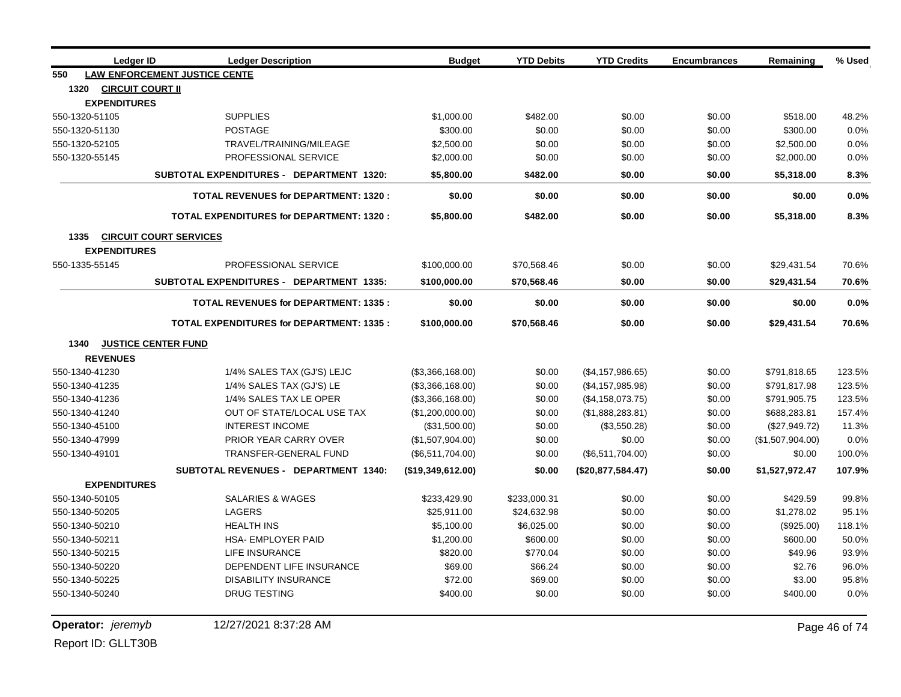| Ledger ID | Ledger Description | Budget | YTD Debits | YTD Credits | Encumbrances | Remaining | % Used |
|---|---|---|---|---|---|---|---|
| **550 LAW ENFORCEMENT JUSTICE CENTE** | | | | | | | |
| **1320 CIRCUIT COURT II** | | | | | | | |
| **EXPENDITURES** | | | | | | | |
| 550-1320-51105 | SUPPLIES | $1,000.00 | $482.00 | $0.00 | $0.00 | $518.00 | 48.2% |
| 550-1320-51130 | POSTAGE | $300.00 | $0.00 | $0.00 | $0.00 | $300.00 | 0.0% |
| 550-1320-52105 | TRAVEL/TRAINING/MILEAGE | $2,500.00 | $0.00 | $0.00 | $0.00 | $2,500.00 | 0.0% |
| 550-1320-55145 | PROFESSIONAL SERVICE | $2,000.00 | $0.00 | $0.00 | $0.00 | $2,000.00 | 0.0% |
| | **SUBTOTAL EXPENDITURES - DEPARTMENT 1320:** | **$5,800.00** | **$482.00** | **$0.00** | **$0.00** | **$5,318.00** | **8.3%** |
| | **TOTAL REVENUES for DEPARTMENT: 1320 :** | **$0.00** | **$0.00** | **$0.00** | **$0.00** | **$0.00** | **0.0%** |
| | **TOTAL EXPENDITURES for DEPARTMENT: 1320 :** | **$5,800.00** | **$482.00** | **$0.00** | **$0.00** | **$5,318.00** | **8.3%** |
| **1335 CIRCUIT COURT SERVICES** | | | | | | | |
| **EXPENDITURES** | | | | | | | |
| 550-1335-55145 | PROFESSIONAL SERVICE | $100,000.00 | $70,568.46 | $0.00 | $0.00 | $29,431.54 | 70.6% |
| | **SUBTOTAL EXPENDITURES - DEPARTMENT 1335:** | **$100,000.00** | **$70,568.46** | **$0.00** | **$0.00** | **$29,431.54** | **70.6%** |
| | **TOTAL REVENUES for DEPARTMENT: 1335 :** | **$0.00** | **$0.00** | **$0.00** | **$0.00** | **$0.00** | **0.0%** |
| | **TOTAL EXPENDITURES for DEPARTMENT: 1335 :** | **$100,000.00** | **$70,568.46** | **$0.00** | **$0.00** | **$29,431.54** | **70.6%** |
| **1340 JUSTICE CENTER FUND** | | | | | | | |
| **REVENUES** | | | | | | | |
| 550-1340-41230 | 1/4% SALES TAX (GJ'S) LEJC | ($3,366,168.00) | $0.00 | ($4,157,986.65) | $0.00 | $791,818.65 | 123.5% |
| 550-1340-41235 | 1/4% SALES TAX (GJ'S) LE | ($3,366,168.00) | $0.00 | ($4,157,985.98) | $0.00 | $791,817.98 | 123.5% |
| 550-1340-41236 | 1/4% SALES TAX LE OPER | ($3,366,168.00) | $0.00 | ($4,158,073.75) | $0.00 | $791,905.75 | 123.5% |
| 550-1340-41240 | OUT OF STATE/LOCAL USE TAX | ($1,200,000.00) | $0.00 | ($1,888,283.81) | $0.00 | $688,283.81 | 157.4% |
| 550-1340-45100 | INTEREST INCOME | ($31,500.00) | $0.00 | ($3,550.28) | $0.00 | ($27,949.72) | 11.3% |
| 550-1340-47999 | PRIOR YEAR CARRY OVER | ($1,507,904.00) | $0.00 | $0.00 | $0.00 | ($1,507,904.00) | 0.0% |
| 550-1340-49101 | TRANSFER-GENERAL FUND | ($6,511,704.00) | $0.00 | ($6,511,704.00) | $0.00 | $0.00 | 100.0% |
| | **SUBTOTAL REVENUES - DEPARTMENT 1340:** | **($19,349,612.00)** | **$0.00** | **($20,877,584.47)** | **$0.00** | **$1,527,972.47** | **107.9%** |
| **EXPENDITURES** | | | | | | | |
| 550-1340-50105 | SALARIES & WAGES | $233,429.90 | $233,000.31 | $0.00 | $0.00 | $429.59 | 99.8% |
| 550-1340-50205 | LAGERS | $25,911.00 | $24,632.98 | $0.00 | $0.00 | $1,278.02 | 95.1% |
| 550-1340-50210 | HEALTH INS | $5,100.00 | $6,025.00 | $0.00 | $0.00 | ($925.00) | 118.1% |
| 550-1340-50211 | HSA- EMPLOYER PAID | $1,200.00 | $600.00 | $0.00 | $0.00 | $600.00 | 50.0% |
| 550-1340-50215 | LIFE INSURANCE | $820.00 | $770.04 | $0.00 | $0.00 | $49.96 | 93.9% |
| 550-1340-50220 | DEPENDENT LIFE INSURANCE | $69.00 | $66.24 | $0.00 | $0.00 | $2.76 | 96.0% |
| 550-1340-50225 | DISABILITY INSURANCE | $72.00 | $69.00 | $0.00 | $0.00 | $3.00 | 95.8% |
| 550-1340-50240 | DRUG TESTING | $400.00 | $0.00 | $0.00 | $0.00 | $400.00 | 0.0% |

**Operator:** *jeremyb* 12/27/2021 8:37:28 AM

Report ID: GLLT30B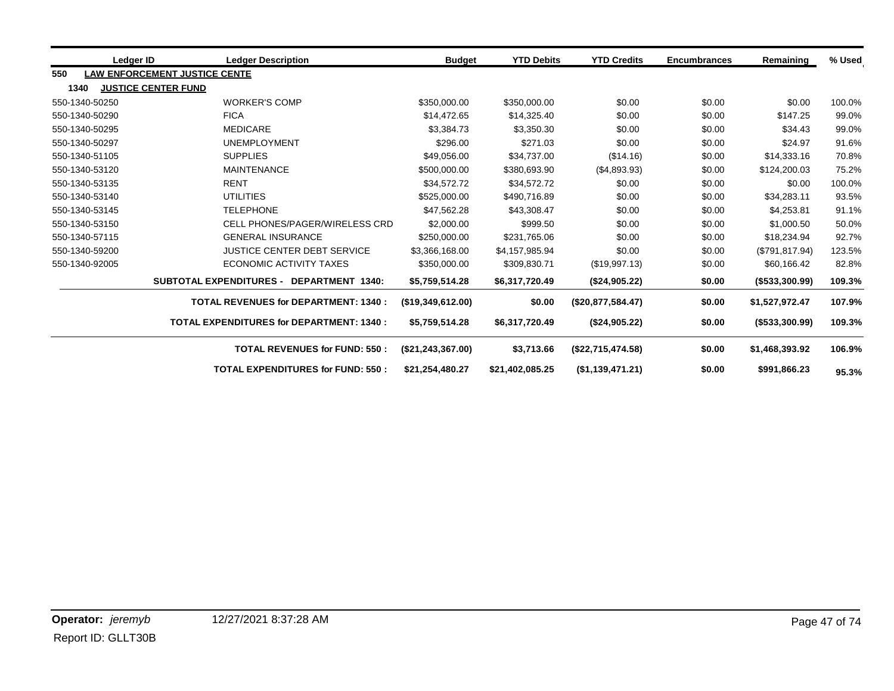| Ledger ID | Ledger Description | Budget | YTD Debits | YTD Credits | Encumbrances | Remaining | % Used |
|---|---|---|---|---|---|---|---|
| **550 LAW ENFORCEMENT JUSTICE CENTE** | | | | | | | |
| **1340 JUSTICE CENTER FUND** | | | | | | | |
| 550-1340-50250 | WORKER'S COMP | $350,000.00 | $350,000.00 | $0.00 | $0.00 | $0.00 | 100.0% |
| 550-1340-50290 | FICA | $14,472.65 | $14,325.40 | $0.00 | $0.00 | $147.25 | 99.0% |
| 550-1340-50295 | MEDICARE | $3,384.73 | $3,350.30 | $0.00 | $0.00 | $34.43 | 99.0% |
| 550-1340-50297 | UNEMPLOYMENT | $296.00 | $271.03 | $0.00 | $0.00 | $24.97 | 91.6% |
| 550-1340-51105 | SUPPLIES | $49,056.00 | $34,737.00 | ($14.16) | $0.00 | $14,333.16 | 70.8% |
| 550-1340-53120 | MAINTENANCE | $500,000.00 | $380,693.90 | ($4,893.93) | $0.00 | $124,200.03 | 75.2% |
| 550-1340-53135 | RENT | $34,572.72 | $34,572.72 | $0.00 | $0.00 | $0.00 | 100.0% |
| 550-1340-53140 | UTILITIES | $525,000.00 | $490,716.89 | $0.00 | $0.00 | $34,283.11 | 93.5% |
| 550-1340-53145 | TELEPHONE | $47,562.28 | $43,308.47 | $0.00 | $0.00 | $4,253.81 | 91.1% |
| 550-1340-53150 | CELL PHONES/PAGER/WIRELESS CRD | $2,000.00 | $999.50 | $0.00 | $0.00 | $1,000.50 | 50.0% |
| 550-1340-57115 | GENERAL INSURANCE | $250,000.00 | $231,765.06 | $0.00 | $0.00 | $18,234.94 | 92.7% |
| 550-1340-59200 | JUSTICE CENTER DEBT SERVICE | $3,366,168.00 | $4,157,985.94 | $0.00 | $0.00 | ($791,817.94) | 123.5% |
| 550-1340-92005 | ECONOMIC ACTIVITY TAXES | $350,000.00 | $309,830.71 | ($19,997.13) | $0.00 | $60,166.42 | 82.8% |
| | **SUBTOTAL EXPENDITURES - DEPARTMENT 1340:** | **$5,759,514.28** | **$6,317,720.49** | **($24,905.22)** | **$0.00** | **($533,300.99)** | **109.3%** |
| | **TOTAL REVENUES for DEPARTMENT: 1340 :** | **($19,349,612.00)** | **$0.00** | **($20,877,584.47)** | **$0.00** | **$1,527,972.47** | **107.9%** |
| | **TOTAL EXPENDITURES for DEPARTMENT: 1340 :** | **$5,759,514.28** | **$6,317,720.49** | **($24,905.22)** | **$0.00** | **($533,300.99)** | **109.3%** |
| | **TOTAL REVENUES for FUND: 550 :** | **($21,243,367.00)** | **$3,713.66** | **($22,715,474.58)** | **$0.00** | **$1,468,393.92** | **106.9%** |
| | **TOTAL EXPENDITURES for FUND: 550 :** | **$21,254,480.27** | **$21,402,085.25** | **($1,139,471.21)** | **$0.00** | **$991,866.23** | **95.3%** |

**Operator:** *jeremyb* 12/27/2021 8:37:28 AM

Report ID: GLLT30B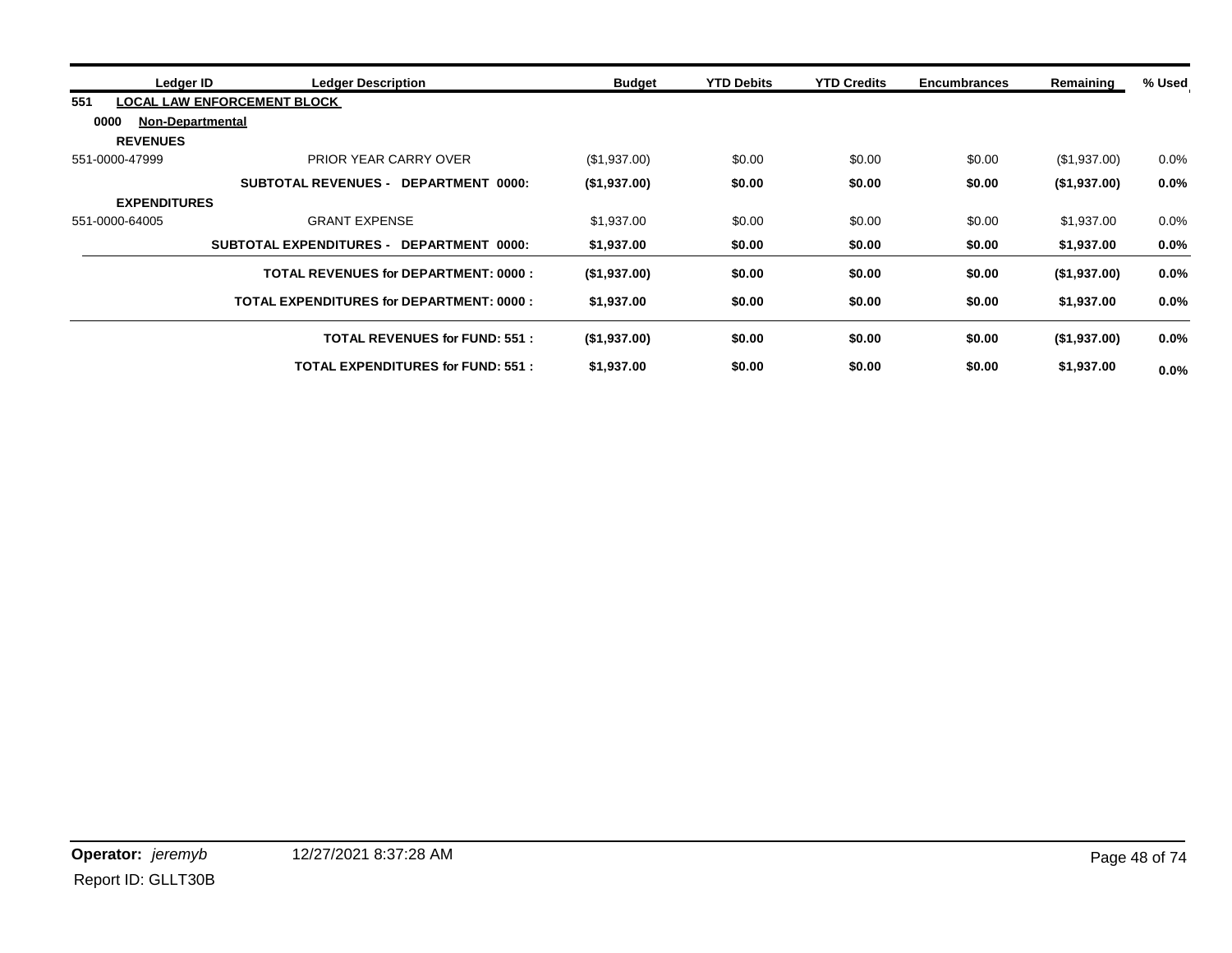| Ledger ID | Ledger Description | Budget | YTD Debits | YTD Credits | Encumbrances | Remaining | % Used |
|---|---|---|---|---|---|---|---|
| **551** | **LOCAL LAW ENFORCEMENT BLOCK** | | | | | | |
| **0000** | **Non-Departmental** | | | | | | |
| **REVENUES** | | | | | | | |
| 551-0000-47999 | PRIOR YEAR CARRY OVER | ($1,937.00) | $0.00 | $0.00 | $0.00 | ($1,937.00) | 0.0% |
| | **SUBTOTAL REVENUES - DEPARTMENT 0000:** | **($1,937.00)** | **$0.00** | **$0.00** | **$0.00** | **($1,937.00)** | **0.0%** |
| **EXPENDITURES** | | | | | | | |
| 551-0000-64005 | GRANT EXPENSE | $1,937.00 | $0.00 | $0.00 | $0.00 | $1,937.00 | 0.0% |
| | **SUBTOTAL EXPENDITURES - DEPARTMENT 0000:** | **$1,937.00** | **$0.00** | **$0.00** | **$0.00** | **$1,937.00** | **0.0%** |
| | **TOTAL REVENUES for DEPARTMENT: 0000 :** | **($1,937.00)** | **$0.00** | **$0.00** | **$0.00** | **($1,937.00)** | **0.0%** |
| | **TOTAL EXPENDITURES for DEPARTMENT: 0000 :** | **$1,937.00** | **$0.00** | **$0.00** | **$0.00** | **$1,937.00** | **0.0%** |
| | **TOTAL REVENUES for FUND: 551 :** | **($1,937.00)** | **$0.00** | **$0.00** | **$0.00** | **($1,937.00)** | **0.0%** |
| | **TOTAL EXPENDITURES for FUND: 551 :** | **$1,937.00** | **$0.00** | **$0.00** | **$0.00** | **$1,937.00** | **0.0%** |

**Operator:** *jeremyb* 12/27/2021 8:37:28 AM

Report ID: GLLT30B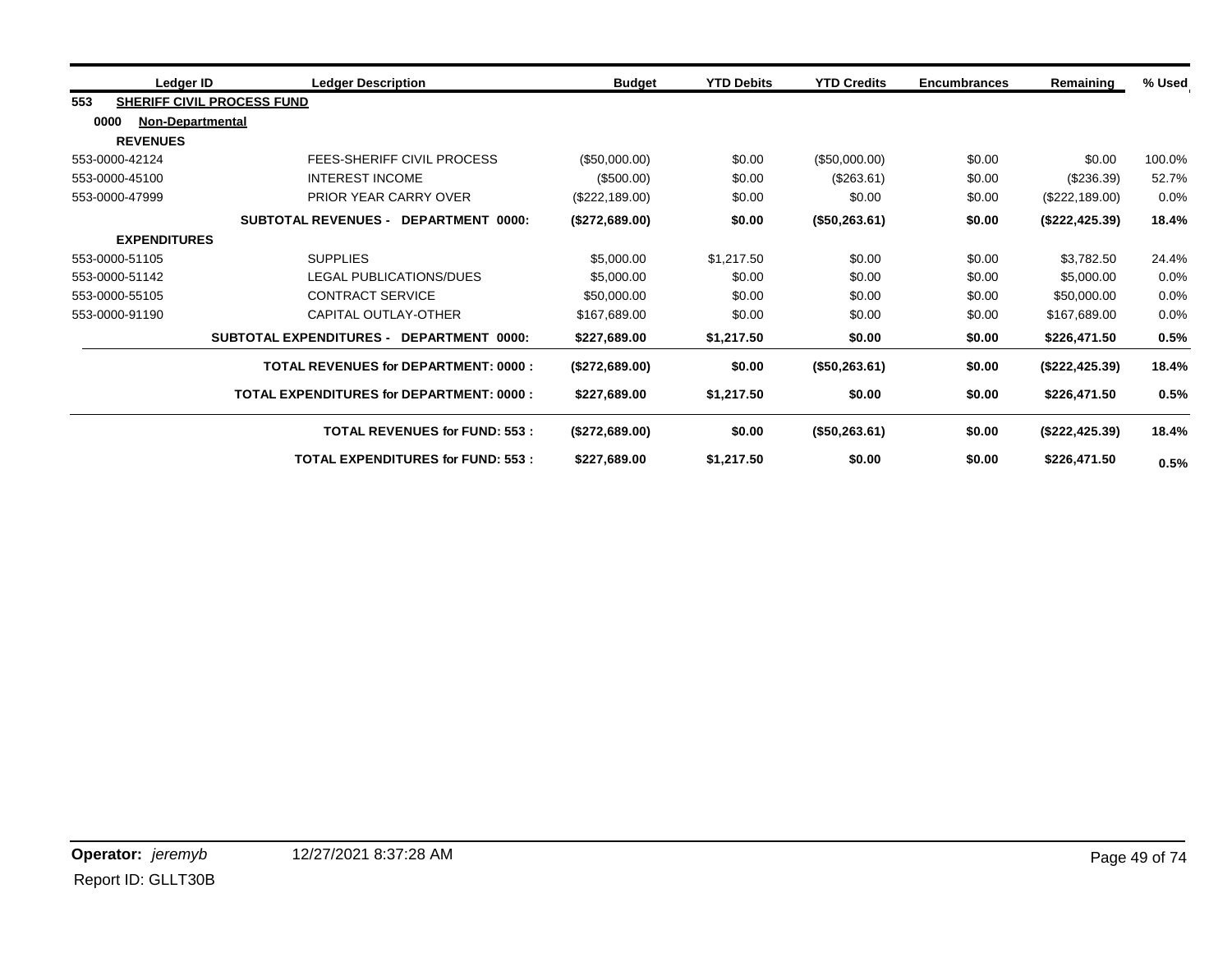| Ledger ID | Ledger Description | Budget | YTD Debits | YTD Credits | Encumbrances | Remaining | % Used |
|---|---|---|---|---|---|---|---|
| **553** | **SHERIFF CIVIL PROCESS FUND** | | | | | | |
| **0000** | **Non-Departmental** | | | | | | |
| **REVENUES** | | | | | | | |
| 553-0000-42124 | FEES-SHERIFF CIVIL PROCESS | ($50,000.00) | $0.00 | ($50,000.00) | $0.00 | $0.00 | 100.0% |
| 553-0000-45100 | INTEREST INCOME | ($500.00) | $0.00 | ($263.61) | $0.00 | ($236.39) | 52.7% |
| 553-0000-47999 | PRIOR YEAR CARRY OVER | ($222,189.00) | $0.00 | $0.00 | $0.00 | ($222,189.00) | 0.0% |
| | **SUBTOTAL REVENUES - DEPARTMENT 0000:** | **($272,689.00)** | **$0.00** | **($50,263.61)** | **$0.00** | **($222,425.39)** | **18.4%** |
| **EXPENDITURES** | | | | | | | |
| 553-0000-51105 | SUPPLIES | $5,000.00 | $1,217.50 | $0.00 | $0.00 | $3,782.50 | 24.4% |
| 553-0000-51142 | LEGAL PUBLICATIONS/DUES | $5,000.00 | $0.00 | $0.00 | $0.00 | $5,000.00 | 0.0% |
| 553-0000-55105 | CONTRACT SERVICE | $50,000.00 | $0.00 | $0.00 | $0.00 | $50,000.00 | 0.0% |
| 553-0000-91190 | CAPITAL OUTLAY-OTHER | $167,689.00 | $0.00 | $0.00 | $0.00 | $167,689.00 | 0.0% |
| | **SUBTOTAL EXPENDITURES - DEPARTMENT 0000:** | **$227,689.00** | **$1,217.50** | **$0.00** | **$0.00** | **$226,471.50** | **0.5%** |
| | **TOTAL REVENUES for DEPARTMENT: 0000 :** | **($272,689.00)** | **$0.00** | **($50,263.61)** | **$0.00** | **($222,425.39)** | **18.4%** |
| | **TOTAL EXPENDITURES for DEPARTMENT: 0000 :** | **$227,689.00** | **$1,217.50** | **$0.00** | **$0.00** | **$226,471.50** | **0.5%** |
| | **TOTAL REVENUES for FUND: 553 :** | **($272,689.00)** | **$0.00** | **($50,263.61)** | **$0.00** | **($222,425.39)** | **18.4%** |
| | **TOTAL EXPENDITURES for FUND: 553 :** | **$227,689.00** | **$1,217.50** | **$0.00** | **$0.00** | **$226,471.50** | **0.5%** |

**Operator:** *jeremyb* 12/27/2021 8:37:28 AM

Report ID: GLLT30B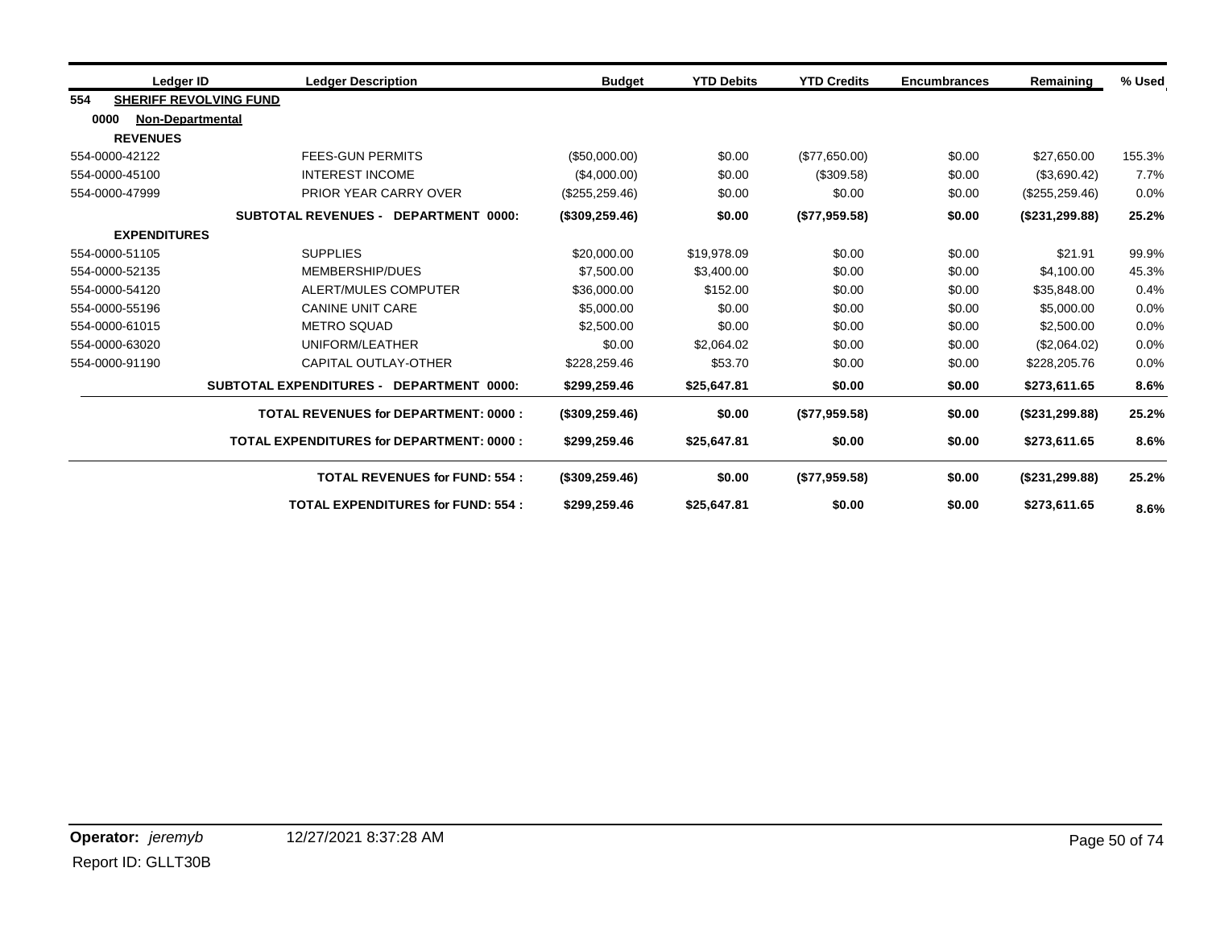| Ledger ID | Ledger Description | Budget | YTD Debits | YTD Credits | Encumbrances | Remaining | % Used |
|---|---|---|---|---|---|---|---|
| **554 SHERIFF REVOLVING FUND** | | | | | | | |
| **0000 Non-Departmental** | | | | | | | |
| **REVENUES** | | | | | | | |
| 554-0000-42122 | FEES-GUN PERMITS | ($50,000.00) | $0.00 | ($77,650.00) | $0.00 | $27,650.00 | 155.3% |
| 554-0000-45100 | INTEREST INCOME | ($4,000.00) | $0.00 | ($309.58) | $0.00 | ($3,690.42) | 7.7% |
| 554-0000-47999 | PRIOR YEAR CARRY OVER | ($255,259.46) | $0.00 | $0.00 | $0.00 | ($255,259.46) | 0.0% |
| | **SUBTOTAL REVENUES - DEPARTMENT 0000:** | **($309,259.46)** | **$0.00** | **($77,959.58)** | **$0.00** | **($231,299.88)** | **25.2%** |
| **EXPENDITURES** | | | | | | | |
| 554-0000-51105 | SUPPLIES | $20,000.00 | $19,978.09 | $0.00 | $0.00 | $21.91 | 99.9% |
| 554-0000-52135 | MEMBERSHIP/DUES | $7,500.00 | $3,400.00 | $0.00 | $0.00 | $4,100.00 | 45.3% |
| 554-0000-54120 | ALERT/MULES COMPUTER | $36,000.00 | $152.00 | $0.00 | $0.00 | $35,848.00 | 0.4% |
| 554-0000-55196 | CANINE UNIT CARE | $5,000.00 | $0.00 | $0.00 | $0.00 | $5,000.00 | 0.0% |
| 554-0000-61015 | METRO SQUAD | $2,500.00 | $0.00 | $0.00 | $0.00 | $2,500.00 | 0.0% |
| 554-0000-63020 | UNIFORM/LEATHER | $0.00 | $2,064.02 | $0.00 | $0.00 | ($2,064.02) | 0.0% |
| 554-0000-91190 | CAPITAL OUTLAY-OTHER | $228,259.46 | $53.70 | $0.00 | $0.00 | $228,205.76 | 0.0% |
| | **SUBTOTAL EXPENDITURES - DEPARTMENT 0000:** | **$299,259.46** | **$25,647.81** | **$0.00** | **$0.00** | **$273,611.65** | **8.6%** |
| | **TOTAL REVENUES for DEPARTMENT: 0000 :** | **($309,259.46)** | **$0.00** | **($77,959.58)** | **$0.00** | **($231,299.88)** | **25.2%** |
| | **TOTAL EXPENDITURES for DEPARTMENT: 0000 :** | **$299,259.46** | **$25,647.81** | **$0.00** | **$0.00** | **$273,611.65** | **8.6%** |
| | **TOTAL REVENUES for FUND: 554 :** | **($309,259.46)** | **$0.00** | **($77,959.58)** | **$0.00** | **($231,299.88)** | **25.2%** |
| | **TOTAL EXPENDITURES for FUND: 554 :** | **$299,259.46** | **$25,647.81** | **$0.00** | **$0.00** | **$273,611.65** | **8.6%** |

**Operator:** *jeremyb* 12/27/2021 8:37:28 AM

Report ID: GLLT30B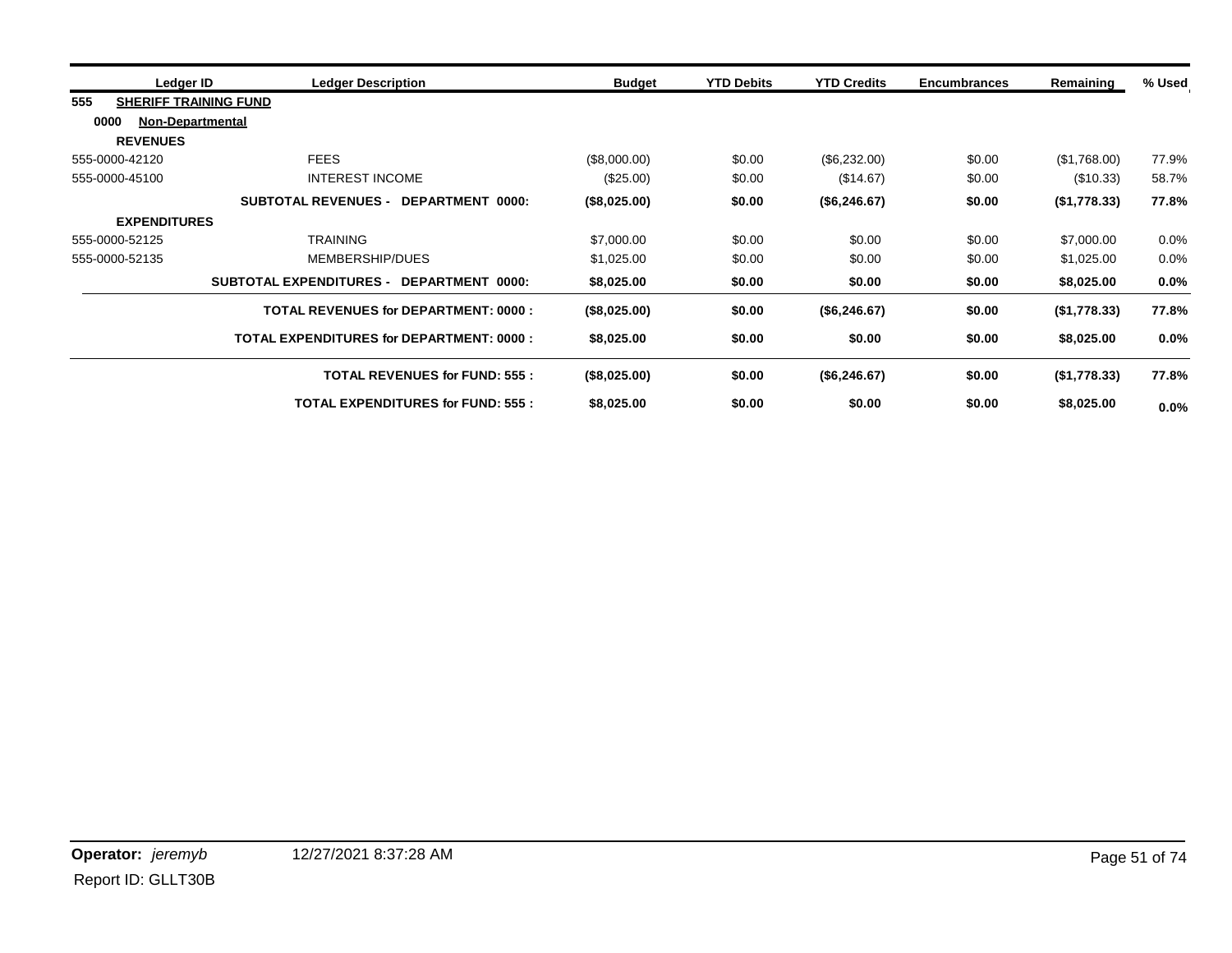| Ledger ID | Ledger Description | Budget | YTD Debits | YTD Credits | Encumbrances | Remaining | % Used |
|---|---|---|---|---|---|---|---|
| **555 SHERIFF TRAINING FUND** | | | | | | | |
| **0000 Non-Departmental** | | | | | | | |
| **REVENUES** | | | | | | | |
| 555-0000-42120 | FEES | ($8,000.00) | $0.00 | ($6,232.00) | $0.00 | ($1,768.00) | 77.9% |
| 555-0000-45100 | INTEREST INCOME | ($25.00) | $0.00 | ($14.67) | $0.00 | ($10.33) | 58.7% |
| | **SUBTOTAL REVENUES - DEPARTMENT 0000:** | **($8,025.00)** | **$0.00** | **($6,246.67)** | **$0.00** | **($1,778.33)** | **77.8%** |
| **EXPENDITURES** | | | | | | | |
| 555-0000-52125 | TRAINING | $7,000.00 | $0.00 | $0.00 | $0.00 | $7,000.00 | 0.0% |
| 555-0000-52135 | MEMBERSHIP/DUES | $1,025.00 | $0.00 | $0.00 | $0.00 | $1,025.00 | 0.0% |
| | **SUBTOTAL EXPENDITURES - DEPARTMENT 0000:** | **$8,025.00** | **$0.00** | **$0.00** | **$0.00** | **$8,025.00** | **0.0%** |
| | **TOTAL REVENUES for DEPARTMENT: 0000 :** | **($8,025.00)** | **$0.00** | **($6,246.67)** | **$0.00** | **($1,778.33)** | **77.8%** |
| | **TOTAL EXPENDITURES for DEPARTMENT: 0000 :** | **$8,025.00** | **$0.00** | **$0.00** | **$0.00** | **$8,025.00** | **0.0%** |
| | **TOTAL REVENUES for FUND: 555 :** | **($8,025.00)** | **$0.00** | **($6,246.67)** | **$0.00** | **($1,778.33)** | **77.8%** |
| | **TOTAL EXPENDITURES for FUND: 555 :** | **$8,025.00** | **$0.00** | **$0.00** | **$0.00** | **$8,025.00** | **0.0%** |

**Operator:** *jeremyb* 12/27/2021 8:37:28 AM

Report ID: GLLT30B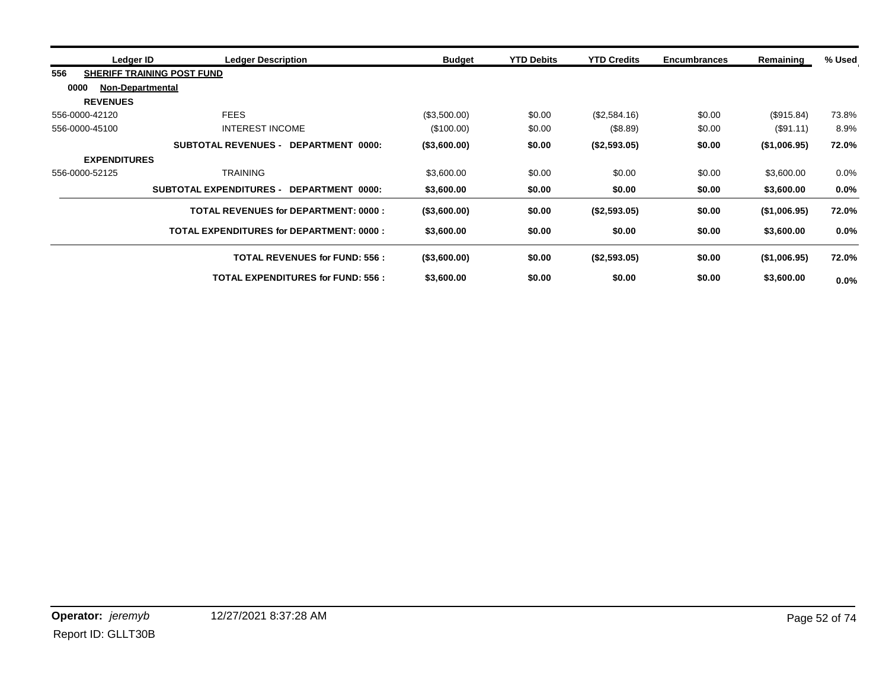| Ledger ID | Ledger Description | Budget | YTD Debits | YTD Credits | Encumbrances | Remaining | % Used |
|---|---|---|---|---|---|---|---|
| **556** | **SHERIFF TRAINING POST FUND** | | | | | | |
| **0000** | **Non-Departmental** | | | | | | |
| **REVENUES** | | | | | | | |
| 556-0000-42120 | FEES | ($3,500.00) | $0.00 | ($2,584.16) | $0.00 | ($915.84) | 73.8% |
| 556-0000-45100 | INTEREST INCOME | ($100.00) | $0.00 | ($8.89) | $0.00 | ($91.11) | 8.9% |
| | **SUBTOTAL REVENUES - DEPARTMENT 0000:** | **($3,600.00)** | **$0.00** | **($2,593.05)** | **$0.00** | **($1,006.95)** | **72.0%** |
| **EXPENDITURES** | | | | | | | |
| 556-0000-52125 | TRAINING | $3,600.00 | $0.00 | $0.00 | $0.00 | $3,600.00 | 0.0% |
| | **SUBTOTAL EXPENDITURES - DEPARTMENT 0000:** | **$3,600.00** | **$0.00** | **$0.00** | **$0.00** | **$3,600.00** | **0.0%** |
| | **TOTAL REVENUES for DEPARTMENT: 0000 :** | **($3,600.00)** | **$0.00** | **($2,593.05)** | **$0.00** | **($1,006.95)** | **72.0%** |
| | **TOTAL EXPENDITURES for DEPARTMENT: 0000 :** | **$3,600.00** | **$0.00** | **$0.00** | **$0.00** | **$3,600.00** | **0.0%** |
| | **TOTAL REVENUES for FUND: 556 :** | **($3,600.00)** | **$0.00** | **($2,593.05)** | **$0.00** | **($1,006.95)** | **72.0%** |
| | **TOTAL EXPENDITURES for FUND: 556 :** | **$3,600.00** | **$0.00** | **$0.00** | **$0.00** | **$3,600.00** | **0.0%** |

**Operator:** *jeremyb* 12/27/2021 8:37:28 AM

Report ID: GLLT30B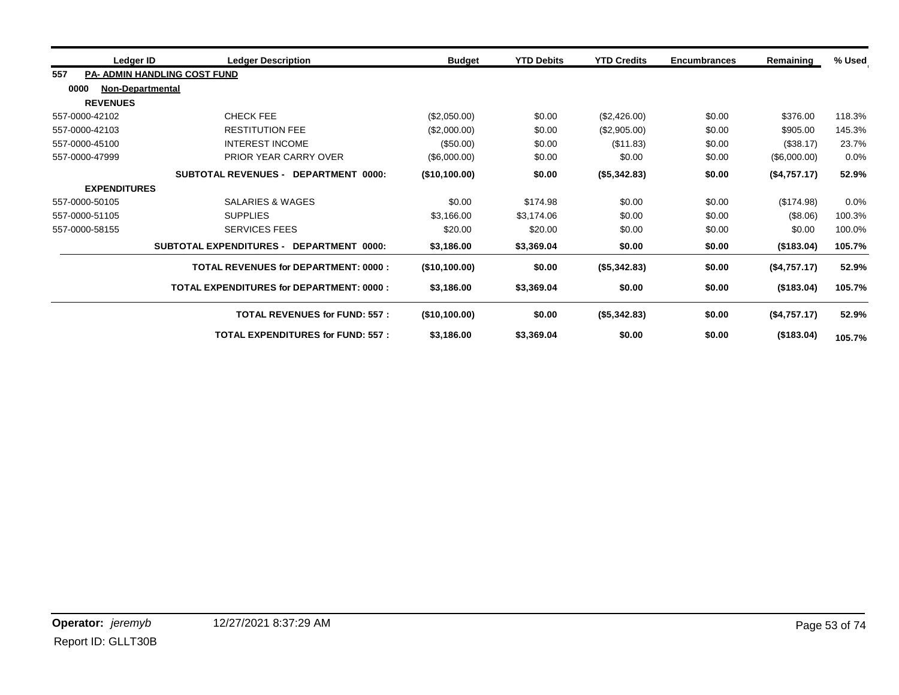| Ledger ID | Ledger Description | Budget | YTD Debits | YTD Credits | Encumbrances | Remaining | % Used |
|---|---|---|---|---|---|---|---|
| **557** | **PA- ADMIN HANDLING COST FUND** | | | | | | |
| **0000** | **Non-Departmental** | | | | | | |
| **REVENUES** | | | | | | | |
| 557-0000-42102 | CHECK FEE | ($2,050.00) | $0.00 | ($2,426.00) | $0.00 | $376.00 | 118.3% |
| 557-0000-42103 | RESTITUTION FEE | ($2,000.00) | $0.00 | ($2,905.00) | $0.00 | $905.00 | 145.3% |
| 557-0000-45100 | INTEREST INCOME | ($50.00) | $0.00 | ($11.83) | $0.00 | ($38.17) | 23.7% |
| 557-0000-47999 | PRIOR YEAR CARRY OVER | ($6,000.00) | $0.00 | $0.00 | $0.00 | ($6,000.00) | 0.0% |
| | **SUBTOTAL REVENUES - DEPARTMENT 0000:** | **($10,100.00)** | **$0.00** | **($5,342.83)** | **$0.00** | **($4,757.17)** | **52.9%** |
| **EXPENDITURES** | | | | | | | |
| 557-0000-50105 | SALARIES & WAGES | $0.00 | $174.98 | $0.00 | $0.00 | ($174.98) | 0.0% |
| 557-0000-51105 | SUPPLIES | $3,166.00 | $3,174.06 | $0.00 | $0.00 | ($8.06) | 100.3% |
| 557-0000-58155 | SERVICES FEES | $20.00 | $20.00 | $0.00 | $0.00 | $0.00 | 100.0% |
| | **SUBTOTAL EXPENDITURES - DEPARTMENT 0000:** | **$3,186.00** | **$3,369.04** | **$0.00** | **$0.00** | **($183.04)** | **105.7%** |
| | **TOTAL REVENUES for DEPARTMENT: 0000 :** | **($10,100.00)** | **$0.00** | **($5,342.83)** | **$0.00** | **($4,757.17)** | **52.9%** |
| | **TOTAL EXPENDITURES for DEPARTMENT: 0000 :** | **$3,186.00** | **$3,369.04** | **$0.00** | **$0.00** | **($183.04)** | **105.7%** |
| | **TOTAL REVENUES for FUND: 557 :** | **($10,100.00)** | **$0.00** | **($5,342.83)** | **$0.00** | **($4,757.17)** | **52.9%** |
| | **TOTAL EXPENDITURES for FUND: 557 :** | **$3,186.00** | **$3,369.04** | **$0.00** | **$0.00** | **($183.04)** | **105.7%** |

**Operator:** *jeremyb* 12/27/2021 8:37:29 AM

Report ID: GLLT30B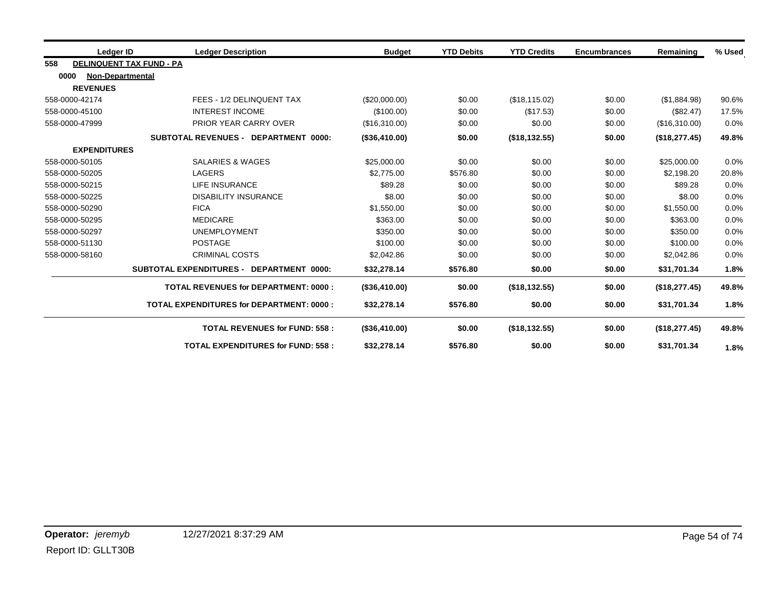| Ledger ID | Ledger Description | Budget | YTD Debits | YTD Credits | Encumbrances | Remaining | % Used |
|---|---|---|---|---|---|---|---|
| **558 DELINQUENT TAX FUND - PA** | | | | | | | |
| **0000 Non-Departmental** | | | | | | | |
| **REVENUES** | | | | | | | |
| 558-0000-42174 | FEES - 1/2 DELINQUENT TAX | ($20,000.00) | $0.00 | ($18,115.02) | $0.00 | ($1,884.98) | 90.6% |
| 558-0000-45100 | INTEREST INCOME | ($100.00) | $0.00 | ($17.53) | $0.00 | ($82.47) | 17.5% |
| 558-0000-47999 | PRIOR YEAR CARRY OVER | ($16,310.00) | $0.00 | $0.00 | $0.00 | ($16,310.00) | 0.0% |
| | **SUBTOTAL REVENUES - DEPARTMENT 0000:** | **($36,410.00)** | **$0.00** | **($18,132.55)** | **$0.00** | **($18,277.45)** | **49.8%** |
| **EXPENDITURES** | | | | | | | |
| 558-0000-50105 | SALARIES & WAGES | $25,000.00 | $0.00 | $0.00 | $0.00 | $25,000.00 | 0.0% |
| 558-0000-50205 | LAGERS | $2,775.00 | $576.80 | $0.00 | $0.00 | $2,198.20 | 20.8% |
| 558-0000-50215 | LIFE INSURANCE | $89.28 | $0.00 | $0.00 | $0.00 | $89.28 | 0.0% |
| 558-0000-50225 | DISABILITY INSURANCE | $8.00 | $0.00 | $0.00 | $0.00 | $8.00 | 0.0% |
| 558-0000-50290 | FICA | $1,550.00 | $0.00 | $0.00 | $0.00 | $1,550.00 | 0.0% |
| 558-0000-50295 | MEDICARE | $363.00 | $0.00 | $0.00 | $0.00 | $363.00 | 0.0% |
| 558-0000-50297 | UNEMPLOYMENT | $350.00 | $0.00 | $0.00 | $0.00 | $350.00 | 0.0% |
| 558-0000-51130 | POSTAGE | $100.00 | $0.00 | $0.00 | $0.00 | $100.00 | 0.0% |
| 558-0000-58160 | CRIMINAL COSTS | $2,042.86 | $0.00 | $0.00 | $0.00 | $2,042.86 | 0.0% |
| | **SUBTOTAL EXPENDITURES - DEPARTMENT 0000:** | **$32,278.14** | **$576.80** | **$0.00** | **$0.00** | **$31,701.34** | **1.8%** |
| | **TOTAL REVENUES for DEPARTMENT: 0000 :** | **($36,410.00)** | **$0.00** | **($18,132.55)** | **$0.00** | **($18,277.45)** | **49.8%** |
| | **TOTAL EXPENDITURES for DEPARTMENT: 0000 :** | **$32,278.14** | **$576.80** | **$0.00** | **$0.00** | **$31,701.34** | **1.8%** |
| | **TOTAL REVENUES for FUND: 558 :** | **($36,410.00)** | **$0.00** | **($18,132.55)** | **$0.00** | **($18,277.45)** | **49.8%** |
| | **TOTAL EXPENDITURES for FUND: 558 :** | **$32,278.14** | **$576.80** | **$0.00** | **$0.00** | **$31,701.34** | **1.8%** |

**Operator:** *jeremyb* 12/27/2021 8:37:29 AM

Report ID: GLLT30B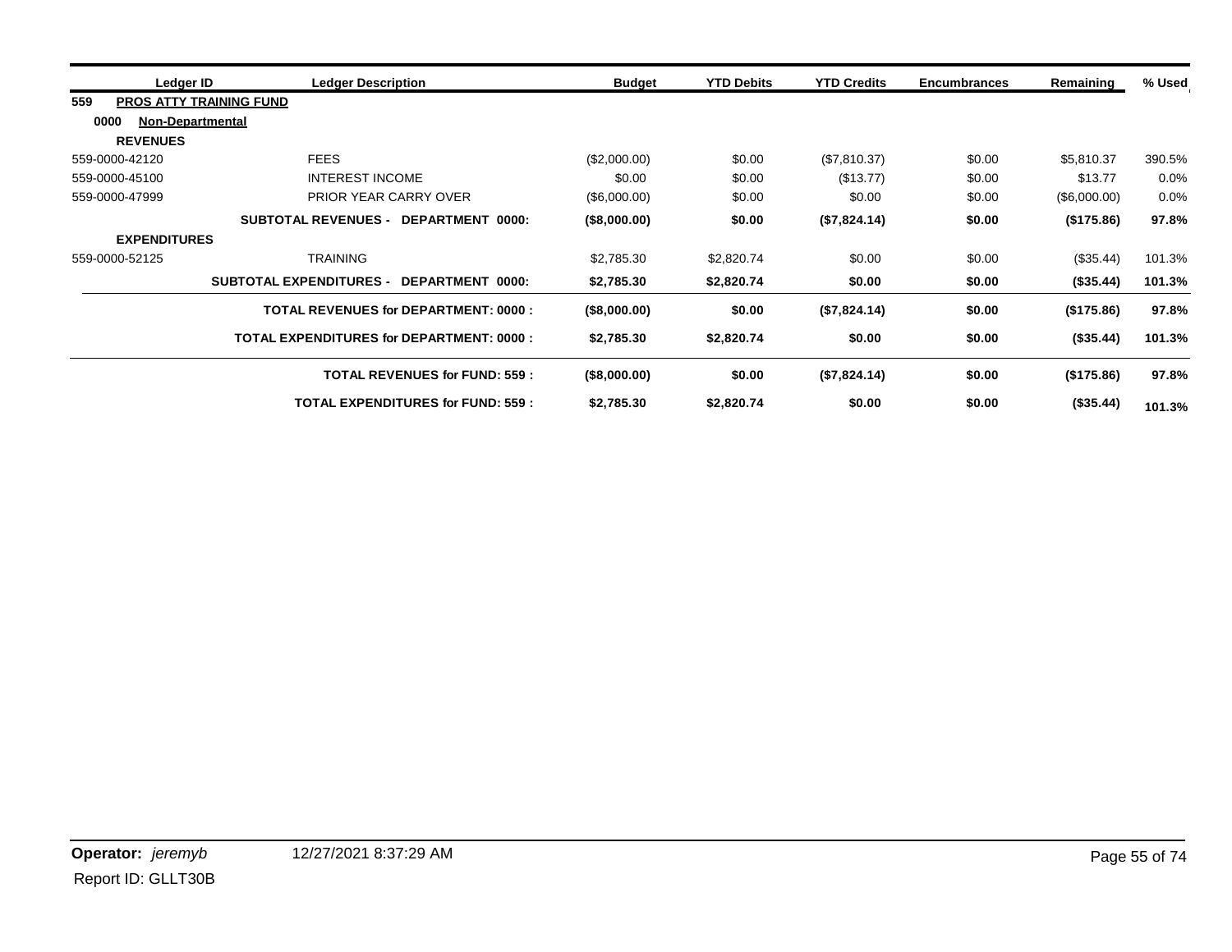| Ledger ID | Ledger Description | Budget | YTD Debits | YTD Credits | Encumbrances | Remaining | % Used |
|---|---|---|---|---|---|---|---|
| **559 PROS ATTY TRAINING FUND** | | | | | | | |
| **0000 Non-Departmental** | | | | | | | |
| **REVENUES** | | | | | | | |
| 559-0000-42120 | FEES | ($2,000.00) | $0.00 | ($7,810.37) | $0.00 | $5,810.37 | 390.5% |
| 559-0000-45100 | INTEREST INCOME | $0.00 | $0.00 | ($13.77) | $0.00 | $13.77 | 0.0% |
| 559-0000-47999 | PRIOR YEAR CARRY OVER | ($6,000.00) | $0.00 | $0.00 | $0.00 | ($6,000.00) | 0.0% |
| | **SUBTOTAL REVENUES - DEPARTMENT 0000:** | **($8,000.00)** | **$0.00** | **($7,824.14)** | **$0.00** | **($175.86)** | **97.8%** |
| **EXPENDITURES** | | | | | | | |
| 559-0000-52125 | TRAINING | $2,785.30 | $2,820.74 | $0.00 | $0.00 | ($35.44) | 101.3% |
| | **SUBTOTAL EXPENDITURES - DEPARTMENT 0000:** | **$2,785.30** | **$2,820.74** | **$0.00** | **$0.00** | **($35.44)** | **101.3%** |
| | **TOTAL REVENUES for DEPARTMENT: 0000 :** | **($8,000.00)** | **$0.00** | **($7,824.14)** | **$0.00** | **($175.86)** | **97.8%** |
| | **TOTAL EXPENDITURES for DEPARTMENT: 0000 :** | **$2,785.30** | **$2,820.74** | **$0.00** | **$0.00** | **($35.44)** | **101.3%** |
| | **TOTAL REVENUES for FUND: 559 :** | **($8,000.00)** | **$0.00** | **($7,824.14)** | **$0.00** | **($175.86)** | **97.8%** |
| | **TOTAL EXPENDITURES for FUND: 559 :** | **$2,785.30** | **$2,820.74** | **$0.00** | **$0.00** | **($35.44)** | **101.3%** |

**Operator:** *jeremyb* 12/27/2021 8:37:29 AM

Report ID: GLLT30B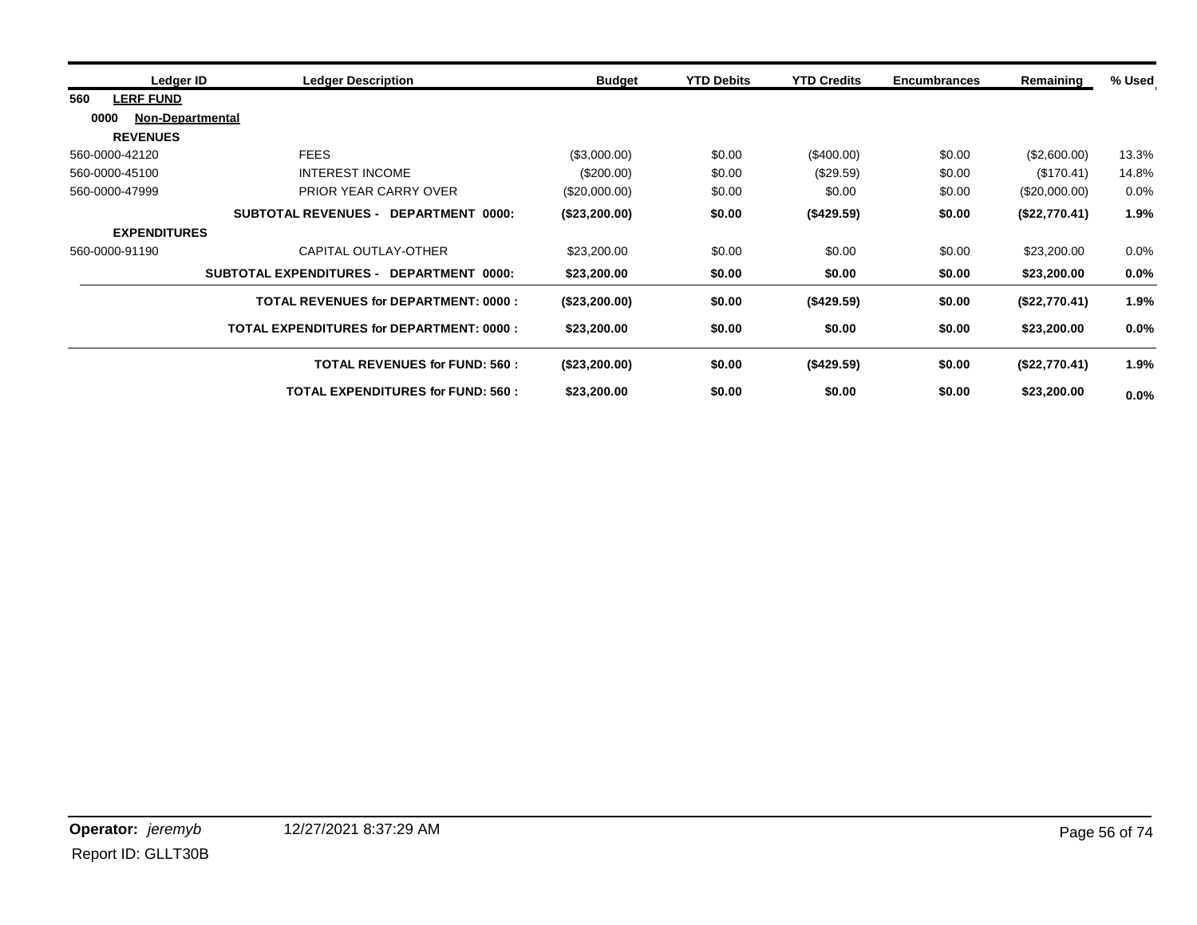| Ledger ID | Ledger Description | Budget | YTD Debits | YTD Credits | Encumbrances | Remaining | % Used |
|---|---|---|---|---|---|---|---|
| **560 LERF FUND** | | | | | | | |
| **0000 Non-Departmental** | | | | | | | |
| **REVENUES** | | | | | | | |
| 560-0000-42120 | FEES | ($3,000.00) | $0.00 | ($400.00) | $0.00 | ($2,600.00) | 13.3% |
| 560-0000-45100 | INTEREST INCOME | ($200.00) | $0.00 | ($29.59) | $0.00 | ($170.41) | 14.8% |
| 560-0000-47999 | PRIOR YEAR CARRY OVER | ($20,000.00) | $0.00 | $0.00 | $0.00 | ($20,000.00) | 0.0% |
| | **SUBTOTAL REVENUES - DEPARTMENT 0000:** | **($23,200.00)** | **$0.00** | **($429.59)** | **$0.00** | **($22,770.41)** | **1.9%** |
| **EXPENDITURES** | | | | | | | |
| 560-0000-91190 | CAPITAL OUTLAY-OTHER | $23,200.00 | $0.00 | $0.00 | $0.00 | $23,200.00 | 0.0% |
| | **SUBTOTAL EXPENDITURES - DEPARTMENT 0000:** | **$23,200.00** | **$0.00** | **$0.00** | **$0.00** | **$23,200.00** | **0.0%** |
| | **TOTAL REVENUES for DEPARTMENT: 0000 :** | **($23,200.00)** | **$0.00** | **($429.59)** | **$0.00** | **($22,770.41)** | **1.9%** |
| | **TOTAL EXPENDITURES for DEPARTMENT: 0000 :** | **$23,200.00** | **$0.00** | **$0.00** | **$0.00** | **$23,200.00** | **0.0%** |
| | **TOTAL REVENUES for FUND: 560 :** | **($23,200.00)** | **$0.00** | **($429.59)** | **$0.00** | **($22,770.41)** | **1.9%** |
| | **TOTAL EXPENDITURES for FUND: 560 :** | **$23,200.00** | **$0.00** | **$0.00** | **$0.00** | **$23,200.00** | **0.0%** |

**Operator:** *jeremyb* 12/27/2021 8:37:29 AM

Report ID: GLLT30B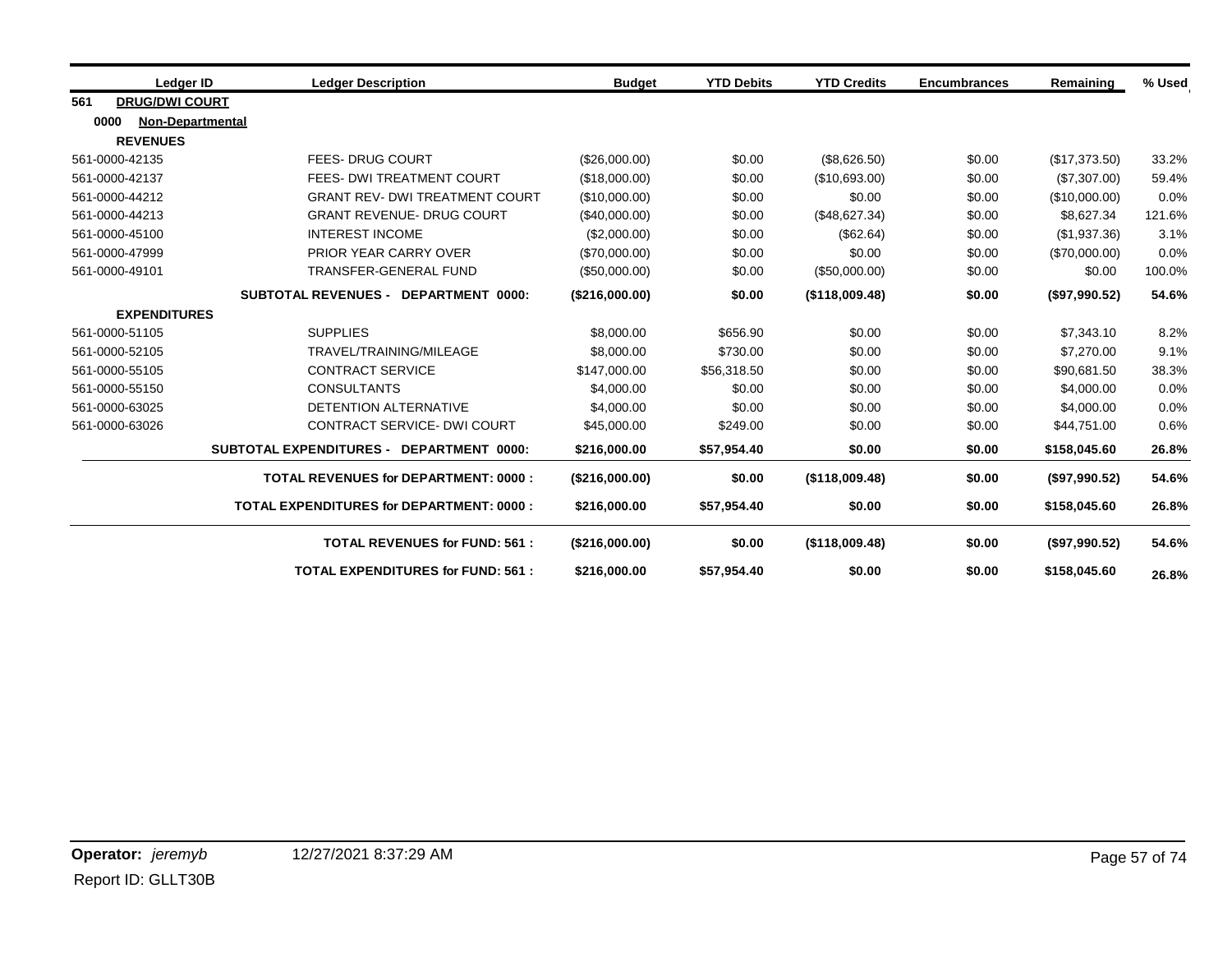| Ledger ID | Ledger Description | Budget | YTD Debits | YTD Credits | Encumbrances | Remaining | % Used |
|---|---|---|---|---|---|---|---|
| **561 DRUG/DWI COURT** | | | | | | | |
| **0000 Non-Departmental** | | | | | | | |
| **REVENUES** | | | | | | | |
| 561-0000-42135 | FEES- DRUG COURT | ($26,000.00) | $0.00 | ($8,626.50) | $0.00 | ($17,373.50) | 33.2% |
| 561-0000-42137 | FEES- DWI TREATMENT COURT | ($18,000.00) | $0.00 | ($10,693.00) | $0.00 | ($7,307.00) | 59.4% |
| 561-0000-44212 | GRANT REV- DWI TREATMENT COURT | ($10,000.00) | $0.00 | $0.00 | $0.00 | ($10,000.00) | 0.0% |
| 561-0000-44213 | GRANT REVENUE- DRUG COURT | ($40,000.00) | $0.00 | ($48,627.34) | $0.00 | $8,627.34 | 121.6% |
| 561-0000-45100 | INTEREST INCOME | ($2,000.00) | $0.00 | ($62.64) | $0.00 | ($1,937.36) | 3.1% |
| 561-0000-47999 | PRIOR YEAR CARRY OVER | ($70,000.00) | $0.00 | $0.00 | $0.00 | ($70,000.00) | 0.0% |
| 561-0000-49101 | TRANSFER-GENERAL FUND | ($50,000.00) | $0.00 | ($50,000.00) | $0.00 | $0.00 | 100.0% |
| | **SUBTOTAL REVENUES - DEPARTMENT 0000:** | **($216,000.00)** | **$0.00** | **($118,009.48)** | **$0.00** | **($97,990.52)** | **54.6%** |
| **EXPENDITURES** | | | | | | | |
| 561-0000-51105 | SUPPLIES | $8,000.00 | $656.90 | $0.00 | $0.00 | $7,343.10 | 8.2% |
| 561-0000-52105 | TRAVEL/TRAINING/MILEAGE | $8,000.00 | $730.00 | $0.00 | $0.00 | $7,270.00 | 9.1% |
| 561-0000-55105 | CONTRACT SERVICE | $147,000.00 | $56,318.50 | $0.00 | $0.00 | $90,681.50 | 38.3% |
| 561-0000-55150 | CONSULTANTS | $4,000.00 | $0.00 | $0.00 | $0.00 | $4,000.00 | 0.0% |
| 561-0000-63025 | DETENTION ALTERNATIVE | $4,000.00 | $0.00 | $0.00 | $0.00 | $4,000.00 | 0.0% |
| 561-0000-63026 | CONTRACT SERVICE- DWI COURT | $45,000.00 | $249.00 | $0.00 | $0.00 | $44,751.00 | 0.6% |
| | **SUBTOTAL EXPENDITURES - DEPARTMENT 0000:** | **$216,000.00** | **$57,954.40** | **$0.00** | **$0.00** | **$158,045.60** | **26.8%** |
| | **TOTAL REVENUES for DEPARTMENT: 0000 :** | **($216,000.00)** | **$0.00** | **($118,009.48)** | **$0.00** | **($97,990.52)** | **54.6%** |
| | **TOTAL EXPENDITURES for DEPARTMENT: 0000 :** | **$216,000.00** | **$57,954.40** | **$0.00** | **$0.00** | **$158,045.60** | **26.8%** |
| | **TOTAL REVENUES for FUND: 561 :** | **($216,000.00)** | **$0.00** | **($118,009.48)** | **$0.00** | **($97,990.52)** | **54.6%** |
| | **TOTAL EXPENDITURES for FUND: 561 :** | **$216,000.00** | **$57,954.40** | **$0.00** | **$0.00** | **$158,045.60** | **26.8%** |

**Operator:** *jeremyb* 12/27/2021 8:37:29 AM

Report ID: GLLT30B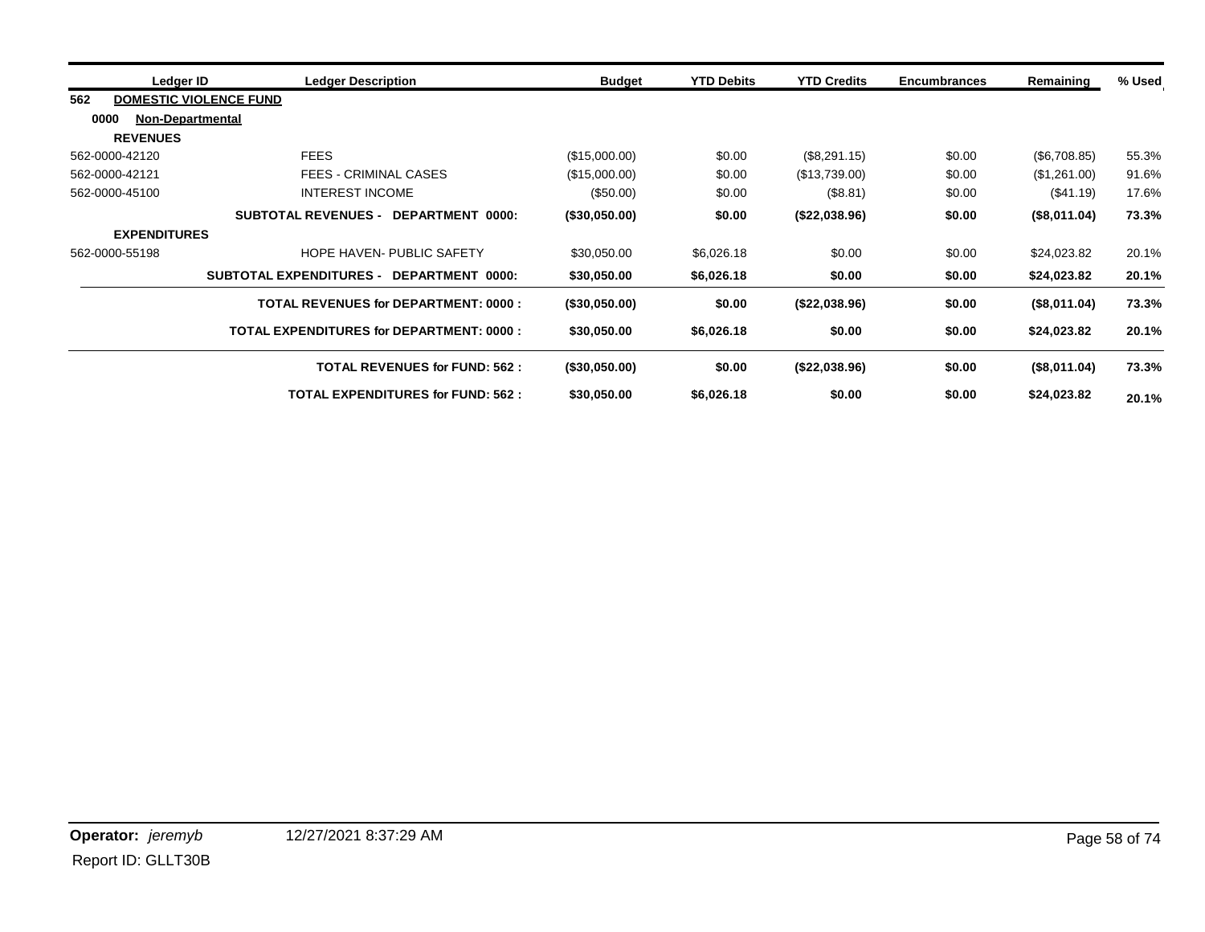| Ledger ID | Ledger Description | Budget | YTD Debits | YTD Credits | Encumbrances | Remaining | % Used |
|---|---|---|---|---|---|---|---|
| **562 DOMESTIC VIOLENCE FUND** | | | | | | | |
| **0000 Non-Departmental** | | | | | | | |
| **REVENUES** | | | | | | | |
| 562-0000-42120 | FEES | ($15,000.00) | $0.00 | ($8,291.15) | $0.00 | ($6,708.85) | 55.3% |
| 562-0000-42121 | FEES - CRIMINAL CASES | ($15,000.00) | $0.00 | ($13,739.00) | $0.00 | ($1,261.00) | 91.6% |
| 562-0000-45100 | INTEREST INCOME | ($50.00) | $0.00 | ($8.81) | $0.00 | ($41.19) | 17.6% |
| | **SUBTOTAL REVENUES - DEPARTMENT 0000:** | **($30,050.00)** | **$0.00** | **($22,038.96)** | **$0.00** | **($8,011.04)** | **73.3%** |
| **EXPENDITURES** | | | | | | | |
| 562-0000-55198 | HOPE HAVEN- PUBLIC SAFETY | $30,050.00 | $6,026.18 | $0.00 | $0.00 | $24,023.82 | 20.1% |
| | **SUBTOTAL EXPENDITURES - DEPARTMENT 0000:** | **$30,050.00** | **$6,026.18** | **$0.00** | **$0.00** | **$24,023.82** | **20.1%** |
| | **TOTAL REVENUES for DEPARTMENT: 0000 :** | **($30,050.00)** | **$0.00** | **($22,038.96)** | **$0.00** | **($8,011.04)** | **73.3%** |
| | **TOTAL EXPENDITURES for DEPARTMENT: 0000 :** | **$30,050.00** | **$6,026.18** | **$0.00** | **$0.00** | **$24,023.82** | **20.1%** |
| | **TOTAL REVENUES for FUND: 562 :** | **($30,050.00)** | **$0.00** | **($22,038.96)** | **$0.00** | **($8,011.04)** | **73.3%** |
| | **TOTAL EXPENDITURES for FUND: 562 :** | **$30,050.00** | **$6,026.18** | **$0.00** | **$0.00** | **$24,023.82** | **20.1%** |

**Operator:** *jeremyb* 12/27/2021 8:37:29 AM

Report ID: GLLT30B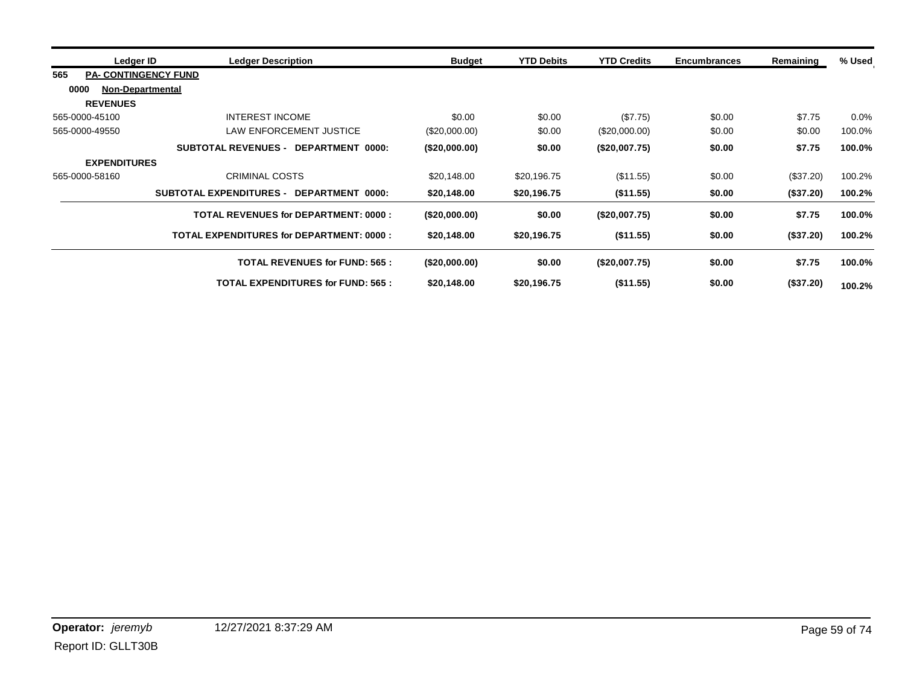| Ledger ID | Ledger Description | Budget | YTD Debits | YTD Credits | Encumbrances | Remaining | % Used |
|---|---|---|---|---|---|---|---|
| **565 PA- CONTINGENCY FUND** | | | | | | | |
| **0000 Non-Departmental** | | | | | | | |
| **REVENUES** | | | | | | | |
| 565-0000-45100 | INTEREST INCOME | $0.00 | $0.00 | ($7.75) | $0.00 | $7.75 | 0.0% |
| 565-0000-49550 | LAW ENFORCEMENT JUSTICE | ($20,000.00) | $0.00 | ($20,000.00) | $0.00 | $0.00 | 100.0% |
| | **SUBTOTAL REVENUES - DEPARTMENT 0000:** | **($20,000.00)** | **$0.00** | **($20,007.75)** | **$0.00** | **$7.75** | **100.0%** |
| **EXPENDITURES** | | | | | | | |
| 565-0000-58160 | CRIMINAL COSTS | $20,148.00 | $20,196.75 | ($11.55) | $0.00 | ($37.20) | 100.2% |
| | **SUBTOTAL EXPENDITURES - DEPARTMENT 0000:** | **$20,148.00** | **$20,196.75** | **($11.55)** | **$0.00** | **($37.20)** | **100.2%** |
| | **TOTAL REVENUES for DEPARTMENT: 0000 :** | **($20,000.00)** | **$0.00** | **($20,007.75)** | **$0.00** | **$7.75** | **100.0%** |
| | **TOTAL EXPENDITURES for DEPARTMENT: 0000 :** | **$20,148.00** | **$20,196.75** | **($11.55)** | **$0.00** | **($37.20)** | **100.2%** |
| | **TOTAL REVENUES for FUND: 565 :** | **($20,000.00)** | **$0.00** | **($20,007.75)** | **$0.00** | **$7.75** | **100.0%** |
| | **TOTAL EXPENDITURES for FUND: 565 :** | **$20,148.00** | **$20,196.75** | **($11.55)** | **$0.00** | **($37.20)** | **100.2%** |

**Operator:** *jeremyb* 12/27/2021 8:37:29 AM

Report ID: GLLT30B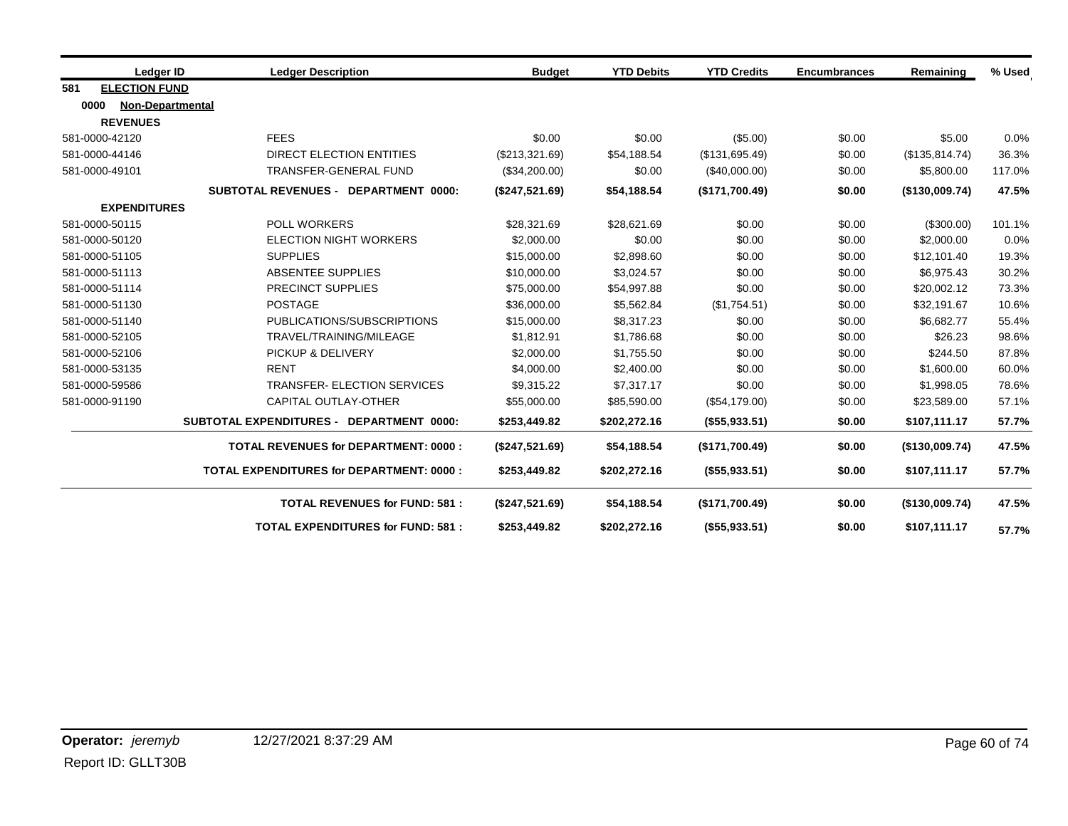| Ledger ID | Ledger Description | Budget | YTD Debits | YTD Credits | Encumbrances | Remaining | % Used |
|---|---|---|---|---|---|---|---|
| **581 ELECTION FUND** | | | | | | | |
| **0000 Non-Departmental** | | | | | | | |
| **REVENUES** | | | | | | | |
| 581-0000-42120 | FEES | $0.00 | $0.00 | ($5.00) | $0.00 | $5.00 | 0.0% |
| 581-0000-44146 | DIRECT ELECTION ENTITIES | ($213,321.69) | $54,188.54 | ($131,695.49) | $0.00 | ($135,814.74) | 36.3% |
| 581-0000-49101 | TRANSFER-GENERAL FUND | ($34,200.00) | $0.00 | ($40,000.00) | $0.00 | $5,800.00 | 117.0% |
| | **SUBTOTAL REVENUES - DEPARTMENT 0000:** | **($247,521.69)** | **$54,188.54** | **($171,700.49)** | **$0.00** | **($130,009.74)** | **47.5%** |
| **EXPENDITURES** | | | | | | | |
| 581-0000-50115 | POLL WORKERS | $28,321.69 | $28,621.69 | $0.00 | $0.00 | ($300.00) | 101.1% |
| 581-0000-50120 | ELECTION NIGHT WORKERS | $2,000.00 | $0.00 | $0.00 | $0.00 | $2,000.00 | 0.0% |
| 581-0000-51105 | SUPPLIES | $15,000.00 | $2,898.60 | $0.00 | $0.00 | $12,101.40 | 19.3% |
| 581-0000-51113 | ABSENTEE SUPPLIES | $10,000.00 | $3,024.57 | $0.00 | $0.00 | $6,975.43 | 30.2% |
| 581-0000-51114 | PRECINCT SUPPLIES | $75,000.00 | $54,997.88 | $0.00 | $0.00 | $20,002.12 | 73.3% |
| 581-0000-51130 | POSTAGE | $36,000.00 | $5,562.84 | ($1,754.51) | $0.00 | $32,191.67 | 10.6% |
| 581-0000-51140 | PUBLICATIONS/SUBSCRIPTIONS | $15,000.00 | $8,317.23 | $0.00 | $0.00 | $6,682.77 | 55.4% |
| 581-0000-52105 | TRAVEL/TRAINING/MILEAGE | $1,812.91 | $1,786.68 | $0.00 | $0.00 | $26.23 | 98.6% |
| 581-0000-52106 | PICKUP & DELIVERY | $2,000.00 | $1,755.50 | $0.00 | $0.00 | $244.50 | 87.8% |
| 581-0000-53135 | RENT | $4,000.00 | $2,400.00 | $0.00 | $0.00 | $1,600.00 | 60.0% |
| 581-0000-59586 | TRANSFER- ELECTION SERVICES | $9,315.22 | $7,317.17 | $0.00 | $0.00 | $1,998.05 | 78.6% |
| 581-0000-91190 | CAPITAL OUTLAY-OTHER | $55,000.00 | $85,590.00 | ($54,179.00) | $0.00 | $23,589.00 | 57.1% |
| | **SUBTOTAL EXPENDITURES - DEPARTMENT 0000:** | **$253,449.82** | **$202,272.16** | **($55,933.51)** | **$0.00** | **$107,111.17** | **57.7%** |
| | **TOTAL REVENUES for DEPARTMENT: 0000 :** | **($247,521.69)** | **$54,188.54** | **($171,700.49)** | **$0.00** | **($130,009.74)** | **47.5%** |
| | **TOTAL EXPENDITURES for DEPARTMENT: 0000 :** | **$253,449.82** | **$202,272.16** | **($55,933.51)** | **$0.00** | **$107,111.17** | **57.7%** |
| | **TOTAL REVENUES for FUND: 581 :** | **($247,521.69)** | **$54,188.54** | **($171,700.49)** | **$0.00** | **($130,009.74)** | **47.5%** |
| | **TOTAL EXPENDITURES for FUND: 581 :** | **$253,449.82** | **$202,272.16** | **($55,933.51)** | **$0.00** | **$107,111.17** | **57.7%** |

**Operator:** *jeremyb* 12/27/2021 8:37:29 AM

Report ID: GLLT30B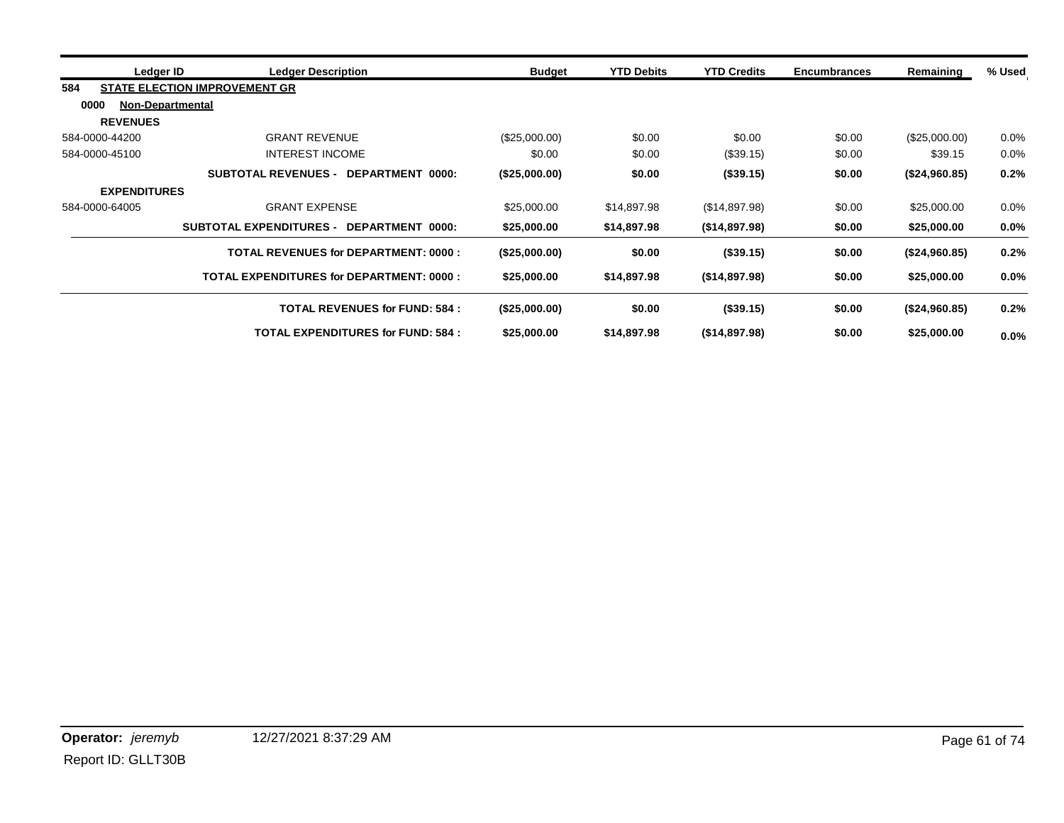| Ledger ID | Ledger Description | Budget | YTD Debits | YTD Credits | Encumbrances | Remaining | % Used |
|---|---|---|---|---|---|---|---|
| **584** | **STATE ELECTION IMPROVEMENT GR** | | | | | | |
| **0000** | **Non-Departmental** | | | | | | |
| **REVENUES** | | | | | | | |
| 584-0000-44200 | GRANT REVENUE | ($25,000.00) | $0.00 | $0.00 | $0.00 | ($25,000.00) | 0.0% |
| 584-0000-45100 | INTEREST INCOME | $0.00 | $0.00 | ($39.15) | $0.00 | $39.15 | 0.0% |
| | **SUBTOTAL REVENUES - DEPARTMENT 0000:** | **($25,000.00)** | **$0.00** | **($39.15)** | **$0.00** | **($24,960.85)** | **0.2%** |
| **EXPENDITURES** | | | | | | | |
| 584-0000-64005 | GRANT EXPENSE | $25,000.00 | $14,897.98 | ($14,897.98) | $0.00 | $25,000.00 | 0.0% |
| | **SUBTOTAL EXPENDITURES - DEPARTMENT 0000:** | **$25,000.00** | **$14,897.98** | **($14,897.98)** | **$0.00** | **$25,000.00** | **0.0%** |
| | **TOTAL REVENUES for DEPARTMENT: 0000 :** | **($25,000.00)** | **$0.00** | **($39.15)** | **$0.00** | **($24,960.85)** | **0.2%** |
| | **TOTAL EXPENDITURES for DEPARTMENT: 0000 :** | **$25,000.00** | **$14,897.98** | **($14,897.98)** | **$0.00** | **$25,000.00** | **0.0%** |
| | **TOTAL REVENUES for FUND: 584 :** | **($25,000.00)** | **$0.00** | **($39.15)** | **$0.00** | **($24,960.85)** | **0.2%** |
| | **TOTAL EXPENDITURES for FUND: 584 :** | **$25,000.00** | **$14,897.98** | **($14,897.98)** | **$0.00** | **$25,000.00** | **0.0%** |

**Operator:** *jeremyb* 12/27/2021 8:37:29 AM

Report ID: GLLT30B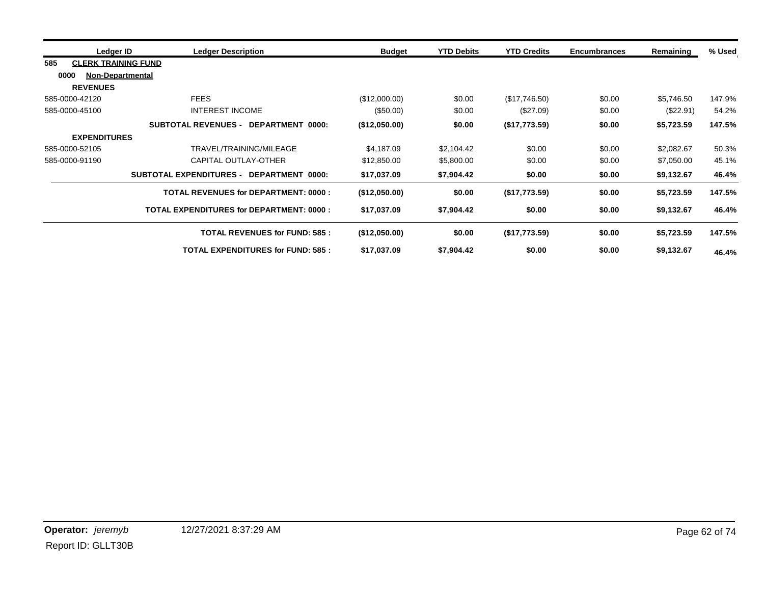| Ledger ID | Ledger Description | Budget | YTD Debits | YTD Credits | Encumbrances | Remaining | % Used |
|---|---|---|---|---|---|---|---|
| **585 CLERK TRAINING FUND** | | | | | | | |
| **0000 Non-Departmental** | | | | | | | |
| **REVENUES** | | | | | | | |
| 585-0000-42120 | FEES | ($12,000.00) | $0.00 | ($17,746.50) | $0.00 | $5,746.50 | 147.9% |
| 585-0000-45100 | INTEREST INCOME | ($50.00) | $0.00 | ($27.09) | $0.00 | ($22.91) | 54.2% |
| | **SUBTOTAL REVENUES - DEPARTMENT 0000:** | **($12,050.00)** | **$0.00** | **($17,773.59)** | **$0.00** | **$5,723.59** | **147.5%** |
| **EXPENDITURES** | | | | | | | |
| 585-0000-52105 | TRAVEL/TRAINING/MILEAGE | $4,187.09 | $2,104.42 | $0.00 | $0.00 | $2,082.67 | 50.3% |
| 585-0000-91190 | CAPITAL OUTLAY-OTHER | $12,850.00 | $5,800.00 | $0.00 | $0.00 | $7,050.00 | 45.1% |
| | **SUBTOTAL EXPENDITURES - DEPARTMENT 0000:** | **$17,037.09** | **$7,904.42** | **$0.00** | **$0.00** | **$9,132.67** | **46.4%** |
| | **TOTAL REVENUES for DEPARTMENT: 0000 :** | **($12,050.00)** | **$0.00** | **($17,773.59)** | **$0.00** | **$5,723.59** | **147.5%** |
| | **TOTAL EXPENDITURES for DEPARTMENT: 0000 :** | **$17,037.09** | **$7,904.42** | **$0.00** | **$0.00** | **$9,132.67** | **46.4%** |
| | **TOTAL REVENUES for FUND: 585 :** | **($12,050.00)** | **$0.00** | **($17,773.59)** | **$0.00** | **$5,723.59** | **147.5%** |
| | **TOTAL EXPENDITURES for FUND: 585 :** | **$17,037.09** | **$7,904.42** | **$0.00** | **$0.00** | **$9,132.67** | **46.4%** |

**Operator:** *jeremyb* 12/27/2021 8:37:29 AM

Report ID: GLLT30B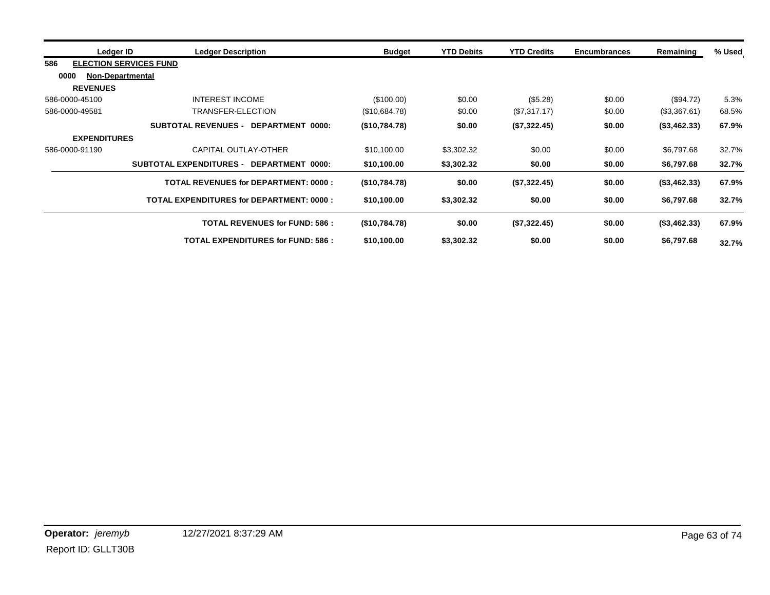| Ledger ID | Ledger Description | Budget | YTD Debits | YTD Credits | Encumbrances | Remaining | % Used |
|---|---|---|---|---|---|---|---|
| **586 ELECTION SERVICES FUND** | | | | | | | |
| **0000 Non-Departmental** | | | | | | | |
| **REVENUES** | | | | | | | |
| 586-0000-45100 | INTEREST INCOME | ($100.00) | $0.00 | ($5.28) | $0.00 | ($94.72) | 5.3% |
| 586-0000-49581 | TRANSFER-ELECTION | ($10,684.78) | $0.00 | ($7,317.17) | $0.00 | ($3,367.61) | 68.5% |
| | **SUBTOTAL REVENUES - DEPARTMENT 0000:** | **($10,784.78)** | **$0.00** | **($7,322.45)** | **$0.00** | **($3,462.33)** | **67.9%** |
| **EXPENDITURES** | | | | | | | |
| 586-0000-91190 | CAPITAL OUTLAY-OTHER | $10,100.00 | $3,302.32 | $0.00 | $0.00 | $6,797.68 | 32.7% |
| | **SUBTOTAL EXPENDITURES - DEPARTMENT 0000:** | **$10,100.00** | **$3,302.32** | **$0.00** | **$0.00** | **$6,797.68** | **32.7%** |
| | **TOTAL REVENUES for DEPARTMENT: 0000 :** | **($10,784.78)** | **$0.00** | **($7,322.45)** | **$0.00** | **($3,462.33)** | **67.9%** |
| | **TOTAL EXPENDITURES for DEPARTMENT: 0000 :** | **$10,100.00** | **$3,302.32** | **$0.00** | **$0.00** | **$6,797.68** | **32.7%** |
| | **TOTAL REVENUES for FUND: 586 :** | **($10,784.78)** | **$0.00** | **($7,322.45)** | **$0.00** | **($3,462.33)** | **67.9%** |
| | **TOTAL EXPENDITURES for FUND: 586 :** | **$10,100.00** | **$3,302.32** | **$0.00** | **$0.00** | **$6,797.68** | **32.7%** |

**Operator:** *jeremyb* 12/27/2021 8:37:29 AM

Report ID: GLLT30B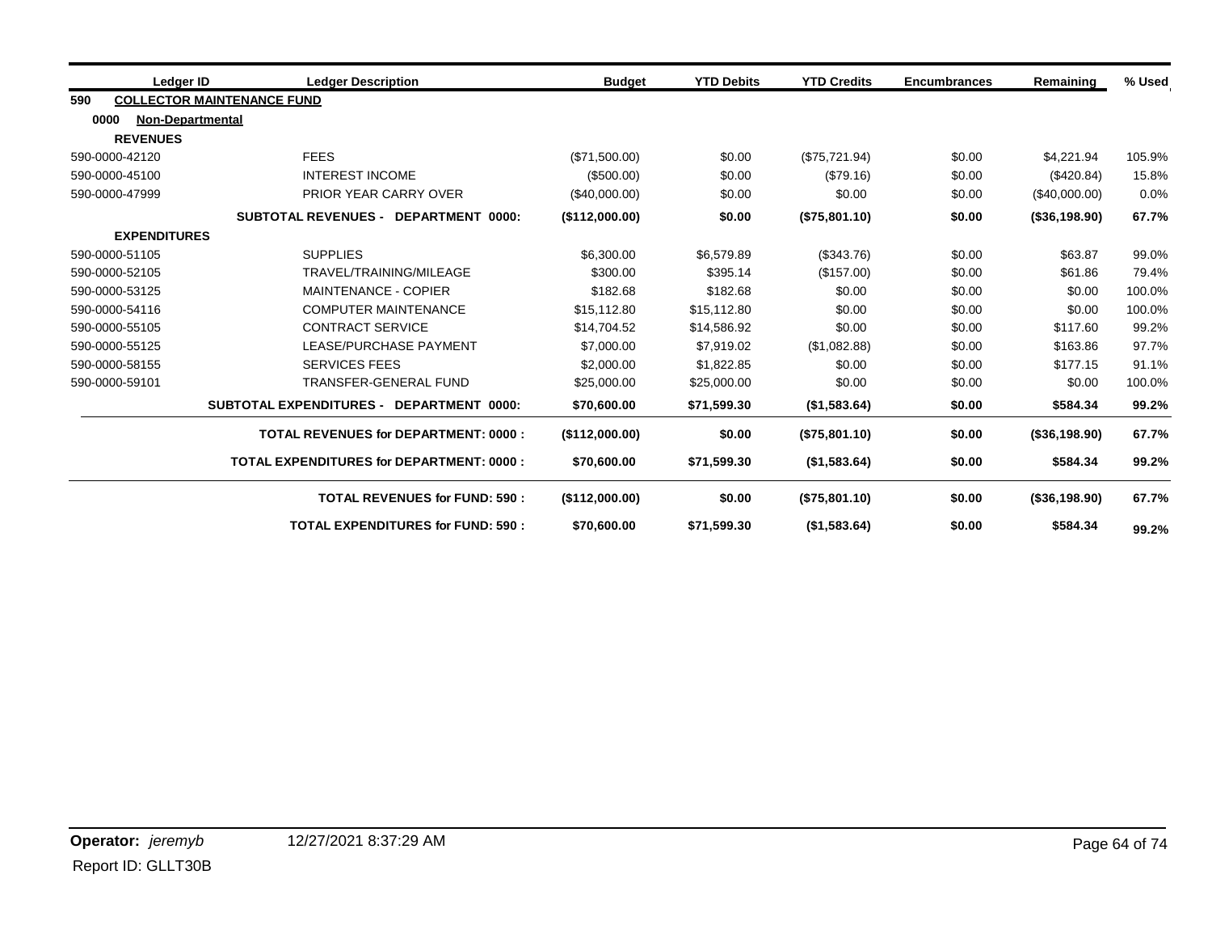| Ledger ID | Ledger Description | Budget | YTD Debits | YTD Credits | Encumbrances | Remaining | % Used |
|---|---|---|---|---|---|---|---|
| **590 COLLECTOR MAINTENANCE FUND** | | | | | | | |
| **0000 Non-Departmental** | | | | | | | |
| **REVENUES** | | | | | | | |
| 590-0000-42120 | FEES | ($71,500.00) | $0.00 | ($75,721.94) | $0.00 | $4,221.94 | 105.9% |
| 590-0000-45100 | INTEREST INCOME | ($500.00) | $0.00 | ($79.16) | $0.00 | ($420.84) | 15.8% |
| 590-0000-47999 | PRIOR YEAR CARRY OVER | ($40,000.00) | $0.00 | $0.00 | $0.00 | ($40,000.00) | 0.0% |
| | **SUBTOTAL REVENUES - DEPARTMENT 0000:** | **($112,000.00)** | **$0.00** | **($75,801.10)** | **$0.00** | **($36,198.90)** | **67.7%** |
| **EXPENDITURES** | | | | | | | |
| 590-0000-51105 | SUPPLIES | $6,300.00 | $6,579.89 | ($343.76) | $0.00 | $63.87 | 99.0% |
| 590-0000-52105 | TRAVEL/TRAINING/MILEAGE | $300.00 | $395.14 | ($157.00) | $0.00 | $61.86 | 79.4% |
| 590-0000-53125 | MAINTENANCE - COPIER | $182.68 | $182.68 | $0.00 | $0.00 | $0.00 | 100.0% |
| 590-0000-54116 | COMPUTER MAINTENANCE | $15,112.80 | $15,112.80 | $0.00 | $0.00 | $0.00 | 100.0% |
| 590-0000-55105 | CONTRACT SERVICE | $14,704.52 | $14,586.92 | $0.00 | $0.00 | $117.60 | 99.2% |
| 590-0000-55125 | LEASE/PURCHASE PAYMENT | $7,000.00 | $7,919.02 | ($1,082.88) | $0.00 | $163.86 | 97.7% |
| 590-0000-58155 | SERVICES FEES | $2,000.00 | $1,822.85 | $0.00 | $0.00 | $177.15 | 91.1% |
| 590-0000-59101 | TRANSFER-GENERAL FUND | $25,000.00 | $25,000.00 | $0.00 | $0.00 | $0.00 | 100.0% |
| | **SUBTOTAL EXPENDITURES - DEPARTMENT 0000:** | **$70,600.00** | **$71,599.30** | **($1,583.64)** | **$0.00** | **$584.34** | **99.2%** |
| | **TOTAL REVENUES for DEPARTMENT: 0000 :** | **($112,000.00)** | **$0.00** | **($75,801.10)** | **$0.00** | **($36,198.90)** | **67.7%** |
| | **TOTAL EXPENDITURES for DEPARTMENT: 0000 :** | **$70,600.00** | **$71,599.30** | **($1,583.64)** | **$0.00** | **$584.34** | **99.2%** |
| | **TOTAL REVENUES for FUND: 590 :** | **($112,000.00)** | **$0.00** | **($75,801.10)** | **$0.00** | **($36,198.90)** | **67.7%** |
| | **TOTAL EXPENDITURES for FUND: 590 :** | **$70,600.00** | **$71,599.30** | **($1,583.64)** | **$0.00** | **$584.34** | **99.2%** |

**Operator:** *jeremyb* 12/27/2021 8:37:29 AM

Report ID: GLLT30B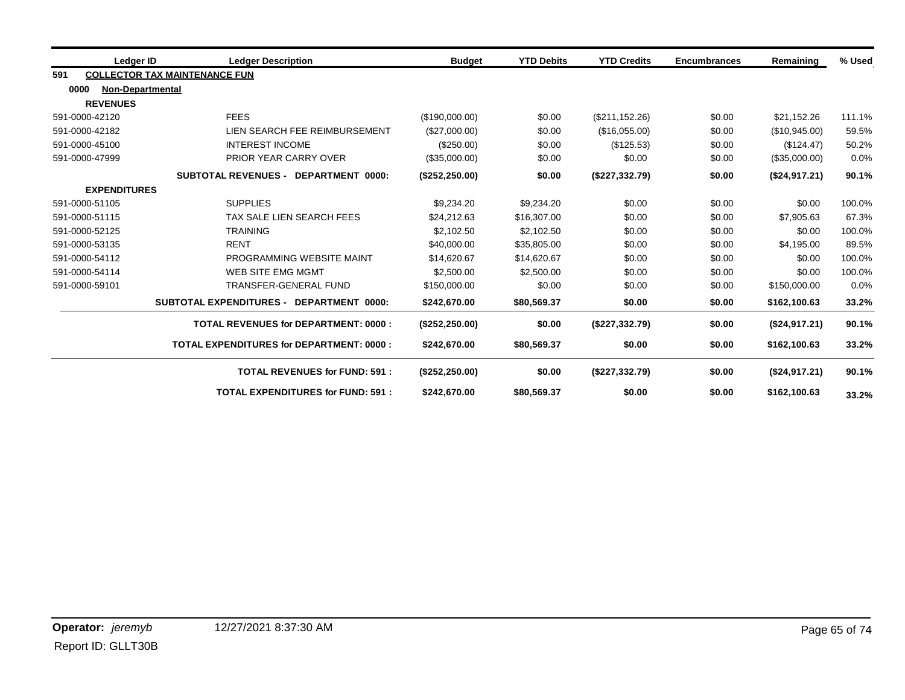| Ledger ID | Ledger Description | Budget | YTD Debits | YTD Credits | Encumbrances | Remaining | % Used |
|---|---|---|---|---|---|---|---|
| **591 COLLECTOR TAX MAINTENANCE FUN** | | | | | | | |
| **0000 Non-Departmental** | | | | | | | |
| **REVENUES** | | | | | | | |
| 591-0000-42120 | FEES | ($190,000.00) | $0.00 | ($211,152.26) | $0.00 | $21,152.26 | 111.1% |
| 591-0000-42182 | LIEN SEARCH FEE REIMBURSEMENT | ($27,000.00) | $0.00 | ($16,055.00) | $0.00 | ($10,945.00) | 59.5% |
| 591-0000-45100 | INTEREST INCOME | ($250.00) | $0.00 | ($125.53) | $0.00 | ($124.47) | 50.2% |
| 591-0000-47999 | PRIOR YEAR CARRY OVER | ($35,000.00) | $0.00 | $0.00 | $0.00 | ($35,000.00) | 0.0% |
| | **SUBTOTAL REVENUES - DEPARTMENT 0000:** | **($252,250.00)** | **$0.00** | **($227,332.79)** | **$0.00** | **($24,917.21)** | **90.1%** |
| **EXPENDITURES** | | | | | | | |
| 591-0000-51105 | SUPPLIES | $9,234.20 | $9,234.20 | $0.00 | $0.00 | $0.00 | 100.0% |
| 591-0000-51115 | TAX SALE LIEN SEARCH FEES | $24,212.63 | $16,307.00 | $0.00 | $0.00 | $7,905.63 | 67.3% |
| 591-0000-52125 | TRAINING | $2,102.50 | $2,102.50 | $0.00 | $0.00 | $0.00 | 100.0% |
| 591-0000-53135 | RENT | $40,000.00 | $35,805.00 | $0.00 | $0.00 | $4,195.00 | 89.5% |
| 591-0000-54112 | PROGRAMMING WEBSITE MAINT | $14,620.67 | $14,620.67 | $0.00 | $0.00 | $0.00 | 100.0% |
| 591-0000-54114 | WEB SITE EMG MGMT | $2,500.00 | $2,500.00 | $0.00 | $0.00 | $0.00 | 100.0% |
| 591-0000-59101 | TRANSFER-GENERAL FUND | $150,000.00 | $0.00 | $0.00 | $0.00 | $150,000.00 | 0.0% |
| | **SUBTOTAL EXPENDITURES - DEPARTMENT 0000:** | **$242,670.00** | **$80,569.37** | **$0.00** | **$0.00** | **$162,100.63** | **33.2%** |
| | **TOTAL REVENUES for DEPARTMENT: 0000 :** | **($252,250.00)** | **$0.00** | **($227,332.79)** | **$0.00** | **($24,917.21)** | **90.1%** |
| | **TOTAL EXPENDITURES for DEPARTMENT: 0000 :** | **$242,670.00** | **$80,569.37** | **$0.00** | **$0.00** | **$162,100.63** | **33.2%** |
| | **TOTAL REVENUES for FUND: 591 :** | **($252,250.00)** | **$0.00** | **($227,332.79)** | **$0.00** | **($24,917.21)** | **90.1%** |
| | **TOTAL EXPENDITURES for FUND: 591 :** | **$242,670.00** | **$80,569.37** | **$0.00** | **$0.00** | **$162,100.63** | **33.2%** |

**Operator:** *jeremyb* 12/27/2021 8:37:30 AM

Report ID: GLLT30B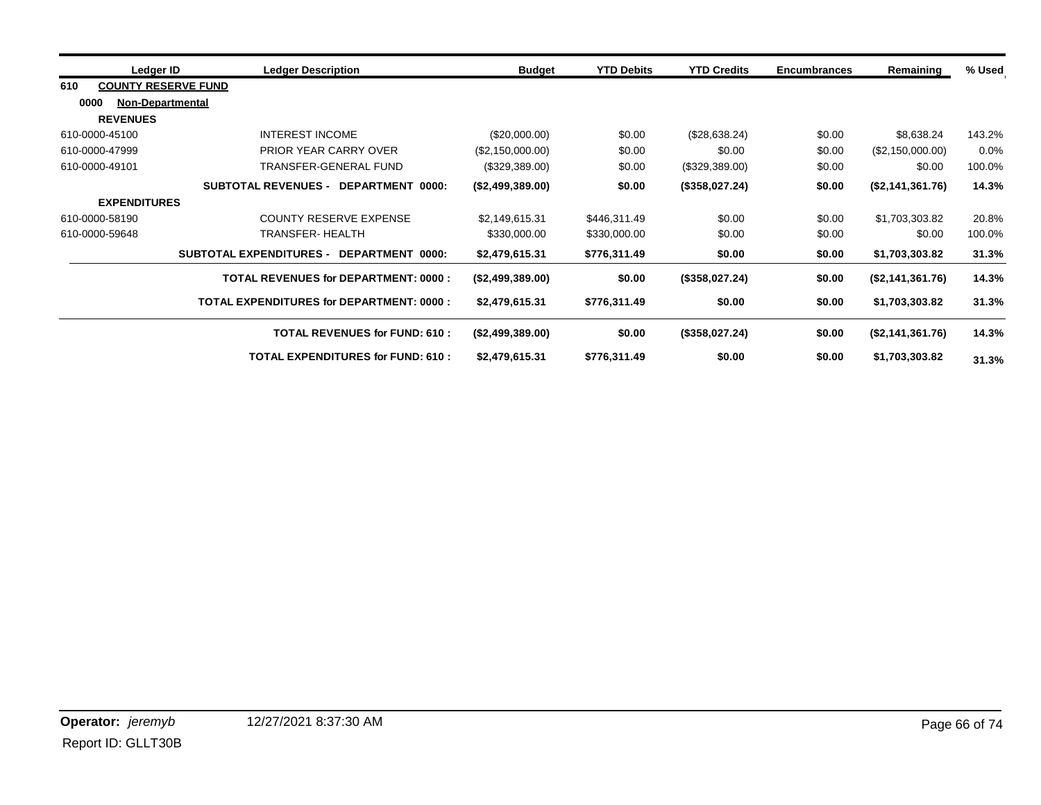| Ledger ID | Ledger Description | Budget | YTD Debits | YTD Credits | Encumbrances | Remaining | % Used |
|---|---|---|---|---|---|---|---|
| **610 COUNTY RESERVE FUND** | | | | | | | |
| **0000 Non-Departmental** | | | | | | | |
| **REVENUES** | | | | | | | |
| 610-0000-45100 | INTEREST INCOME | ($20,000.00) | $0.00 | ($28,638.24) | $0.00 | $8,638.24 | 143.2% |
| 610-0000-47999 | PRIOR YEAR CARRY OVER | ($2,150,000.00) | $0.00 | $0.00 | $0.00 | ($2,150,000.00) | 0.0% |
| 610-0000-49101 | TRANSFER-GENERAL FUND | ($329,389.00) | $0.00 | ($329,389.00) | $0.00 | $0.00 | 100.0% |
| | **SUBTOTAL REVENUES - DEPARTMENT 0000:** | **($2,499,389.00)** | **$0.00** | **($358,027.24)** | **$0.00** | **($2,141,361.76)** | **14.3%** |
| **EXPENDITURES** | | | | | | | |
| 610-0000-58190 | COUNTY RESERVE EXPENSE | $2,149,615.31 | $446,311.49 | $0.00 | $0.00 | $1,703,303.82 | 20.8% |
| 610-0000-59648 | TRANSFER- HEALTH | $330,000.00 | $330,000.00 | $0.00 | $0.00 | $0.00 | 100.0% |
| | **SUBTOTAL EXPENDITURES - DEPARTMENT 0000:** | **$2,479,615.31** | **$776,311.49** | **$0.00** | **$0.00** | **$1,703,303.82** | **31.3%** |
| | **TOTAL REVENUES for DEPARTMENT: 0000 :** | **($2,499,389.00)** | **$0.00** | **($358,027.24)** | **$0.00** | **($2,141,361.76)** | **14.3%** |
| | **TOTAL EXPENDITURES for DEPARTMENT: 0000 :** | **$2,479,615.31** | **$776,311.49** | **$0.00** | **$0.00** | **$1,703,303.82** | **31.3%** |
| | **TOTAL REVENUES for FUND: 610 :** | **($2,499,389.00)** | **$0.00** | **($358,027.24)** | **$0.00** | **($2,141,361.76)** | **14.3%** |
| | **TOTAL EXPENDITURES for FUND: 610 :** | **$2,479,615.31** | **$776,311.49** | **$0.00** | **$0.00** | **$1,703,303.82** | **31.3%** |

**Operator:** *jeremyb* 12/27/2021 8:37:30 AM

Report ID: GLLT30B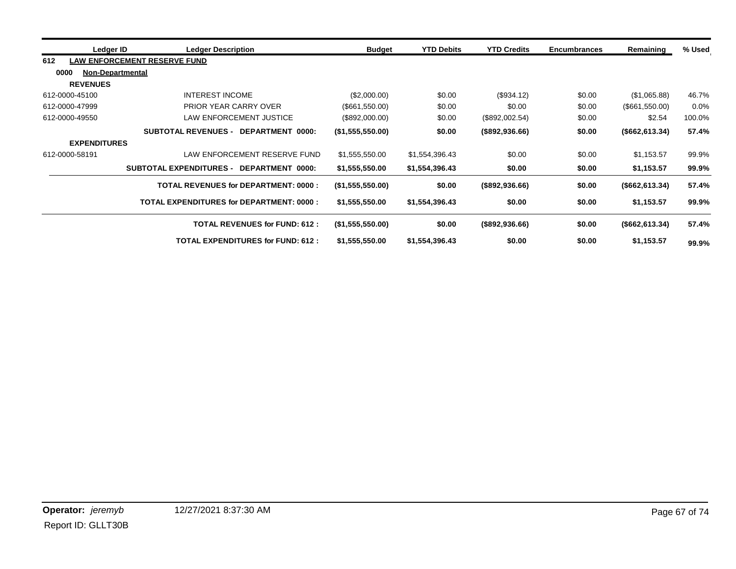| Ledger ID | Ledger Description | Budget | YTD Debits | YTD Credits | Encumbrances | Remaining | % Used |
|---|---|---|---|---|---|---|---|
| **612** | **LAW ENFORCEMENT RESERVE FUND** | | | | | | |
| **0000** | **Non-Departmental** | | | | | | |
| **REVENUES** | | | | | | | |
| 612-0000-45100 | INTEREST INCOME | ($2,000.00) | $0.00 | ($934.12) | $0.00 | ($1,065.88) | 46.7% |
| 612-0000-47999 | PRIOR YEAR CARRY OVER | ($661,550.00) | $0.00 | $0.00 | $0.00 | ($661,550.00) | 0.0% |
| 612-0000-49550 | LAW ENFORCEMENT JUSTICE | ($892,000.00) | $0.00 | ($892,002.54) | $0.00 | $2.54 | 100.0% |
| | **SUBTOTAL REVENUES - DEPARTMENT 0000:** | **($1,555,550.00)** | **$0.00** | **($892,936.66)** | **$0.00** | **($662,613.34)** | **57.4%** |
| **EXPENDITURES** | | | | | | | |
| 612-0000-58191 | LAW ENFORCEMENT RESERVE FUND | $1,555,550.00 | $1,554,396.43 | $0.00 | $0.00 | $1,153.57 | 99.9% |
| | **SUBTOTAL EXPENDITURES - DEPARTMENT 0000:** | **$1,555,550.00** | **$1,554,396.43** | **$0.00** | **$0.00** | **$1,153.57** | **99.9%** |
| | **TOTAL REVENUES for DEPARTMENT: 0000 :** | **($1,555,550.00)** | **$0.00** | **($892,936.66)** | **$0.00** | **($662,613.34)** | **57.4%** |
| | **TOTAL EXPENDITURES for DEPARTMENT: 0000 :** | **$1,555,550.00** | **$1,554,396.43** | **$0.00** | **$0.00** | **$1,153.57** | **99.9%** |
| | **TOTAL REVENUES for FUND: 612 :** | **($1,555,550.00)** | **$0.00** | **($892,936.66)** | **$0.00** | **($662,613.34)** | **57.4%** |
| | **TOTAL EXPENDITURES for FUND: 612 :** | **$1,555,550.00** | **$1,554,396.43** | **$0.00** | **$0.00** | **$1,153.57** | **99.9%** |

**Operator:** *jeremyb* 12/27/2021 8:37:30 AM

Report ID: GLLT30B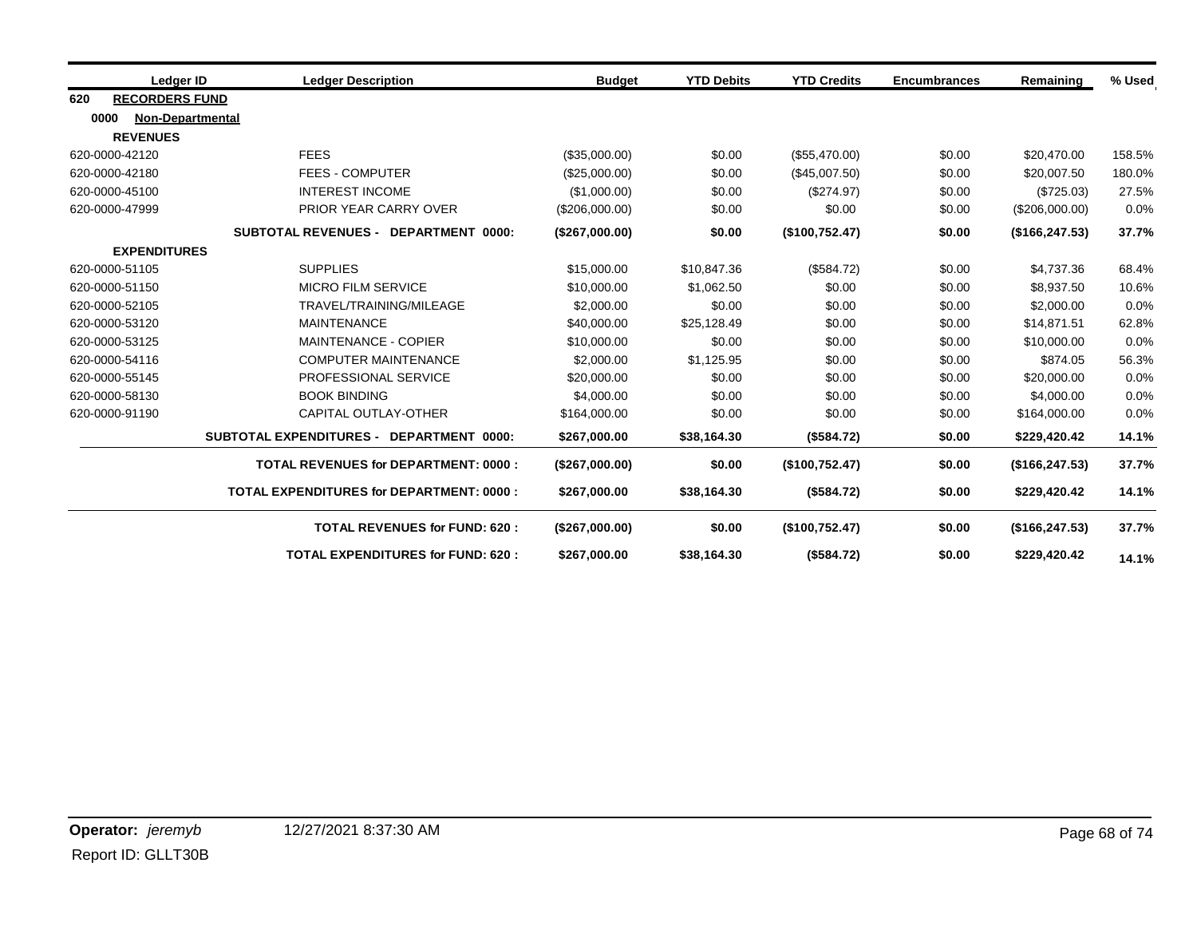| Ledger ID | Ledger Description | Budget | YTD Debits | YTD Credits | Encumbrances | Remaining | % Used |
|---|---|---|---|---|---|---|---|
| **620 RECORDERS FUND** | | | | | | | |
| **0000 Non-Departmental** | | | | | | | |
| **REVENUES** | | | | | | | |
| 620-0000-42120 | FEES | ($35,000.00) | $0.00 | ($55,470.00) | $0.00 | $20,470.00 | 158.5% |
| 620-0000-42180 | FEES - COMPUTER | ($25,000.00) | $0.00 | ($45,007.50) | $0.00 | $20,007.50 | 180.0% |
| 620-0000-45100 | INTEREST INCOME | ($1,000.00) | $0.00 | ($274.97) | $0.00 | ($725.03) | 27.5% |
| 620-0000-47999 | PRIOR YEAR CARRY OVER | ($206,000.00) | $0.00 | $0.00 | $0.00 | ($206,000.00) | 0.0% |
| | **SUBTOTAL REVENUES - DEPARTMENT 0000:** | **($267,000.00)** | **$0.00** | **($100,752.47)** | **$0.00** | **($166,247.53)** | **37.7%** |
| **EXPENDITURES** | | | | | | | |
| 620-0000-51105 | SUPPLIES | $15,000.00 | $10,847.36 | ($584.72) | $0.00 | $4,737.36 | 68.4% |
| 620-0000-51150 | MICRO FILM SERVICE | $10,000.00 | $1,062.50 | $0.00 | $0.00 | $8,937.50 | 10.6% |
| 620-0000-52105 | TRAVEL/TRAINING/MILEAGE | $2,000.00 | $0.00 | $0.00 | $0.00 | $2,000.00 | 0.0% |
| 620-0000-53120 | MAINTENANCE | $40,000.00 | $25,128.49 | $0.00 | $0.00 | $14,871.51 | 62.8% |
| 620-0000-53125 | MAINTENANCE - COPIER | $10,000.00 | $0.00 | $0.00 | $0.00 | $10,000.00 | 0.0% |
| 620-0000-54116 | COMPUTER MAINTENANCE | $2,000.00 | $1,125.95 | $0.00 | $0.00 | $874.05 | 56.3% |
| 620-0000-55145 | PROFESSIONAL SERVICE | $20,000.00 | $0.00 | $0.00 | $0.00 | $20,000.00 | 0.0% |
| 620-0000-58130 | BOOK BINDING | $4,000.00 | $0.00 | $0.00 | $0.00 | $4,000.00 | 0.0% |
| 620-0000-91190 | CAPITAL OUTLAY-OTHER | $164,000.00 | $0.00 | $0.00 | $0.00 | $164,000.00 | 0.0% |
| | **SUBTOTAL EXPENDITURES - DEPARTMENT 0000:** | **$267,000.00** | **$38,164.30** | **($584.72)** | **$0.00** | **$229,420.42** | **14.1%** |
| | **TOTAL REVENUES for DEPARTMENT: 0000 :** | **($267,000.00)** | **$0.00** | **($100,752.47)** | **$0.00** | **($166,247.53)** | **37.7%** |
| | **TOTAL EXPENDITURES for DEPARTMENT: 0000 :** | **$267,000.00** | **$38,164.30** | **($584.72)** | **$0.00** | **$229,420.42** | **14.1%** |
| | **TOTAL REVENUES for FUND: 620 :** | **($267,000.00)** | **$0.00** | **($100,752.47)** | **$0.00** | **($166,247.53)** | **37.7%** |
| | **TOTAL EXPENDITURES for FUND: 620 :** | **$267,000.00** | **$38,164.30** | **($584.72)** | **$0.00** | **$229,420.42** | **14.1%** |

**Operator:** *jeremyb* 12/27/2021 8:37:30 AM

Report ID: GLLT30B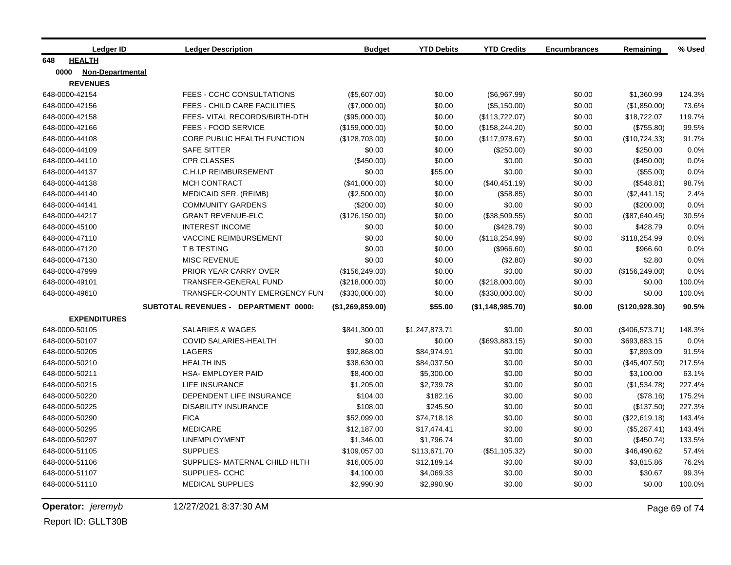| Ledger ID | Ledger Description | Budget | YTD Debits | YTD Credits | Encumbrances | Remaining | % Used |
|---|---|---|---|---|---|---|---|
| **648 HEALTH** | | | | | | | |
| **0000 Non-Departmental** | | | | | | | |
| **REVENUES** | | | | | | | |
| 648-0000-42154 | FEES - CCHC CONSULTATIONS | ($5,607.00) | $0.00 | ($6,967.99) | $0.00 | $1,360.99 | 124.3% |
| 648-0000-42156 | FEES - CHILD CARE FACILITIES | ($7,000.00) | $0.00 | ($5,150.00) | $0.00 | ($1,850.00) | 73.6% |
| 648-0000-42158 | FEES- VITAL RECORDS/BIRTH-DTH | ($95,000.00) | $0.00 | ($113,722.07) | $0.00 | $18,722.07 | 119.7% |
| 648-0000-42166 | FEES - FOOD SERVICE | ($159,000.00) | $0.00 | ($158,244.20) | $0.00 | ($755.80) | 99.5% |
| 648-0000-44108 | CORE PUBLIC HEALTH FUNCTION | ($128,703.00) | $0.00 | ($117,978.67) | $0.00 | ($10,724.33) | 91.7% |
| 648-0000-44109 | SAFE SITTER | $0.00 | $0.00 | ($250.00) | $0.00 | $250.00 | 0.0% |
| 648-0000-44110 | CPR CLASSES | ($450.00) | $0.00 | $0.00 | $0.00 | ($450.00) | 0.0% |
| 648-0000-44137 | C.H.I.P REIMBURSEMENT | $0.00 | $55.00 | $0.00 | $0.00 | ($55.00) | 0.0% |
| 648-0000-44138 | MCH CONTRACT | ($41,000.00) | $0.00 | ($40,451.19) | $0.00 | ($548.81) | 98.7% |
| 648-0000-44140 | MEDICAID SER. (REIMB) | ($2,500.00) | $0.00 | ($58.85) | $0.00 | ($2,441.15) | 2.4% |
| 648-0000-44141 | COMMUNITY GARDENS | ($200.00) | $0.00 | $0.00 | $0.00 | ($200.00) | 0.0% |
| 648-0000-44217 | GRANT REVENUE-ELC | ($126,150.00) | $0.00 | ($38,509.55) | $0.00 | ($87,640.45) | 30.5% |
| 648-0000-45100 | INTEREST INCOME | $0.00 | $0.00 | ($428.79) | $0.00 | $428.79 | 0.0% |
| 648-0000-47110 | VACCINE REIMBURSEMENT | $0.00 | $0.00 | ($118,254.99) | $0.00 | $118,254.99 | 0.0% |
| 648-0000-47120 | T B TESTING | $0.00 | $0.00 | ($966.60) | $0.00 | $966.60 | 0.0% |
| 648-0000-47130 | MISC REVENUE | $0.00 | $0.00 | ($2.80) | $0.00 | $2.80 | 0.0% |
| 648-0000-47999 | PRIOR YEAR CARRY OVER | ($156,249.00) | $0.00 | $0.00 | $0.00 | ($156,249.00) | 0.0% |
| 648-0000-49101 | TRANSFER-GENERAL FUND | ($218,000.00) | $0.00 | ($218,000.00) | $0.00 | $0.00 | 100.0% |
| 648-0000-49610 | TRANSFER-COUNTY EMERGENCY FUN | ($330,000.00) | $0.00 | ($330,000.00) | $0.00 | $0.00 | 100.0% |
| | **SUBTOTAL REVENUES - DEPARTMENT 0000:** | **($1,269,859.00)** | **$55.00** | **($1,148,985.70)** | **$0.00** | **($120,928.30)** | **90.5%** |
| **EXPENDITURES** | | | | | | | |
| 648-0000-50105 | SALARIES & WAGES | $841,300.00 | $1,247,873.71 | $0.00 | $0.00 | ($406,573.71) | 148.3% |
| 648-0000-50107 | COVID SALARIES-HEALTH | $0.00 | $0.00 | ($693,883.15) | $0.00 | $693,883.15 | 0.0% |
| 648-0000-50205 | LAGERS | $92,868.00 | $84,974.91 | $0.00 | $0.00 | $7,893.09 | 91.5% |
| 648-0000-50210 | HEALTH INS | $38,630.00 | $84,037.50 | $0.00 | $0.00 | ($45,407.50) | 217.5% |
| 648-0000-50211 | HSA- EMPLOYER PAID | $8,400.00 | $5,300.00 | $0.00 | $0.00 | $3,100.00 | 63.1% |
| 648-0000-50215 | LIFE INSURANCE | $1,205.00 | $2,739.78 | $0.00 | $0.00 | ($1,534.78) | 227.4% |
| 648-0000-50220 | DEPENDENT LIFE INSURANCE | $104.00 | $182.16 | $0.00 | $0.00 | ($78.16) | 175.2% |
| 648-0000-50225 | DISABILITY INSURANCE | $108.00 | $245.50 | $0.00 | $0.00 | ($137.50) | 227.3% |
| 648-0000-50290 | FICA | $52,099.00 | $74,718.18 | $0.00 | $0.00 | ($22,619.18) | 143.4% |
| 648-0000-50295 | MEDICARE | $12,187.00 | $17,474.41 | $0.00 | $0.00 | ($5,287.41) | 143.4% |
| 648-0000-50297 | UNEMPLOYMENT | $1,346.00 | $1,796.74 | $0.00 | $0.00 | ($450.74) | 133.5% |
| 648-0000-51105 | SUPPLIES | $109,057.00 | $113,671.70 | ($51,105.32) | $0.00 | $46,490.62 | 57.4% |
| 648-0000-51106 | SUPPLIES- MATERNAL CHILD HLTH | $16,005.00 | $12,189.14 | $0.00 | $0.00 | $3,815.86 | 76.2% |
| 648-0000-51107 | SUPPLIES- CCHC | $4,100.00 | $4,069.33 | $0.00 | $0.00 | $30.67 | 99.3% |
| 648-0000-51110 | MEDICAL SUPPLIES | $2,990.90 | $2,990.90 | $0.00 | $0.00 | $0.00 | 100.0% |

**Operator:** *jeremyb* 12/27/2021 8:37:30 AM

Report ID: GLLT30B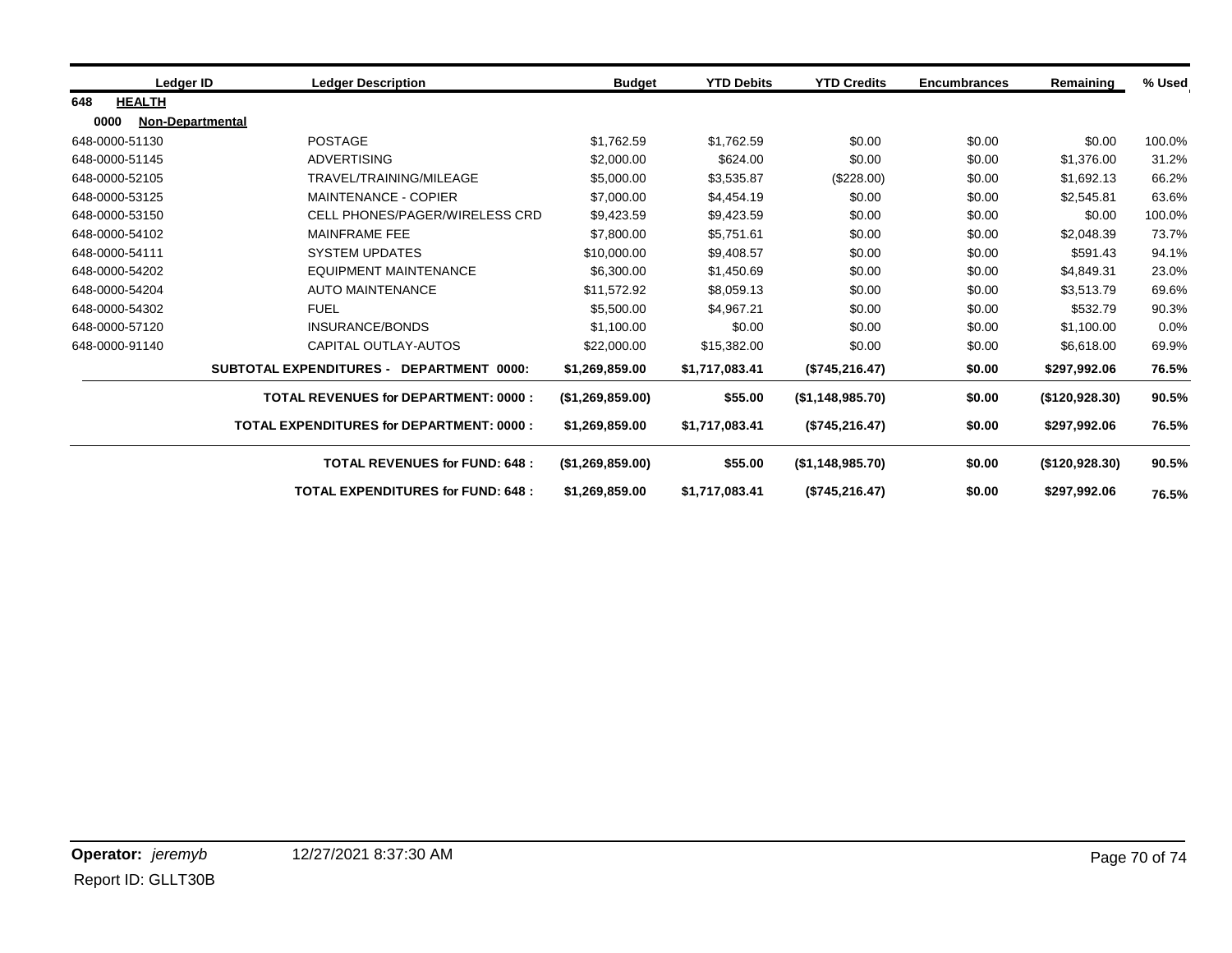| Ledger ID | Ledger Description | Budget | YTD Debits | YTD Credits | Encumbrances | Remaining | % Used |
|---|---|---|---|---|---|---|---|
| **648 HEALTH** | | | | | | | |
| **0000 Non-Departmental** | | | | | | | |
| 648-0000-51130 | POSTAGE | $1,762.59 | $1,762.59 | $0.00 | $0.00 | $0.00 | 100.0% |
| 648-0000-51145 | ADVERTISING | $2,000.00 | $624.00 | $0.00 | $0.00 | $1,376.00 | 31.2% |
| 648-0000-52105 | TRAVEL/TRAINING/MILEAGE | $5,000.00 | $3,535.87 | ($228.00) | $0.00 | $1,692.13 | 66.2% |
| 648-0000-53125 | MAINTENANCE - COPIER | $7,000.00 | $4,454.19 | $0.00 | $0.00 | $2,545.81 | 63.6% |
| 648-0000-53150 | CELL PHONES/PAGER/WIRELESS CRD | $9,423.59 | $9,423.59 | $0.00 | $0.00 | $0.00 | 100.0% |
| 648-0000-54102 | MAINFRAME FEE | $7,800.00 | $5,751.61 | $0.00 | $0.00 | $2,048.39 | 73.7% |
| 648-0000-54111 | SYSTEM UPDATES | $10,000.00 | $9,408.57 | $0.00 | $0.00 | $591.43 | 94.1% |
| 648-0000-54202 | EQUIPMENT MAINTENANCE | $6,300.00 | $1,450.69 | $0.00 | $0.00 | $4,849.31 | 23.0% |
| 648-0000-54204 | AUTO MAINTENANCE | $11,572.92 | $8,059.13 | $0.00 | $0.00 | $3,513.79 | 69.6% |
| 648-0000-54302 | FUEL | $5,500.00 | $4,967.21 | $0.00 | $0.00 | $532.79 | 90.3% |
| 648-0000-57120 | INSURANCE/BONDS | $1,100.00 | $0.00 | $0.00 | $0.00 | $1,100.00 | 0.0% |
| 648-0000-91140 | CAPITAL OUTLAY-AUTOS | $22,000.00 | $15,382.00 | $0.00 | $0.00 | $6,618.00 | 69.9% |
| | **SUBTOTAL EXPENDITURES - DEPARTMENT 0000:** | **$1,269,859.00** | **$1,717,083.41** | **($745,216.47)** | **$0.00** | **$297,992.06** | **76.5%** |
| | **TOTAL REVENUES for DEPARTMENT: 0000 :** | **($1,269,859.00)** | **$55.00** | **($1,148,985.70)** | **$0.00** | **($120,928.30)** | **90.5%** |
| | **TOTAL EXPENDITURES for DEPARTMENT: 0000 :** | **$1,269,859.00** | **$1,717,083.41** | **($745,216.47)** | **$0.00** | **$297,992.06** | **76.5%** |
| | **TOTAL REVENUES for FUND: 648 :** | **($1,269,859.00)** | **$55.00** | **($1,148,985.70)** | **$0.00** | **($120,928.30)** | **90.5%** |
| | **TOTAL EXPENDITURES for FUND: 648 :** | **$1,269,859.00** | **$1,717,083.41** | **($745,216.47)** | **$0.00** | **$297,992.06** | **76.5%** |

**Operator:** *jeremyb* 12/27/2021 8:37:30 AM

Report ID: GLLT30B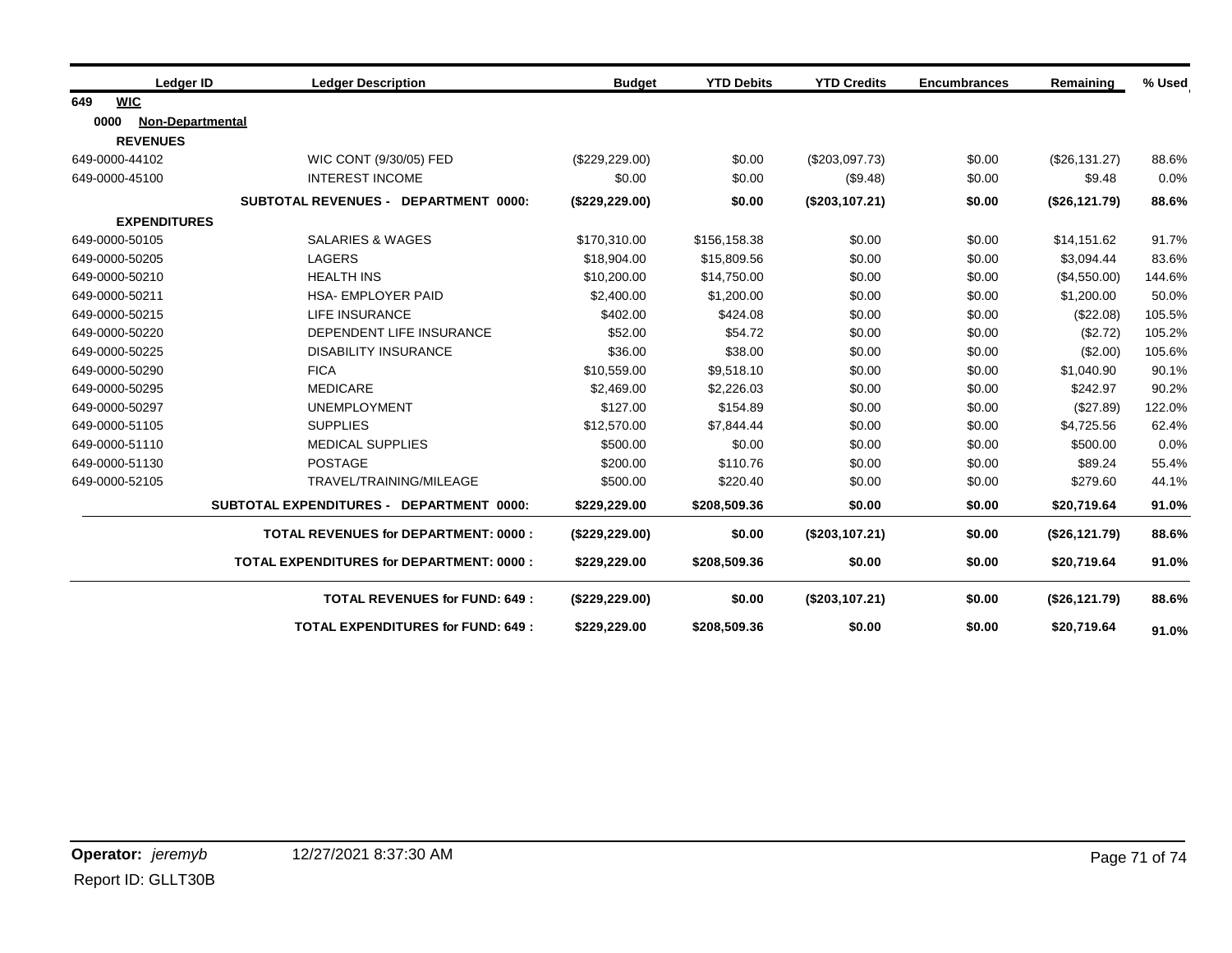| Ledger ID | Ledger Description | Budget | YTD Debits | YTD Credits | Encumbrances | Remaining | % Used |
|---|---|---|---|---|---|---|---|
| **649 WIC** | | | | | | | |
| **0000 Non-Departmental** | | | | | | | |
| **REVENUES** | | | | | | | |
| 649-0000-44102 | WIC CONT (9/30/05) FED | ($229,229.00) | $0.00 | ($203,097.73) | $0.00 | ($26,131.27) | 88.6% |
| 649-0000-45100 | INTEREST INCOME | $0.00 | $0.00 | ($9.48) | $0.00 | $9.48 | 0.0% |
| | **SUBTOTAL REVENUES - DEPARTMENT 0000:** | **($229,229.00)** | **$0.00** | **($203,107.21)** | **$0.00** | **($26,121.79)** | **88.6%** |
| **EXPENDITURES** | | | | | | | |
| 649-0000-50105 | SALARIES & WAGES | $170,310.00 | $156,158.38 | $0.00 | $0.00 | $14,151.62 | 91.7% |
| 649-0000-50205 | LAGERS | $18,904.00 | $15,809.56 | $0.00 | $0.00 | $3,094.44 | 83.6% |
| 649-0000-50210 | HEALTH INS | $10,200.00 | $14,750.00 | $0.00 | $0.00 | ($4,550.00) | 144.6% |
| 649-0000-50211 | HSA- EMPLOYER PAID | $2,400.00 | $1,200.00 | $0.00 | $0.00 | $1,200.00 | 50.0% |
| 649-0000-50215 | LIFE INSURANCE | $402.00 | $424.08 | $0.00 | $0.00 | ($22.08) | 105.5% |
| 649-0000-50220 | DEPENDENT LIFE INSURANCE | $52.00 | $54.72 | $0.00 | $0.00 | ($2.72) | 105.2% |
| 649-0000-50225 | DISABILITY INSURANCE | $36.00 | $38.00 | $0.00 | $0.00 | ($2.00) | 105.6% |
| 649-0000-50290 | FICA | $10,559.00 | $9,518.10 | $0.00 | $0.00 | $1,040.90 | 90.1% |
| 649-0000-50295 | MEDICARE | $2,469.00 | $2,226.03 | $0.00 | $0.00 | $242.97 | 90.2% |
| 649-0000-50297 | UNEMPLOYMENT | $127.00 | $154.89 | $0.00 | $0.00 | ($27.89) | 122.0% |
| 649-0000-51105 | SUPPLIES | $12,570.00 | $7,844.44 | $0.00 | $0.00 | $4,725.56 | 62.4% |
| 649-0000-51110 | MEDICAL SUPPLIES | $500.00 | $0.00 | $0.00 | $0.00 | $500.00 | 0.0% |
| 649-0000-51130 | POSTAGE | $200.00 | $110.76 | $0.00 | $0.00 | $89.24 | 55.4% |
| 649-0000-52105 | TRAVEL/TRAINING/MILEAGE | $500.00 | $220.40 | $0.00 | $0.00 | $279.60 | 44.1% |
| | **SUBTOTAL EXPENDITURES - DEPARTMENT 0000:** | **$229,229.00** | **$208,509.36** | **$0.00** | **$0.00** | **$20,719.64** | **91.0%** |
| | **TOTAL REVENUES for DEPARTMENT: 0000 :** | **($229,229.00)** | **$0.00** | **($203,107.21)** | **$0.00** | **($26,121.79)** | **88.6%** |
| | **TOTAL EXPENDITURES for DEPARTMENT: 0000 :** | **$229,229.00** | **$208,509.36** | **$0.00** | **$0.00** | **$20,719.64** | **91.0%** |
| | **TOTAL REVENUES for FUND: 649 :** | **($229,229.00)** | **$0.00** | **($203,107.21)** | **$0.00** | **($26,121.79)** | **88.6%** |
| | **TOTAL EXPENDITURES for FUND: 649 :** | **$229,229.00** | **$208,509.36** | **$0.00** | **$0.00** | **$20,719.64** | **91.0%** |

**Operator:** *jeremyb* 12/27/2021 8:37:30 AM

Report ID: GLLT30B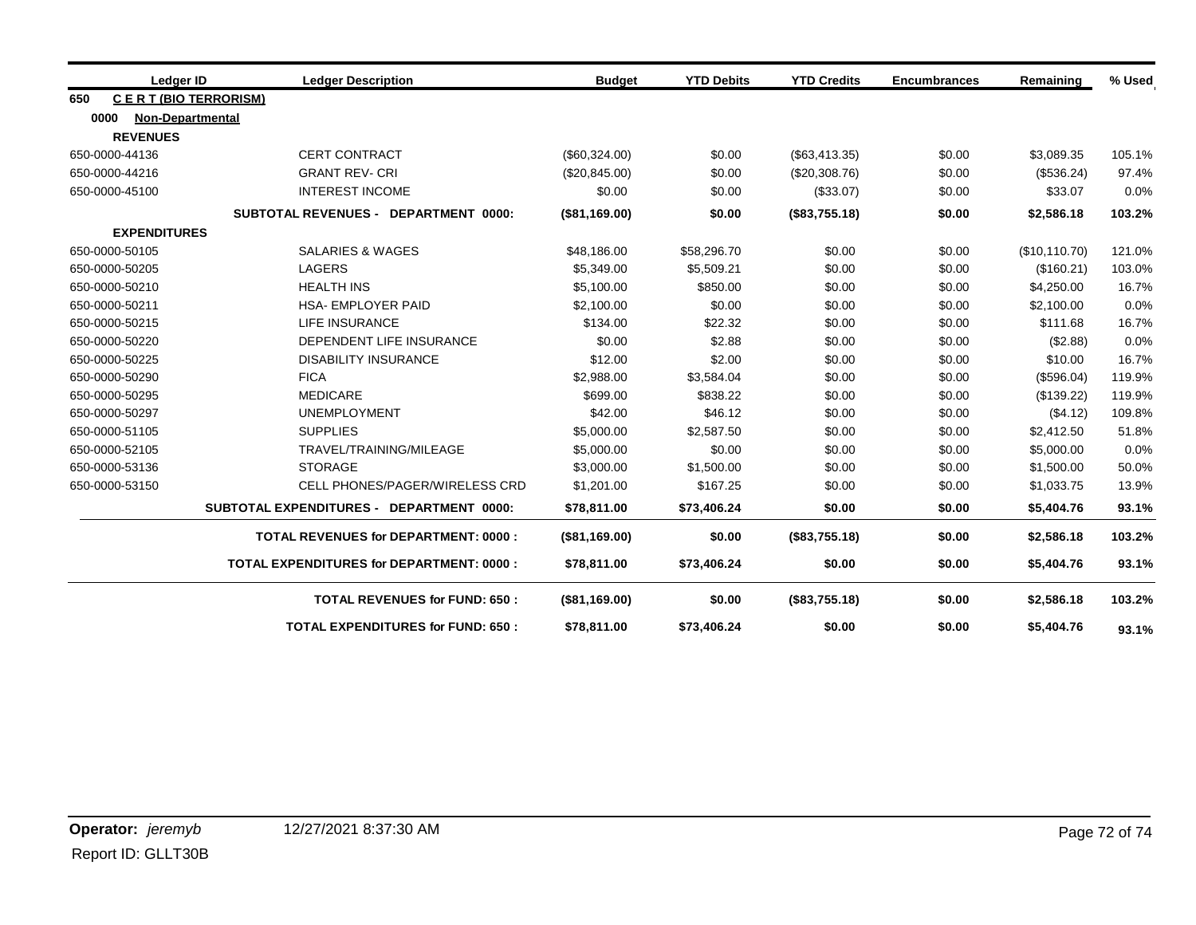| Ledger ID | Ledger Description | Budget | YTD Debits | YTD Credits | Encumbrances | Remaining | % Used |
|---|---|---|---|---|---|---|---|
| **650 C E R T (BIO TERRORISM)** | | | | | | | |
| **0000 Non-Departmental** | | | | | | | |
| **REVENUES** | | | | | | | |
| 650-0000-44136 | CERT CONTRACT | ($60,324.00) | $0.00 | ($63,413.35) | $0.00 | $3,089.35 | 105.1% |
| 650-0000-44216 | GRANT REV- CRI | ($20,845.00) | $0.00 | ($20,308.76) | $0.00 | ($536.24) | 97.4% |
| 650-0000-45100 | INTEREST INCOME | $0.00 | $0.00 | ($33.07) | $0.00 | $33.07 | 0.0% |
| | **SUBTOTAL REVENUES - DEPARTMENT 0000:** | **($81,169.00)** | **$0.00** | **($83,755.18)** | **$0.00** | **$2,586.18** | **103.2%** |
| **EXPENDITURES** | | | | | | | |
| 650-0000-50105 | SALARIES & WAGES | $48,186.00 | $58,296.70 | $0.00 | $0.00 | ($10,110.70) | 121.0% |
| 650-0000-50205 | LAGERS | $5,349.00 | $5,509.21 | $0.00 | $0.00 | ($160.21) | 103.0% |
| 650-0000-50210 | HEALTH INS | $5,100.00 | $850.00 | $0.00 | $0.00 | $4,250.00 | 16.7% |
| 650-0000-50211 | HSA- EMPLOYER PAID | $2,100.00 | $0.00 | $0.00 | $0.00 | $2,100.00 | 0.0% |
| 650-0000-50215 | LIFE INSURANCE | $134.00 | $22.32 | $0.00 | $0.00 | $111.68 | 16.7% |
| 650-0000-50220 | DEPENDENT LIFE INSURANCE | $0.00 | $2.88 | $0.00 | $0.00 | ($2.88) | 0.0% |
| 650-0000-50225 | DISABILITY INSURANCE | $12.00 | $2.00 | $0.00 | $0.00 | $10.00 | 16.7% |
| 650-0000-50290 | FICA | $2,988.00 | $3,584.04 | $0.00 | $0.00 | ($596.04) | 119.9% |
| 650-0000-50295 | MEDICARE | $699.00 | $838.22 | $0.00 | $0.00 | ($139.22) | 119.9% |
| 650-0000-50297 | UNEMPLOYMENT | $42.00 | $46.12 | $0.00 | $0.00 | ($4.12) | 109.8% |
| 650-0000-51105 | SUPPLIES | $5,000.00 | $2,587.50 | $0.00 | $0.00 | $2,412.50 | 51.8% |
| 650-0000-52105 | TRAVEL/TRAINING/MILEAGE | $5,000.00 | $0.00 | $0.00 | $0.00 | $5,000.00 | 0.0% |
| 650-0000-53136 | STORAGE | $3,000.00 | $1,500.00 | $0.00 | $0.00 | $1,500.00 | 50.0% |
| 650-0000-53150 | CELL PHONES/PAGER/WIRELESS CRD | $1,201.00 | $167.25 | $0.00 | $0.00 | $1,033.75 | 13.9% |
| | **SUBTOTAL EXPENDITURES - DEPARTMENT 0000:** | **$78,811.00** | **$73,406.24** | **$0.00** | **$0.00** | **$5,404.76** | **93.1%** |
| | **TOTAL REVENUES for DEPARTMENT: 0000 :** | **($81,169.00)** | **$0.00** | **($83,755.18)** | **$0.00** | **$2,586.18** | **103.2%** |
| | **TOTAL EXPENDITURES for DEPARTMENT: 0000 :** | **$78,811.00** | **$73,406.24** | **$0.00** | **$0.00** | **$5,404.76** | **93.1%** |
| | **TOTAL REVENUES for FUND: 650 :** | **($81,169.00)** | **$0.00** | **($83,755.18)** | **$0.00** | **$2,586.18** | **103.2%** |
| | **TOTAL EXPENDITURES for FUND: 650 :** | **$78,811.00** | **$73,406.24** | **$0.00** | **$0.00** | **$5,404.76** | **93.1%** |

**Operator:** *jeremyb* 12/27/2021 8:37:30 AM

Report ID: GLLT30B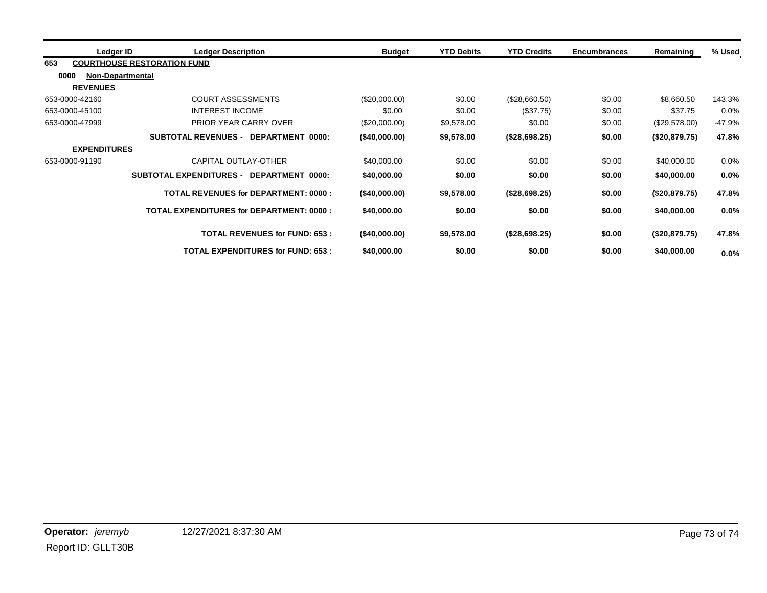| Ledger ID | Ledger Description | Budget | YTD Debits | YTD Credits | Encumbrances | Remaining | % Used |
|---|---|---|---|---|---|---|---|
| **653** | **COURTHOUSE RESTORATION FUND** | | | | | | |
| **0000** | **Non-Departmental** | | | | | | |
| **REVENUES** | | | | | | | |
| 653-0000-42160 | COURT ASSESSMENTS | ($20,000.00) | $0.00 | ($28,660.50) | $0.00 | $8,660.50 | 143.3% |
| 653-0000-45100 | INTEREST INCOME | $0.00 | $0.00 | ($37.75) | $0.00 | $37.75 | 0.0% |
| 653-0000-47999 | PRIOR YEAR CARRY OVER | ($20,000.00) | $9,578.00 | $0.00 | $0.00 | ($29,578.00) | -47.9% |
| | **SUBTOTAL REVENUES - DEPARTMENT 0000:** | **($40,000.00)** | **$9,578.00** | **($28,698.25)** | **$0.00** | **($20,879.75)** | **47.8%** |
| **EXPENDITURES** | | | | | | | |
| 653-0000-91190 | CAPITAL OUTLAY-OTHER | $40,000.00 | $0.00 | $0.00 | $0.00 | $40,000.00 | 0.0% |
| | **SUBTOTAL EXPENDITURES - DEPARTMENT 0000:** | **$40,000.00** | **$0.00** | **$0.00** | **$0.00** | **$40,000.00** | **0.0%** |
| | **TOTAL REVENUES for DEPARTMENT: 0000 :** | **($40,000.00)** | **$9,578.00** | **($28,698.25)** | **$0.00** | **($20,879.75)** | **47.8%** |
| | **TOTAL EXPENDITURES for DEPARTMENT: 0000 :** | **$40,000.00** | **$0.00** | **$0.00** | **$0.00** | **$40,000.00** | **0.0%** |
| | **TOTAL REVENUES for FUND: 653 :** | **($40,000.00)** | **$9,578.00** | **($28,698.25)** | **$0.00** | **($20,879.75)** | **47.8%** |
| | **TOTAL EXPENDITURES for FUND: 653 :** | **$40,000.00** | **$0.00** | **$0.00** | **$0.00** | **$40,000.00** | **0.0%** |

**Operator:** *jeremyb* 12/27/2021 8:37:30 AM

Report ID: GLLT30B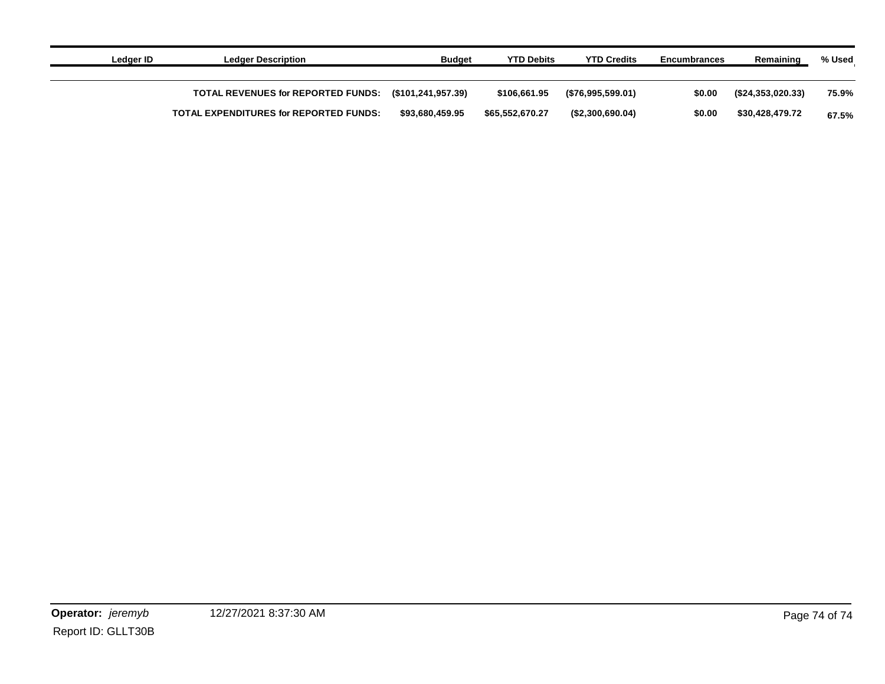| Ledger ID | Ledger Description | Budget | YTD Debits | YTD Credits | Encumbrances | Remaining | % Used |
|---|---|---|---|---|---|---|---|
| | TOTAL REVENUES for REPORTED FUNDS: | ($101,241,957.39) | $106,661.95 | ($76,995,599.01) | $0.00 | ($24,353,020.33) | 75.9% |
| | TOTAL EXPENDITURES for REPORTED FUNDS: | $93,680,459.95 | $65,552,670.27 | ($2,300,690.04) | $0.00 | $30,428,479.72 | 67.5% |

**Operator:** *jeremyb* 12/27/2021 8:37:30 AM

Report ID: GLLT30B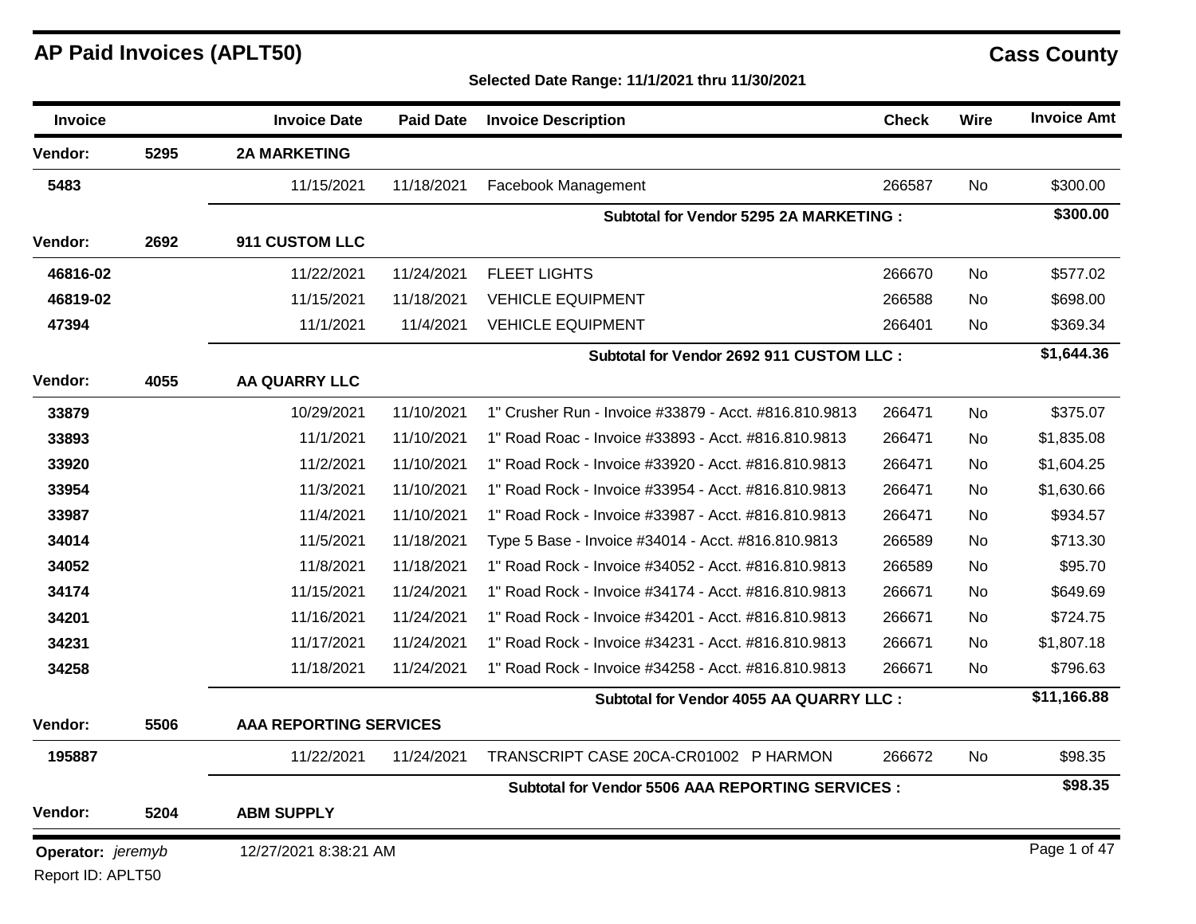# AP Paid Invoices (APLT50)

## Cass County

**Selected Date Range: 11/1/2021 thru 11/30/2021**

| Invoice | | Invoice Date | Paid Date | Invoice Description | Check | Wire | Invoice Amt |
|---|---|---|---|---|---|---|---|
| **Vendor:** | **5295** | **2A MARKETING** | | | | | |
| **5483** | | 11/15/2021 | 11/18/2021 | Facebook Management | 266587 | No | $300.00 |
| | | | | **Subtotal for Vendor 5295 2A MARKETING :** | | | **$300.00** |
| **Vendor:** | **2692** | **911 CUSTOM LLC** | | | | | |
| **46816-02** | | 11/22/2021 | 11/24/2021 | FLEET LIGHTS | 266670 | No | $577.02 |
| **46819-02** | | 11/15/2021 | 11/18/2021 | VEHICLE EQUIPMENT | 266588 | No | $698.00 |
| **47394** | | 11/1/2021 | 11/4/2021 | VEHICLE EQUIPMENT | 266401 | No | $369.34 |
| | | | | **Subtotal for Vendor 2692 911 CUSTOM LLC :** | | | **$1,644.36** |
| **Vendor:** | **4055** | **AA QUARRY LLC** | | | | | |
| **33879** | | 10/29/2021 | 11/10/2021 | 1" Crusher Run - Invoice #33879 - Acct. #816.810.9813 | 266471 | No | $375.07 |
| **33893** | | 11/1/2021 | 11/10/2021 | 1" Road Roac - Invoice #33893 - Acct. #816.810.9813 | 266471 | No | $1,835.08 |
| **33920** | | 11/2/2021 | 11/10/2021 | 1" Road Rock - Invoice #33920 - Acct. #816.810.9813 | 266471 | No | $1,604.25 |
| **33954** | | 11/3/2021 | 11/10/2021 | 1" Road Rock - Invoice #33954 - Acct. #816.810.9813 | 266471 | No | $1,630.66 |
| **33987** | | 11/4/2021 | 11/10/2021 | 1" Road Rock - Invoice #33987 - Acct. #816.810.9813 | 266471 | No | $934.57 |
| **34014** | | 11/5/2021 | 11/18/2021 | Type 5 Base - Invoice #34014 - Acct. #816.810.9813 | 266589 | No | $713.30 |
| **34052** | | 11/8/2021 | 11/18/2021 | 1" Road Rock - Invoice #34052 - Acct. #816.810.9813 | 266589 | No | $95.70 |
| **34174** | | 11/15/2021 | 11/24/2021 | 1" Road Rock - Invoice #34174 - Acct. #816.810.9813 | 266671 | No | $649.69 |
| **34201** | | 11/16/2021 | 11/24/2021 | 1" Road Rock - Invoice #34201 - Acct. #816.810.9813 | 266671 | No | $724.75 |
| **34231** | | 11/17/2021 | 11/24/2021 | 1" Road Rock - Invoice #34231 - Acct. #816.810.9813 | 266671 | No | $1,807.18 |
| **34258** | | 11/18/2021 | 11/24/2021 | 1" Road Rock - Invoice #34258 - Acct. #816.810.9813 | 266671 | No | $796.63 |
| | | | | **Subtotal for Vendor 4055 AA QUARRY LLC :** | | | **$11,166.88** |
| **Vendor:** | **5506** | **AAA REPORTING SERVICES** | | | | | |
| **195887** | | 11/22/2021 | 11/24/2021 | TRANSCRIPT CASE 20CA-CR01002 P HARMON | 266672 | No | $98.35 |
| | | | | **Subtotal for Vendor 5506 AAA REPORTING SERVICES :** | | | **$98.35** |
| **Vendor:** | **5204** | **ABM SUPPLY** | | | | | |

**Operator:** *jeremyb* 12/27/2021 8:38:21 AM

Report ID: APLT50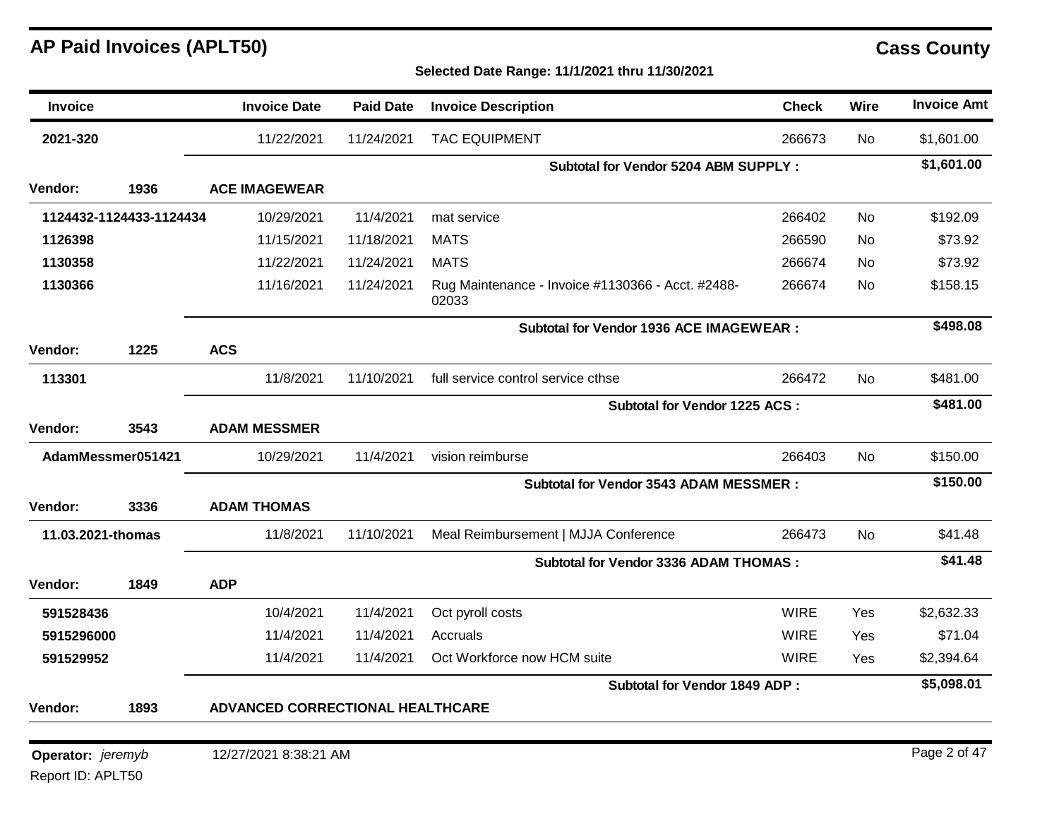# AP Paid Invoices (APLT50)

## Cass County

**Selected Date Range: 11/1/2021 thru 11/30/2021**

| Invoice | | Invoice Date | Paid Date | Invoice Description | Check | Wire | Invoice Amt |
|---|---|---|---|---|---|---|---|
| **2021-320** | | 11/22/2021 | 11/24/2021 | TAC EQUIPMENT | 266673 | No | $1,601.00 |
| | | | | **Subtotal for Vendor 5204 ABM SUPPLY :** | | | **$1,601.00** |
| **Vendor:** | **1936** | **ACE IMAGEWEAR** | | | | | |
| **1124432-1124433-1124434** | | 10/29/2021 | 11/4/2021 | mat service | 266402 | No | $192.09 |
| **1126398** | | 11/15/2021 | 11/18/2021 | MATS | 266590 | No | $73.92 |
| **1130358** | | 11/22/2021 | 11/24/2021 | MATS | 266674 | No | $73.92 |
| **1130366** | | 11/16/2021 | 11/24/2021 | Rug Maintenance - Invoice #1130366 - Acct. #2488-02033 | 266674 | No | $158.15 |
| | | | | **Subtotal for Vendor 1936 ACE IMAGEWEAR :** | | | **$498.08** |
| **Vendor:** | **1225** | **ACS** | | | | | |
| **113301** | | 11/8/2021 | 11/10/2021 | full service control service cthse | 266472 | No | $481.00 |
| | | | | **Subtotal for Vendor 1225 ACS :** | | | **$481.00** |
| **Vendor:** | **3543** | **ADAM MESSMER** | | | | | |
| **AdamMessmer051421** | | 10/29/2021 | 11/4/2021 | vision reimburse | 266403 | No | $150.00 |
| | | | | **Subtotal for Vendor 3543 ADAM MESSMER :** | | | **$150.00** |
| **Vendor:** | **3336** | **ADAM THOMAS** | | | | | |
| **11.03.2021-thomas** | | 11/8/2021 | 11/10/2021 | Meal Reimbursement \| MJJA Conference | 266473 | No | $41.48 |
| | | | | **Subtotal for Vendor 3336 ADAM THOMAS :** | | | **$41.48** |
| **Vendor:** | **1849** | **ADP** | | | | | |
| **591528436** | | 10/4/2021 | 11/4/2021 | Oct pyroll costs | WIRE | Yes | $2,632.33 |
| **5915296000** | | 11/4/2021 | 11/4/2021 | Accruals | WIRE | Yes | $71.04 |
| **591529952** | | 11/4/2021 | 11/4/2021 | Oct Workforce now HCM suite | WIRE | Yes | $2,394.64 |
| | | | | **Subtotal for Vendor 1849 ADP :** | | | **$5,098.01** |
| **Vendor:** | **1893** | **ADVANCED CORRECTIONAL HEALTHCARE** | | | | | |

**Operator:** *jeremyb* 12/27/2021 8:38:21 AM

Report ID: APLT50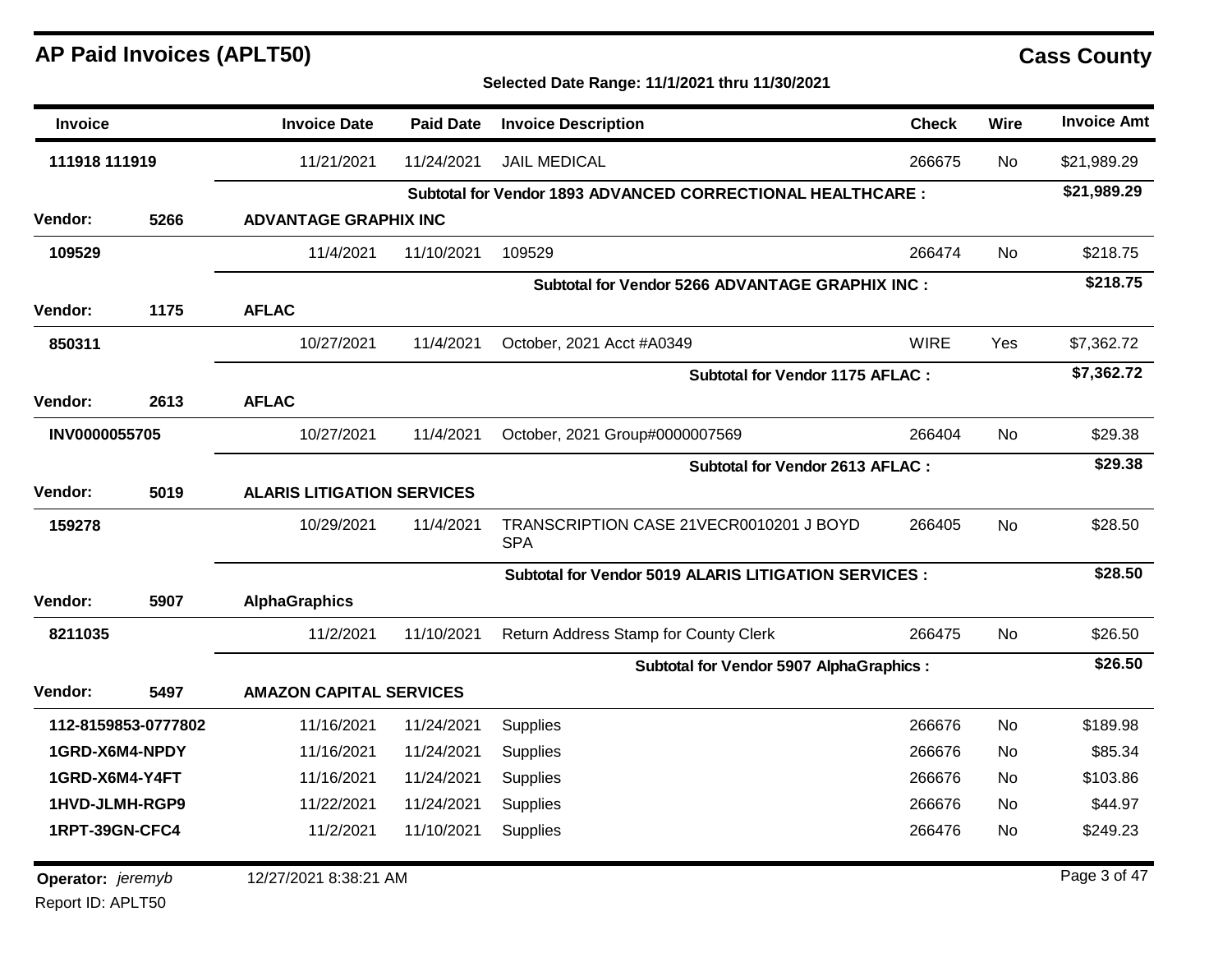# AP Paid Invoices (APLT50)

## Cass County

**Selected Date Range: 11/1/2021 thru 11/30/2021**

| Invoice | Invoice Date | Paid Date | Invoice Description | Check | Wire | Invoice Amt |
|---|---|---|---|---|---|---|
| **111918 111919** | 11/21/2021 | 11/24/2021 | JAIL MEDICAL | 266675 | No | $21,989.29 |
| | | | **Subtotal for Vendor 1893 ADVANCED CORRECTIONAL HEALTHCARE :** | | | **$21,989.29** |
| **Vendor: 5266** | **ADVANTAGE GRAPHIX INC** | | | | | |
| **109529** | 11/4/2021 | 11/10/2021 | 109529 | 266474 | No | $218.75 |
| | | | **Subtotal for Vendor 5266 ADVANTAGE GRAPHIX INC :** | | | **$218.75** |
| **Vendor: 1175** | **AFLAC** | | | | | |
| **850311** | 10/27/2021 | 11/4/2021 | October, 2021 Acct #A0349 | WIRE | Yes | $7,362.72 |
| | | | **Subtotal for Vendor 1175 AFLAC :** | | | **$7,362.72** |
| **Vendor: 2613** | **AFLAC** | | | | | |
| **INV0000055705** | 10/27/2021 | 11/4/2021 | October, 2021 Group#0000007569 | 266404 | No | $29.38 |
| | | | **Subtotal for Vendor 2613 AFLAC :** | | | **$29.38** |
| **Vendor: 5019** | **ALARIS LITIGATION SERVICES** | | | | | |
| **159278** | 10/29/2021 | 11/4/2021 | TRANSCRIPTION CASE 21VECR0010201 J BOYD SPA | 266405 | No | $28.50 |
| | | | **Subtotal for Vendor 5019 ALARIS LITIGATION SERVICES :** | | | **$28.50** |
| **Vendor: 5907** | **AlphaGraphics** | | | | | |
| **8211035** | 11/2/2021 | 11/10/2021 | Return Address Stamp for County Clerk | 266475 | No | $26.50 |
| | | | **Subtotal for Vendor 5907 AlphaGraphics :** | | | **$26.50** |
| **Vendor: 5497** | **AMAZON CAPITAL SERVICES** | | | | | |
| **112-8159853-0777802** | 11/16/2021 | 11/24/2021 | Supplies | 266676 | No | $189.98 |
| **1GRD-X6M4-NPDY** | 11/16/2021 | 11/24/2021 | Supplies | 266676 | No | $85.34 |
| **1GRD-X6M4-Y4FT** | 11/16/2021 | 11/24/2021 | Supplies | 266676 | No | $103.86 |
| **1HVD-JLMH-RGP9** | 11/22/2021 | 11/24/2021 | Supplies | 266676 | No | $44.97 |
| **1RPT-39GN-CFC4** | 11/2/2021 | 11/10/2021 | Supplies | 266476 | No | $249.23 |

**Operator:** *jeremyb* 12/27/2021 8:38:21 AM

Report ID: APLT50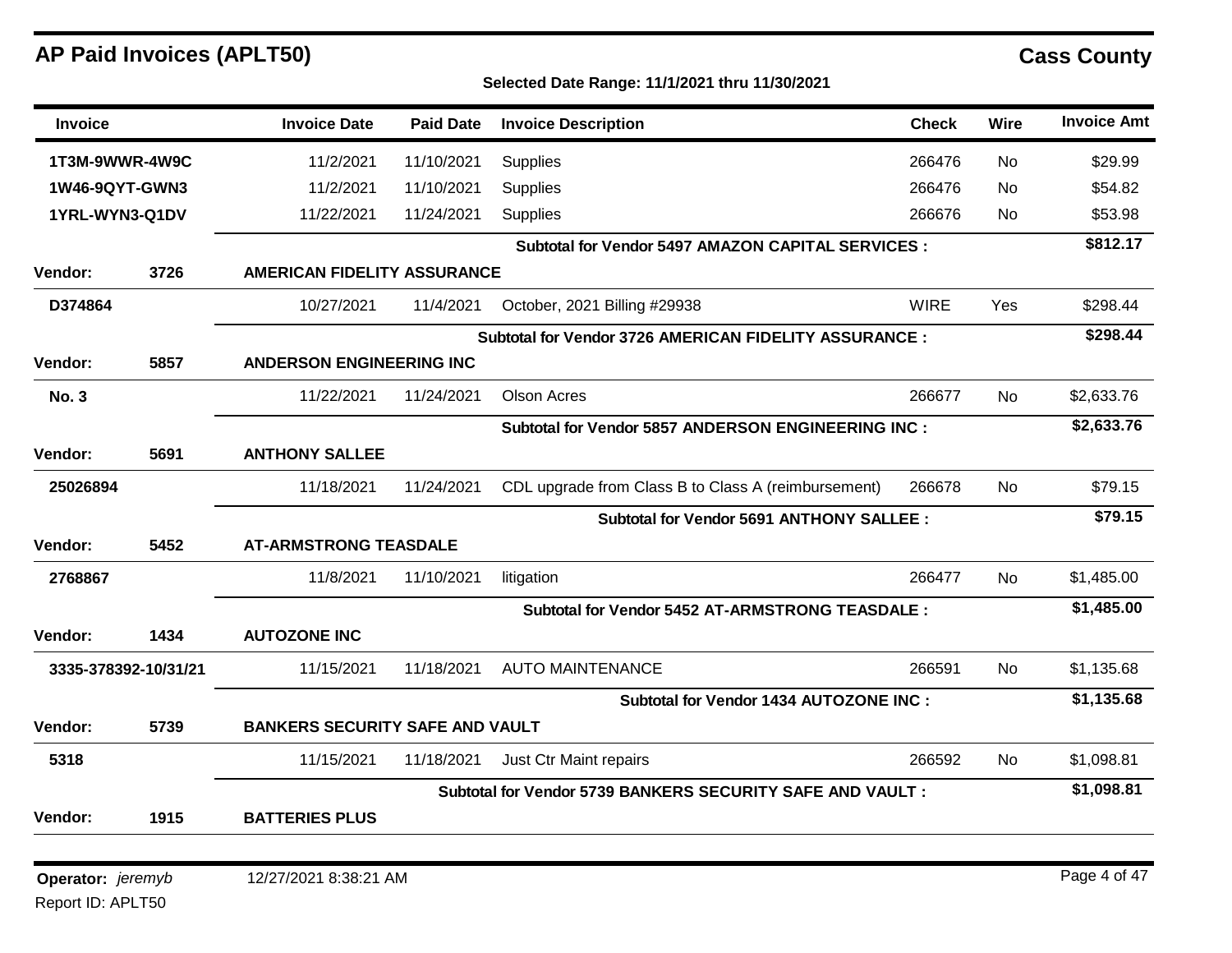# AP Paid Invoices (APLT50)

## Cass County

**Selected Date Range: 11/1/2021 thru 11/30/2021**

| Invoice | | Invoice Date | Paid Date | Invoice Description | Check | Wire | Invoice Amt |
|---|---|---|---|---|---|---|---|
| **1T3M-9WWR-4W9C** | | 11/2/2021 | 11/10/2021 | Supplies | 266476 | No | $29.99 |
| **1W46-9QYT-GWN3** | | 11/2/2021 | 11/10/2021 | Supplies | 266476 | No | $54.82 |
| **1YRL-WYN3-Q1DV** | | 11/22/2021 | 11/24/2021 | Supplies | 266676 | No | $53.98 |
| | | | | **Subtotal for Vendor 5497 AMAZON CAPITAL SERVICES :** | | | **$812.17** |
| **Vendor:** | **3726** | **AMERICAN FIDELITY ASSURANCE** | | | | | |
| **D374864** | | 10/27/2021 | 11/4/2021 | October, 2021 Billing #29938 | WIRE | Yes | $298.44 |
| | | | | **Subtotal for Vendor 3726 AMERICAN FIDELITY ASSURANCE :** | | | **$298.44** |
| **Vendor:** | **5857** | **ANDERSON ENGINEERING INC** | | | | | |
| **No. 3** | | 11/22/2021 | 11/24/2021 | Olson Acres | 266677 | No | $2,633.76 |
| | | | | **Subtotal for Vendor 5857 ANDERSON ENGINEERING INC :** | | | **$2,633.76** |
| **Vendor:** | **5691** | **ANTHONY SALLEE** | | | | | |
| **25026894** | | 11/18/2021 | 11/24/2021 | CDL upgrade from Class B to Class A (reimbursement) | 266678 | No | $79.15 |
| | | | | **Subtotal for Vendor 5691 ANTHONY SALLEE :** | | | **$79.15** |
| **Vendor:** | **5452** | **AT-ARMSTRONG TEASDALE** | | | | | |
| **2768867** | | 11/8/2021 | 11/10/2021 | litigation | 266477 | No | $1,485.00 |
| | | | | **Subtotal for Vendor 5452 AT-ARMSTRONG TEASDALE :** | | | **$1,485.00** |
| **Vendor:** | **1434** | **AUTOZONE INC** | | | | | |
| **3335-378392-10/31/21** | | 11/15/2021 | 11/18/2021 | AUTO MAINTENANCE | 266591 | No | $1,135.68 |
| | | | | **Subtotal for Vendor 1434 AUTOZONE INC :** | | | **$1,135.68** |
| **Vendor:** | **5739** | **BANKERS SECURITY SAFE AND VAULT** | | | | | |
| **5318** | | 11/15/2021 | 11/18/2021 | Just Ctr Maint repairs | 266592 | No | $1,098.81 |
| | | | | **Subtotal for Vendor 5739 BANKERS SECURITY SAFE AND VAULT :** | | | **$1,098.81** |
| **Vendor:** | **1915** | **BATTERIES PLUS** | | | | | |

**Operator:** *jeremyb* 12/27/2021 8:38:21 AM

Report ID: APLT50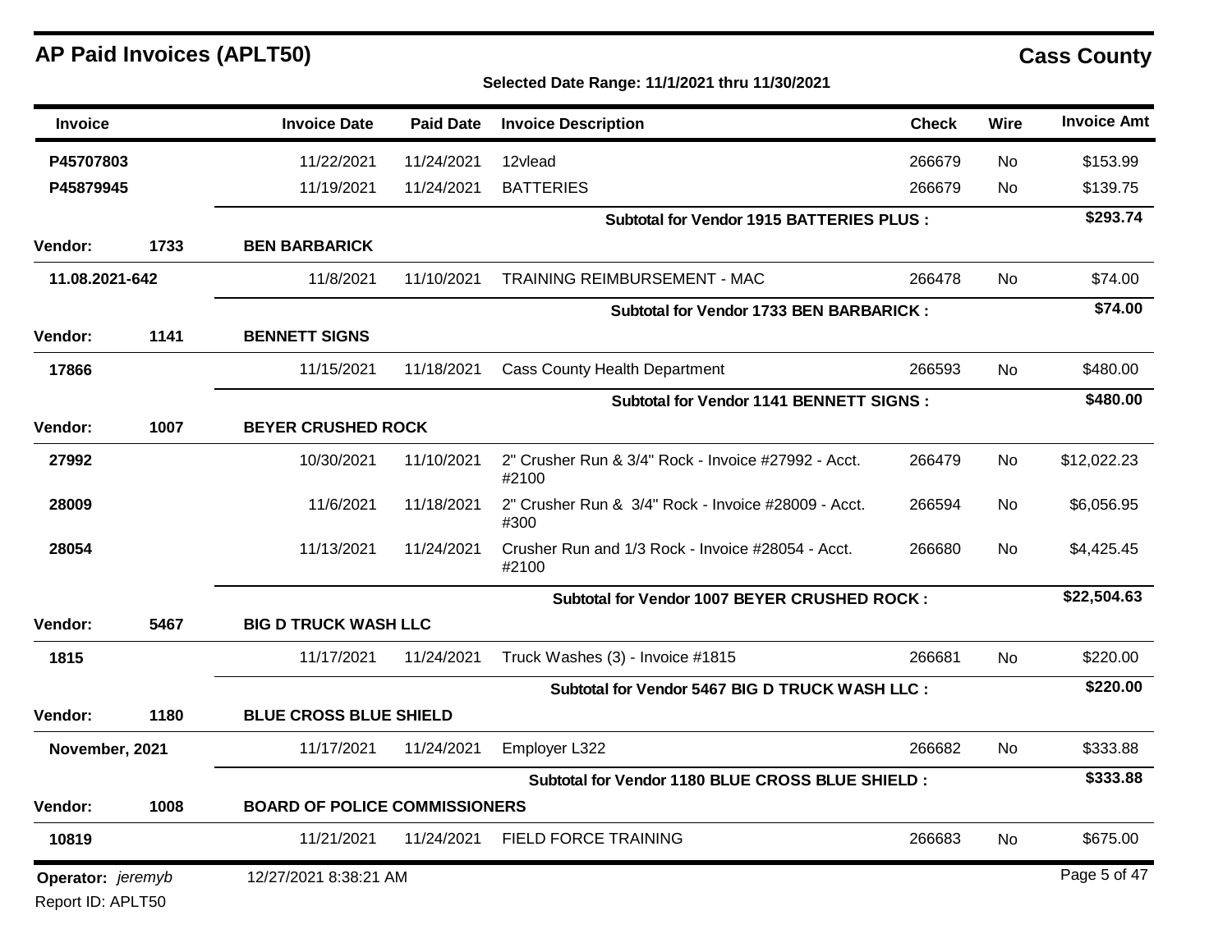## AP Paid Invoices (APLT50)

**Cass County**

**Selected Date Range: 11/1/2021 thru 11/30/2021**

| Invoice | | Invoice Date | Paid Date | Invoice Description | Check | Wire | Invoice Amt |
|---|---|---|---|---|---|---|---|
| **P45707803** | | 11/22/2021 | 11/24/2021 | 12vlead | 266679 | No | $153.99 |
| **P45879945** | | 11/19/2021 | 11/24/2021 | BATTERIES | 266679 | No | $139.75 |
| | | | | **Subtotal for Vendor 1915 BATTERIES PLUS :** | | | **$293.74** |
| **Vendor:** | **1733** | **BEN BARBARICK** | | | | | |
| **11.08.2021-642** | | 11/8/2021 | 11/10/2021 | TRAINING REIMBURSEMENT - MAC | 266478 | No | $74.00 |
| | | | | **Subtotal for Vendor 1733 BEN BARBARICK :** | | | **$74.00** |
| **Vendor:** | **1141** | **BENNETT SIGNS** | | | | | |
| **17866** | | 11/15/2021 | 11/18/2021 | Cass County Health Department | 266593 | No | $480.00 |
| | | | | **Subtotal for Vendor 1141 BENNETT SIGNS :** | | | **$480.00** |
| **Vendor:** | **1007** | **BEYER CRUSHED ROCK** | | | | | |
| **27992** | | 10/30/2021 | 11/10/2021 | 2" Crusher Run & 3/4" Rock - Invoice #27992 - Acct. #2100 | 266479 | No | $12,022.23 |
| **28009** | | 11/6/2021 | 11/18/2021 | 2" Crusher Run & 3/4" Rock - Invoice #28009 - Acct. #300 | 266594 | No | $6,056.95 |
| **28054** | | 11/13/2021 | 11/24/2021 | Crusher Run and 1/3 Rock - Invoice #28054 - Acct. #2100 | 266680 | No | $4,425.45 |
| | | | | **Subtotal for Vendor 1007 BEYER CRUSHED ROCK :** | | | **$22,504.63** |
| **Vendor:** | **5467** | **BIG D TRUCK WASH LLC** | | | | | |
| **1815** | | 11/17/2021 | 11/24/2021 | Truck Washes (3) - Invoice #1815 | 266681 | No | $220.00 |
| | | | | **Subtotal for Vendor 5467 BIG D TRUCK WASH LLC :** | | | **$220.00** |
| **Vendor:** | **1180** | **BLUE CROSS BLUE SHIELD** | | | | | |
| **November, 2021** | | 11/17/2021 | 11/24/2021 | Employer L322 | 266682 | No | $333.88 |
| | | | | **Subtotal for Vendor 1180 BLUE CROSS BLUE SHIELD :** | | | **$333.88** |
| **Vendor:** | **1008** | **BOARD OF POLICE COMMISSIONERS** | | | | | |
| **10819** | | 11/21/2021 | 11/24/2021 | FIELD FORCE TRAINING | 266683 | No | $675.00 |

**Operator:** *jeremyb* 12/27/2021 8:38:21 AM

Report ID: APLT50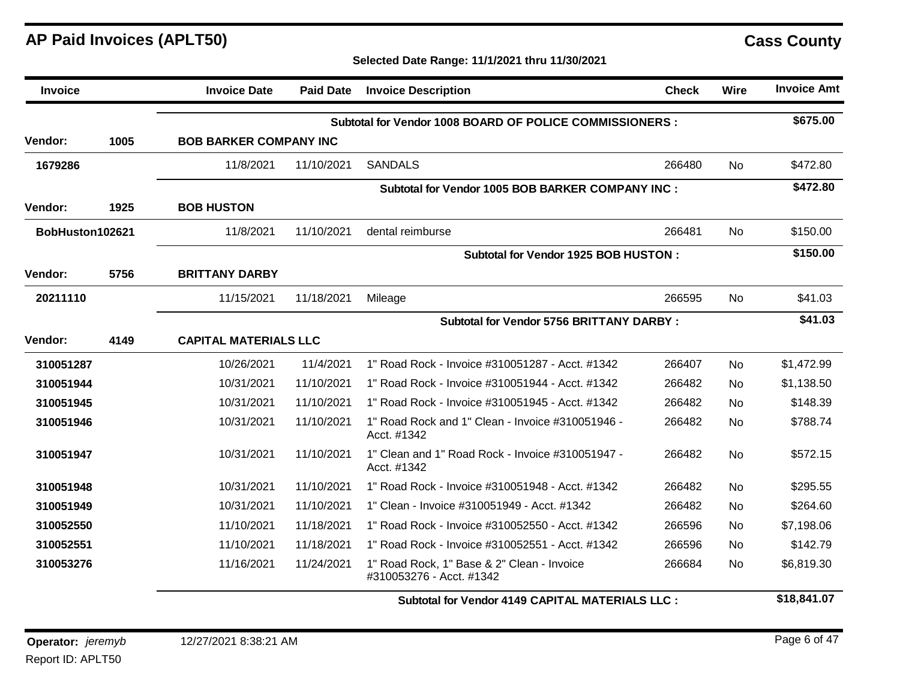# AP Paid Invoices (APLT50)

**Cass County**

**Selected Date Range: 11/1/2021 thru 11/30/2021**

| Invoice | | Invoice Date | Paid Date | Invoice Description | Check | Wire | Invoice Amt |
|---|---|---|---|---|---|---|---|
| | | | | **Subtotal for Vendor 1008 BOARD OF POLICE COMMISSIONERS :** | | | **$675.00** |
| **Vendor:** | **1005** | **BOB BARKER COMPANY INC** | | | | | |
| **1679286** | | 11/8/2021 | 11/10/2021 | SANDALS | 266480 | No | $472.80 |
| | | | | **Subtotal for Vendor 1005 BOB BARKER COMPANY INC :** | | | **$472.80** |
| **Vendor:** | **1925** | **BOB HUSTON** | | | | | |
| **BobHuston102621** | | 11/8/2021 | 11/10/2021 | dental reimburse | 266481 | No | $150.00 |
| | | | | **Subtotal for Vendor 1925 BOB HUSTON :** | | | **$150.00** |
| **Vendor:** | **5756** | **BRITTANY DARBY** | | | | | |
| **20211110** | | 11/15/2021 | 11/18/2021 | Mileage | 266595 | No | $41.03 |
| | | | | **Subtotal for Vendor 5756 BRITTANY DARBY :** | | | **$41.03** |
| **Vendor:** | **4149** | **CAPITAL MATERIALS LLC** | | | | | |
| **310051287** | | 10/26/2021 | 11/4/2021 | 1" Road Rock - Invoice #310051287 - Acct. #1342 | 266407 | No | $1,472.99 |
| **310051944** | | 10/31/2021 | 11/10/2021 | 1" Road Rock - Invoice #310051944 - Acct. #1342 | 266482 | No | $1,138.50 |
| **310051945** | | 10/31/2021 | 11/10/2021 | 1" Road Rock - Invoice #310051945 - Acct. #1342 | 266482 | No | $148.39 |
| **310051946** | | 10/31/2021 | 11/10/2021 | 1" Road Rock and 1" Clean - Invoice #310051946 - Acct. #1342 | 266482 | No | $788.74 |
| **310051947** | | 10/31/2021 | 11/10/2021 | 1" Clean and 1" Road Rock - Invoice #310051947 - Acct. #1342 | 266482 | No | $572.15 |
| **310051948** | | 10/31/2021 | 11/10/2021 | 1" Road Rock - Invoice #310051948 - Acct. #1342 | 266482 | No | $295.55 |
| **310051949** | | 10/31/2021 | 11/10/2021 | 1" Clean - Invoice #310051949 - Acct. #1342 | 266482 | No | $264.60 |
| **310052550** | | 11/10/2021 | 11/18/2021 | 1" Road Rock - Invoice #310052550 - Acct. #1342 | 266596 | No | $7,198.06 |
| **310052551** | | 11/10/2021 | 11/18/2021 | 1" Road Rock - Invoice #310052551 - Acct. #1342 | 266596 | No | $142.79 |
| **310053276** | | 11/16/2021 | 11/24/2021 | 1" Road Rock, 1" Base & 2" Clean - Invoice #310053276 - Acct. #1342 | 266684 | No | $6,819.30 |
| | | | | **Subtotal for Vendor 4149 CAPITAL MATERIALS LLC :** | | | **$18,841.07** |

**Operator:** *jeremyb* 12/27/2021 8:38:21 AM

Report ID: APLT50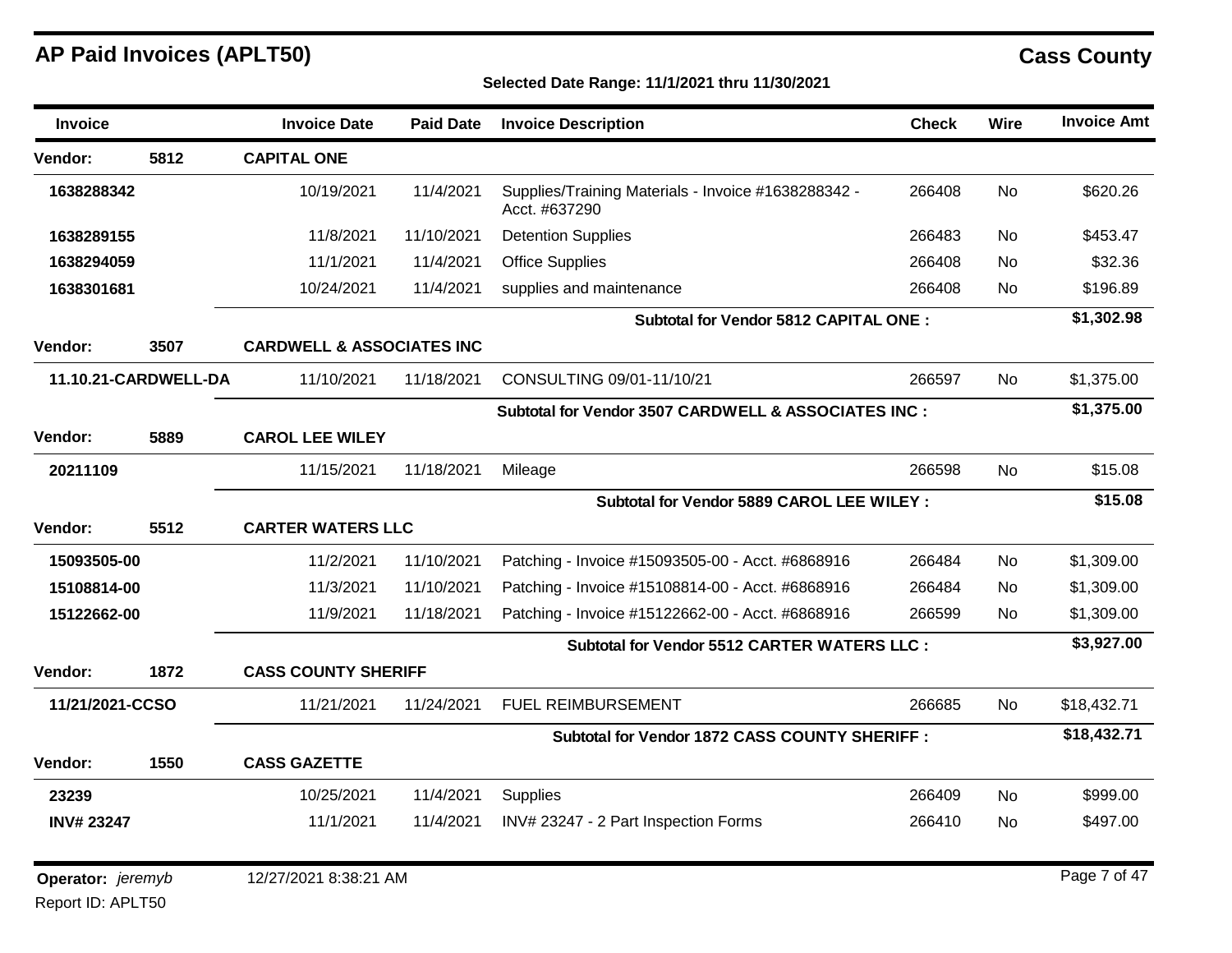# AP Paid Invoices (APLT50)

## Cass County

**Selected Date Range: 11/1/2021 thru 11/30/2021**

| Invoice | Invoice Date | Paid Date | Invoice Description | Check | Wire | Invoice Amt |
|---|---|---|---|---|---|---|
| **Vendor: 5812** | **CAPITAL ONE** | | | | | |
| **1638288342** | 10/19/2021 | 11/4/2021 | Supplies/Training Materials - Invoice #1638288342 - Acct. #637290 | 266408 | No | $620.26 |
| **1638289155** | 11/8/2021 | 11/10/2021 | Detention Supplies | 266483 | No | $453.47 |
| **1638294059** | 11/1/2021 | 11/4/2021 | Office Supplies | 266408 | No | $32.36 |
| **1638301681** | 10/24/2021 | 11/4/2021 | supplies and maintenance | 266408 | No | $196.89 |
| | | | **Subtotal for Vendor 5812 CAPITAL ONE :** | | | **$1,302.98** |
| **Vendor: 3507** | **CARDWELL & ASSOCIATES INC** | | | | | |
| **11.10.21-CARDWELL-DA** | 11/10/2021 | 11/18/2021 | CONSULTING 09/01-11/10/21 | 266597 | No | $1,375.00 |
| | | | **Subtotal for Vendor 3507 CARDWELL & ASSOCIATES INC :** | | | **$1,375.00** |
| **Vendor: 5889** | **CAROL LEE WILEY** | | | | | |
| **20211109** | 11/15/2021 | 11/18/2021 | Mileage | 266598 | No | $15.08 |
| | | | **Subtotal for Vendor 5889 CAROL LEE WILEY :** | | | **$15.08** |
| **Vendor: 5512** | **CARTER WATERS LLC** | | | | | |
| **15093505-00** | 11/2/2021 | 11/10/2021 | Patching - Invoice #15093505-00 - Acct. #6868916 | 266484 | No | $1,309.00 |
| **15108814-00** | 11/3/2021 | 11/10/2021 | Patching - Invoice #15108814-00 - Acct. #6868916 | 266484 | No | $1,309.00 |
| **15122662-00** | 11/9/2021 | 11/18/2021 | Patching - Invoice #15122662-00 - Acct. #6868916 | 266599 | No | $1,309.00 |
| | | | **Subtotal for Vendor 5512 CARTER WATERS LLC :** | | | **$3,927.00** |
| **Vendor: 1872** | **CASS COUNTY SHERIFF** | | | | | |
| **11/21/2021-CCSO** | 11/21/2021 | 11/24/2021 | FUEL REIMBURSEMENT | 266685 | No | $18,432.71 |
| | | | **Subtotal for Vendor 1872 CASS COUNTY SHERIFF :** | | | **$18,432.71** |
| **Vendor: 1550** | **CASS GAZETTE** | | | | | |
| **23239** | 10/25/2021 | 11/4/2021 | Supplies | 266409 | No | $999.00 |
| **INV# 23247** | 11/1/2021 | 11/4/2021 | INV# 23247 - 2 Part Inspection Forms | 266410 | No | $497.00 |

**Operator:** *jeremyb* 12/27/2021 8:38:21 AM

Report ID: APLT50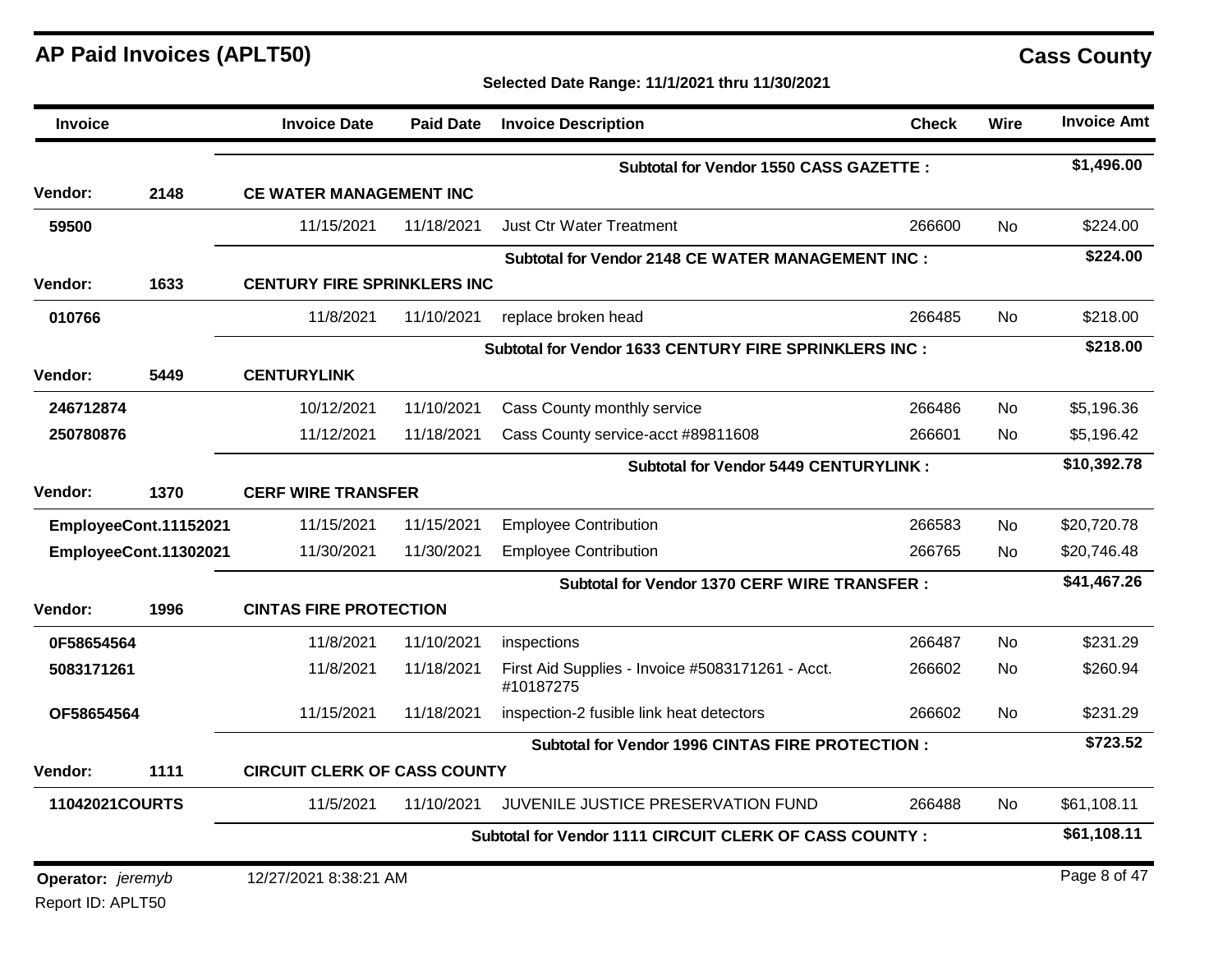# AP Paid Invoices (APLT50)

**Cass County**

**Selected Date Range: 11/1/2021 thru 11/30/2021**

| Invoice | | Invoice Date | Paid Date | Invoice Description | Check | Wire | Invoice Amt |
|---|---|---|---|---|---|---|---|
| | | | | **Subtotal for Vendor 1550 CASS GAZETTE :** | | | **$1,496.00** |
| **Vendor:** | **2148** | **CE WATER MANAGEMENT INC** | | | | | |
| **59500** | | 11/15/2021 | 11/18/2021 | Just Ctr Water Treatment | 266600 | No | $224.00 |
| | | | | **Subtotal for Vendor 2148 CE WATER MANAGEMENT INC :** | | | **$224.00** |
| **Vendor:** | **1633** | **CENTURY FIRE SPRINKLERS INC** | | | | | |
| **010766** | | 11/8/2021 | 11/10/2021 | replace broken head | 266485 | No | $218.00 |
| | | | | **Subtotal for Vendor 1633 CENTURY FIRE SPRINKLERS INC :** | | | **$218.00** |
| **Vendor:** | **5449** | **CENTURYLINK** | | | | | |
| **246712874** | | 10/12/2021 | 11/10/2021 | Cass County monthly service | 266486 | No | $5,196.36 |
| **250780876** | | 11/12/2021 | 11/18/2021 | Cass County service-acct #89811608 | 266601 | No | $5,196.42 |
| | | | | **Subtotal for Vendor 5449 CENTURYLINK :** | | | **$10,392.78** |
| **Vendor:** | **1370** | **CERF WIRE TRANSFER** | | | | | |
| **EmployeeCont.11152021** | | 11/15/2021 | 11/15/2021 | Employee Contribution | 266583 | No | $20,720.78 |
| **EmployeeCont.11302021** | | 11/30/2021 | 11/30/2021 | Employee Contribution | 266765 | No | $20,746.48 |
| | | | | **Subtotal for Vendor 1370 CERF WIRE TRANSFER :** | | | **$41,467.26** |
| **Vendor:** | **1996** | **CINTAS FIRE PROTECTION** | | | | | |
| **0F58654564** | | 11/8/2021 | 11/10/2021 | inspections | 266487 | No | $231.29 |
| **5083171261** | | 11/8/2021 | 11/18/2021 | First Aid Supplies - Invoice #5083171261 - Acct. #10187275 | 266602 | No | $260.94 |
| **OF58654564** | | 11/15/2021 | 11/18/2021 | inspection-2 fusible link heat detectors | 266602 | No | $231.29 |
| | | | | **Subtotal for Vendor 1996 CINTAS FIRE PROTECTION :** | | | **$723.52** |
| **Vendor:** | **1111** | **CIRCUIT CLERK OF CASS COUNTY** | | | | | |
| **11042021COURTS** | | 11/5/2021 | 11/10/2021 | JUVENILE JUSTICE PRESERVATION FUND | 266488 | No | $61,108.11 |
| | | | | **Subtotal for Vendor 1111 CIRCUIT CLERK OF CASS COUNTY :** | | | **$61,108.11** |

**Operator:** *jeremyb* 12/27/2021 8:38:21 AM

Report ID: APLT50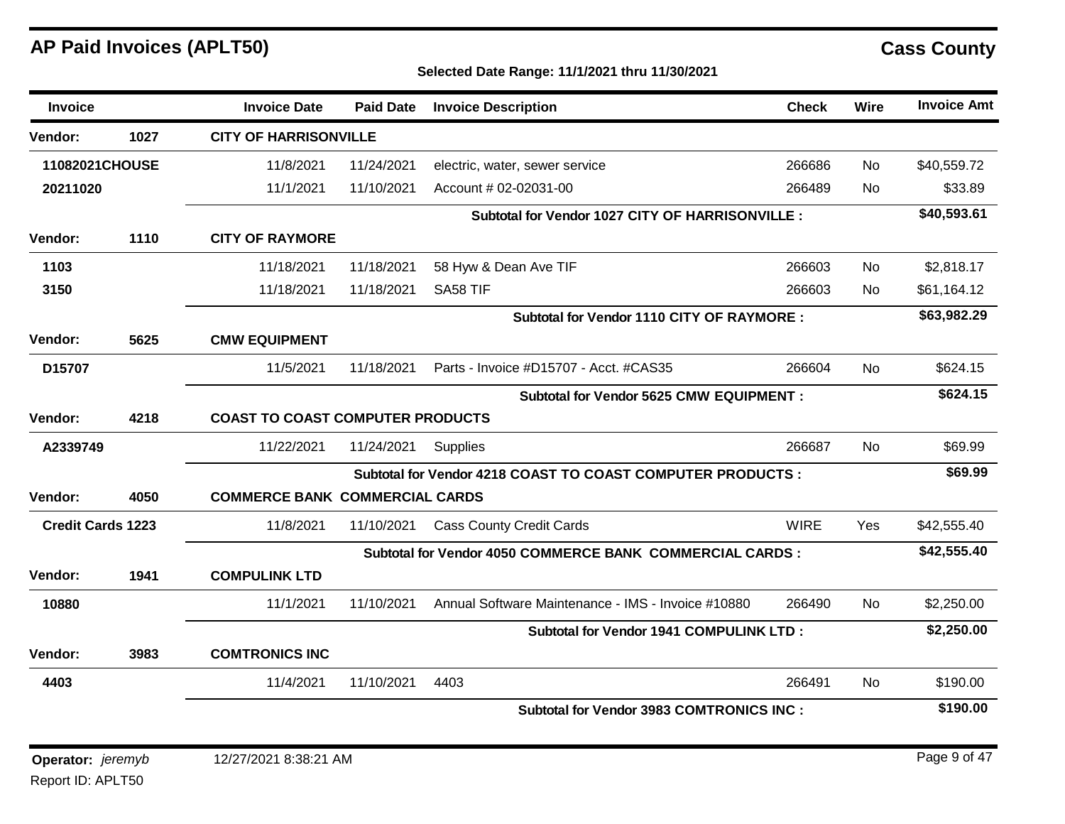# AP Paid Invoices (APLT50)

## Cass County

**Selected Date Range: 11/1/2021 thru 11/30/2021**

| Invoice | | Invoice Date | Paid Date | Invoice Description | Check | Wire | Invoice Amt |
|---|---|---|---|---|---|---|---|
| **Vendor:** | **1027** | **CITY OF HARRISONVILLE** | | | | | |
| **11082021CHOUSE** | | 11/8/2021 | 11/24/2021 | electric, water, sewer service | 266686 | No | $40,559.72 |
| **20211020** | | 11/1/2021 | 11/10/2021 | Account # 02-02031-00 | 266489 | No | $33.89 |
| | | | | **Subtotal for Vendor 1027 CITY OF HARRISONVILLE :** | | | **$40,593.61** |
| **Vendor:** | **1110** | **CITY OF RAYMORE** | | | | | |
| **1103** | | 11/18/2021 | 11/18/2021 | 58 Hyw & Dean Ave TIF | 266603 | No | $2,818.17 |
| **3150** | | 11/18/2021 | 11/18/2021 | SA58 TIF | 266603 | No | $61,164.12 |
| | | | | **Subtotal for Vendor 1110 CITY OF RAYMORE :** | | | **$63,982.29** |
| **Vendor:** | **5625** | **CMW EQUIPMENT** | | | | | |
| **D15707** | | 11/5/2021 | 11/18/2021 | Parts - Invoice #D15707 - Acct. #CAS35 | 266604 | No | $624.15 |
| | | | | **Subtotal for Vendor 5625 CMW EQUIPMENT :** | | | **$624.15** |
| **Vendor:** | **4218** | **COAST TO COAST COMPUTER PRODUCTS** | | | | | |
| **A2339749** | | 11/22/2021 | 11/24/2021 | Supplies | 266687 | No | $69.99 |
| | | | | **Subtotal for Vendor 4218 COAST TO COAST COMPUTER PRODUCTS :** | | | **$69.99** |
| **Vendor:** | **4050** | **COMMERCE BANK COMMERCIAL CARDS** | | | | | |
| **Credit Cards 1223** | | 11/8/2021 | 11/10/2021 | Cass County Credit Cards | WIRE | Yes | $42,555.40 |
| | | | | **Subtotal for Vendor 4050 COMMERCE BANK COMMERCIAL CARDS :** | | | **$42,555.40** |
| **Vendor:** | **1941** | **COMPULINK LTD** | | | | | |
| **10880** | | 11/1/2021 | 11/10/2021 | Annual Software Maintenance - IMS - Invoice #10880 | 266490 | No | $2,250.00 |
| | | | | **Subtotal for Vendor 1941 COMPULINK LTD :** | | | **$2,250.00** |
| **Vendor:** | **3983** | **COMTRONICS INC** | | | | | |
| **4403** | | 11/4/2021 | 11/10/2021 | 4403 | 266491 | No | $190.00 |
| | | | | **Subtotal for Vendor 3983 COMTRONICS INC :** | | | **$190.00** |

**Operator:** *jeremyb* 12/27/2021 8:38:21 AM

Report ID: APLT50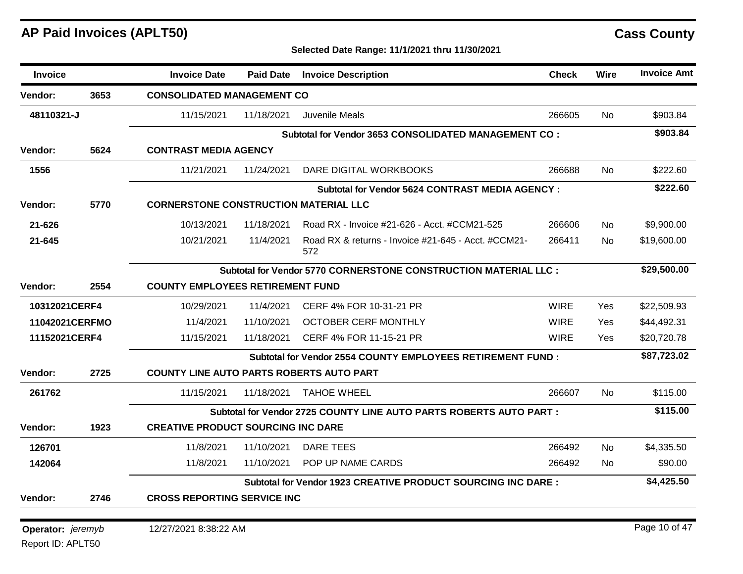# AP Paid Invoices (APLT50)

## Cass County

**Selected Date Range: 11/1/2021 thru 11/30/2021**

| Invoice | | Invoice Date | Paid Date | Invoice Description | Check | Wire | Invoice Amt |
|---|---|---|---|---|---|---|---|
| **Vendor:** | **3653** | **CONSOLIDATED MANAGEMENT CO** | | | | | |
| **48110321-J** | | 11/15/2021 | 11/18/2021 | Juvenile Meals | 266605 | No | $903.84 |
| | | | | **Subtotal for Vendor 3653 CONSOLIDATED MANAGEMENT CO :** | | | **$903.84** |
| **Vendor:** | **5624** | **CONTRAST MEDIA AGENCY** | | | | | |
| **1556** | | 11/21/2021 | 11/24/2021 | DARE DIGITAL WORKBOOKS | 266688 | No | $222.60 |
| | | | | **Subtotal for Vendor 5624 CONTRAST MEDIA AGENCY :** | | | **$222.60** |
| **Vendor:** | **5770** | **CORNERSTONE CONSTRUCTION MATERIAL LLC** | | | | | |
| **21-626** | | 10/13/2021 | 11/18/2021 | Road RX - Invoice #21-626 - Acct. #CCM21-525 | 266606 | No | $9,900.00 |
| **21-645** | | 10/21/2021 | 11/4/2021 | Road RX & returns - Invoice #21-645 - Acct. #CCM21-572 | 266411 | No | $19,600.00 |
| | | | | **Subtotal for Vendor 5770 CORNERSTONE CONSTRUCTION MATERIAL LLC :** | | | **$29,500.00** |
| **Vendor:** | **2554** | **COUNTY EMPLOYEES RETIREMENT FUND** | | | | | |
| **10312021CERF4** | | 10/29/2021 | 11/4/2021 | CERF 4% FOR 10-31-21 PR | WIRE | Yes | $22,509.93 |
| **11042021CERFMO** | | 11/4/2021 | 11/10/2021 | OCTOBER CERF MONTHLY | WIRE | Yes | $44,492.31 |
| **11152021CERF4** | | 11/15/2021 | 11/18/2021 | CERF 4% FOR 11-15-21 PR | WIRE | Yes | $20,720.78 |
| | | | | **Subtotal for Vendor 2554 COUNTY EMPLOYEES RETIREMENT FUND :** | | | **$87,723.02** |
| **Vendor:** | **2725** | **COUNTY LINE AUTO PARTS ROBERTS AUTO PART** | | | | | |
| **261762** | | 11/15/2021 | 11/18/2021 | TAHOE WHEEL | 266607 | No | $115.00 |
| | | | | **Subtotal for Vendor 2725 COUNTY LINE AUTO PARTS ROBERTS AUTO PART :** | | | **$115.00** |
| **Vendor:** | **1923** | **CREATIVE PRODUCT SOURCING INC DARE** | | | | | |
| **126701** | | 11/8/2021 | 11/10/2021 | DARE TEES | 266492 | No | $4,335.50 |
| **142064** | | 11/8/2021 | 11/10/2021 | POP UP NAME CARDS | 266492 | No | $90.00 |
| | | | | **Subtotal for Vendor 1923 CREATIVE PRODUCT SOURCING INC DARE :** | | | **$4,425.50** |
| **Vendor:** | **2746** | **CROSS REPORTING SERVICE INC** | | | | | |

**Operator:** *jeremyb* 12/27/2021 8:38:22 AM

Report ID: APLT50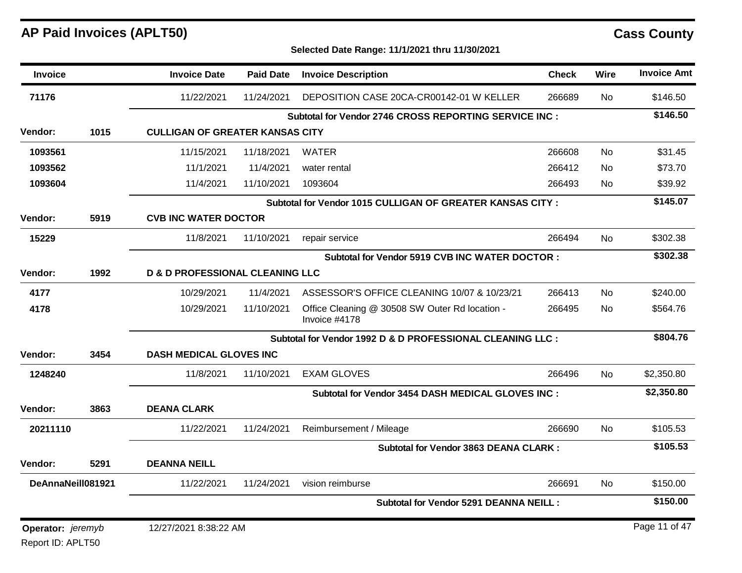# AP Paid Invoices (APLT50)

## Cass County

**Selected Date Range: 11/1/2021 thru 11/30/2021**

| Invoice | | Invoice Date | Paid Date | Invoice Description | Check | Wire | Invoice Amt |
|---|---|---|---|---|---|---|---|
| **71176** | | 11/22/2021 | 11/24/2021 | DEPOSITION CASE 20CA-CR00142-01 W KELLER | 266689 | No | $146.50 |
| | | | | **Subtotal for Vendor 2746 CROSS REPORTING SERVICE INC :** | | | **$146.50** |
| **Vendor:** | **1015** | **CULLIGAN OF GREATER KANSAS CITY** | | | | | |
| **1093561** | | 11/15/2021 | 11/18/2021 | WATER | 266608 | No | $31.45 |
| **1093562** | | 11/1/2021 | 11/4/2021 | water rental | 266412 | No | $73.70 |
| **1093604** | | 11/4/2021 | 11/10/2021 | 1093604 | 266493 | No | $39.92 |
| | | | | **Subtotal for Vendor 1015 CULLIGAN OF GREATER KANSAS CITY :** | | | **$145.07** |
| **Vendor:** | **5919** | **CVB INC WATER DOCTOR** | | | | | |
| **15229** | | 11/8/2021 | 11/10/2021 | repair service | 266494 | No | $302.38 |
| | | | | **Subtotal for Vendor 5919 CVB INC WATER DOCTOR :** | | | **$302.38** |
| **Vendor:** | **1992** | **D & D PROFESSIONAL CLEANING LLC** | | | | | |
| **4177** | | 10/29/2021 | 11/4/2021 | ASSESSOR'S OFFICE CLEANING 10/07 & 10/23/21 | 266413 | No | $240.00 |
| **4178** | | 10/29/2021 | 11/10/2021 | Office Cleaning @ 30508 SW Outer Rd location - Invoice #4178 | 266495 | No | $564.76 |
| | | | | **Subtotal for Vendor 1992 D & D PROFESSIONAL CLEANING LLC :** | | | **$804.76** |
| **Vendor:** | **3454** | **DASH MEDICAL GLOVES INC** | | | | | |
| **1248240** | | 11/8/2021 | 11/10/2021 | EXAM GLOVES | 266496 | No | $2,350.80 |
| | | | | **Subtotal for Vendor 3454 DASH MEDICAL GLOVES INC :** | | | **$2,350.80** |
| **Vendor:** | **3863** | **DEANA CLARK** | | | | | |
| **20211110** | | 11/22/2021 | 11/24/2021 | Reimbursement / Mileage | 266690 | No | $105.53 |
| | | | | **Subtotal for Vendor 3863 DEANA CLARK :** | | | **$105.53** |
| **Vendor:** | **5291** | **DEANNA NEILL** | | | | | |
| **DeAnnaNeill081921** | | 11/22/2021 | 11/24/2021 | vision reimburse | 266691 | No | $150.00 |
| | | | | **Subtotal for Vendor 5291 DEANNA NEILL :** | | | **$150.00** |

**Operator:** *jeremyb* 12/27/2021 8:38:22 AM

Report ID: APLT50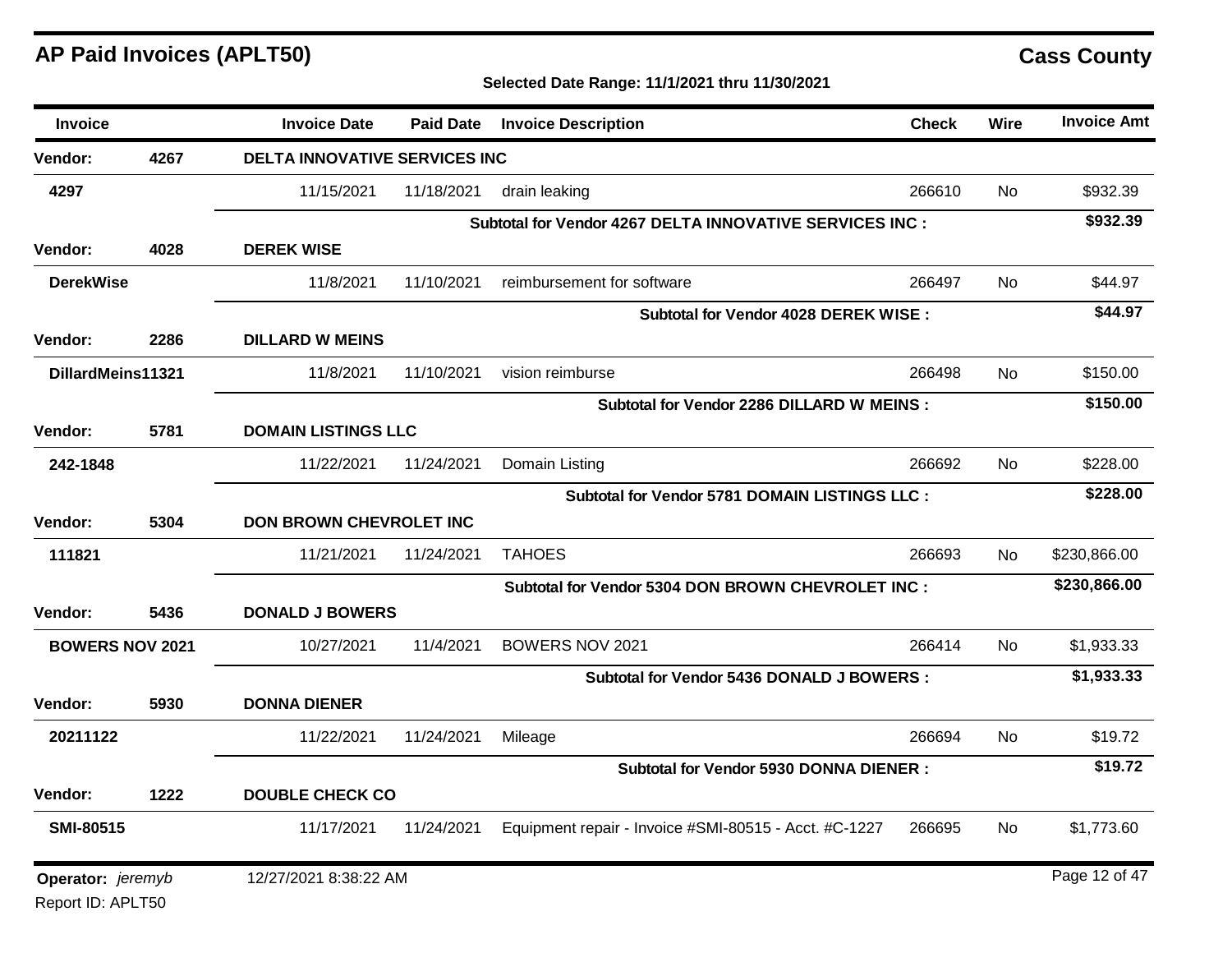## AP Paid Invoices (APLT50)

**Cass County**

**Selected Date Range: 11/1/2021 thru 11/30/2021**

| Invoice | | Invoice Date | Paid Date | Invoice Description | Check | Wire | Invoice Amt |
|---|---|---|---|---|---|---|---|
| **Vendor:** | **4267** | **DELTA INNOVATIVE SERVICES INC** | | | | | |
| **4297** | | 11/15/2021 | 11/18/2021 | drain leaking | 266610 | No | $932.39 |
| | | | | **Subtotal for Vendor 4267 DELTA INNOVATIVE SERVICES INC :** | | | **$932.39** |
| **Vendor:** | **4028** | **DEREK WISE** | | | | | |
| **DerekWise** | | 11/8/2021 | 11/10/2021 | reimbursement for software | 266497 | No | $44.97 |
| | | | | **Subtotal for Vendor 4028 DEREK WISE :** | | | **$44.97** |
| **Vendor:** | **2286** | **DILLARD W MEINS** | | | | | |
| **DillardMeins11321** | | 11/8/2021 | 11/10/2021 | vision reimburse | 266498 | No | $150.00 |
| | | | | **Subtotal for Vendor 2286 DILLARD W MEINS :** | | | **$150.00** |
| **Vendor:** | **5781** | **DOMAIN LISTINGS LLC** | | | | | |
| **242-1848** | | 11/22/2021 | 11/24/2021 | Domain Listing | 266692 | No | $228.00 |
| | | | | **Subtotal for Vendor 5781 DOMAIN LISTINGS LLC :** | | | **$228.00** |
| **Vendor:** | **5304** | **DON BROWN CHEVROLET INC** | | | | | |
| **111821** | | 11/21/2021 | 11/24/2021 | TAHOES | 266693 | No | $230,866.00 |
| | | | | **Subtotal for Vendor 5304 DON BROWN CHEVROLET INC :** | | | **$230,866.00** |
| **Vendor:** | **5436** | **DONALD J BOWERS** | | | | | |
| **BOWERS NOV 2021** | | 10/27/2021 | 11/4/2021 | BOWERS NOV 2021 | 266414 | No | $1,933.33 |
| | | | | **Subtotal for Vendor 5436 DONALD J BOWERS :** | | | **$1,933.33** |
| **Vendor:** | **5930** | **DONNA DIENER** | | | | | |
| **20211122** | | 11/22/2021 | 11/24/2021 | Mileage | 266694 | No | $19.72 |
| | | | | **Subtotal for Vendor 5930 DONNA DIENER :** | | | **$19.72** |
| **Vendor:** | **1222** | **DOUBLE CHECK CO** | | | | | |
| **SMI-80515** | | 11/17/2021 | 11/24/2021 | Equipment repair - Invoice #SMI-80515 - Acct. #C-1227 | 266695 | No | $1,773.60 |

**Operator:** *jeremyb* 12/27/2021 8:38:22 AM

Report ID: APLT50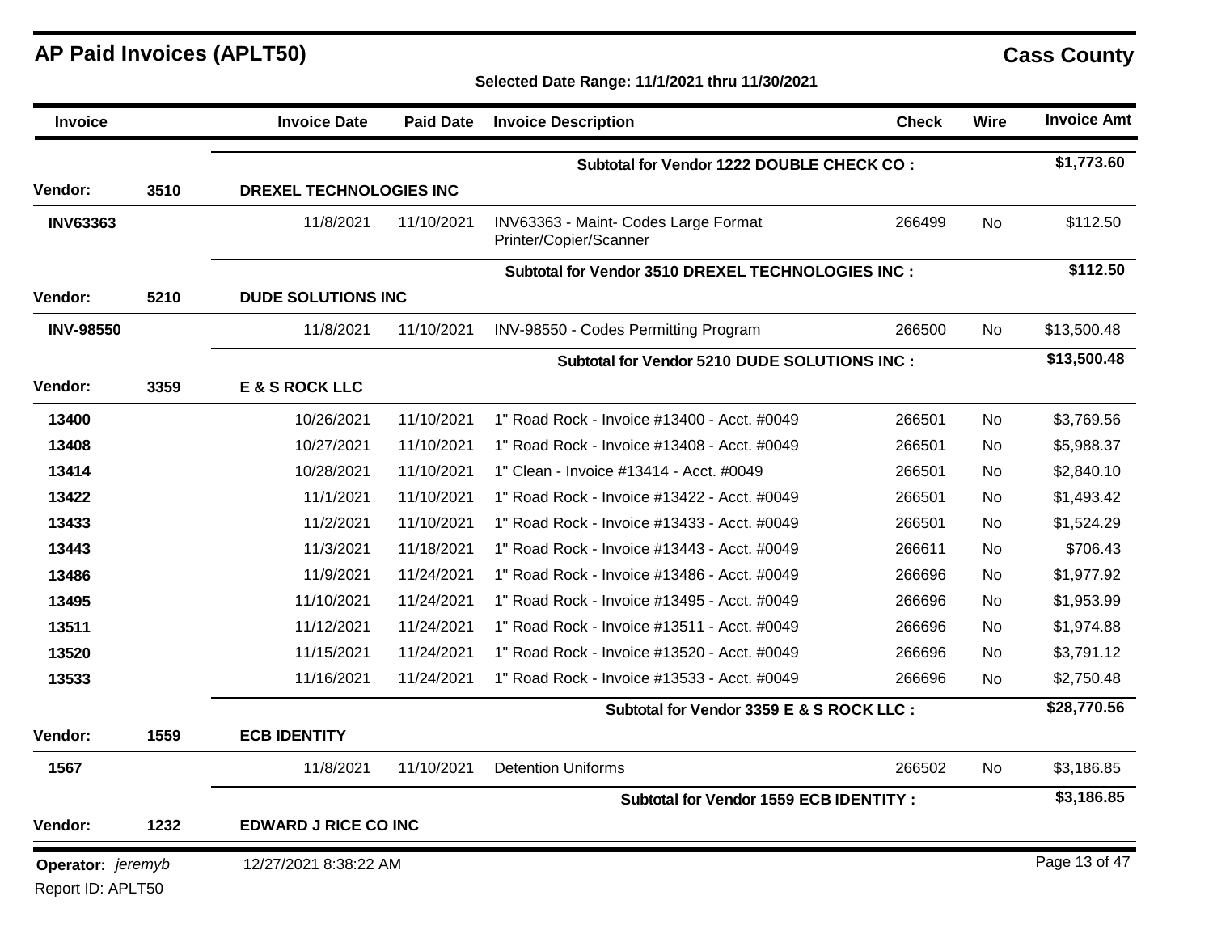# AP Paid Invoices (APLT50)

## Cass County

**Selected Date Range: 11/1/2021 thru 11/30/2021**

| Invoice | | Invoice Date | Paid Date | Invoice Description | Check | Wire | Invoice Amt |
|---|---|---|---|---|---|---|---|
| | | | | **Subtotal for Vendor 1222 DOUBLE CHECK CO :** | | | **$1,773.60** |
| **Vendor:** | **3510** | **DREXEL TECHNOLOGIES INC** | | | | | |
| **INV63363** | | 11/8/2021 | 11/10/2021 | INV63363 - Maint- Codes Large Format Printer/Copier/Scanner | 266499 | No | $112.50 |
| | | | | **Subtotal for Vendor 3510 DREXEL TECHNOLOGIES INC :** | | | **$112.50** |
| **Vendor:** | **5210** | **DUDE SOLUTIONS INC** | | | | | |
| **INV-98550** | | 11/8/2021 | 11/10/2021 | INV-98550 - Codes Permitting Program | 266500 | No | $13,500.48 |
| | | | | **Subtotal for Vendor 5210 DUDE SOLUTIONS INC :** | | | **$13,500.48** |
| **Vendor:** | **3359** | **E & S ROCK LLC** | | | | | |
| **13400** | | 10/26/2021 | 11/10/2021 | 1" Road Rock - Invoice #13400 - Acct. #0049 | 266501 | No | $3,769.56 |
| **13408** | | 10/27/2021 | 11/10/2021 | 1" Road Rock - Invoice #13408 - Acct. #0049 | 266501 | No | $5,988.37 |
| **13414** | | 10/28/2021 | 11/10/2021 | 1" Clean - Invoice #13414 - Acct. #0049 | 266501 | No | $2,840.10 |
| **13422** | | 11/1/2021 | 11/10/2021 | 1" Road Rock - Invoice #13422 - Acct. #0049 | 266501 | No | $1,493.42 |
| **13433** | | 11/2/2021 | 11/10/2021 | 1" Road Rock - Invoice #13433 - Acct. #0049 | 266501 | No | $1,524.29 |
| **13443** | | 11/3/2021 | 11/18/2021 | 1" Road Rock - Invoice #13443 - Acct. #0049 | 266611 | No | $706.43 |
| **13486** | | 11/9/2021 | 11/24/2021 | 1" Road Rock - Invoice #13486 - Acct. #0049 | 266696 | No | $1,977.92 |
| **13495** | | 11/10/2021 | 11/24/2021 | 1" Road Rock - Invoice #13495 - Acct. #0049 | 266696 | No | $1,953.99 |
| **13511** | | 11/12/2021 | 11/24/2021 | 1" Road Rock - Invoice #13511 - Acct. #0049 | 266696 | No | $1,974.88 |
| **13520** | | 11/15/2021 | 11/24/2021 | 1" Road Rock - Invoice #13520 - Acct. #0049 | 266696 | No | $3,791.12 |
| **13533** | | 11/16/2021 | 11/24/2021 | 1" Road Rock - Invoice #13533 - Acct. #0049 | 266696 | No | $2,750.48 |
| | | | | **Subtotal for Vendor 3359 E & S ROCK LLC :** | | | **$28,770.56** |
| **Vendor:** | **1559** | **ECB IDENTITY** | | | | | |
| **1567** | | 11/8/2021 | 11/10/2021 | Detention Uniforms | 266502 | No | $3,186.85 |
| | | | | **Subtotal for Vendor 1559 ECB IDENTITY :** | | | **$3,186.85** |
| **Vendor:** | **1232** | **EDWARD J RICE CO INC** | | | | | |

**Operator:** *jeremyb* 12/27/2021 8:38:22 AM

Report ID: APLT50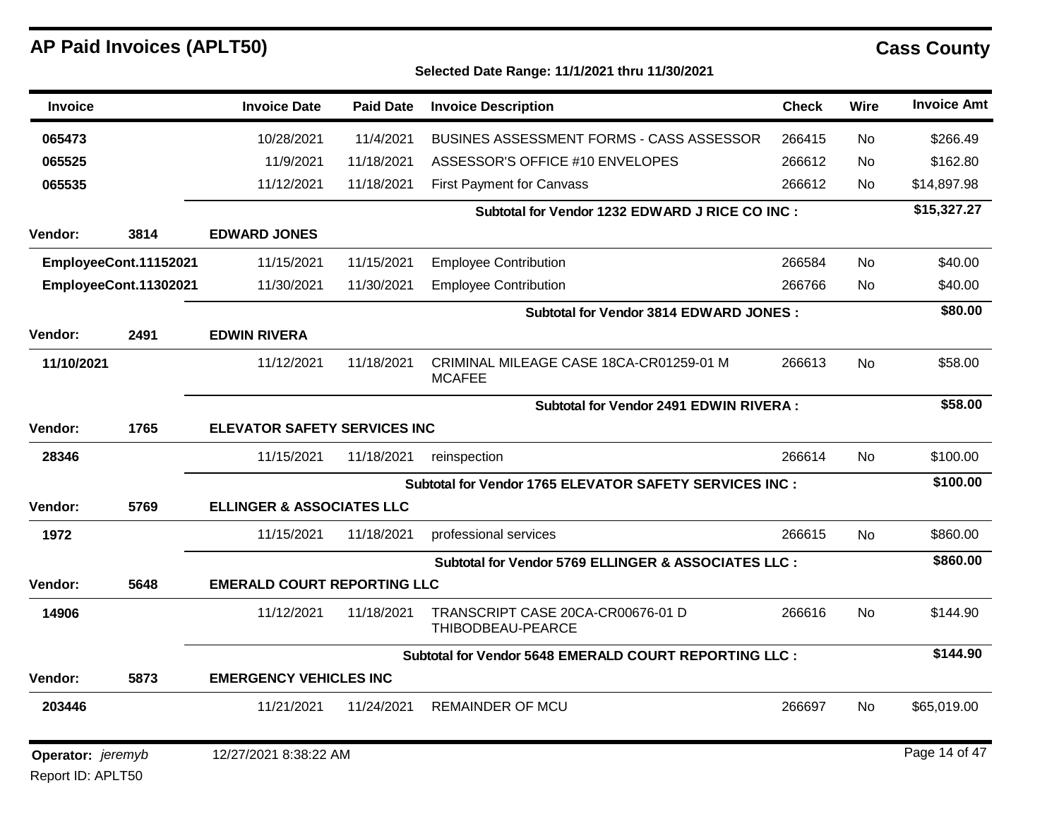# AP Paid Invoices (APLT50)

**Cass County**

**Selected Date Range: 11/1/2021 thru 11/30/2021**

| Invoice | | Invoice Date | Paid Date | Invoice Description | Check | Wire | Invoice Amt |
|---|---|---|---|---|---|---|---|
| **065473** | | 10/28/2021 | 11/4/2021 | BUSINES ASSESSMENT FORMS - CASS ASSESSOR | 266415 | No | $266.49 |
| **065525** | | 11/9/2021 | 11/18/2021 | ASSESSOR'S OFFICE #10 ENVELOPES | 266612 | No | $162.80 |
| **065535** | | 11/12/2021 | 11/18/2021 | First Payment for Canvass | 266612 | No | $14,897.98 |
| | | | | **Subtotal for Vendor 1232 EDWARD J RICE CO INC :** | | | **$15,327.27** |
| **Vendor:** | **3814** | **EDWARD JONES** | | | | | |
| **EmployeeCont.11152021** | | 11/15/2021 | 11/15/2021 | Employee Contribution | 266584 | No | $40.00 |
| **EmployeeCont.11302021** | | 11/30/2021 | 11/30/2021 | Employee Contribution | 266766 | No | $40.00 |
| | | | | **Subtotal for Vendor 3814 EDWARD JONES :** | | | **$80.00** |
| **Vendor:** | **2491** | **EDWIN RIVERA** | | | | | |
| **11/10/2021** | | 11/12/2021 | 11/18/2021 | CRIMINAL MILEAGE CASE 18CA-CR01259-01 M MCAFEE | 266613 | No | $58.00 |
| | | | | **Subtotal for Vendor 2491 EDWIN RIVERA :** | | | **$58.00** |
| **Vendor:** | **1765** | **ELEVATOR SAFETY SERVICES INC** | | | | | |
| **28346** | | 11/15/2021 | 11/18/2021 | reinspection | 266614 | No | $100.00 |
| | | | | **Subtotal for Vendor 1765 ELEVATOR SAFETY SERVICES INC :** | | | **$100.00** |
| **Vendor:** | **5769** | **ELLINGER & ASSOCIATES LLC** | | | | | |
| **1972** | | 11/15/2021 | 11/18/2021 | professional services | 266615 | No | $860.00 |
| | | | | **Subtotal for Vendor 5769 ELLINGER & ASSOCIATES LLC :** | | | **$860.00** |
| **Vendor:** | **5648** | **EMERALD COURT REPORTING LLC** | | | | | |
| **14906** | | 11/12/2021 | 11/18/2021 | TRANSCRIPT CASE 20CA-CR00676-01 D THIBODBEAU-PEARCE | 266616 | No | $144.90 |
| | | | | **Subtotal for Vendor 5648 EMERALD COURT REPORTING LLC :** | | | **$144.90** |
| **Vendor:** | **5873** | **EMERGENCY VEHICLES INC** | | | | | |
| **203446** | | 11/21/2021 | 11/24/2021 | REMAINDER OF MCU | 266697 | No | $65,019.00 |

**Operator:** *jeremyb* 12/27/2021 8:38:22 AM

Report ID: APLT50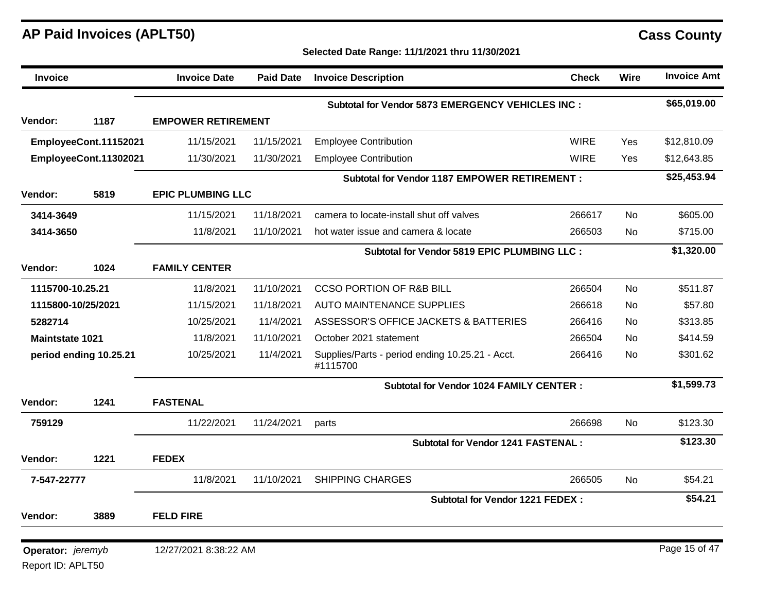## AP Paid Invoices (APLT50)

**Cass County**

**Selected Date Range: 11/1/2021 thru 11/30/2021**

| Invoice | Invoice Date | Paid Date | Invoice Description | Check | Wire | Invoice Amt |
|---|---|---|---|---|---|---|
| | | | **Subtotal for Vendor 5873 EMERGENCY VEHICLES INC :** | | | **$65,019.00** |
| **Vendor: 1187** | **EMPOWER RETIREMENT** | | | | | |
| **EmployeeCont.11152021** | 11/15/2021 | 11/15/2021 | Employee Contribution | WIRE | Yes | $12,810.09 |
| **EmployeeCont.11302021** | 11/30/2021 | 11/30/2021 | Employee Contribution | WIRE | Yes | $12,643.85 |
| | | | **Subtotal for Vendor 1187 EMPOWER RETIREMENT :** | | | **$25,453.94** |
| **Vendor: 5819** | **EPIC PLUMBING LLC** | | | | | |
| **3414-3649** | 11/15/2021 | 11/18/2021 | camera to locate-install shut off valves | 266617 | No | $605.00 |
| **3414-3650** | 11/8/2021 | 11/10/2021 | hot water issue and camera & locate | 266503 | No | $715.00 |
| | | | **Subtotal for Vendor 5819 EPIC PLUMBING LLC :** | | | **$1,320.00** |
| **Vendor: 1024** | **FAMILY CENTER** | | | | | |
| **1115700-10.25.21** | 11/8/2021 | 11/10/2021 | CCSO PORTION OF R&B BILL | 266504 | No | $511.87 |
| **1115800-10/25/2021** | 11/15/2021 | 11/18/2021 | AUTO MAINTENANCE SUPPLIES | 266618 | No | $57.80 |
| **5282714** | 10/25/2021 | 11/4/2021 | ASSESSOR'S OFFICE JACKETS & BATTERIES | 266416 | No | $313.85 |
| **Maintstate 1021** | 11/8/2021 | 11/10/2021 | October 2021 statement | 266504 | No | $414.59 |
| **period ending 10.25.21** | 10/25/2021 | 11/4/2021 | Supplies/Parts - period ending 10.25.21 - Acct. #1115700 | 266416 | No | $301.62 |
| | | | **Subtotal for Vendor 1024 FAMILY CENTER :** | | | **$1,599.73** |
| **Vendor: 1241** | **FASTENAL** | | | | | |
| **759129** | 11/22/2021 | 11/24/2021 | parts | 266698 | No | $123.30 |
| | | | **Subtotal for Vendor 1241 FASTENAL :** | | | **$123.30** |
| **Vendor: 1221** | **FEDEX** | | | | | |
| **7-547-22777** | 11/8/2021 | 11/10/2021 | SHIPPING CHARGES | 266505 | No | $54.21 |
| | | | **Subtotal for Vendor 1221 FEDEX :** | | | **$54.21** |
| **Vendor: 3889** | **FELD FIRE** | | | | | |

**Operator:** *jeremyb* 12/27/2021 8:38:22 AM

Report ID: APLT50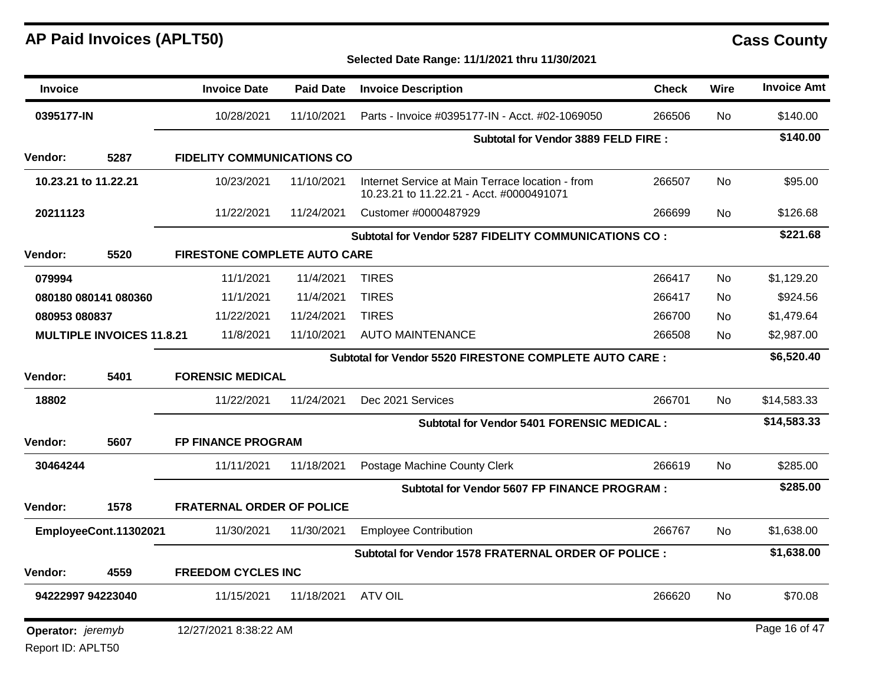# AP Paid Invoices (APLT50)

**Cass County**

**Selected Date Range: 11/1/2021 thru 11/30/2021**

| Invoice | Invoice Date | Paid Date | Invoice Description | Check | Wire | Invoice Amt |
|---|---|---|---|---|---|---|
| **0395177-IN** | 10/28/2021 | 11/10/2021 | Parts - Invoice #0395177-IN - Acct. #02-1069050 | 266506 | No | $140.00 |
| | | | **Subtotal for Vendor 3889 FELD FIRE :** | | | **$140.00** |
| **Vendor: 5287** | **FIDELITY COMMUNICATIONS CO** | | | | | |
| **10.23.21 to 11.22.21** | 10/23/2021 | 11/10/2021 | Internet Service at Main Terrace location - from 10.23.21 to 11.22.21 - Acct. #0000491071 | 266507 | No | $95.00 |
| **20211123** | 11/22/2021 | 11/24/2021 | Customer #0000487929 | 266699 | No | $126.68 |
| | | | **Subtotal for Vendor 5287 FIDELITY COMMUNICATIONS CO :** | | | **$221.68** |
| **Vendor: 5520** | **FIRESTONE COMPLETE AUTO CARE** | | | | | |
| **079994** | 11/1/2021 | 11/4/2021 | TIRES | 266417 | No | $1,129.20 |
| **080180 080141 080360** | 11/1/2021 | 11/4/2021 | TIRES | 266417 | No | $924.56 |
| **080953 080837** | 11/22/2021 | 11/24/2021 | TIRES | 266700 | No | $1,479.64 |
| **MULTIPLE INVOICES 11.8.21** | 11/8/2021 | 11/10/2021 | AUTO MAINTENANCE | 266508 | No | $2,987.00 |
| | | | **Subtotal for Vendor 5520 FIRESTONE COMPLETE AUTO CARE :** | | | **$6,520.40** |
| **Vendor: 5401** | **FORENSIC MEDICAL** | | | | | |
| **18802** | 11/22/2021 | 11/24/2021 | Dec 2021 Services | 266701 | No | $14,583.33 |
| | | | **Subtotal for Vendor 5401 FORENSIC MEDICAL :** | | | **$14,583.33** |
| **Vendor: 5607** | **FP FINANCE PROGRAM** | | | | | |
| **30464244** | 11/11/2021 | 11/18/2021 | Postage Machine County Clerk | 266619 | No | $285.00 |
| | | | **Subtotal for Vendor 5607 FP FINANCE PROGRAM :** | | | **$285.00** |
| **Vendor: 1578** | **FRATERNAL ORDER OF POLICE** | | | | | |
| **EmployeeCont.11302021** | 11/30/2021 | 11/30/2021 | Employee Contribution | 266767 | No | $1,638.00 |
| | | | **Subtotal for Vendor 1578 FRATERNAL ORDER OF POLICE :** | | | **$1,638.00** |
| **Vendor: 4559** | **FREEDOM CYCLES INC** | | | | | |
| **94222997 94223040** | 11/15/2021 | 11/18/2021 | ATV OIL | 266620 | No | $70.08 |

**Operator:** *jeremyb* 12/27/2021 8:38:22 AM

Report ID: APLT50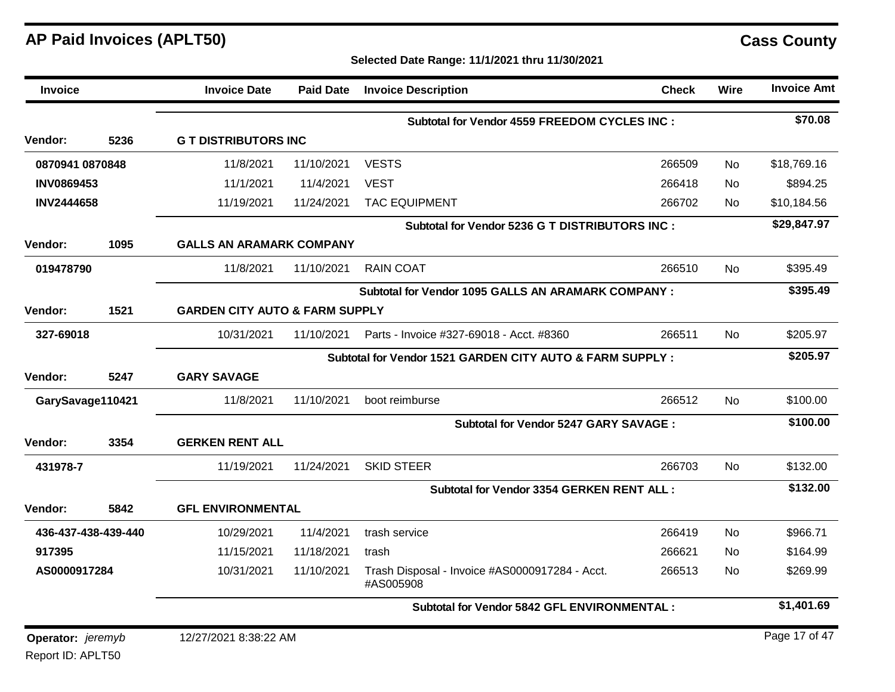# AP Paid Invoices (APLT50)

## Cass County

**Selected Date Range: 11/1/2021 thru 11/30/2021**

| Invoice | Invoice Date | Paid Date | Invoice Description | Check | Wire | Invoice Amt |
|---|---|---|---|---|---|---|
| | | | **Subtotal for Vendor 4559 FREEDOM CYCLES INC :** | | | **$70.08** |
| **Vendor: 5236** | **G T DISTRIBUTORS INC** | | | | | |
| **0870941 0870848** | 11/8/2021 | 11/10/2021 | VESTS | 266509 | No | $18,769.16 |
| **INV0869453** | 11/1/2021 | 11/4/2021 | VEST | 266418 | No | $894.25 |
| **INV2444658** | 11/19/2021 | 11/24/2021 | TAC EQUIPMENT | 266702 | No | $10,184.56 |
| | | | **Subtotal for Vendor 5236 G T DISTRIBUTORS INC :** | | | **$29,847.97** |
| **Vendor: 1095** | **GALLS AN ARAMARK COMPANY** | | | | | |
| **019478790** | 11/8/2021 | 11/10/2021 | RAIN COAT | 266510 | No | $395.49 |
| | | | **Subtotal for Vendor 1095 GALLS AN ARAMARK COMPANY :** | | | **$395.49** |
| **Vendor: 1521** | **GARDEN CITY AUTO & FARM SUPPLY** | | | | | |
| **327-69018** | 10/31/2021 | 11/10/2021 | Parts - Invoice #327-69018 - Acct. #8360 | 266511 | No | $205.97 |
| | | | **Subtotal for Vendor 1521 GARDEN CITY AUTO & FARM SUPPLY :** | | | **$205.97** |
| **Vendor: 5247** | **GARY SAVAGE** | | | | | |
| **GarySavage110421** | 11/8/2021 | 11/10/2021 | boot reimburse | 266512 | No | $100.00 |
| | | | **Subtotal for Vendor 5247 GARY SAVAGE :** | | | **$100.00** |
| **Vendor: 3354** | **GERKEN RENT ALL** | | | | | |
| **431978-7** | 11/19/2021 | 11/24/2021 | SKID STEER | 266703 | No | $132.00 |
| | | | **Subtotal for Vendor 3354 GERKEN RENT ALL :** | | | **$132.00** |
| **Vendor: 5842** | **GFL ENVIRONMENTAL** | | | | | |
| **436-437-438-439-440** | 10/29/2021 | 11/4/2021 | trash service | 266419 | No | $966.71 |
| **917395** | 11/15/2021 | 11/18/2021 | trash | 266621 | No | $164.99 |
| **AS0000917284** | 10/31/2021 | 11/10/2021 | Trash Disposal - Invoice #AS0000917284 - Acct. #AS005908 | 266513 | No | $269.99 |
| | | | **Subtotal for Vendor 5842 GFL ENVIRONMENTAL :** | | | **$1,401.69** |

**Operator:** *jeremyb* 12/27/2021 8:38:22 AM

Report ID: APLT50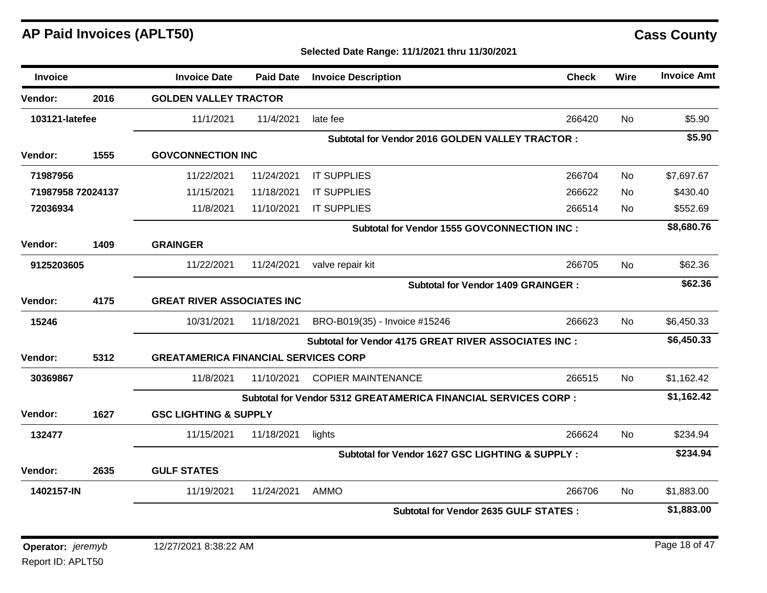# AP Paid Invoices (APLT50)

## Cass County

**Selected Date Range: 11/1/2021 thru 11/30/2021**

| Invoice | | Invoice Date | Paid Date | Invoice Description | Check | Wire | Invoice Amt |
|---|---|---|---|---|---|---|---|
| **Vendor:** | **2016** | **GOLDEN VALLEY TRACTOR** | | | | | |
| **103121-latefee** | | 11/1/2021 | 11/4/2021 | late fee | 266420 | No | $5.90 |
| | | | | **Subtotal for Vendor 2016 GOLDEN VALLEY TRACTOR :** | | | **$5.90** |
| **Vendor:** | **1555** | **GOVCONNECTION INC** | | | | | |
| **71987956** | | 11/22/2021 | 11/24/2021 | IT SUPPLIES | 266704 | No | $7,697.67 |
| **71987958 72024137** | | 11/15/2021 | 11/18/2021 | IT SUPPLIES | 266622 | No | $430.40 |
| **72036934** | | 11/8/2021 | 11/10/2021 | IT SUPPLIES | 266514 | No | $552.69 |
| | | | | **Subtotal for Vendor 1555 GOVCONNECTION INC :** | | | **$8,680.76** |
| **Vendor:** | **1409** | **GRAINGER** | | | | | |
| **9125203605** | | 11/22/2021 | 11/24/2021 | valve repair kit | 266705 | No | $62.36 |
| | | | | **Subtotal for Vendor 1409 GRAINGER :** | | | **$62.36** |
| **Vendor:** | **4175** | **GREAT RIVER ASSOCIATES INC** | | | | | |
| **15246** | | 10/31/2021 | 11/18/2021 | BRO-B019(35) - Invoice #15246 | 266623 | No | $6,450.33 |
| | | | | **Subtotal for Vendor 4175 GREAT RIVER ASSOCIATES INC :** | | | **$6,450.33** |
| **Vendor:** | **5312** | **GREATAMERICA FINANCIAL SERVICES CORP** | | | | | |
| **30369867** | | 11/8/2021 | 11/10/2021 | COPIER MAINTENANCE | 266515 | No | $1,162.42 |
| | | | | **Subtotal for Vendor 5312 GREATAMERICA FINANCIAL SERVICES CORP :** | | | **$1,162.42** |
| **Vendor:** | **1627** | **GSC LIGHTING & SUPPLY** | | | | | |
| **132477** | | 11/15/2021 | 11/18/2021 | lights | 266624 | No | $234.94 |
| | | | | **Subtotal for Vendor 1627 GSC LIGHTING & SUPPLY :** | | | **$234.94** |
| **Vendor:** | **2635** | **GULF STATES** | | | | | |
| **1402157-IN** | | 11/19/2021 | 11/24/2021 | AMMO | 266706 | No | $1,883.00 |
| | | | | **Subtotal for Vendor 2635 GULF STATES :** | | | **$1,883.00** |

**Operator:** *jeremyb* 12/27/2021 8:38:22 AM

Report ID: APLT50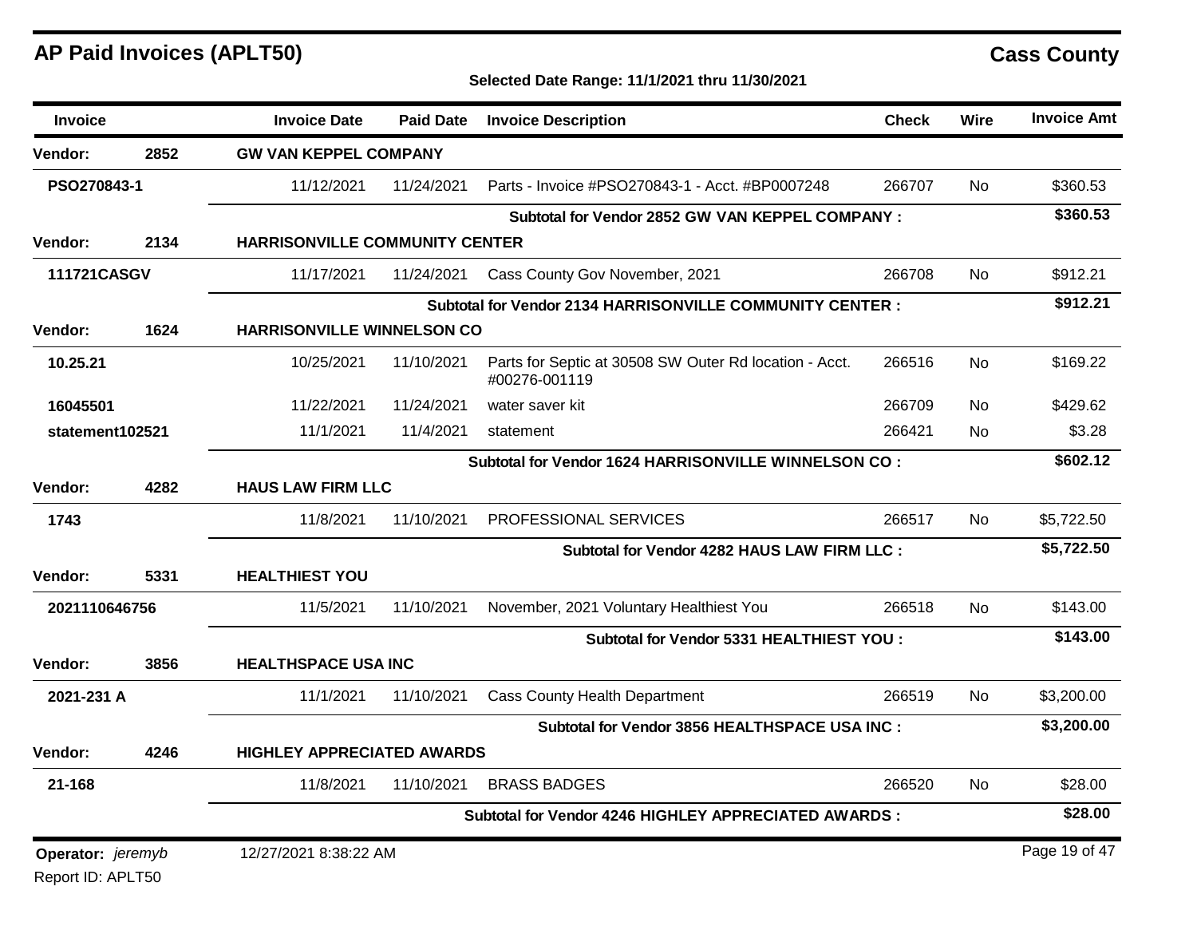# AP Paid Invoices (APLT50)

## Cass County

**Selected Date Range: 11/1/2021 thru 11/30/2021**

| Invoice | | Invoice Date | Paid Date | Invoice Description | Check | Wire | Invoice Amt |
|---|---|---|---|---|---|---|---|
| **Vendor:** | **2852** | **GW VAN KEPPEL COMPANY** | | | | | |
| **PSO270843-1** | | 11/12/2021 | 11/24/2021 | Parts - Invoice #PSO270843-1 - Acct. #BP0007248 | 266707 | No | $360.53 |
| | | | | **Subtotal for Vendor 2852 GW VAN KEPPEL COMPANY :** | | | **$360.53** |
| **Vendor:** | **2134** | **HARRISONVILLE COMMUNITY CENTER** | | | | | |
| **111721CASGV** | | 11/17/2021 | 11/24/2021 | Cass County Gov November, 2021 | 266708 | No | $912.21 |
| | | | | **Subtotal for Vendor 2134 HARRISONVILLE COMMUNITY CENTER :** | | | **$912.21** |
| **Vendor:** | **1624** | **HARRISONVILLE WINNELSON CO** | | | | | |
| **10.25.21** | | 10/25/2021 | 11/10/2021 | Parts for Septic at 30508 SW Outer Rd location - Acct. #00276-001119 | 266516 | No | $169.22 |
| **16045501** | | 11/22/2021 | 11/24/2021 | water saver kit | 266709 | No | $429.62 |
| **statement102521** | | 11/1/2021 | 11/4/2021 | statement | 266421 | No | $3.28 |
| | | | | **Subtotal for Vendor 1624 HARRISONVILLE WINNELSON CO :** | | | **$602.12** |
| **Vendor:** | **4282** | **HAUS LAW FIRM LLC** | | | | | |
| **1743** | | 11/8/2021 | 11/10/2021 | PROFESSIONAL SERVICES | 266517 | No | $5,722.50 |
| | | | | **Subtotal for Vendor 4282 HAUS LAW FIRM LLC :** | | | **$5,722.50** |
| **Vendor:** | **5331** | **HEALTHIEST YOU** | | | | | |
| **2021110646756** | | 11/5/2021 | 11/10/2021 | November, 2021 Voluntary Healthiest You | 266518 | No | $143.00 |
| | | | | **Subtotal for Vendor 5331 HEALTHIEST YOU :** | | | **$143.00** |
| **Vendor:** | **3856** | **HEALTHSPACE USA INC** | | | | | |
| **2021-231 A** | | 11/1/2021 | 11/10/2021 | Cass County Health Department | 266519 | No | $3,200.00 |
| | | | | **Subtotal for Vendor 3856 HEALTHSPACE USA INC :** | | | **$3,200.00** |
| **Vendor:** | **4246** | **HIGHLEY APPRECIATED AWARDS** | | | | | |
| **21-168** | | 11/8/2021 | 11/10/2021 | BRASS BADGES | 266520 | No | $28.00 |
| | | | | **Subtotal for Vendor 4246 HIGHLEY APPRECIATED AWARDS :** | | | **$28.00** |

**Operator:** *jeremyb* 12/27/2021 8:38:22 AM

Report ID: APLT50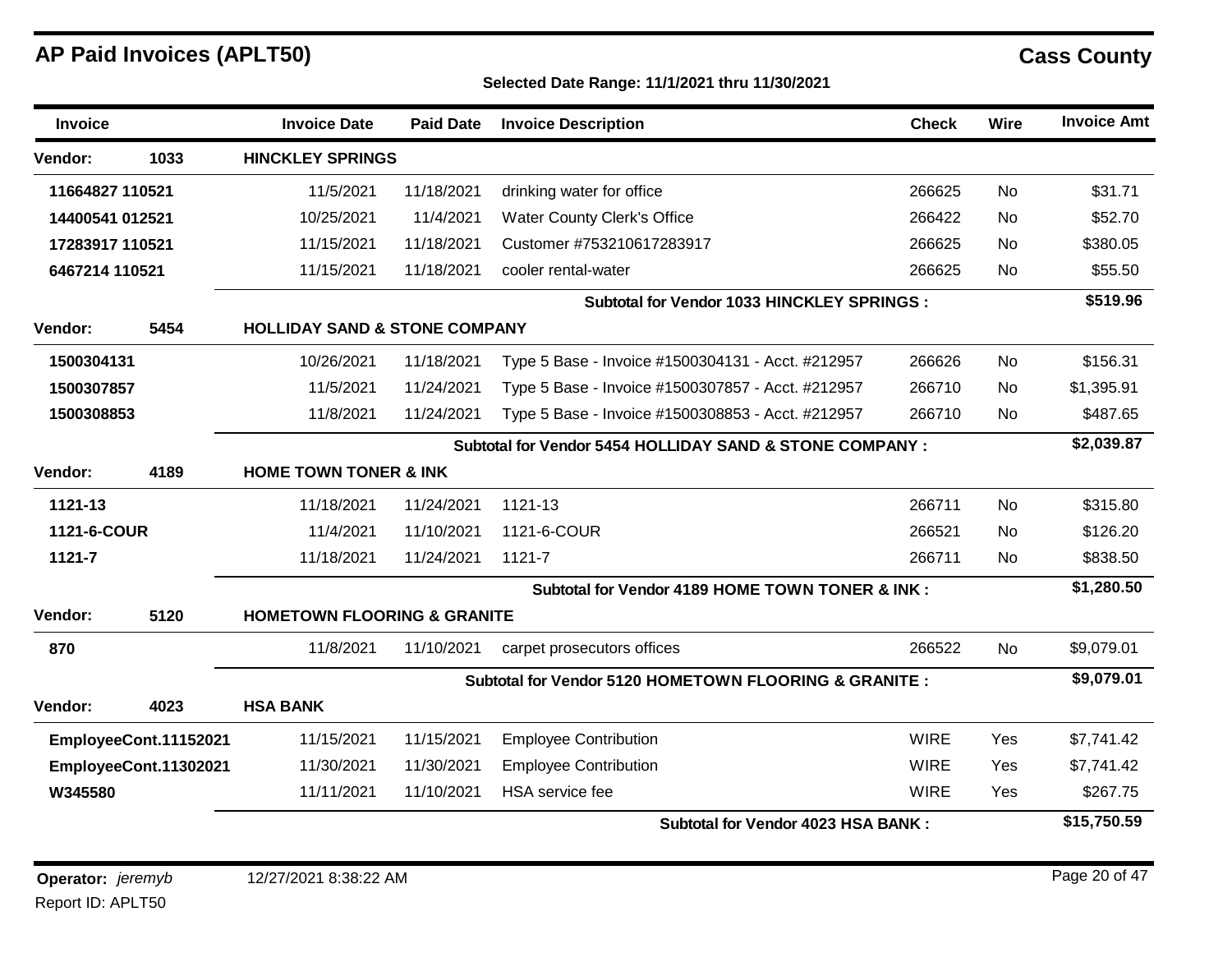# AP Paid Invoices (APLT50)

## Cass County

**Selected Date Range: 11/1/2021 thru 11/30/2021**

| Invoice | Invoice Date | Paid Date | Invoice Description | Check | Wire | Invoice Amt |
|---|---|---|---|---|---|---|
| **Vendor: 1033** | **HINCKLEY SPRINGS** | | | | | |
| 11664827 110521 | 11/5/2021 | 11/18/2021 | drinking water for office | 266625 | No | $31.71 |
| 14400541 012521 | 10/25/2021 | 11/4/2021 | Water County Clerk's Office | 266422 | No | $52.70 |
| 17283917 110521 | 11/15/2021 | 11/18/2021 | Customer #753210617283917 | 266625 | No | $380.05 |
| 6467214 110521 | 11/15/2021 | 11/18/2021 | cooler rental-water | 266625 | No | $55.50 |
| | | | **Subtotal for Vendor 1033 HINCKLEY SPRINGS :** | | | **$519.96** |
| **Vendor: 5454** | **HOLLIDAY SAND & STONE COMPANY** | | | | | |
| 1500304131 | 10/26/2021 | 11/18/2021 | Type 5 Base - Invoice #1500304131 - Acct. #212957 | 266626 | No | $156.31 |
| 1500307857 | 11/5/2021 | 11/24/2021 | Type 5 Base - Invoice #1500307857 - Acct. #212957 | 266710 | No | $1,395.91 |
| 1500308853 | 11/8/2021 | 11/24/2021 | Type 5 Base - Invoice #1500308853 - Acct. #212957 | 266710 | No | $487.65 |
| | | | **Subtotal for Vendor 5454 HOLLIDAY SAND & STONE COMPANY :** | | | **$2,039.87** |
| **Vendor: 4189** | **HOME TOWN TONER & INK** | | | | | |
| 1121-13 | 11/18/2021 | 11/24/2021 | 1121-13 | 266711 | No | $315.80 |
| 1121-6-COUR | 11/4/2021 | 11/10/2021 | 1121-6-COUR | 266521 | No | $126.20 |
| 1121-7 | 11/18/2021 | 11/24/2021 | 1121-7 | 266711 | No | $838.50 |
| | | | **Subtotal for Vendor 4189 HOME TOWN TONER & INK :** | | | **$1,280.50** |
| **Vendor: 5120** | **HOMETOWN FLOORING & GRANITE** | | | | | |
| 870 | 11/8/2021 | 11/10/2021 | carpet prosecutors offices | 266522 | No | $9,079.01 |
| | | | **Subtotal for Vendor 5120 HOMETOWN FLOORING & GRANITE :** | | | **$9,079.01** |
| **Vendor: 4023** | **HSA BANK** | | | | | |
| EmployeeCont.11152021 | 11/15/2021 | 11/15/2021 | Employee Contribution | WIRE | Yes | $7,741.42 |
| EmployeeCont.11302021 | 11/30/2021 | 11/30/2021 | Employee Contribution | WIRE | Yes | $7,741.42 |
| W345580 | 11/11/2021 | 11/10/2021 | HSA service fee | WIRE | Yes | $267.75 |
| | | | **Subtotal for Vendor 4023 HSA BANK :** | | | **$15,750.59** |

**Operator:** *jeremyb* 12/27/2021 8:38:22 AM

Report ID: APLT50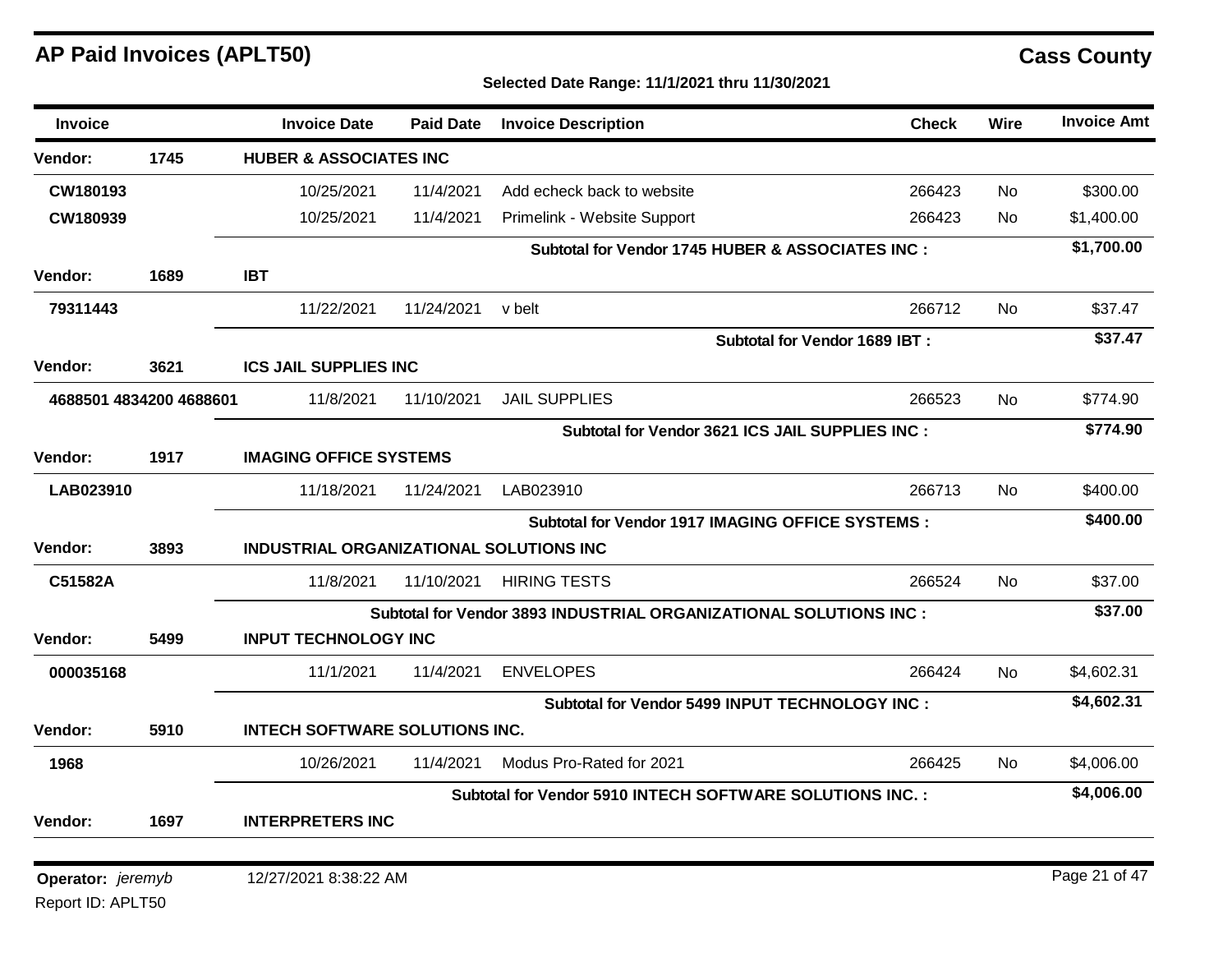# AP Paid Invoices (APLT50)

**Cass County**

**Selected Date Range: 11/1/2021 thru 11/30/2021**

| Invoice | | Invoice Date | Paid Date | Invoice Description | Check | Wire | Invoice Amt |
|---|---|---|---|---|---|---|---|
| **Vendor:** | **1745** | **HUBER & ASSOCIATES INC** | | | | | |
| **CW180193** | | 10/25/2021 | 11/4/2021 | Add echeck back to website | 266423 | No | $300.00 |
| **CW180939** | | 10/25/2021 | 11/4/2021 | Primelink - Website Support | 266423 | No | $1,400.00 |
| | | | | **Subtotal for Vendor 1745 HUBER & ASSOCIATES INC :** | | | **$1,700.00** |
| **Vendor:** | **1689** | **IBT** | | | | | |
| **79311443** | | 11/22/2021 | 11/24/2021 | v belt | 266712 | No | $37.47 |
| | | | | **Subtotal for Vendor 1689 IBT :** | | | **$37.47** |
| **Vendor:** | **3621** | **ICS JAIL SUPPLIES INC** | | | | | |
| **4688501 4834200 4688601** | | 11/8/2021 | 11/10/2021 | JAIL SUPPLIES | 266523 | No | $774.90 |
| | | | | **Subtotal for Vendor 3621 ICS JAIL SUPPLIES INC :** | | | **$774.90** |
| **Vendor:** | **1917** | **IMAGING OFFICE SYSTEMS** | | | | | |
| **LAB023910** | | 11/18/2021 | 11/24/2021 | LAB023910 | 266713 | No | $400.00 |
| | | | | **Subtotal for Vendor 1917 IMAGING OFFICE SYSTEMS :** | | | **$400.00** |
| **Vendor:** | **3893** | **INDUSTRIAL ORGANIZATIONAL SOLUTIONS INC** | | | | | |
| **C51582A** | | 11/8/2021 | 11/10/2021 | HIRING TESTS | 266524 | No | $37.00 |
| | | | | **Subtotal for Vendor 3893 INDUSTRIAL ORGANIZATIONAL SOLUTIONS INC :** | | | **$37.00** |
| **Vendor:** | **5499** | **INPUT TECHNOLOGY INC** | | | | | |
| **000035168** | | 11/1/2021 | 11/4/2021 | ENVELOPES | 266424 | No | $4,602.31 |
| | | | | **Subtotal for Vendor 5499 INPUT TECHNOLOGY INC :** | | | **$4,602.31** |
| **Vendor:** | **5910** | **INTECH SOFTWARE SOLUTIONS INC.** | | | | | |
| **1968** | | 10/26/2021 | 11/4/2021 | Modus Pro-Rated for 2021 | 266425 | No | $4,006.00 |
| | | | | **Subtotal for Vendor 5910 INTECH SOFTWARE SOLUTIONS INC. :** | | | **$4,006.00** |
| **Vendor:** | **1697** | **INTERPRETERS INC** | | | | | |

**Operator:** *jeremyb* 12/27/2021 8:38:22 AM

Report ID: APLT50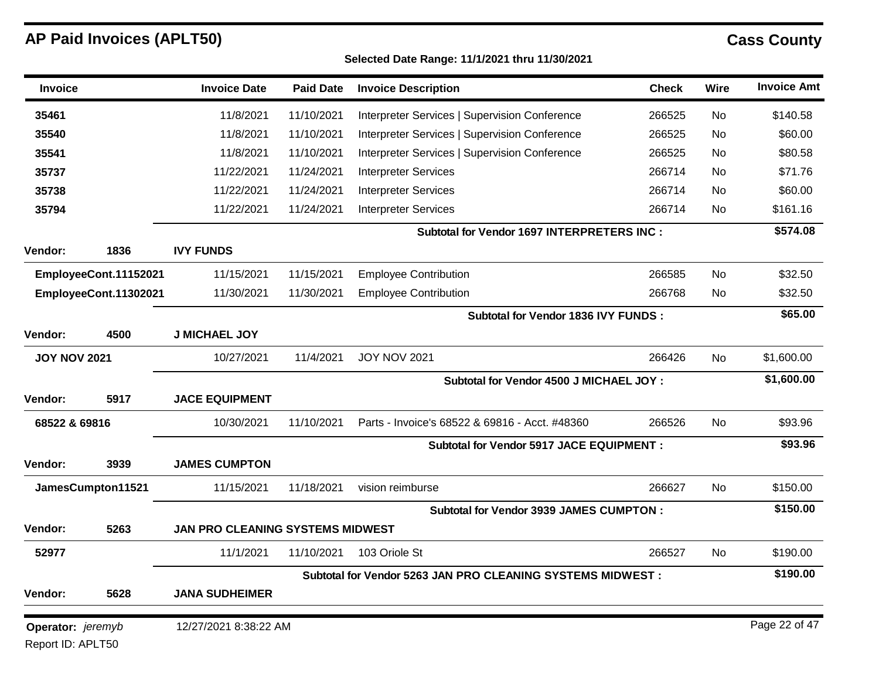# AP Paid Invoices (APLT50)

**Cass County**

**Selected Date Range: 11/1/2021 thru 11/30/2021**

| Invoice | | Invoice Date | Paid Date | Invoice Description | Check | Wire | Invoice Amt |
|---|---|---|---|---|---|---|---|
| **35461** | | 11/8/2021 | 11/10/2021 | Interpreter Services \| Supervision Conference | 266525 | No | $140.58 |
| **35540** | | 11/8/2021 | 11/10/2021 | Interpreter Services \| Supervision Conference | 266525 | No | $60.00 |
| **35541** | | 11/8/2021 | 11/10/2021 | Interpreter Services \| Supervision Conference | 266525 | No | $80.58 |
| **35737** | | 11/22/2021 | 11/24/2021 | Interpreter Services | 266714 | No | $71.76 |
| **35738** | | 11/22/2021 | 11/24/2021 | Interpreter Services | 266714 | No | $60.00 |
| **35794** | | 11/22/2021 | 11/24/2021 | Interpreter Services | 266714 | No | $161.16 |
| | | | | **Subtotal for Vendor 1697 INTERPRETERS INC :** | | | **$574.08** |
| **Vendor:** | **1836** | **IVY FUNDS** | | | | | |
| **EmployeeCont.11152021** | | 11/15/2021 | 11/15/2021 | Employee Contribution | 266585 | No | $32.50 |
| **EmployeeCont.11302021** | | 11/30/2021 | 11/30/2021 | Employee Contribution | 266768 | No | $32.50 |
| | | | | **Subtotal for Vendor 1836 IVY FUNDS :** | | | **$65.00** |
| **Vendor:** | **4500** | **J MICHAEL JOY** | | | | | |
| **JOY NOV 2021** | | 10/27/2021 | 11/4/2021 | JOY NOV 2021 | 266426 | No | $1,600.00 |
| | | | | **Subtotal for Vendor 4500 J MICHAEL JOY :** | | | **$1,600.00** |
| **Vendor:** | **5917** | **JACE EQUIPMENT** | | | | | |
| **68522 & 69816** | | 10/30/2021 | 11/10/2021 | Parts - Invoice's 68522 & 69816 - Acct. #48360 | 266526 | No | $93.96 |
| | | | | **Subtotal for Vendor 5917 JACE EQUIPMENT :** | | | **$93.96** |
| **Vendor:** | **3939** | **JAMES CUMPTON** | | | | | |
| **JamesCumpton11521** | | 11/15/2021 | 11/18/2021 | vision reimburse | 266627 | No | $150.00 |
| | | | | **Subtotal for Vendor 3939 JAMES CUMPTON :** | | | **$150.00** |
| **Vendor:** | **5263** | **JAN PRO CLEANING SYSTEMS MIDWEST** | | | | | |
| **52977** | | 11/1/2021 | 11/10/2021 | 103 Oriole St | 266527 | No | $190.00 |
| | | | | **Subtotal for Vendor 5263 JAN PRO CLEANING SYSTEMS MIDWEST :** | | | **$190.00** |
| **Vendor:** | **5628** | **JANA SUDHEIMER** | | | | | |

**Operator:** *jeremyb* 12/27/2021 8:38:22 AM

Report ID: APLT50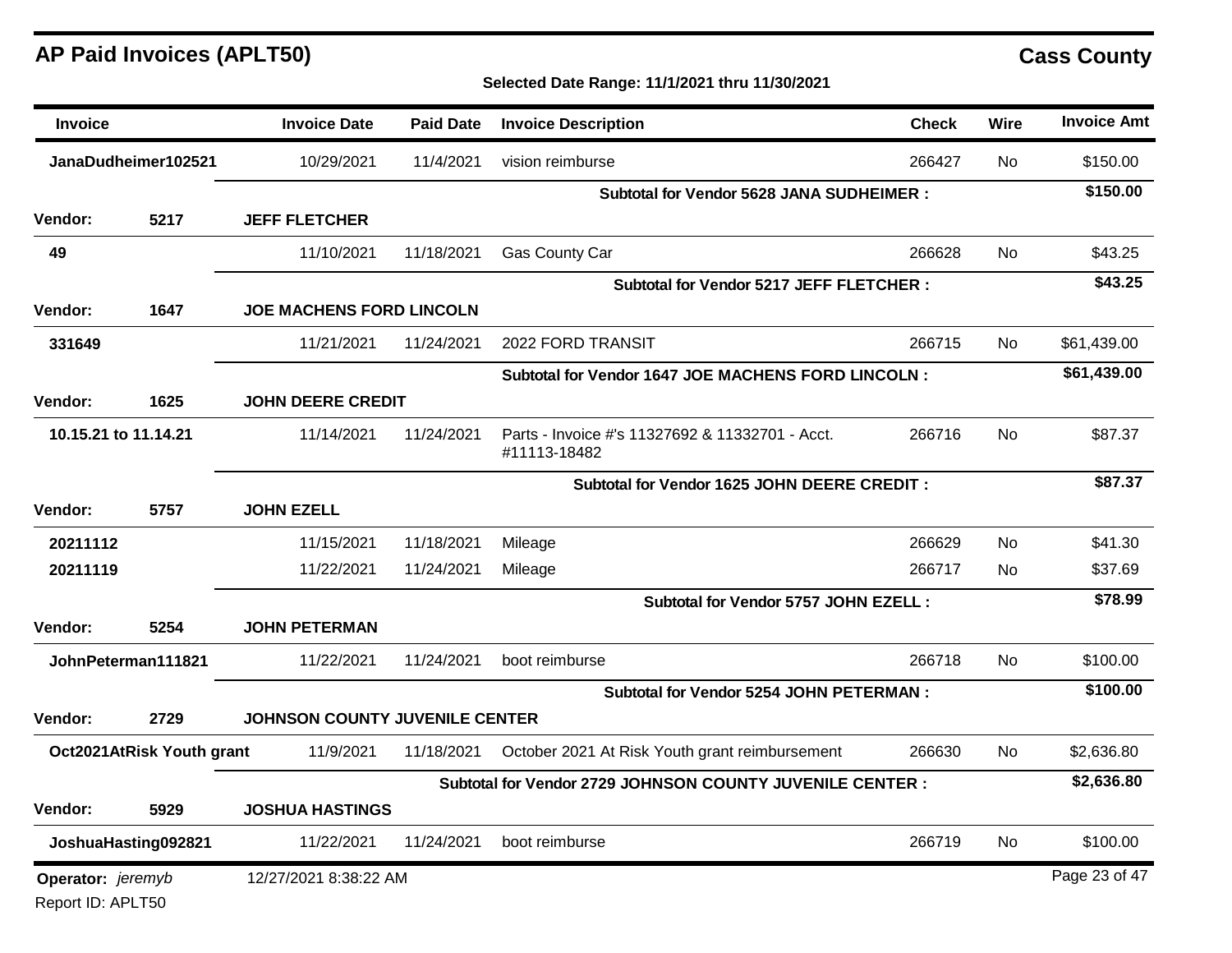# AP Paid Invoices (APLT50)

**Cass County**

**Selected Date Range: 11/1/2021 thru 11/30/2021**

| Invoice | | Invoice Date | Paid Date | Invoice Description | Check | Wire | Invoice Amt |
|---|---|---|---|---|---|---|---|
| **JanaDudheimer102521** | | 10/29/2021 | 11/4/2021 | vision reimburse | 266427 | No | $150.00 |
| | | | | **Subtotal for Vendor 5628 JANA SUDHEIMER :** | | | **$150.00** |
| **Vendor:** | **5217** | **JEFF FLETCHER** | | | | | |
| **49** | | 11/10/2021 | 11/18/2021 | Gas County Car | 266628 | No | $43.25 |
| | | | | **Subtotal for Vendor 5217 JEFF FLETCHER :** | | | **$43.25** |
| **Vendor:** | **1647** | **JOE MACHENS FORD LINCOLN** | | | | | |
| **331649** | | 11/21/2021 | 11/24/2021 | 2022 FORD TRANSIT | 266715 | No | $61,439.00 |
| | | | | **Subtotal for Vendor 1647 JOE MACHENS FORD LINCOLN :** | | | **$61,439.00** |
| **Vendor:** | **1625** | **JOHN DEERE CREDIT** | | | | | |
| **10.15.21 to 11.14.21** | | 11/14/2021 | 11/24/2021 | Parts - Invoice #'s 11327692 & 11332701 - Acct. #11113-18482 | 266716 | No | $87.37 |
| | | | | **Subtotal for Vendor 1625 JOHN DEERE CREDIT :** | | | **$87.37** |
| **Vendor:** | **5757** | **JOHN EZELL** | | | | | |
| **20211112** | | 11/15/2021 | 11/18/2021 | Mileage | 266629 | No | $41.30 |
| **20211119** | | 11/22/2021 | 11/24/2021 | Mileage | 266717 | No | $37.69 |
| | | | | **Subtotal for Vendor 5757 JOHN EZELL :** | | | **$78.99** |
| **Vendor:** | **5254** | **JOHN PETERMAN** | | | | | |
| **JohnPeterman111821** | | 11/22/2021 | 11/24/2021 | boot reimburse | 266718 | No | $100.00 |
| | | | | **Subtotal for Vendor 5254 JOHN PETERMAN :** | | | **$100.00** |
| **Vendor:** | **2729** | **JOHNSON COUNTY JUVENILE CENTER** | | | | | |
| **Oct2021AtRisk Youth grant** | | 11/9/2021 | 11/18/2021 | October 2021 At Risk Youth grant reimbursement | 266630 | No | $2,636.80 |
| | | | | **Subtotal for Vendor 2729 JOHNSON COUNTY JUVENILE CENTER :** | | | **$2,636.80** |
| **Vendor:** | **5929** | **JOSHUA HASTINGS** | | | | | |
| **JoshuaHasting092821** | | 11/22/2021 | 11/24/2021 | boot reimburse | 266719 | No | $100.00 |

**Operator:** *jeremyb* 12/27/2021 8:38:22 AM

Report ID: APLT50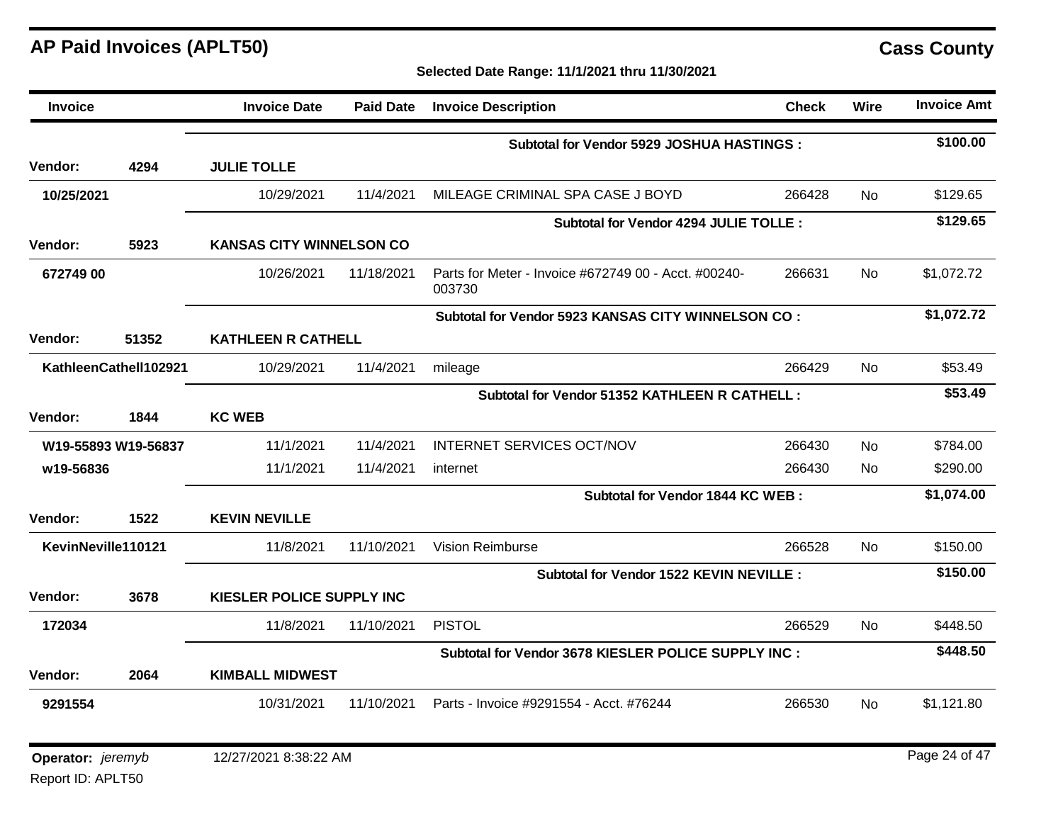# AP Paid Invoices (APLT50)

## Cass County

**Selected Date Range: 11/1/2021 thru 11/30/2021**

| Invoice | | Invoice Date | Paid Date | Invoice Description | Check | Wire | Invoice Amt |
|---|---|---|---|---|---|---|---|
| | | | | **Subtotal for Vendor 5929 JOSHUA HASTINGS :** | | | **$100.00** |
| **Vendor:** | **4294** | **JULIE TOLLE** | | | | | |
| **10/25/2021** | | 10/29/2021 | 11/4/2021 | MILEAGE CRIMINAL SPA CASE J BOYD | 266428 | No | $129.65 |
| | | | | **Subtotal for Vendor 4294 JULIE TOLLE :** | | | **$129.65** |
| **Vendor:** | **5923** | **KANSAS CITY WINNELSON CO** | | | | | |
| **672749 00** | | 10/26/2021 | 11/18/2021 | Parts for Meter - Invoice #672749 00 - Acct. #00240-003730 | 266631 | No | $1,072.72 |
| | | | | **Subtotal for Vendor 5923 KANSAS CITY WINNELSON CO :** | | | **$1,072.72** |
| **Vendor:** | **51352** | **KATHLEEN R CATHELL** | | | | | |
| **KathleenCathell102921** | | 10/29/2021 | 11/4/2021 | mileage | 266429 | No | $53.49 |
| | | | | **Subtotal for Vendor 51352 KATHLEEN R CATHELL :** | | | **$53.49** |
| **Vendor:** | **1844** | **KC WEB** | | | | | |
| **W19-55893 W19-56837** | | 11/1/2021 | 11/4/2021 | INTERNET SERVICES OCT/NOV | 266430 | No | $784.00 |
| **w19-56836** | | 11/1/2021 | 11/4/2021 | internet | 266430 | No | $290.00 |
| | | | | **Subtotal for Vendor 1844 KC WEB :** | | | **$1,074.00** |
| **Vendor:** | **1522** | **KEVIN NEVILLE** | | | | | |
| **KevinNeville110121** | | 11/8/2021 | 11/10/2021 | Vision Reimburse | 266528 | No | $150.00 |
| | | | | **Subtotal for Vendor 1522 KEVIN NEVILLE :** | | | **$150.00** |
| **Vendor:** | **3678** | **KIESLER POLICE SUPPLY INC** | | | | | |
| **172034** | | 11/8/2021 | 11/10/2021 | PISTOL | 266529 | No | $448.50 |
| | | | | **Subtotal for Vendor 3678 KIESLER POLICE SUPPLY INC :** | | | **$448.50** |
| **Vendor:** | **2064** | **KIMBALL MIDWEST** | | | | | |
| **9291554** | | 10/31/2021 | 11/10/2021 | Parts - Invoice #9291554 - Acct. #76244 | 266530 | No | $1,121.80 |

**Operator:** *jeremyb* 12/27/2021 8:38:22 AM

Report ID: APLT50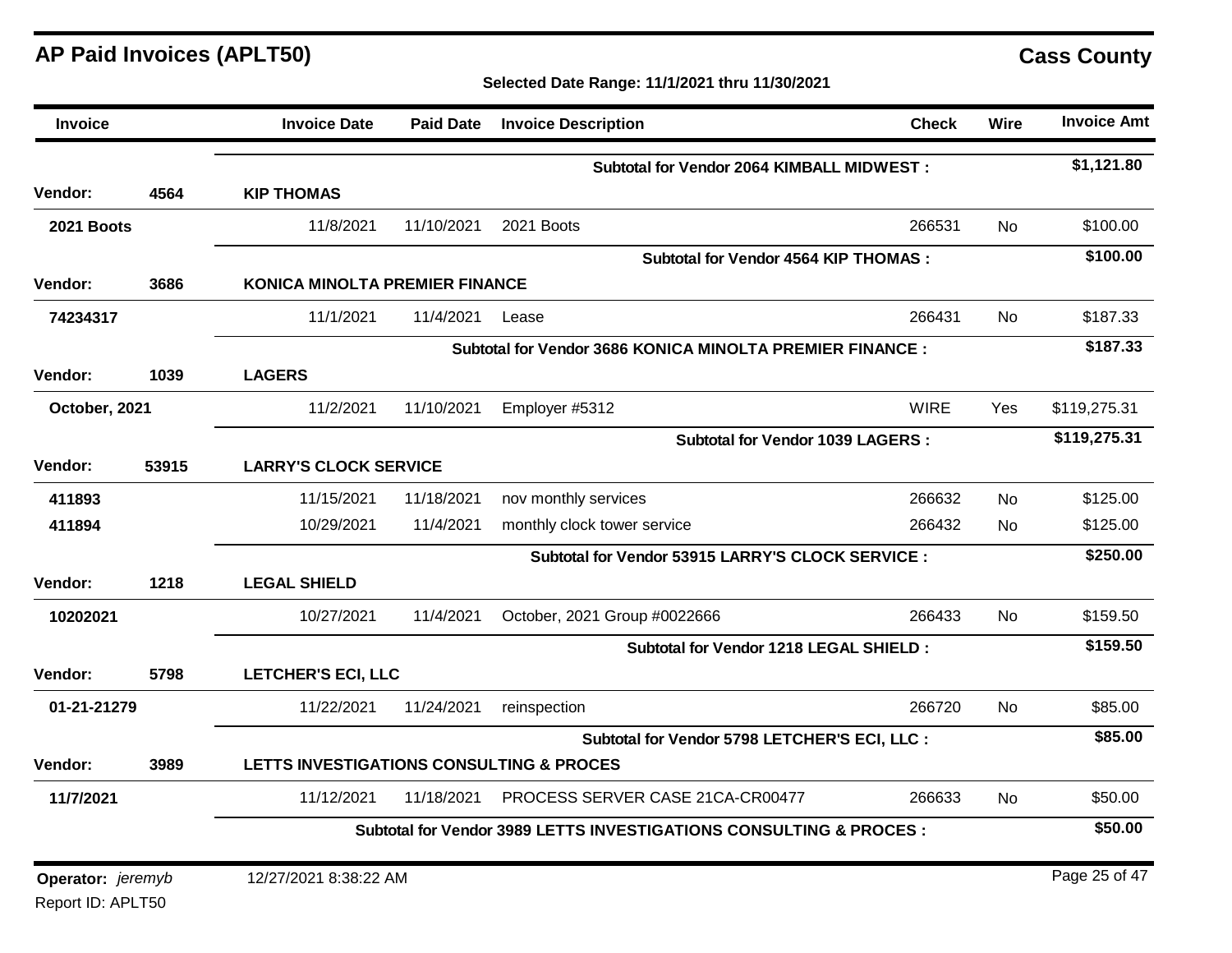# AP Paid Invoices (APLT50)

## Cass County

**Selected Date Range: 11/1/2021 thru 11/30/2021**

| Invoice | | Invoice Date | Paid Date | Invoice Description | Check | Wire | Invoice Amt |
|---|---|---|---|---|---|---|---|
| | | | | **Subtotal for Vendor 2064 KIMBALL MIDWEST :** | | | **$1,121.80** |
| **Vendor:** | **4564** | **KIP THOMAS** | | | | | |
| **2021 Boots** | | 11/8/2021 | 11/10/2021 | 2021 Boots | 266531 | No | $100.00 |
| | | | | **Subtotal for Vendor 4564 KIP THOMAS :** | | | **$100.00** |
| **Vendor:** | **3686** | **KONICA MINOLTA PREMIER FINANCE** | | | | | |
| **74234317** | | 11/1/2021 | 11/4/2021 | Lease | 266431 | No | $187.33 |
| | | | | **Subtotal for Vendor 3686 KONICA MINOLTA PREMIER FINANCE :** | | | **$187.33** |
| **Vendor:** | **1039** | **LAGERS** | | | | | |
| **October, 2021** | | 11/2/2021 | 11/10/2021 | Employer #5312 | WIRE | Yes | $119,275.31 |
| | | | | **Subtotal for Vendor 1039 LAGERS :** | | | **$119,275.31** |
| **Vendor:** | **53915** | **LARRY'S CLOCK SERVICE** | | | | | |
| **411893** | | 11/15/2021 | 11/18/2021 | nov monthly services | 266632 | No | $125.00 |
| **411894** | | 10/29/2021 | 11/4/2021 | monthly clock tower service | 266432 | No | $125.00 |
| | | | | **Subtotal for Vendor 53915 LARRY'S CLOCK SERVICE :** | | | **$250.00** |
| **Vendor:** | **1218** | **LEGAL SHIELD** | | | | | |
| **10202021** | | 10/27/2021 | 11/4/2021 | October, 2021 Group #0022666 | 266433 | No | $159.50 |
| | | | | **Subtotal for Vendor 1218 LEGAL SHIELD :** | | | **$159.50** |
| **Vendor:** | **5798** | **LETCHER'S ECI, LLC** | | | | | |
| **01-21-21279** | | 11/22/2021 | 11/24/2021 | reinspection | 266720 | No | $85.00 |
| | | | | **Subtotal for Vendor 5798 LETCHER'S ECI, LLC :** | | | **$85.00** |
| **Vendor:** | **3989** | **LETTS INVESTIGATIONS CONSULTING & PROCES** | | | | | |
| **11/7/2021** | | 11/12/2021 | 11/18/2021 | PROCESS SERVER CASE 21CA-CR00477 | 266633 | No | $50.00 |
| | | | | **Subtotal for Vendor 3989 LETTS INVESTIGATIONS CONSULTING & PROCES :** | | | **$50.00** |

**Operator:** *jeremyb* 12/27/2021 8:38:22 AM

Report ID: APLT50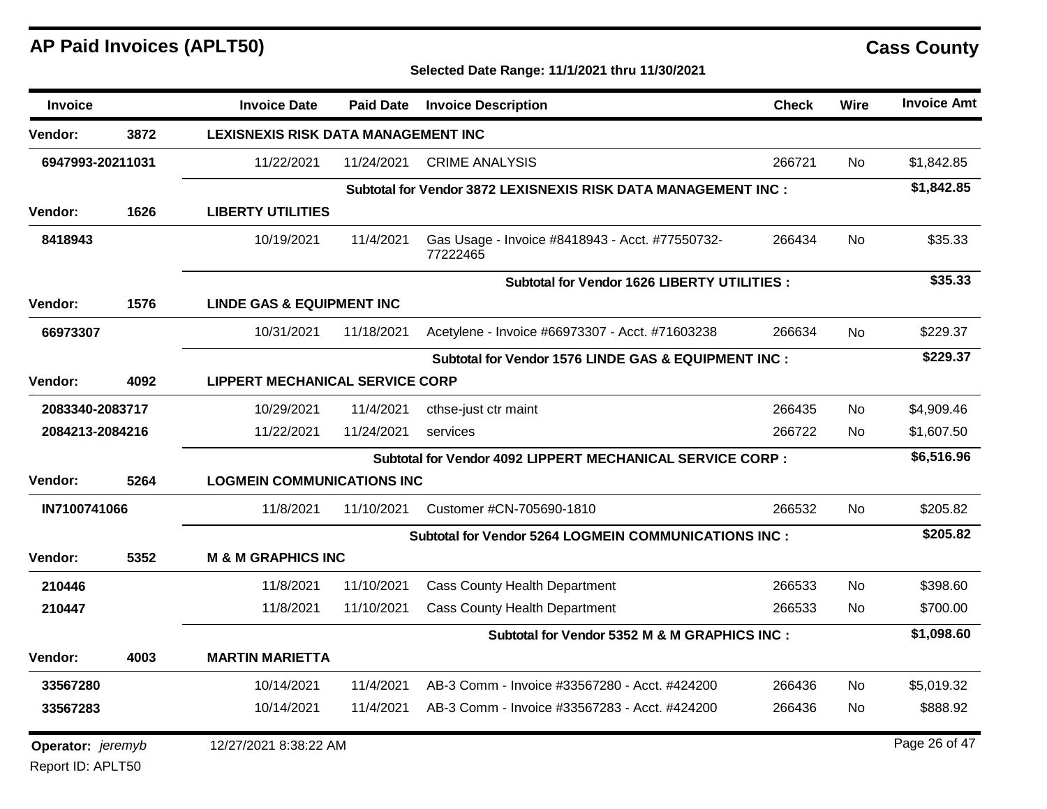# AP Paid Invoices (APLT50)

## Cass County

**Selected Date Range: 11/1/2021 thru 11/30/2021**

| Invoice | Invoice Date | Paid Date | Invoice Description | Check | Wire | Invoice Amt |
|---|---|---|---|---|---|---|
| **Vendor: 3872** | **LEXISNEXIS RISK DATA MANAGEMENT INC** | | | | | |
| **6947993-20211031** | 11/22/2021 | 11/24/2021 | CRIME ANALYSIS | 266721 | No | $1,842.85 |
| | | | **Subtotal for Vendor 3872 LEXISNEXIS RISK DATA MANAGEMENT INC :** | | | **$1,842.85** |
| **Vendor: 1626** | **LIBERTY UTILITIES** | | | | | |
| **8418943** | 10/19/2021 | 11/4/2021 | Gas Usage - Invoice #8418943 - Acct. #77550732-77222465 | 266434 | No | $35.33 |
| | | | **Subtotal for Vendor 1626 LIBERTY UTILITIES :** | | | **$35.33** |
| **Vendor: 1576** | **LINDE GAS & EQUIPMENT INC** | | | | | |
| **66973307** | 10/31/2021 | 11/18/2021 | Acetylene - Invoice #66973307 - Acct. #71603238 | 266634 | No | $229.37 |
| | | | **Subtotal for Vendor 1576 LINDE GAS & EQUIPMENT INC :** | | | **$229.37** |
| **Vendor: 4092** | **LIPPERT MECHANICAL SERVICE CORP** | | | | | |
| **2083340-2083717** | 10/29/2021 | 11/4/2021 | cthse-just ctr maint | 266435 | No | $4,909.46 |
| **2084213-2084216** | 11/22/2021 | 11/24/2021 | services | 266722 | No | $1,607.50 |
| | | | **Subtotal for Vendor 4092 LIPPERT MECHANICAL SERVICE CORP :** | | | **$6,516.96** |
| **Vendor: 5264** | **LOGMEIN COMMUNICATIONS INC** | | | | | |
| **IN7100741066** | 11/8/2021 | 11/10/2021 | Customer #CN-705690-1810 | 266532 | No | $205.82 |
| | | | **Subtotal for Vendor 5264 LOGMEIN COMMUNICATIONS INC :** | | | **$205.82** |
| **Vendor: 5352** | **M & M GRAPHICS INC** | | | | | |
| **210446** | 11/8/2021 | 11/10/2021 | Cass County Health Department | 266533 | No | $398.60 |
| **210447** | 11/8/2021 | 11/10/2021 | Cass County Health Department | 266533 | No | $700.00 |
| | | | **Subtotal for Vendor 5352 M & M GRAPHICS INC :** | | | **$1,098.60** |
| **Vendor: 4003** | **MARTIN MARIETTA** | | | | | |
| **33567280** | 10/14/2021 | 11/4/2021 | AB-3 Comm - Invoice #33567280 - Acct. #424200 | 266436 | No | $5,019.32 |
| **33567283** | 10/14/2021 | 11/4/2021 | AB-3 Comm - Invoice #33567283 - Acct. #424200 | 266436 | No | $888.92 |

**Operator:** *jeremyb* 12/27/2021 8:38:22 AM

Report ID: APLT50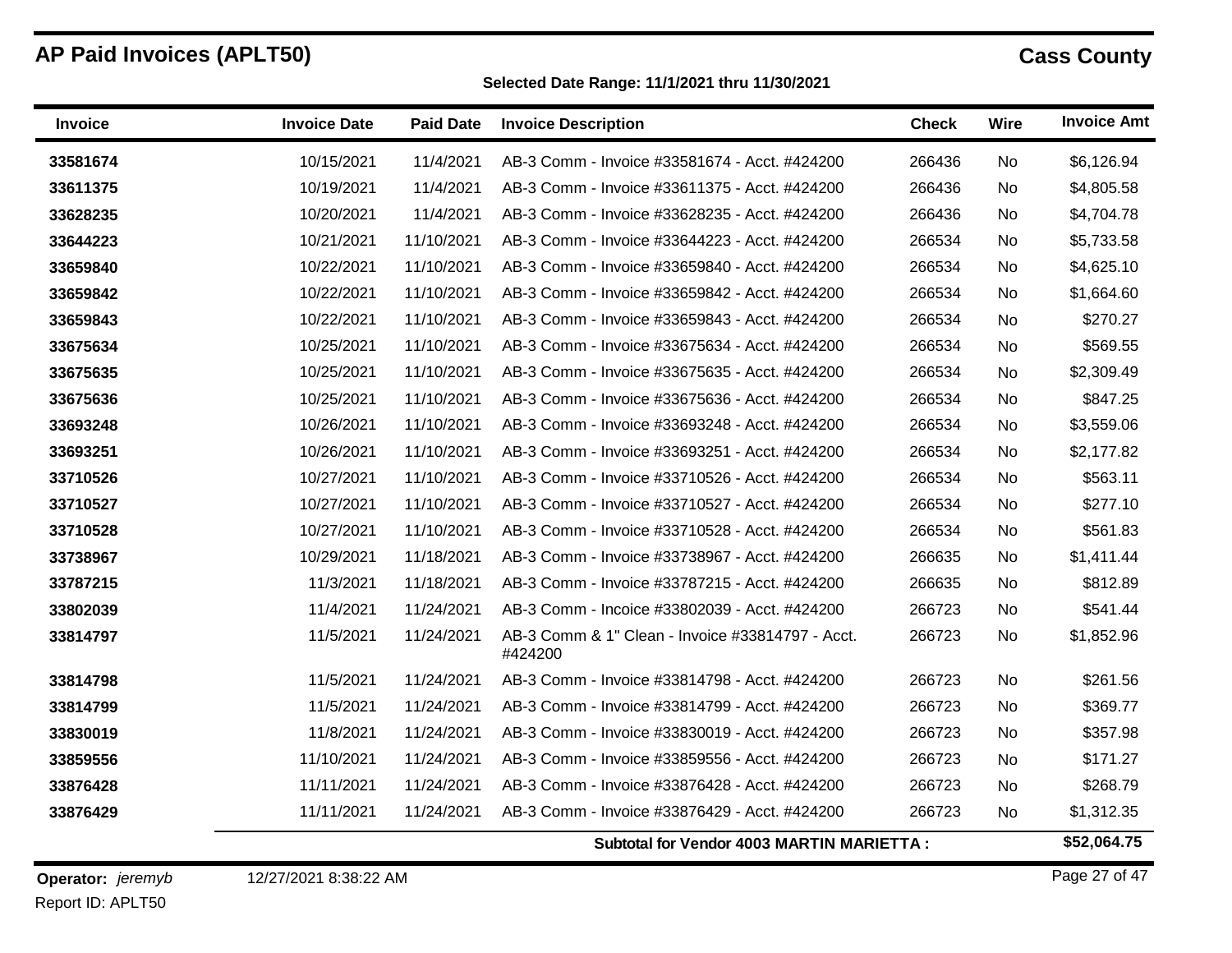# AP Paid Invoices (APLT50)

**Cass County**

**Selected Date Range: 11/1/2021 thru 11/30/2021**

| Invoice | Invoice Date | Paid Date | Invoice Description | Check | Wire | Invoice Amt |
|---|---|---|---|---|---|---|
| **33581674** | 10/15/2021 | 11/4/2021 | AB-3 Comm - Invoice #33581674 - Acct. #424200 | 266436 | No | $6,126.94 |
| **33611375** | 10/19/2021 | 11/4/2021 | AB-3 Comm - Invoice #33611375 - Acct. #424200 | 266436 | No | $4,805.58 |
| **33628235** | 10/20/2021 | 11/4/2021 | AB-3 Comm - Invoice #33628235 - Acct. #424200 | 266436 | No | $4,704.78 |
| **33644223** | 10/21/2021 | 11/10/2021 | AB-3 Comm - Invoice #33644223 - Acct. #424200 | 266534 | No | $5,733.58 |
| **33659840** | 10/22/2021 | 11/10/2021 | AB-3 Comm - Invoice #33659840 - Acct. #424200 | 266534 | No | $4,625.10 |
| **33659842** | 10/22/2021 | 11/10/2021 | AB-3 Comm - Invoice #33659842 - Acct. #424200 | 266534 | No | $1,664.60 |
| **33659843** | 10/22/2021 | 11/10/2021 | AB-3 Comm - Invoice #33659843 - Acct. #424200 | 266534 | No | $270.27 |
| **33675634** | 10/25/2021 | 11/10/2021 | AB-3 Comm - Invoice #33675634 - Acct. #424200 | 266534 | No | $569.55 |
| **33675635** | 10/25/2021 | 11/10/2021 | AB-3 Comm - Invoice #33675635 - Acct. #424200 | 266534 | No | $2,309.49 |
| **33675636** | 10/25/2021 | 11/10/2021 | AB-3 Comm - Invoice #33675636 - Acct. #424200 | 266534 | No | $847.25 |
| **33693248** | 10/26/2021 | 11/10/2021 | AB-3 Comm - Invoice #33693248 - Acct. #424200 | 266534 | No | $3,559.06 |
| **33693251** | 10/26/2021 | 11/10/2021 | AB-3 Comm - Invoice #33693251 - Acct. #424200 | 266534 | No | $2,177.82 |
| **33710526** | 10/27/2021 | 11/10/2021 | AB-3 Comm - Invoice #33710526 - Acct. #424200 | 266534 | No | $563.11 |
| **33710527** | 10/27/2021 | 11/10/2021 | AB-3 Comm - Invoice #33710527 - Acct. #424200 | 266534 | No | $277.10 |
| **33710528** | 10/27/2021 | 11/10/2021 | AB-3 Comm - Invoice #33710528 - Acct. #424200 | 266534 | No | $561.83 |
| **33738967** | 10/29/2021 | 11/18/2021 | AB-3 Comm - Invoice #33738967 - Acct. #424200 | 266635 | No | $1,411.44 |
| **33787215** | 11/3/2021 | 11/18/2021 | AB-3 Comm - Invoice #33787215 - Acct. #424200 | 266635 | No | $812.89 |
| **33802039** | 11/4/2021 | 11/24/2021 | AB-3 Comm - Incoice #33802039 - Acct. #424200 | 266723 | No | $541.44 |
| **33814797** | 11/5/2021 | 11/24/2021 | AB-3 Comm & 1" Clean - Invoice #33814797 - Acct. #424200 | 266723 | No | $1,852.96 |
| **33814798** | 11/5/2021 | 11/24/2021 | AB-3 Comm - Invoice #33814798 - Acct. #424200 | 266723 | No | $261.56 |
| **33814799** | 11/5/2021 | 11/24/2021 | AB-3 Comm - Invoice #33814799 - Acct. #424200 | 266723 | No | $369.77 |
| **33830019** | 11/8/2021 | 11/24/2021 | AB-3 Comm - Invoice #33830019 - Acct. #424200 | 266723 | No | $357.98 |
| **33859556** | 11/10/2021 | 11/24/2021 | AB-3 Comm - Invoice #33859556 - Acct. #424200 | 266723 | No | $171.27 |
| **33876428** | 11/11/2021 | 11/24/2021 | AB-3 Comm - Invoice #33876428 - Acct. #424200 | 266723 | No | $268.79 |
| **33876429** | 11/11/2021 | 11/24/2021 | AB-3 Comm - Invoice #33876429 - Acct. #424200 | 266723 | No | $1,312.35 |
| | | | **Subtotal for Vendor 4003 MARTIN MARIETTA :** | | | **$52,064.75** |

**Operator:** *jeremyb* 12/27/2021 8:38:22 AM

Report ID: APLT50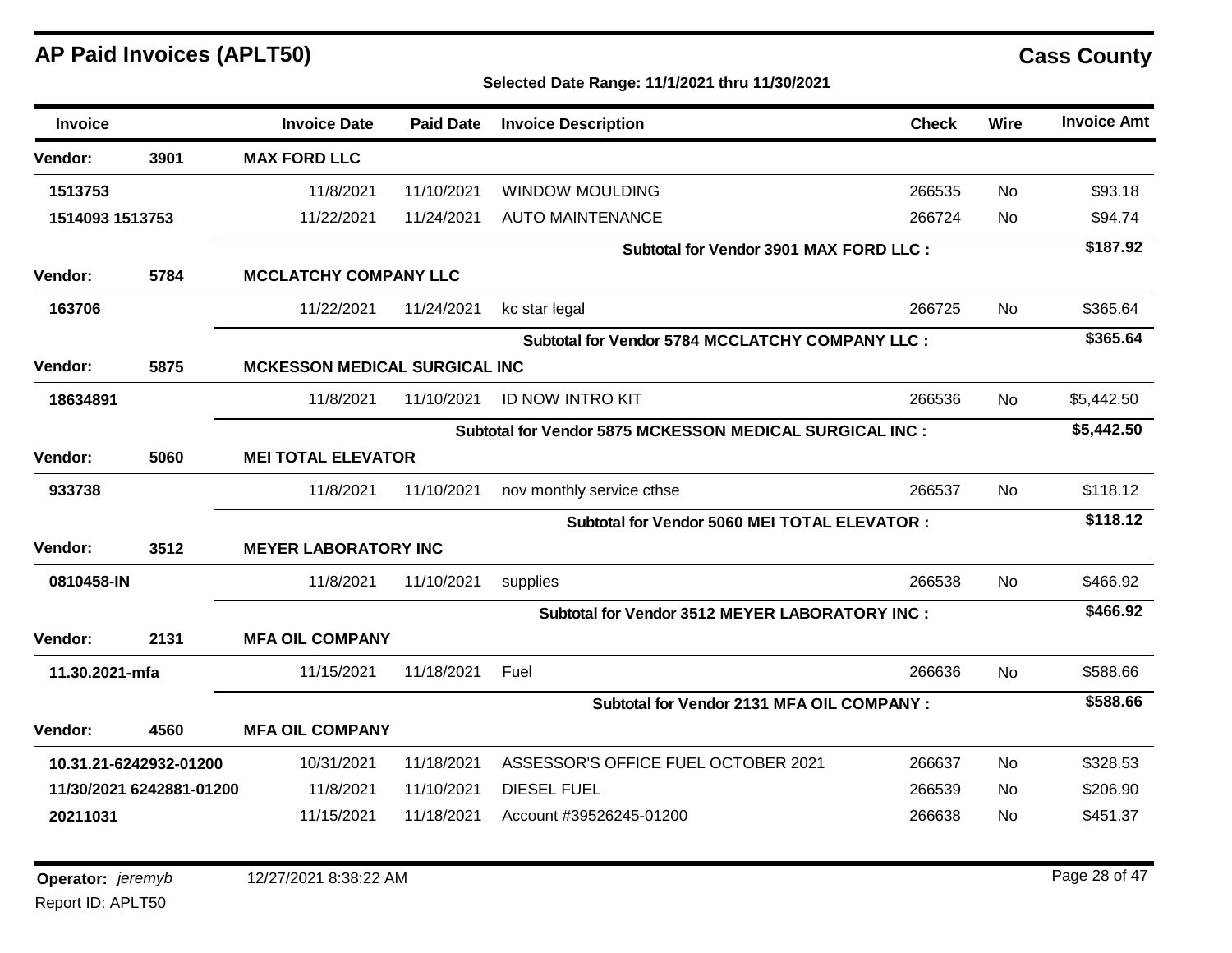# AP Paid Invoices (APLT50)

## Cass County

**Selected Date Range: 11/1/2021 thru 11/30/2021**

| Invoice | | Invoice Date | Paid Date | Invoice Description | Check | Wire | Invoice Amt |
|---|---|---|---|---|---|---|---|
| **Vendor:** | **3901** | **MAX FORD LLC** | | | | | |
| **1513753** | | 11/8/2021 | 11/10/2021 | WINDOW MOULDING | 266535 | No | $93.18 |
| **1514093 1513753** | | 11/22/2021 | 11/24/2021 | AUTO MAINTENANCE | 266724 | No | $94.74 |
| | | | | **Subtotal for Vendor 3901 MAX FORD LLC :** | | | **$187.92** |
| **Vendor:** | **5784** | **MCCLATCHY COMPANY LLC** | | | | | |
| **163706** | | 11/22/2021 | 11/24/2021 | kc star legal | 266725 | No | $365.64 |
| | | | | **Subtotal for Vendor 5784 MCCLATCHY COMPANY LLC :** | | | **$365.64** |
| **Vendor:** | **5875** | **MCKESSON MEDICAL SURGICAL INC** | | | | | |
| **18634891** | | 11/8/2021 | 11/10/2021 | ID NOW INTRO KIT | 266536 | No | $5,442.50 |
| | | | | **Subtotal for Vendor 5875 MCKESSON MEDICAL SURGICAL INC :** | | | **$5,442.50** |
| **Vendor:** | **5060** | **MEI TOTAL ELEVATOR** | | | | | |
| **933738** | | 11/8/2021 | 11/10/2021 | nov monthly service cthse | 266537 | No | $118.12 |
| | | | | **Subtotal for Vendor 5060 MEI TOTAL ELEVATOR :** | | | **$118.12** |
| **Vendor:** | **3512** | **MEYER LABORATORY INC** | | | | | |
| **0810458-IN** | | 11/8/2021 | 11/10/2021 | supplies | 266538 | No | $466.92 |
| | | | | **Subtotal for Vendor 3512 MEYER LABORATORY INC :** | | | **$466.92** |
| **Vendor:** | **2131** | **MFA OIL COMPANY** | | | | | |
| **11.30.2021-mfa** | | 11/15/2021 | 11/18/2021 | Fuel | 266636 | No | $588.66 |
| | | | | **Subtotal for Vendor 2131 MFA OIL COMPANY :** | | | **$588.66** |
| **Vendor:** | **4560** | **MFA OIL COMPANY** | | | | | |
| **10.31.21-6242932-01200** | | 10/31/2021 | 11/18/2021 | ASSESSOR'S OFFICE FUEL OCTOBER 2021 | 266637 | No | $328.53 |
| **11/30/2021 6242881-01200** | | 11/8/2021 | 11/10/2021 | DIESEL FUEL | 266539 | No | $206.90 |
| **20211031** | | 11/15/2021 | 11/18/2021 | Account #39526245-01200 | 266638 | No | $451.37 |

**Operator:** *jeremyb* 12/27/2021 8:38:22 AM

Report ID: APLT50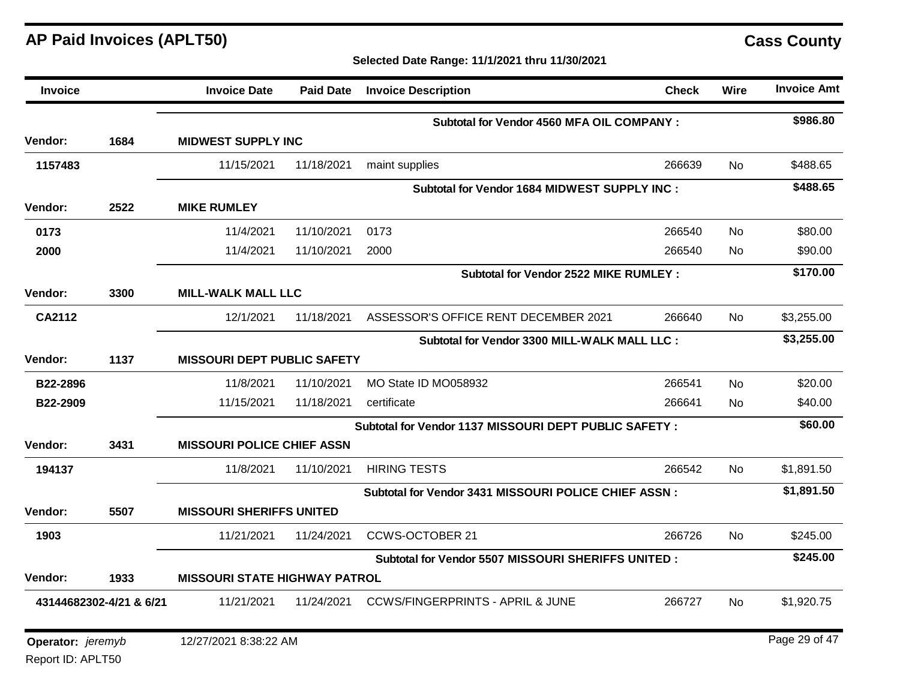# AP Paid Invoices (APLT50)

**Cass County**

**Selected Date Range: 11/1/2021 thru 11/30/2021**

| Invoice | | Invoice Date | Paid Date | Invoice Description | Check | Wire | Invoice Amt |
|---|---|---|---|---|---|---|---|
| | | | | **Subtotal for Vendor 4560 MFA OIL COMPANY :** | | | **$986.80** |
| **Vendor:** | **1684** | **MIDWEST SUPPLY INC** | | | | | |
| 1157483 | | 11/15/2021 | 11/18/2021 | maint supplies | 266639 | No | $488.65 |
| | | | | **Subtotal for Vendor 1684 MIDWEST SUPPLY INC :** | | | **$488.65** |
| **Vendor:** | **2522** | **MIKE RUMLEY** | | | | | |
| 0173 | | 11/4/2021 | 11/10/2021 | 0173 | 266540 | No | $80.00 |
| 2000 | | 11/4/2021 | 11/10/2021 | 2000 | 266540 | No | $90.00 |
| | | | | **Subtotal for Vendor 2522 MIKE RUMLEY :** | | | **$170.00** |
| **Vendor:** | **3300** | **MILL-WALK MALL LLC** | | | | | |
| CA2112 | | 12/1/2021 | 11/18/2021 | ASSESSOR'S OFFICE RENT DECEMBER 2021 | 266640 | No | $3,255.00 |
| | | | | **Subtotal for Vendor 3300 MILL-WALK MALL LLC :** | | | **$3,255.00** |
| **Vendor:** | **1137** | **MISSOURI DEPT PUBLIC SAFETY** | | | | | |
| B22-2896 | | 11/8/2021 | 11/10/2021 | MO State ID MO058932 | 266541 | No | $20.00 |
| B22-2909 | | 11/15/2021 | 11/18/2021 | certificate | 266641 | No | $40.00 |
| | | | | **Subtotal for Vendor 1137 MISSOURI DEPT PUBLIC SAFETY :** | | | **$60.00** |
| **Vendor:** | **3431** | **MISSOURI POLICE CHIEF ASSN** | | | | | |
| 194137 | | 11/8/2021 | 11/10/2021 | HIRING TESTS | 266542 | No | $1,891.50 |
| | | | | **Subtotal for Vendor 3431 MISSOURI POLICE CHIEF ASSN :** | | | **$1,891.50** |
| **Vendor:** | **5507** | **MISSOURI SHERIFFS UNITED** | | | | | |
| 1903 | | 11/21/2021 | 11/24/2021 | CCWS-OCTOBER 21 | 266726 | No | $245.00 |
| | | | | **Subtotal for Vendor 5507 MISSOURI SHERIFFS UNITED :** | | | **$245.00** |
| **Vendor:** | **1933** | **MISSOURI STATE HIGHWAY PATROL** | | | | | |
| 43144682302-4/21 & 6/21 | | 11/21/2021 | 11/24/2021 | CCWS/FINGERPRINTS - APRIL & JUNE | 266727 | No | $1,920.75 |

**Operator:** *jeremyb* 12/27/2021 8:38:22 AM

Report ID: APLT50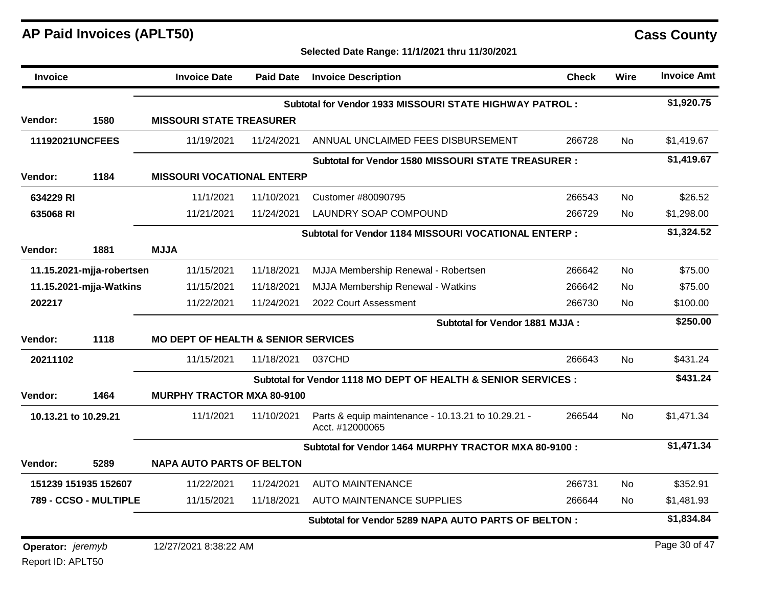# AP Paid Invoices (APLT50)

**Cass County**

**Selected Date Range: 11/1/2021 thru 11/30/2021**

| Invoice | Invoice Date | Paid Date | Invoice Description | Check | Wire | Invoice Amt |
|---|---|---|---|---|---|---|
| | | | **Subtotal for Vendor 1933 MISSOURI STATE HIGHWAY PATROL :** | | | **$1,920.75** |
| **Vendor: 1580** | **MISSOURI STATE TREASURER** | | | | | |
| **11192021UNCFEES** | 11/19/2021 | 11/24/2021 | ANNUAL UNCLAIMED FEES DISBURSEMENT | 266728 | No | $1,419.67 |
| | | | **Subtotal for Vendor 1580 MISSOURI STATE TREASURER :** | | | **$1,419.67** |
| **Vendor: 1184** | **MISSOURI VOCATIONAL ENTERP** | | | | | |
| **634229 RI** | 11/1/2021 | 11/10/2021 | Customer #80090795 | 266543 | No | $26.52 |
| **635068 RI** | 11/21/2021 | 11/24/2021 | LAUNDRY SOAP COMPOUND | 266729 | No | $1,298.00 |
| | | | **Subtotal for Vendor 1184 MISSOURI VOCATIONAL ENTERP :** | | | **$1,324.52** |
| **Vendor: 1881** | **MJJA** | | | | | |
| **11.15.2021-mjja-robertsen** | 11/15/2021 | 11/18/2021 | MJJA Membership Renewal - Robertsen | 266642 | No | $75.00 |
| **11.15.2021-mjja-Watkins** | 11/15/2021 | 11/18/2021 | MJJA Membership Renewal - Watkins | 266642 | No | $75.00 |
| **202217** | 11/22/2021 | 11/24/2021 | 2022 Court Assessment | 266730 | No | $100.00 |
| | | | **Subtotal for Vendor 1881 MJJA :** | | | **$250.00** |
| **Vendor: 1118** | **MO DEPT OF HEALTH & SENIOR SERVICES** | | | | | |
| **20211102** | 11/15/2021 | 11/18/2021 | 037CHD | 266643 | No | $431.24 |
| | | | **Subtotal for Vendor 1118 MO DEPT OF HEALTH & SENIOR SERVICES :** | | | **$431.24** |
| **Vendor: 1464** | **MURPHY TRACTOR MXA 80-9100** | | | | | |
| **10.13.21 to 10.29.21** | 11/1/2021 | 11/10/2021 | Parts & equip maintenance - 10.13.21 to 10.29.21 - Acct. #12000065 | 266544 | No | $1,471.34 |
| | | | **Subtotal for Vendor 1464 MURPHY TRACTOR MXA 80-9100 :** | | | **$1,471.34** |
| **Vendor: 5289** | **NAPA AUTO PARTS OF BELTON** | | | | | |
| **151239 151935 152607** | 11/22/2021 | 11/24/2021 | AUTO MAINTENANCE | 266731 | No | $352.91 |
| **789 - CCSO - MULTIPLE** | 11/15/2021 | 11/18/2021 | AUTO MAINTENANCE SUPPLIES | 266644 | No | $1,481.93 |
| | | | **Subtotal for Vendor 5289 NAPA AUTO PARTS OF BELTON :** | | | **$1,834.84** |

**Operator:** *jeremyb* 12/27/2021 8:38:22 AM

Report ID: APLT50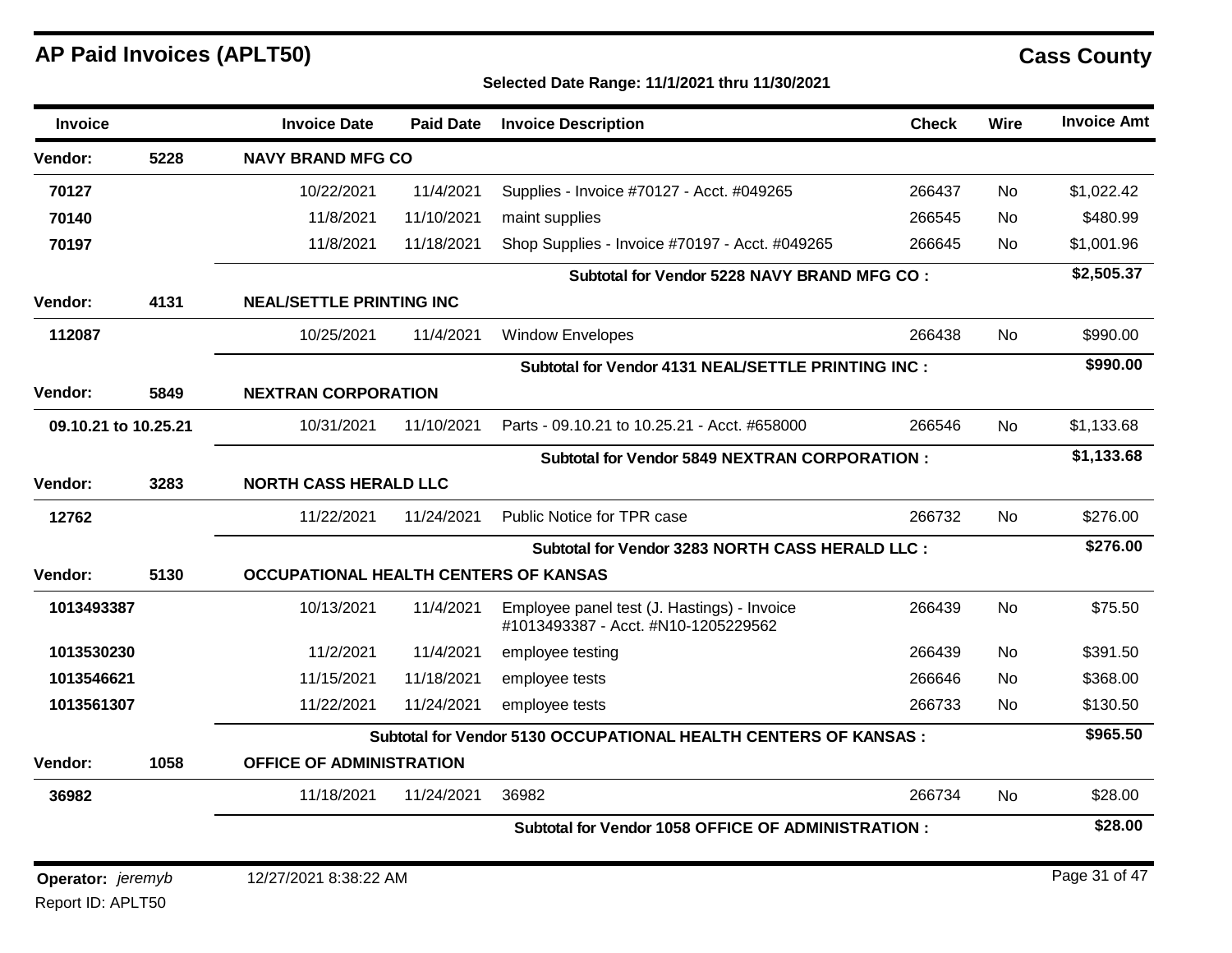# AP Paid Invoices (APLT50)

## Cass County

**Selected Date Range: 11/1/2021 thru 11/30/2021**

| Invoice | | Invoice Date | Paid Date | Invoice Description | Check | Wire | Invoice Amt |
|---|---|---|---|---|---|---|---|
| **Vendor:** | **5228** | **NAVY BRAND MFG CO** | | | | | |
| 70127 | | 10/22/2021 | 11/4/2021 | Supplies - Invoice #70127 - Acct. #049265 | 266437 | No | $1,022.42 |
| 70140 | | 11/8/2021 | 11/10/2021 | maint supplies | 266545 | No | $480.99 |
| 70197 | | 11/8/2021 | 11/18/2021 | Shop Supplies - Invoice #70197 - Acct. #049265 | 266645 | No | $1,001.96 |
| | | | | **Subtotal for Vendor 5228 NAVY BRAND MFG CO :** | | | **$2,505.37** |
| **Vendor:** | **4131** | **NEAL/SETTLE PRINTING INC** | | | | | |
| 112087 | | 10/25/2021 | 11/4/2021 | Window Envelopes | 266438 | No | $990.00 |
| | | | | **Subtotal for Vendor 4131 NEAL/SETTLE PRINTING INC :** | | | **$990.00** |
| **Vendor:** | **5849** | **NEXTRAN CORPORATION** | | | | | |
| 09.10.21 to 10.25.21 | | 10/31/2021 | 11/10/2021 | Parts - 09.10.21 to 10.25.21 - Acct. #658000 | 266546 | No | $1,133.68 |
| | | | | **Subtotal for Vendor 5849 NEXTRAN CORPORATION :** | | | **$1,133.68** |
| **Vendor:** | **3283** | **NORTH CASS HERALD LLC** | | | | | |
| 12762 | | 11/22/2021 | 11/24/2021 | Public Notice for TPR case | 266732 | No | $276.00 |
| | | | | **Subtotal for Vendor 3283 NORTH CASS HERALD LLC :** | | | **$276.00** |
| **Vendor:** | **5130** | **OCCUPATIONAL HEALTH CENTERS OF KANSAS** | | | | | |
| 1013493387 | | 10/13/2021 | 11/4/2021 | Employee panel test (J. Hastings) - Invoice #1013493387 - Acct. #N10-1205229562 | 266439 | No | $75.50 |
| 1013530230 | | 11/2/2021 | 11/4/2021 | employee testing | 266439 | No | $391.50 |
| 1013546621 | | 11/15/2021 | 11/18/2021 | employee tests | 266646 | No | $368.00 |
| 1013561307 | | 11/22/2021 | 11/24/2021 | employee tests | 266733 | No | $130.50 |
| | | | | **Subtotal for Vendor 5130 OCCUPATIONAL HEALTH CENTERS OF KANSAS :** | | | **$965.50** |
| **Vendor:** | **1058** | **OFFICE OF ADMINISTRATION** | | | | | |
| 36982 | | 11/18/2021 | 11/24/2021 | 36982 | 266734 | No | $28.00 |
| | | | | **Subtotal for Vendor 1058 OFFICE OF ADMINISTRATION :** | | | **$28.00** |

**Operator:** *jeremyb* 12/27/2021 8:38:22 AM

Report ID: APLT50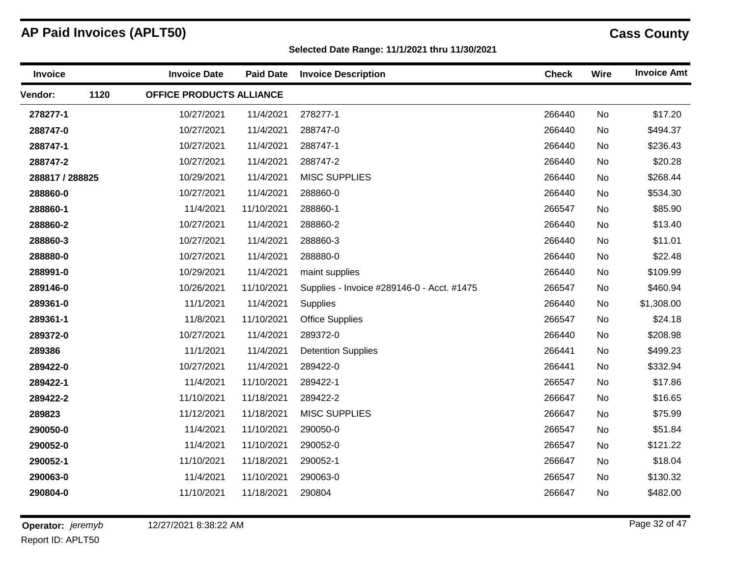# AP Paid Invoices (APLT50)

## Cass County

**Selected Date Range: 11/1/2021 thru 11/30/2021**

| Invoice | Invoice Date | Paid Date | Invoice Description | Check | Wire | Invoice Amt |
|---|---|---|---|---|---|---|
| **Vendor: 1120** | **OFFICE PRODUCTS ALLIANCE** | | | | | |
| **278277-1** | 10/27/2021 | 11/4/2021 | 278277-1 | 266440 | No | $17.20 |
| **288747-0** | 10/27/2021 | 11/4/2021 | 288747-0 | 266440 | No | $494.37 |
| **288747-1** | 10/27/2021 | 11/4/2021 | 288747-1 | 266440 | No | $236.43 |
| **288747-2** | 10/27/2021 | 11/4/2021 | 288747-2 | 266440 | No | $20.28 |
| **288817 / 288825** | 10/29/2021 | 11/4/2021 | MISC SUPPLIES | 266440 | No | $268.44 |
| **288860-0** | 10/27/2021 | 11/4/2021 | 288860-0 | 266440 | No | $534.30 |
| **288860-1** | 11/4/2021 | 11/10/2021 | 288860-1 | 266547 | No | $85.90 |
| **288860-2** | 10/27/2021 | 11/4/2021 | 288860-2 | 266440 | No | $13.40 |
| **288860-3** | 10/27/2021 | 11/4/2021 | 288860-3 | 266440 | No | $11.01 |
| **288880-0** | 10/27/2021 | 11/4/2021 | 288880-0 | 266440 | No | $22.48 |
| **288991-0** | 10/29/2021 | 11/4/2021 | maint supplies | 266440 | No | $109.99 |
| **289146-0** | 10/26/2021 | 11/10/2021 | Supplies - Invoice #289146-0 - Acct. #1475 | 266547 | No | $460.94 |
| **289361-0** | 11/1/2021 | 11/4/2021 | Supplies | 266440 | No | $1,308.00 |
| **289361-1** | 11/8/2021 | 11/10/2021 | Office Supplies | 266547 | No | $24.18 |
| **289372-0** | 10/27/2021 | 11/4/2021 | 289372-0 | 266440 | No | $208.98 |
| **289386** | 11/1/2021 | 11/4/2021 | Detention Supplies | 266441 | No | $499.23 |
| **289422-0** | 10/27/2021 | 11/4/2021 | 289422-0 | 266441 | No | $332.94 |
| **289422-1** | 11/4/2021 | 11/10/2021 | 289422-1 | 266547 | No | $17.86 |
| **289422-2** | 11/10/2021 | 11/18/2021 | 289422-2 | 266647 | No | $16.65 |
| **289823** | 11/12/2021 | 11/18/2021 | MISC SUPPLIES | 266647 | No | $75.99 |
| **290050-0** | 11/4/2021 | 11/10/2021 | 290050-0 | 266547 | No | $51.84 |
| **290052-0** | 11/4/2021 | 11/10/2021 | 290052-0 | 266547 | No | $121.22 |
| **290052-1** | 11/10/2021 | 11/18/2021 | 290052-1 | 266647 | No | $18.04 |
| **290063-0** | 11/4/2021 | 11/10/2021 | 290063-0 | 266547 | No | $130.32 |
| **290804-0** | 11/10/2021 | 11/18/2021 | 290804 | 266647 | No | $482.00 |

**Operator:** *jeremyb* 12/27/2021 8:38:22 AM

Report ID: APLT50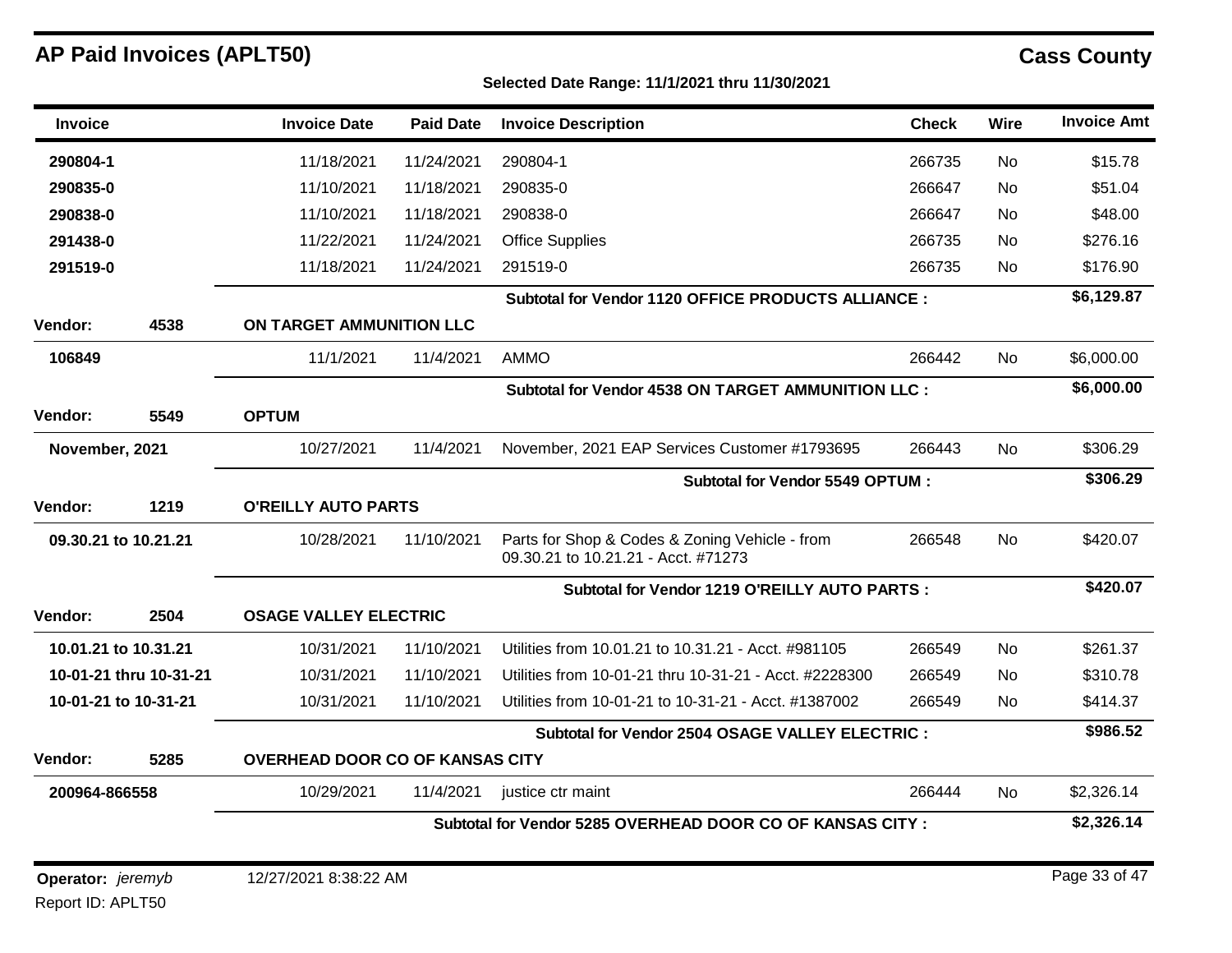# AP Paid Invoices (APLT50)

**Cass County**

**Selected Date Range: 11/1/2021 thru 11/30/2021**

| Invoice | | Invoice Date | Paid Date | Invoice Description | Check | Wire | Invoice Amt |
|---|---|---|---|---|---|---|---|
| **290804-1** | | 11/18/2021 | 11/24/2021 | 290804-1 | 266735 | No | $15.78 |
| **290835-0** | | 11/10/2021 | 11/18/2021 | 290835-0 | 266647 | No | $51.04 |
| **290838-0** | | 11/10/2021 | 11/18/2021 | 290838-0 | 266647 | No | $48.00 |
| **291438-0** | | 11/22/2021 | 11/24/2021 | Office Supplies | 266735 | No | $276.16 |
| **291519-0** | | 11/18/2021 | 11/24/2021 | 291519-0 | 266735 | No | $176.90 |
| | | | | **Subtotal for Vendor 1120 OFFICE PRODUCTS ALLIANCE :** | | | **$6,129.87** |
| **Vendor:** | **4538** | **ON TARGET AMMUNITION LLC** | | | | | |
| **106849** | | 11/1/2021 | 11/4/2021 | AMMO | 266442 | No | $6,000.00 |
| | | | | **Subtotal for Vendor 4538 ON TARGET AMMUNITION LLC :** | | | **$6,000.00** |
| **Vendor:** | **5549** | **OPTUM** | | | | | |
| **November, 2021** | | 10/27/2021 | 11/4/2021 | November, 2021 EAP Services Customer #1793695 | 266443 | No | $306.29 |
| | | | | **Subtotal for Vendor 5549 OPTUM :** | | | **$306.29** |
| **Vendor:** | **1219** | **O'REILLY AUTO PARTS** | | | | | |
| **09.30.21 to 10.21.21** | | 10/28/2021 | 11/10/2021 | Parts for Shop & Codes & Zoning Vehicle - from 09.30.21 to 10.21.21 - Acct. #71273 | 266548 | No | $420.07 |
| | | | | **Subtotal for Vendor 1219 O'REILLY AUTO PARTS :** | | | **$420.07** |
| **Vendor:** | **2504** | **OSAGE VALLEY ELECTRIC** | | | | | |
| **10.01.21 to 10.31.21** | | 10/31/2021 | 11/10/2021 | Utilities from 10.01.21 to 10.31.21 - Acct. #981105 | 266549 | No | $261.37 |
| **10-01-21 thru 10-31-21** | | 10/31/2021 | 11/10/2021 | Utilities from 10-01-21 thru 10-31-21 - Acct. #2228300 | 266549 | No | $310.78 |
| **10-01-21 to 10-31-21** | | 10/31/2021 | 11/10/2021 | Utilities from 10-01-21 to 10-31-21 - Acct. #1387002 | 266549 | No | $414.37 |
| | | | | **Subtotal for Vendor 2504 OSAGE VALLEY ELECTRIC :** | | | **$986.52** |
| **Vendor:** | **5285** | **OVERHEAD DOOR CO OF KANSAS CITY** | | | | | |
| **200964-866558** | | 10/29/2021 | 11/4/2021 | justice ctr maint | 266444 | No | $2,326.14 |
| | | | | **Subtotal for Vendor 5285 OVERHEAD DOOR CO OF KANSAS CITY :** | | | **$2,326.14** |

**Operator:** *jeremyb* 12/27/2021 8:38:22 AM

Report ID: APLT50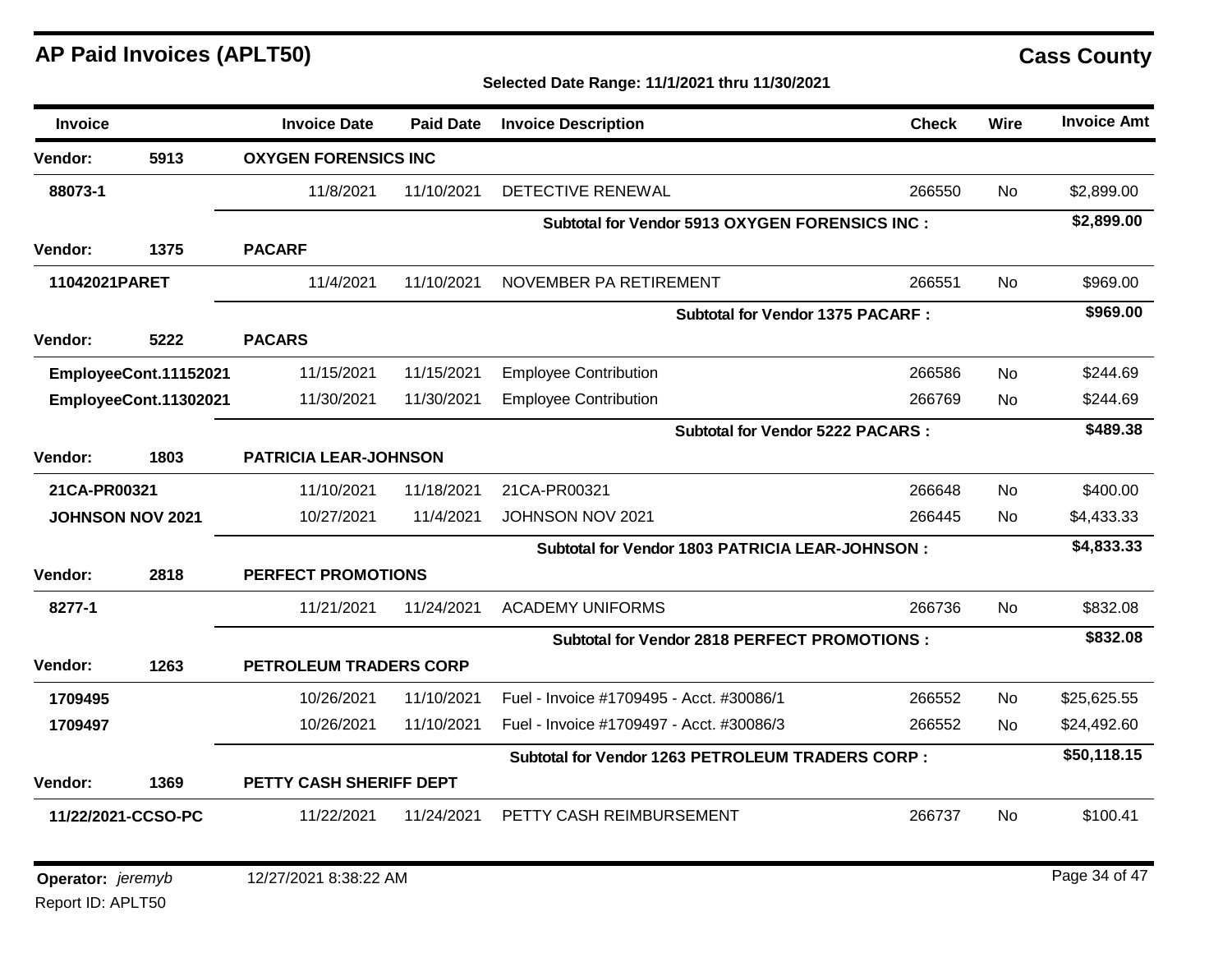# AP Paid Invoices (APLT50)

**Cass County**

**Selected Date Range: 11/1/2021 thru 11/30/2021**

| Invoice | | Invoice Date | Paid Date | Invoice Description | Check | Wire | Invoice Amt |
|---|---|---|---|---|---|---|---|
| **Vendor:** | **5913** | **OXYGEN FORENSICS INC** | | | | | |
| **88073-1** | | 11/8/2021 | 11/10/2021 | DETECTIVE RENEWAL | 266550 | No | $2,899.00 |
| | | | | **Subtotal for Vendor 5913 OXYGEN FORENSICS INC :** | | | **$2,899.00** |
| **Vendor:** | **1375** | **PACARF** | | | | | |
| **11042021PARET** | | 11/4/2021 | 11/10/2021 | NOVEMBER PA RETIREMENT | 266551 | No | $969.00 |
| | | | | **Subtotal for Vendor 1375 PACARF :** | | | **$969.00** |
| **Vendor:** | **5222** | **PACARS** | | | | | |
| **EmployeeCont.11152021** | | 11/15/2021 | 11/15/2021 | Employee Contribution | 266586 | No | $244.69 |
| **EmployeeCont.11302021** | | 11/30/2021 | 11/30/2021 | Employee Contribution | 266769 | No | $244.69 |
| | | | | **Subtotal for Vendor 5222 PACARS :** | | | **$489.38** |
| **Vendor:** | **1803** | **PATRICIA LEAR-JOHNSON** | | | | | |
| **21CA-PR00321** | | 11/10/2021 | 11/18/2021 | 21CA-PR00321 | 266648 | No | $400.00 |
| **JOHNSON NOV 2021** | | 10/27/2021 | 11/4/2021 | JOHNSON NOV 2021 | 266445 | No | $4,433.33 |
| | | | | **Subtotal for Vendor 1803 PATRICIA LEAR-JOHNSON :** | | | **$4,833.33** |
| **Vendor:** | **2818** | **PERFECT PROMOTIONS** | | | | | |
| **8277-1** | | 11/21/2021 | 11/24/2021 | ACADEMY UNIFORMS | 266736 | No | $832.08 |
| | | | | **Subtotal for Vendor 2818 PERFECT PROMOTIONS :** | | | **$832.08** |
| **Vendor:** | **1263** | **PETROLEUM TRADERS CORP** | | | | | |
| **1709495** | | 10/26/2021 | 11/10/2021 | Fuel - Invoice #1709495 - Acct. #30086/1 | 266552 | No | $25,625.55 |
| **1709497** | | 10/26/2021 | 11/10/2021 | Fuel - Invoice #1709497 - Acct. #30086/3 | 266552 | No | $24,492.60 |
| | | | | **Subtotal for Vendor 1263 PETROLEUM TRADERS CORP :** | | | **$50,118.15** |
| **Vendor:** | **1369** | **PETTY CASH SHERIFF DEPT** | | | | | |
| **11/22/2021-CCSO-PC** | | 11/22/2021 | 11/24/2021 | PETTY CASH REIMBURSEMENT | 266737 | No | $100.41 |

**Operator:** *jeremyb* 12/27/2021 8:38:22 AM

Report ID: APLT50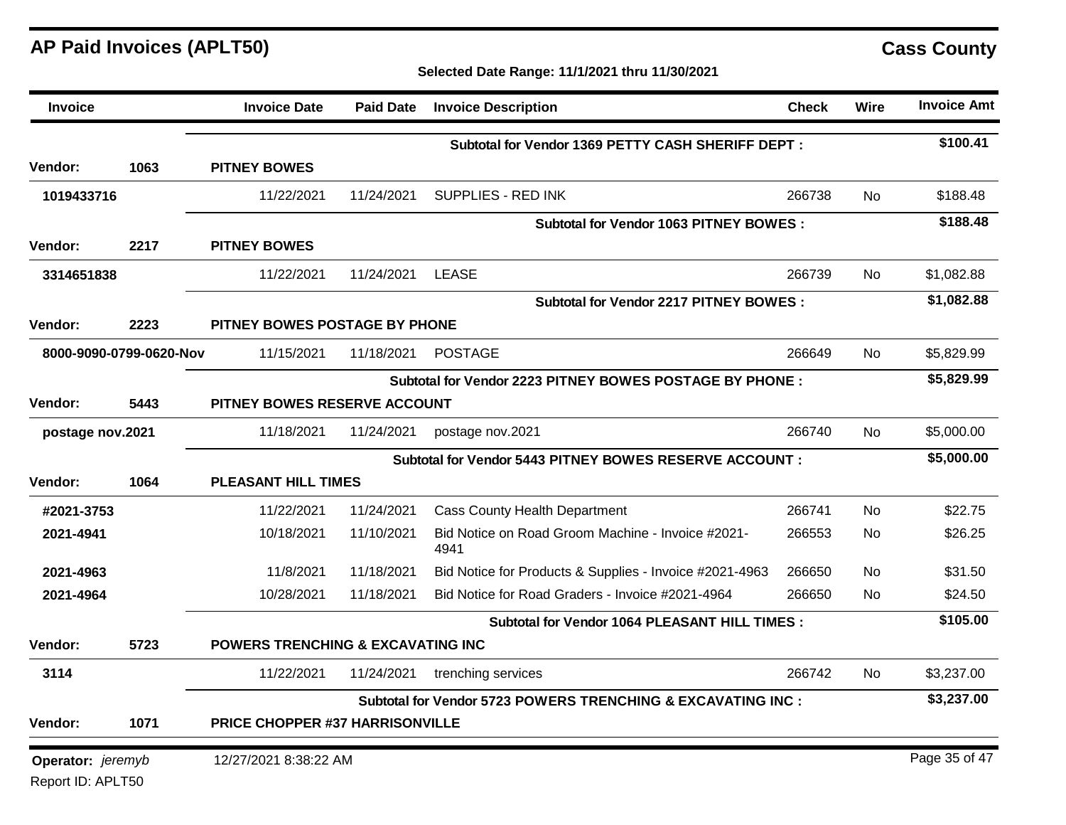# AP Paid Invoices (APLT50)

**Cass County**

**Selected Date Range: 11/1/2021 thru 11/30/2021**

| Invoice | | Invoice Date | Paid Date | Invoice Description | Check | Wire | Invoice Amt |
|---|---|---|---|---|---|---|---|
| | | | | **Subtotal for Vendor 1369 PETTY CASH SHERIFF DEPT :** | | | **$100.41** |
| **Vendor:** | **1063** | **PITNEY BOWES** | | | | | |
| **1019433716** | | 11/22/2021 | 11/24/2021 | SUPPLIES - RED INK | 266738 | No | $188.48 |
| | | | | **Subtotal for Vendor 1063 PITNEY BOWES :** | | | **$188.48** |
| **Vendor:** | **2217** | **PITNEY BOWES** | | | | | |
| **3314651838** | | 11/22/2021 | 11/24/2021 | LEASE | 266739 | No | $1,082.88 |
| | | | | **Subtotal for Vendor 2217 PITNEY BOWES :** | | | **$1,082.88** |
| **Vendor:** | **2223** | **PITNEY BOWES POSTAGE BY PHONE** | | | | | |
| **8000-9090-0799-0620-Nov** | | 11/15/2021 | 11/18/2021 | POSTAGE | 266649 | No | $5,829.99 |
| | | | | **Subtotal for Vendor 2223 PITNEY BOWES POSTAGE BY PHONE :** | | | **$5,829.99** |
| **Vendor:** | **5443** | **PITNEY BOWES RESERVE ACCOUNT** | | | | | |
| **postage nov.2021** | | 11/18/2021 | 11/24/2021 | postage nov.2021 | 266740 | No | $5,000.00 |
| | | | | **Subtotal for Vendor 5443 PITNEY BOWES RESERVE ACCOUNT :** | | | **$5,000.00** |
| **Vendor:** | **1064** | **PLEASANT HILL TIMES** | | | | | |
| **#2021-3753** | | 11/22/2021 | 11/24/2021 | Cass County Health Department | 266741 | No | $22.75 |
| **2021-4941** | | 10/18/2021 | 11/10/2021 | Bid Notice on Road Groom Machine - Invoice #2021-4941 | 266553 | No | $26.25 |
| **2021-4963** | | 11/8/2021 | 11/18/2021 | Bid Notice for Products & Supplies - Invoice #2021-4963 | 266650 | No | $31.50 |
| **2021-4964** | | 10/28/2021 | 11/18/2021 | Bid Notice for Road Graders - Invoice #2021-4964 | 266650 | No | $24.50 |
| | | | | **Subtotal for Vendor 1064 PLEASANT HILL TIMES :** | | | **$105.00** |
| **Vendor:** | **5723** | **POWERS TRENCHING & EXCAVATING INC** | | | | | |
| **3114** | | 11/22/2021 | 11/24/2021 | trenching services | 266742 | No | $3,237.00 |
| | | | | **Subtotal for Vendor 5723 POWERS TRENCHING & EXCAVATING INC :** | | | **$3,237.00** |
| **Vendor:** | **1071** | **PRICE CHOPPER #37 HARRISONVILLE** | | | | | |

**Operator:** *jeremyb* 12/27/2021 8:38:22 AM

Report ID: APLT50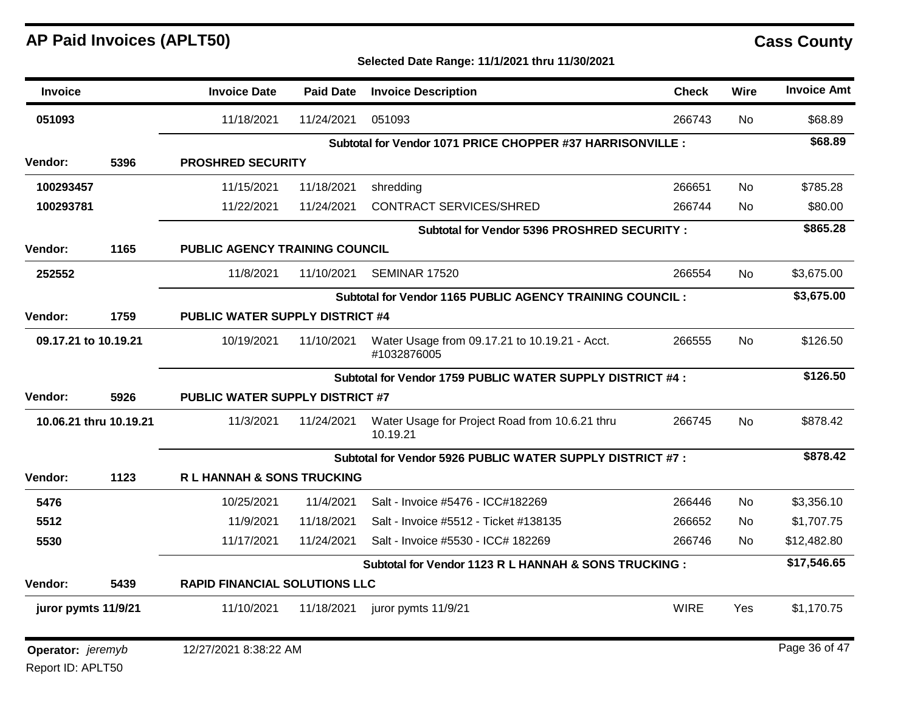## AP Paid Invoices (APLT50)

**Cass County**

**Selected Date Range: 11/1/2021 thru 11/30/2021**

| Invoice | | Invoice Date | Paid Date | Invoice Description | Check | Wire | Invoice Amt |
|---|---|---|---|---|---|---|---|
| **051093** | | 11/18/2021 | 11/24/2021 | 051093 | 266743 | No | $68.89 |
| | | | | **Subtotal for Vendor 1071 PRICE CHOPPER #37 HARRISONVILLE :** | | | **$68.89** |
| **Vendor:** | **5396** | **PROSHRED SECURITY** | | | | | |
| **100293457** | | 11/15/2021 | 11/18/2021 | shredding | 266651 | No | $785.28 |
| **100293781** | | 11/22/2021 | 11/24/2021 | CONTRACT SERVICES/SHRED | 266744 | No | $80.00 |
| | | | | **Subtotal for Vendor 5396 PROSHRED SECURITY :** | | | **$865.28** |
| **Vendor:** | **1165** | **PUBLIC AGENCY TRAINING COUNCIL** | | | | | |
| **252552** | | 11/8/2021 | 11/10/2021 | SEMINAR 17520 | 266554 | No | $3,675.00 |
| | | | | **Subtotal for Vendor 1165 PUBLIC AGENCY TRAINING COUNCIL :** | | | **$3,675.00** |
| **Vendor:** | **1759** | **PUBLIC WATER SUPPLY DISTRICT #4** | | | | | |
| **09.17.21 to 10.19.21** | | 10/19/2021 | 11/10/2021 | Water Usage from 09.17.21 to 10.19.21 - Acct. #1032876005 | 266555 | No | $126.50 |
| | | | | **Subtotal for Vendor 1759 PUBLIC WATER SUPPLY DISTRICT #4 :** | | | **$126.50** |
| **Vendor:** | **5926** | **PUBLIC WATER SUPPLY DISTRICT #7** | | | | | |
| **10.06.21 thru 10.19.21** | | 11/3/2021 | 11/24/2021 | Water Usage for Project Road from 10.6.21 thru 10.19.21 | 266745 | No | $878.42 |
| | | | | **Subtotal for Vendor 5926 PUBLIC WATER SUPPLY DISTRICT #7 :** | | | **$878.42** |
| **Vendor:** | **1123** | **R L HANNAH & SONS TRUCKING** | | | | | |
| **5476** | | 10/25/2021 | 11/4/2021 | Salt - Invoice #5476 - ICC#182269 | 266446 | No | $3,356.10 |
| **5512** | | 11/9/2021 | 11/18/2021 | Salt - Invoice #5512 - Ticket #138135 | 266652 | No | $1,707.75 |
| **5530** | | 11/17/2021 | 11/24/2021 | Salt - Invoice #5530 - ICC# 182269 | 266746 | No | $12,482.80 |
| | | | | **Subtotal for Vendor 1123 R L HANNAH & SONS TRUCKING :** | | | **$17,546.65** |
| **Vendor:** | **5439** | **RAPID FINANCIAL SOLUTIONS LLC** | | | | | |
| **juror pymts 11/9/21** | | 11/10/2021 | 11/18/2021 | juror pymts 11/9/21 | WIRE | Yes | $1,170.75 |

**Operator:** *jeremyb* 12/27/2021 8:38:22 AM

Report ID: APLT50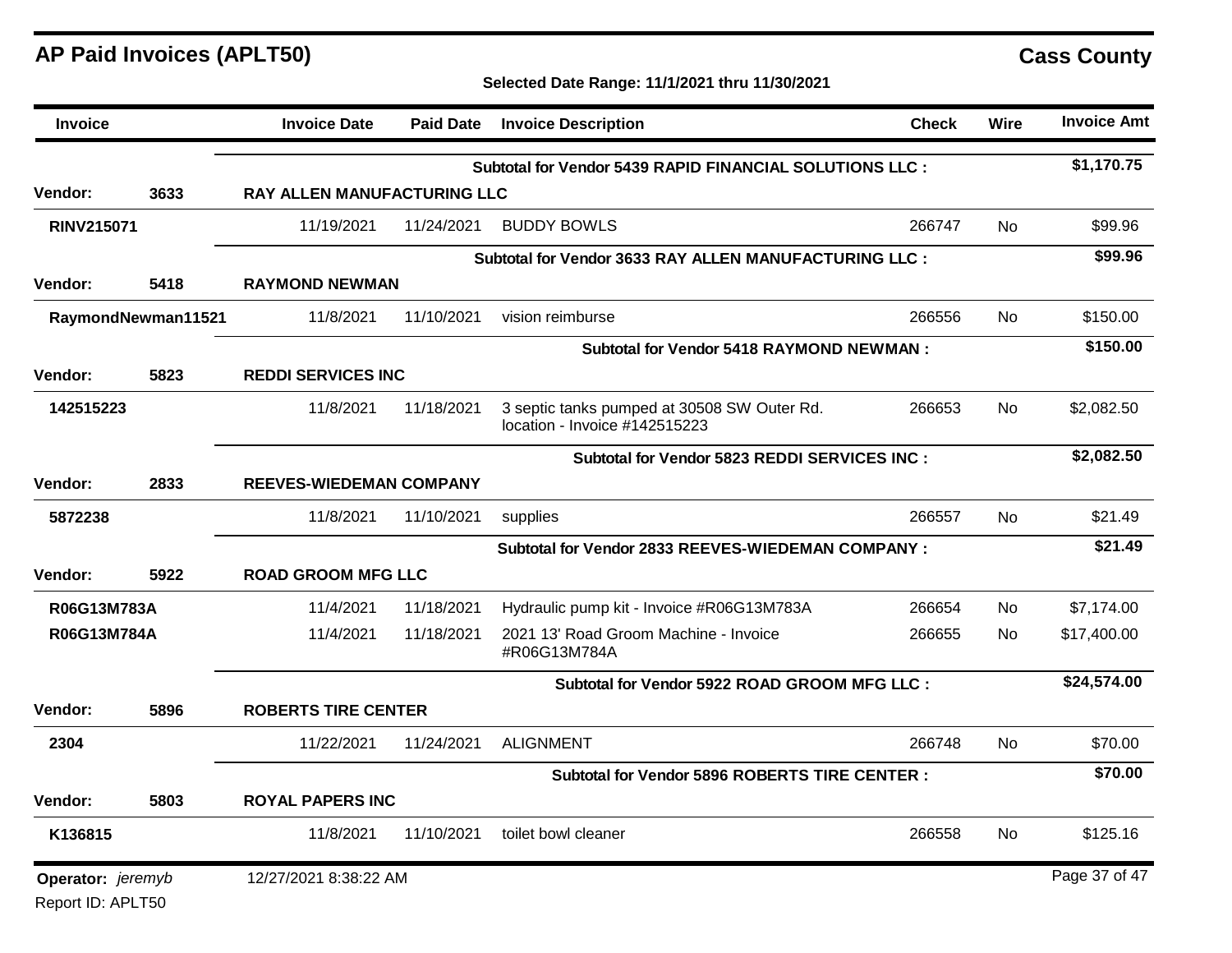# AP Paid Invoices (APLT50)

**Cass County**

**Selected Date Range: 11/1/2021 thru 11/30/2021**

| Invoice | Invoice Date | Paid Date | Invoice Description | Check | Wire | Invoice Amt |
|---|---|---|---|---|---|---|
| | | | **Subtotal for Vendor 5439 RAPID FINANCIAL SOLUTIONS LLC :** | | | **$1,170.75** |
| **Vendor: 3633** | **RAY ALLEN MANUFACTURING LLC** | | | | | |
| **RINV215071** | 11/19/2021 | 11/24/2021 | BUDDY BOWLS | 266747 | No | $99.96 |
| | | | **Subtotal for Vendor 3633 RAY ALLEN MANUFACTURING LLC :** | | | **$99.96** |
| **Vendor: 5418** | **RAYMOND NEWMAN** | | | | | |
| **RaymondNewman11521** | 11/8/2021 | 11/10/2021 | vision reimburse | 266556 | No | $150.00 |
| | | | **Subtotal for Vendor 5418 RAYMOND NEWMAN :** | | | **$150.00** |
| **Vendor: 5823** | **REDDI SERVICES INC** | | | | | |
| **142515223** | 11/8/2021 | 11/18/2021 | 3 septic tanks pumped at 30508 SW Outer Rd. location - Invoice #142515223 | 266653 | No | $2,082.50 |
| | | | **Subtotal for Vendor 5823 REDDI SERVICES INC :** | | | **$2,082.50** |
| **Vendor: 2833** | **REEVES-WIEDEMAN COMPANY** | | | | | |
| **5872238** | 11/8/2021 | 11/10/2021 | supplies | 266557 | No | $21.49 |
| | | | **Subtotal for Vendor 2833 REEVES-WIEDEMAN COMPANY :** | | | **$21.49** |
| **Vendor: 5922** | **ROAD GROOM MFG LLC** | | | | | |
| **R06G13M783A** | 11/4/2021 | 11/18/2021 | Hydraulic pump kit - Invoice #R06G13M783A | 266654 | No | $7,174.00 |
| **R06G13M784A** | 11/4/2021 | 11/18/2021 | 2021 13' Road Groom Machine - Invoice #R06G13M784A | 266655 | No | $17,400.00 |
| | | | **Subtotal for Vendor 5922 ROAD GROOM MFG LLC :** | | | **$24,574.00** |
| **Vendor: 5896** | **ROBERTS TIRE CENTER** | | | | | |
| **2304** | 11/22/2021 | 11/24/2021 | ALIGNMENT | 266748 | No | $70.00 |
| | | | **Subtotal for Vendor 5896 ROBERTS TIRE CENTER :** | | | **$70.00** |
| **Vendor: 5803** | **ROYAL PAPERS INC** | | | | | |
| **K136815** | 11/8/2021 | 11/10/2021 | toilet bowl cleaner | 266558 | No | $125.16 |

**Operator:** *jeremyb* 12/27/2021 8:38:22 AM

Report ID: APLT50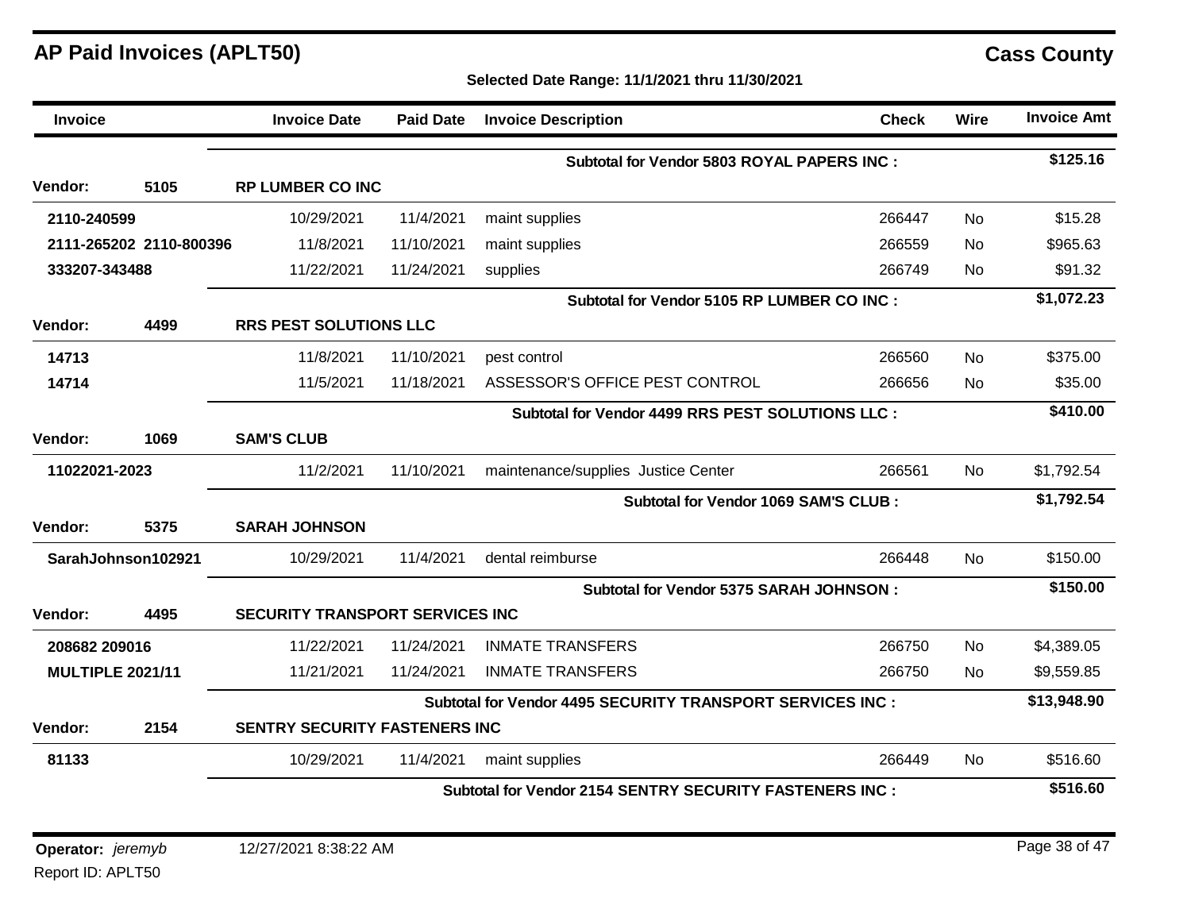## AP Paid Invoices (APLT50)

**Cass County**

**Selected Date Range: 11/1/2021 thru 11/30/2021**

| Invoice | | Invoice Date | Paid Date | Invoice Description | Check | Wire | Invoice Amt |
|---|---|---|---|---|---|---|---|
| | | | | **Subtotal for Vendor 5803 ROYAL PAPERS INC :** | | | **$125.16** |
| **Vendor:** | **5105** | **RP LUMBER CO INC** | | | | | |
| **2110-240599** | | 10/29/2021 | 11/4/2021 | maint supplies | 266447 | No | $15.28 |
| **2111-265202 2110-800396** | | 11/8/2021 | 11/10/2021 | maint supplies | 266559 | No | $965.63 |
| **333207-343488** | | 11/22/2021 | 11/24/2021 | supplies | 266749 | No | $91.32 |
| | | | | **Subtotal for Vendor 5105 RP LUMBER CO INC :** | | | **$1,072.23** |
| **Vendor:** | **4499** | **RRS PEST SOLUTIONS LLC** | | | | | |
| **14713** | | 11/8/2021 | 11/10/2021 | pest control | 266560 | No | $375.00 |
| **14714** | | 11/5/2021 | 11/18/2021 | ASSESSOR'S OFFICE PEST CONTROL | 266656 | No | $35.00 |
| | | | | **Subtotal for Vendor 4499 RRS PEST SOLUTIONS LLC :** | | | **$410.00** |
| **Vendor:** | **1069** | **SAM'S CLUB** | | | | | |
| **11022021-2023** | | 11/2/2021 | 11/10/2021 | maintenance/supplies Justice Center | 266561 | No | $1,792.54 |
| | | | | **Subtotal for Vendor 1069 SAM'S CLUB :** | | | **$1,792.54** |
| **Vendor:** | **5375** | **SARAH JOHNSON** | | | | | |
| **SarahJohnson102921** | | 10/29/2021 | 11/4/2021 | dental reimburse | 266448 | No | $150.00 |
| | | | | **Subtotal for Vendor 5375 SARAH JOHNSON :** | | | **$150.00** |
| **Vendor:** | **4495** | **SECURITY TRANSPORT SERVICES INC** | | | | | |
| **208682 209016** | | 11/22/2021 | 11/24/2021 | INMATE TRANSFERS | 266750 | No | $4,389.05 |
| **MULTIPLE 2021/11** | | 11/21/2021 | 11/24/2021 | INMATE TRANSFERS | 266750 | No | $9,559.85 |
| | | | | **Subtotal for Vendor 4495 SECURITY TRANSPORT SERVICES INC :** | | | **$13,948.90** |
| **Vendor:** | **2154** | **SENTRY SECURITY FASTENERS INC** | | | | | |
| **81133** | | 10/29/2021 | 11/4/2021 | maint supplies | 266449 | No | $516.60 |
| | | | | **Subtotal for Vendor 2154 SENTRY SECURITY FASTENERS INC :** | | | **$516.60** |

**Operator:** *jeremyb* 12/27/2021 8:38:22 AM

Report ID: APLT50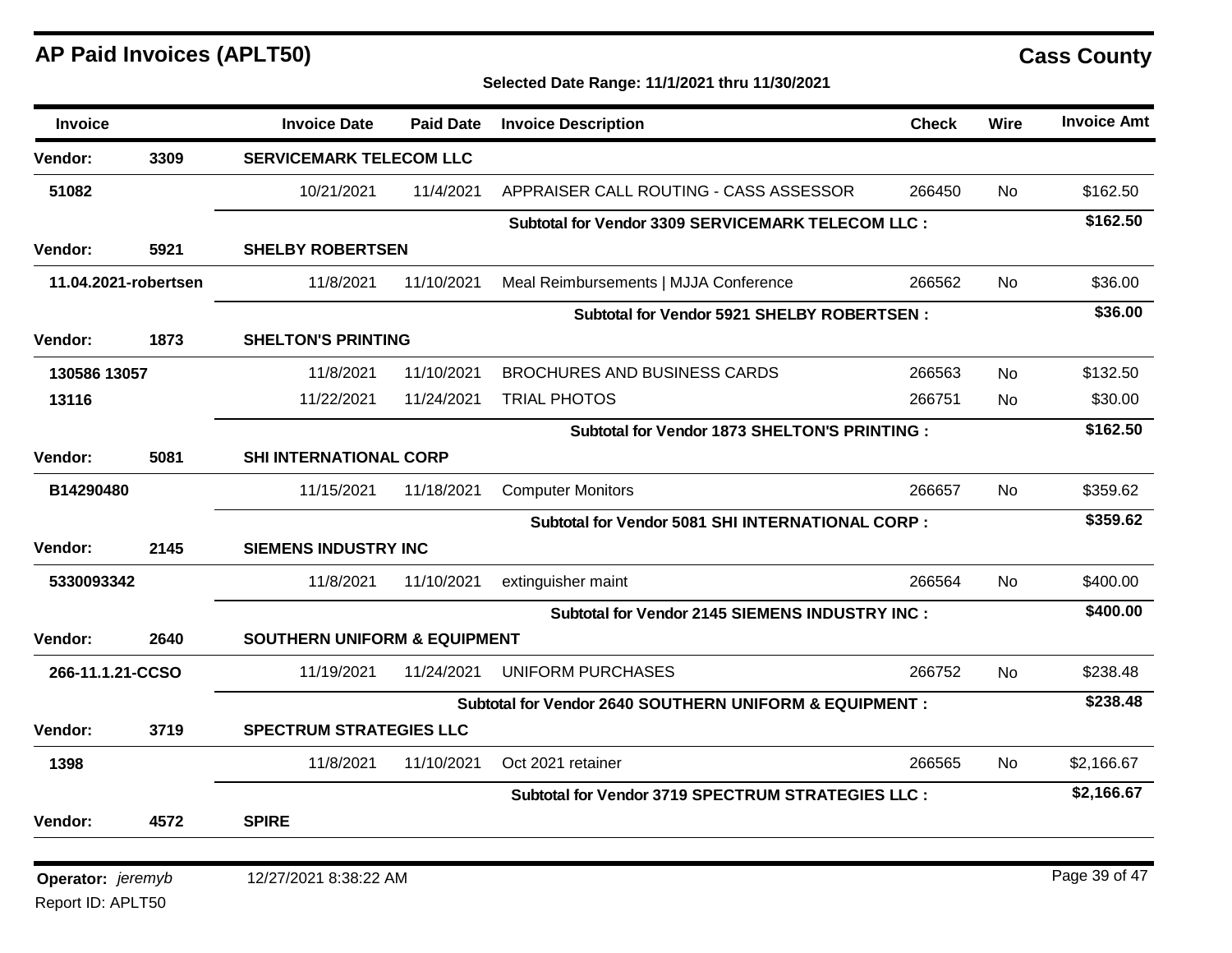# AP Paid Invoices (APLT50)

**Cass County**

**Selected Date Range: 11/1/2021 thru 11/30/2021**

| Invoice | | Invoice Date | Paid Date | Invoice Description | Check | Wire | Invoice Amt |
|---|---|---|---|---|---|---|---|
| **Vendor:** | **3309** | **SERVICEMARK TELECOM LLC** | | | | | |
| **51082** | | 10/21/2021 | 11/4/2021 | APPRAISER CALL ROUTING - CASS ASSESSOR | 266450 | No | $162.50 |
| | | | | **Subtotal for Vendor 3309 SERVICEMARK TELECOM LLC :** | | | **$162.50** |
| **Vendor:** | **5921** | **SHELBY ROBERTSEN** | | | | | |
| **11.04.2021-robertsen** | | 11/8/2021 | 11/10/2021 | Meal Reimbursements \| MJJA Conference | 266562 | No | $36.00 |
| | | | | **Subtotal for Vendor 5921 SHELBY ROBERTSEN :** | | | **$36.00** |
| **Vendor:** | **1873** | **SHELTON'S PRINTING** | | | | | |
| **130586 13057** | | 11/8/2021 | 11/10/2021 | BROCHURES AND BUSINESS CARDS | 266563 | No | $132.50 |
| **13116** | | 11/22/2021 | 11/24/2021 | TRIAL PHOTOS | 266751 | No | $30.00 |
| | | | | **Subtotal for Vendor 1873 SHELTON'S PRINTING :** | | | **$162.50** |
| **Vendor:** | **5081** | **SHI INTERNATIONAL CORP** | | | | | |
| **B14290480** | | 11/15/2021 | 11/18/2021 | Computer Monitors | 266657 | No | $359.62 |
| | | | | **Subtotal for Vendor 5081 SHI INTERNATIONAL CORP :** | | | **$359.62** |
| **Vendor:** | **2145** | **SIEMENS INDUSTRY INC** | | | | | |
| **5330093342** | | 11/8/2021 | 11/10/2021 | extinguisher maint | 266564 | No | $400.00 |
| | | | | **Subtotal for Vendor 2145 SIEMENS INDUSTRY INC :** | | | **$400.00** |
| **Vendor:** | **2640** | **SOUTHERN UNIFORM & EQUIPMENT** | | | | | |
| **266-11.1.21-CCSO** | | 11/19/2021 | 11/24/2021 | UNIFORM PURCHASES | 266752 | No | $238.48 |
| | | | | **Subtotal for Vendor 2640 SOUTHERN UNIFORM & EQUIPMENT :** | | | **$238.48** |
| **Vendor:** | **3719** | **SPECTRUM STRATEGIES LLC** | | | | | |
| **1398** | | 11/8/2021 | 11/10/2021 | Oct 2021 retainer | 266565 | No | $2,166.67 |
| | | | | **Subtotal for Vendor 3719 SPECTRUM STRATEGIES LLC :** | | | **$2,166.67** |
| **Vendor:** | **4572** | **SPIRE** | | | | | |

**Operator:** *jeremyb* 12/27/2021 8:38:22 AM

Report ID: APLT50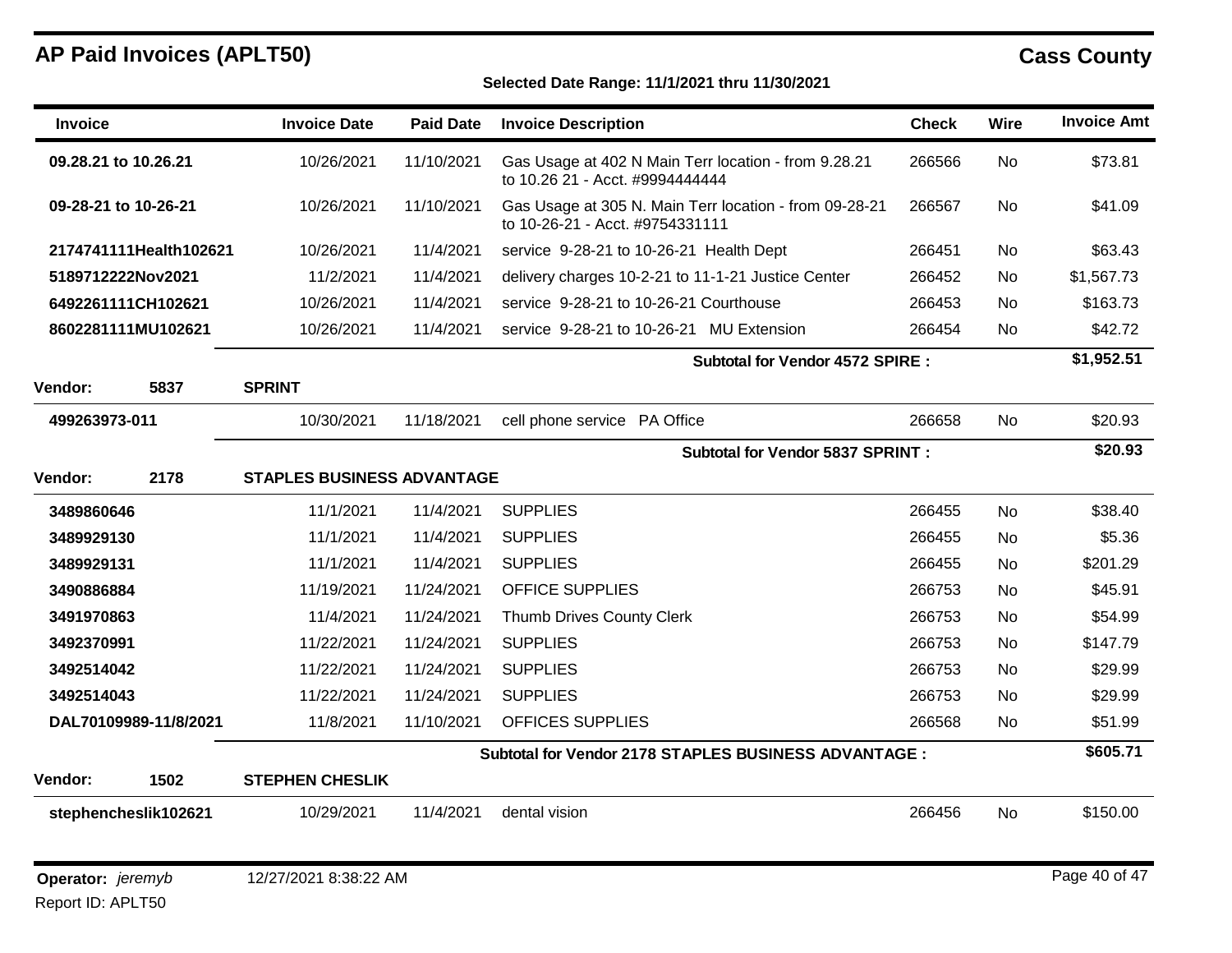# AP Paid Invoices (APLT50)

## Cass County

**Selected Date Range: 11/1/2021 thru 11/30/2021**

| Invoice | Invoice Date | Paid Date | Invoice Description | Check | Wire | Invoice Amt |
|---|---|---|---|---|---|---|
| **09.28.21 to 10.26.21** | 10/26/2021 | 11/10/2021 | Gas Usage at 402 N Main Terr location - from 9.28.21 to 10.26 21 - Acct. #9994444444 | 266566 | No | $73.81 |
| **09-28-21 to 10-26-21** | 10/26/2021 | 11/10/2021 | Gas Usage at 305 N. Main Terr location - from 09-28-21 to 10-26-21 - Acct. #9754331111 | 266567 | No | $41.09 |
| **2174741111Health102621** | 10/26/2021 | 11/4/2021 | service 9-28-21 to 10-26-21 Health Dept | 266451 | No | $63.43 |
| **5189712222Nov2021** | 11/2/2021 | 11/4/2021 | delivery charges 10-2-21 to 11-1-21 Justice Center | 266452 | No | $1,567.73 |
| **6492261111CH102621** | 10/26/2021 | 11/4/2021 | service 9-28-21 to 10-26-21 Courthouse | 266453 | No | $163.73 |
| **8602281111MU102621** | 10/26/2021 | 11/4/2021 | service 9-28-21 to 10-26-21 MU Extension | 266454 | No | $42.72 |
| | | | **Subtotal for Vendor 4572 SPIRE :** | | | **$1,952.51** |
| **Vendor: 5837** | **SPRINT** | | | | | |
| **499263973-011** | 10/30/2021 | 11/18/2021 | cell phone service PA Office | 266658 | No | $20.93 |
| | | | **Subtotal for Vendor 5837 SPRINT :** | | | **$20.93** |
| **Vendor: 2178** | **STAPLES BUSINESS ADVANTAGE** | | | | | |
| **3489860646** | 11/1/2021 | 11/4/2021 | SUPPLIES | 266455 | No | $38.40 |
| **3489929130** | 11/1/2021 | 11/4/2021 | SUPPLIES | 266455 | No | $5.36 |
| **3489929131** | 11/1/2021 | 11/4/2021 | SUPPLIES | 266455 | No | $201.29 |
| **3490886884** | 11/19/2021 | 11/24/2021 | OFFICE SUPPLIES | 266753 | No | $45.91 |
| **3491970863** | 11/4/2021 | 11/24/2021 | Thumb Drives County Clerk | 266753 | No | $54.99 |
| **3492370991** | 11/22/2021 | 11/24/2021 | SUPPLIES | 266753 | No | $147.79 |
| **3492514042** | 11/22/2021 | 11/24/2021 | SUPPLIES | 266753 | No | $29.99 |
| **3492514043** | 11/22/2021 | 11/24/2021 | SUPPLIES | 266753 | No | $29.99 |
| **DAL70109989-11/8/2021** | 11/8/2021 | 11/10/2021 | OFFICES SUPPLIES | 266568 | No | $51.99 |
| | | | **Subtotal for Vendor 2178 STAPLES BUSINESS ADVANTAGE :** | | | **$605.71** |
| **Vendor: 1502** | **STEPHEN CHESLIK** | | | | | |
| **stephencheslik102621** | 10/29/2021 | 11/4/2021 | dental vision | 266456 | No | $150.00 |

**Operator:** *jeremyb* 12/27/2021 8:38:22 AM

Report ID: APLT50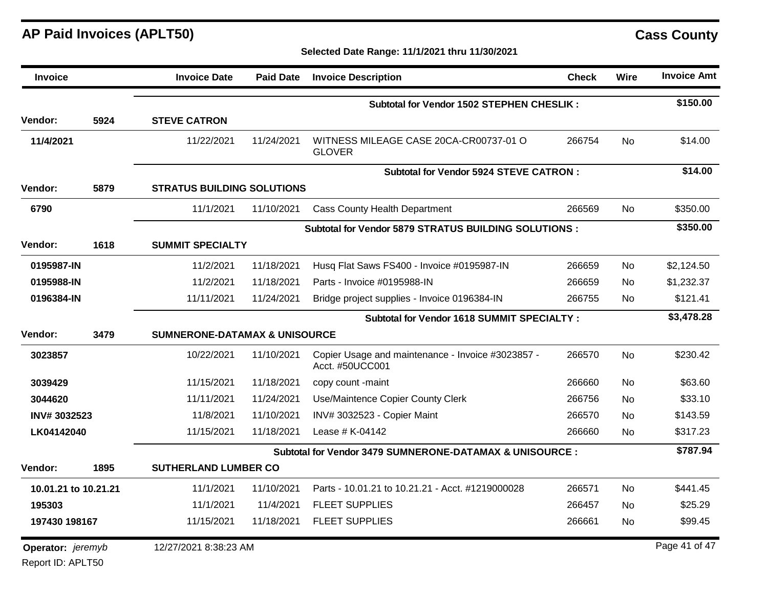## AP Paid Invoices (APLT50)

**Cass County**

**Selected Date Range: 11/1/2021 thru 11/30/2021**

| Invoice | Invoice Date | Paid Date | Invoice Description | Check | Wire | Invoice Amt |
|---|---|---|---|---|---|---|
| | | | **Subtotal for Vendor 1502 STEPHEN CHESLIK :** | | | **$150.00** |
| **Vendor: 5924** | **STEVE CATRON** | | | | | |
| 11/4/2021 | 11/22/2021 | 11/24/2021 | WITNESS MILEAGE CASE 20CA-CR00737-01 O GLOVER | 266754 | No | $14.00 |
| | | | **Subtotal for Vendor 5924 STEVE CATRON :** | | | **$14.00** |
| **Vendor: 5879** | **STRATUS BUILDING SOLUTIONS** | | | | | |
| 6790 | 11/1/2021 | 11/10/2021 | Cass County Health Department | 266569 | No | $350.00 |
| | | | **Subtotal for Vendor 5879 STRATUS BUILDING SOLUTIONS :** | | | **$350.00** |
| **Vendor: 1618** | **SUMMIT SPECIALTY** | | | | | |
| 0195987-IN | 11/2/2021 | 11/18/2021 | Husq Flat Saws FS400 - Invoice #0195987-IN | 266659 | No | $2,124.50 |
| 0195988-IN | 11/2/2021 | 11/18/2021 | Parts - Invoice #0195988-IN | 266659 | No | $1,232.37 |
| 0196384-IN | 11/11/2021 | 11/24/2021 | Bridge project supplies - Invoice 0196384-IN | 266755 | No | $121.41 |
| | | | **Subtotal for Vendor 1618 SUMMIT SPECIALTY :** | | | **$3,478.28** |
| **Vendor: 3479** | **SUMNERONE-DATAMAX & UNISOURCE** | | | | | |
| 3023857 | 10/22/2021 | 11/10/2021 | Copier Usage and maintenance - Invoice #3023857 - Acct. #50UCC001 | 266570 | No | $230.42 |
| 3039429 | 11/15/2021 | 11/18/2021 | copy count -maint | 266660 | No | $63.60 |
| 3044620 | 11/11/2021 | 11/24/2021 | Use/Maintence Copier County Clerk | 266756 | No | $33.10 |
| INV# 3032523 | 11/8/2021 | 11/10/2021 | INV# 3032523 - Copier Maint | 266570 | No | $143.59 |
| LK04142040 | 11/15/2021 | 11/18/2021 | Lease # K-04142 | 266660 | No | $317.23 |
| | | | **Subtotal for Vendor 3479 SUMNERONE-DATAMAX & UNISOURCE :** | | | **$787.94** |
| **Vendor: 1895** | **SUTHERLAND LUMBER CO** | | | | | |
| 10.01.21 to 10.21.21 | 11/1/2021 | 11/10/2021 | Parts - 10.01.21 to 10.21.21 - Acct. #1219000028 | 266571 | No | $441.45 |
| 195303 | 11/1/2021 | 11/4/2021 | FLEET SUPPLIES | 266457 | No | $25.29 |
| 197430 198167 | 11/15/2021 | 11/18/2021 | FLEET SUPPLIES | 266661 | No | $99.45 |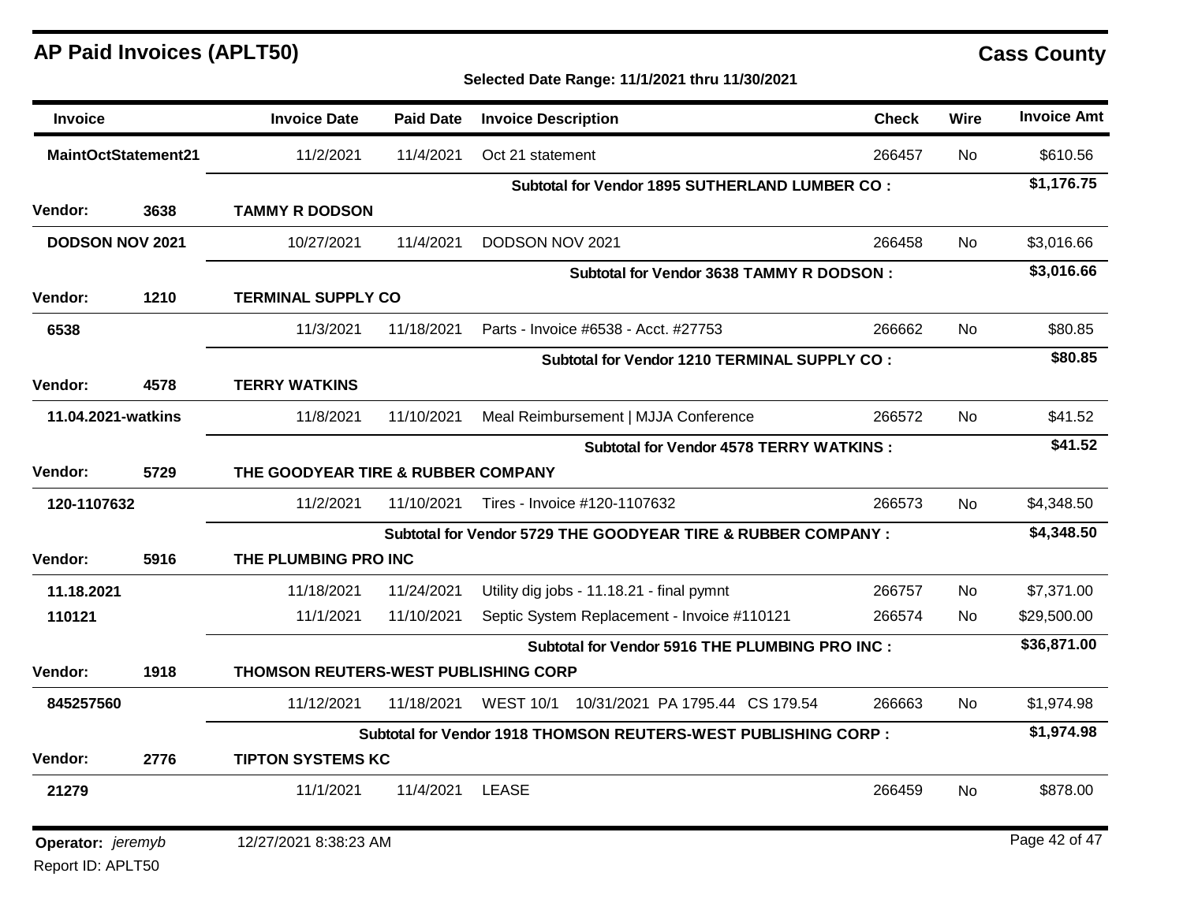## AP Paid Invoices (APLT50)

**Cass County**

**Selected Date Range: 11/1/2021 thru 11/30/2021**

| Invoice | | Invoice Date | Paid Date | Invoice Description | Check | Wire | Invoice Amt |
|---|---|---|---|---|---|---|---|
| **MaintOctStatement21** | | 11/2/2021 | 11/4/2021 | Oct 21 statement | 266457 | No | $610.56 |
| | | | | **Subtotal for Vendor 1895 SUTHERLAND LUMBER CO :** | | | **$1,176.75** |
| **Vendor:** | **3638** | **TAMMY R DODSON** | | | | | |
| **DODSON NOV 2021** | | 10/27/2021 | 11/4/2021 | DODSON NOV 2021 | 266458 | No | $3,016.66 |
| | | | | **Subtotal for Vendor 3638 TAMMY R DODSON :** | | | **$3,016.66** |
| **Vendor:** | **1210** | **TERMINAL SUPPLY CO** | | | | | |
| **6538** | | 11/3/2021 | 11/18/2021 | Parts - Invoice #6538 - Acct. #27753 | 266662 | No | $80.85 |
| | | | | **Subtotal for Vendor 1210 TERMINAL SUPPLY CO :** | | | **$80.85** |
| **Vendor:** | **4578** | **TERRY WATKINS** | | | | | |
| **11.04.2021-watkins** | | 11/8/2021 | 11/10/2021 | Meal Reimbursement \| MJJA Conference | 266572 | No | $41.52 |
| | | | | **Subtotal for Vendor 4578 TERRY WATKINS :** | | | **$41.52** |
| **Vendor:** | **5729** | **THE GOODYEAR TIRE & RUBBER COMPANY** | | | | | |
| **120-1107632** | | 11/2/2021 | 11/10/2021 | Tires - Invoice #120-1107632 | 266573 | No | $4,348.50 |
| | | | | **Subtotal for Vendor 5729 THE GOODYEAR TIRE & RUBBER COMPANY :** | | | **$4,348.50** |
| **Vendor:** | **5916** | **THE PLUMBING PRO INC** | | | | | |
| **11.18.2021** | | 11/18/2021 | 11/24/2021 | Utility dig jobs - 11.18.21 - final pymnt | 266757 | No | $7,371.00 |
| **110121** | | 11/1/2021 | 11/10/2021 | Septic System Replacement - Invoice #110121 | 266574 | No | $29,500.00 |
| | | | | **Subtotal for Vendor 5916 THE PLUMBING PRO INC :** | | | **$36,871.00** |
| **Vendor:** | **1918** | **THOMSON REUTERS-WEST PUBLISHING CORP** | | | | | |
| **845257560** | | 11/12/2021 | 11/18/2021 | WEST 10/1 10/31/2021 PA 1795.44 CS 179.54 | 266663 | No | $1,974.98 |
| | | | | **Subtotal for Vendor 1918 THOMSON REUTERS-WEST PUBLISHING CORP :** | | | **$1,974.98** |
| **Vendor:** | **2776** | **TIPTON SYSTEMS KC** | | | | | |
| **21279** | | 11/1/2021 | 11/4/2021 | LEASE | 266459 | No | $878.00 |

**Operator:** *jeremyb* 12/27/2021 8:38:23 AM

Report ID: APLT50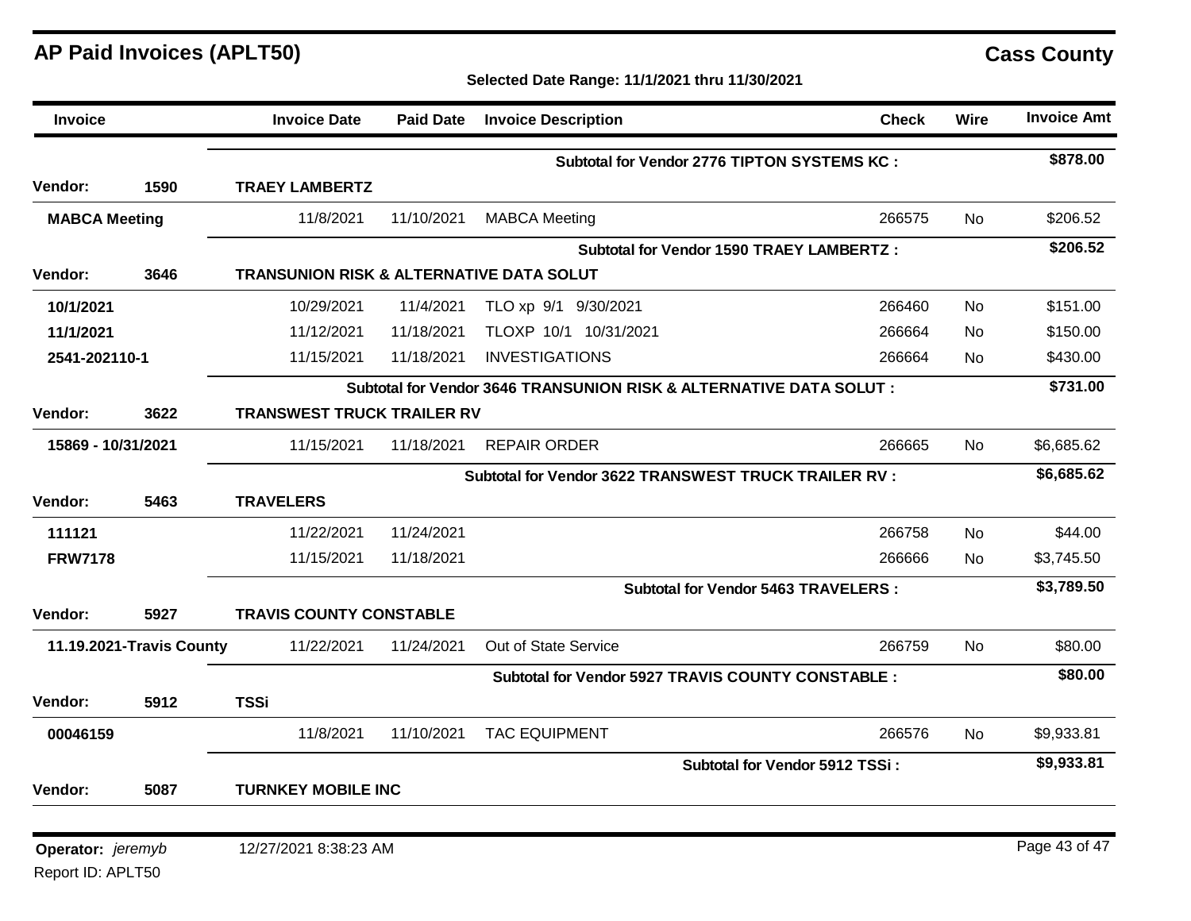# AP Paid Invoices (APLT50)

**Cass County**

**Selected Date Range: 11/1/2021 thru 11/30/2021**

| Invoice | | Invoice Date | Paid Date | Invoice Description | Check | Wire | Invoice Amt |
|---|---|---|---|---|---|---|---|
| | | | | **Subtotal for Vendor 2776 TIPTON SYSTEMS KC :** | | | **$878.00** |
| **Vendor:** | **1590** | **TRAEY LAMBERTZ** | | | | | |
| **MABCA Meeting** | | 11/8/2021 | 11/10/2021 | MABCA Meeting | 266575 | No | $206.52 |
| | | | | **Subtotal for Vendor 1590 TRAEY LAMBERTZ :** | | | **$206.52** |
| **Vendor:** | **3646** | **TRANSUNION RISK & ALTERNATIVE DATA SOLUT** | | | | | |
| **10/1/2021** | | 10/29/2021 | 11/4/2021 | TLO xp 9/1 9/30/2021 | 266460 | No | $151.00 |
| **11/1/2021** | | 11/12/2021 | 11/18/2021 | TLOXP 10/1 10/31/2021 | 266664 | No | $150.00 |
| **2541-202110-1** | | 11/15/2021 | 11/18/2021 | INVESTIGATIONS | 266664 | No | $430.00 |
| | | | | **Subtotal for Vendor 3646 TRANSUNION RISK & ALTERNATIVE DATA SOLUT :** | | | **$731.00** |
| **Vendor:** | **3622** | **TRANSWEST TRUCK TRAILER RV** | | | | | |
| **15869 - 10/31/2021** | | 11/15/2021 | 11/18/2021 | REPAIR ORDER | 266665 | No | $6,685.62 |
| | | | | **Subtotal for Vendor 3622 TRANSWEST TRUCK TRAILER RV :** | | | **$6,685.62** |
| **Vendor:** | **5463** | **TRAVELERS** | | | | | |
| **111121** | | 11/22/2021 | 11/24/2021 | | 266758 | No | $44.00 |
| **FRW7178** | | 11/15/2021 | 11/18/2021 | | 266666 | No | $3,745.50 |
| | | | | **Subtotal for Vendor 5463 TRAVELERS :** | | | **$3,789.50** |
| **Vendor:** | **5927** | **TRAVIS COUNTY CONSTABLE** | | | | | |
| **11.19.2021-Travis County** | | 11/22/2021 | 11/24/2021 | Out of State Service | 266759 | No | $80.00 |
| | | | | **Subtotal for Vendor 5927 TRAVIS COUNTY CONSTABLE :** | | | **$80.00** |
| **Vendor:** | **5912** | **TSSi** | | | | | |
| **00046159** | | 11/8/2021 | 11/10/2021 | TAC EQUIPMENT | 266576 | No | $9,933.81 |
| | | | | **Subtotal for Vendor 5912 TSSi :** | | | **$9,933.81** |
| **Vendor:** | **5087** | **TURNKEY MOBILE INC** | | | | | |

**Operator:** *jeremyb* 12/27/2021 8:38:23 AM

Report ID: APLT50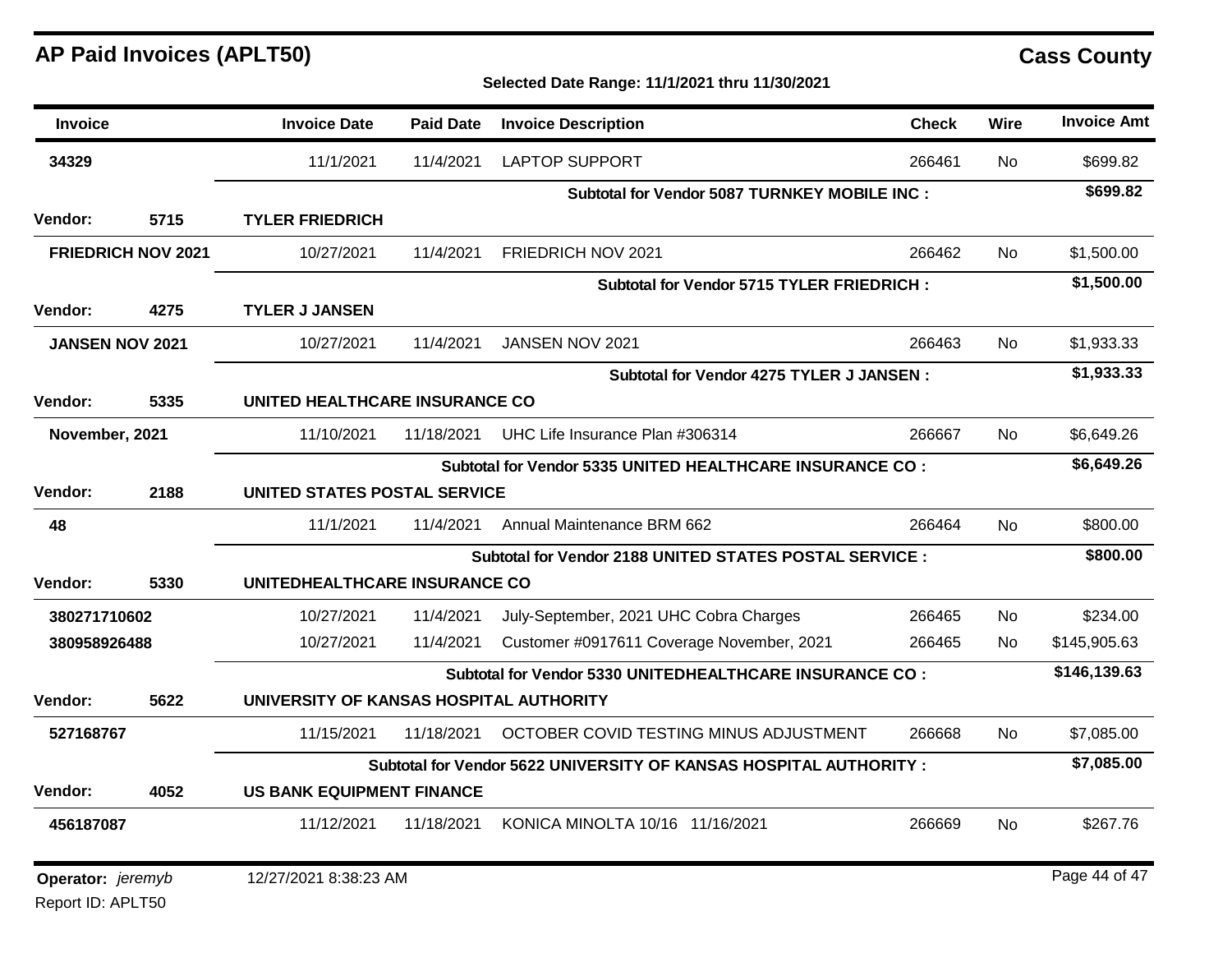# AP Paid Invoices (APLT50)

## Cass County

**Selected Date Range: 11/1/2021 thru 11/30/2021**

| Invoice | | Invoice Date | Paid Date | Invoice Description | Check | Wire | Invoice Amt |
|---|---|---|---|---|---|---|---|
| **34329** | | 11/1/2021 | 11/4/2021 | LAPTOP SUPPORT | 266461 | No | $699.82 |
| | | | | **Subtotal for Vendor 5087 TURNKEY MOBILE INC :** | | | **$699.82** |
| **Vendor:** | **5715** | **TYLER FRIEDRICH** | | | | | |
| **FRIEDRICH NOV 2021** | | 10/27/2021 | 11/4/2021 | FRIEDRICH NOV 2021 | 266462 | No | $1,500.00 |
| | | | | **Subtotal for Vendor 5715 TYLER FRIEDRICH :** | | | **$1,500.00** |
| **Vendor:** | **4275** | **TYLER J JANSEN** | | | | | |
| **JANSEN NOV 2021** | | 10/27/2021 | 11/4/2021 | JANSEN NOV 2021 | 266463 | No | $1,933.33 |
| | | | | **Subtotal for Vendor 4275 TYLER J JANSEN :** | | | **$1,933.33** |
| **Vendor:** | **5335** | **UNITED HEALTHCARE INSURANCE CO** | | | | | |
| **November, 2021** | | 11/10/2021 | 11/18/2021 | UHC Life Insurance Plan #306314 | 266667 | No | $6,649.26 |
| | | | | **Subtotal for Vendor 5335 UNITED HEALTHCARE INSURANCE CO :** | | | **$6,649.26** |
| **Vendor:** | **2188** | **UNITED STATES POSTAL SERVICE** | | | | | |
| **48** | | 11/1/2021 | 11/4/2021 | Annual Maintenance BRM 662 | 266464 | No | $800.00 |
| | | | | **Subtotal for Vendor 2188 UNITED STATES POSTAL SERVICE :** | | | **$800.00** |
| **Vendor:** | **5330** | **UNITEDHEALTHCARE INSURANCE CO** | | | | | |
| **380271710602** | | 10/27/2021 | 11/4/2021 | July-September, 2021 UHC Cobra Charges | 266465 | No | $234.00 |
| **380958926488** | | 10/27/2021 | 11/4/2021 | Customer #0917611 Coverage November, 2021 | 266465 | No | $145,905.63 |
| | | | | **Subtotal for Vendor 5330 UNITEDHEALTHCARE INSURANCE CO :** | | | **$146,139.63** |
| **Vendor:** | **5622** | **UNIVERSITY OF KANSAS HOSPITAL AUTHORITY** | | | | | |
| **527168767** | | 11/15/2021 | 11/18/2021 | OCTOBER COVID TESTING MINUS ADJUSTMENT | 266668 | No | $7,085.00 |
| | | | | **Subtotal for Vendor 5622 UNIVERSITY OF KANSAS HOSPITAL AUTHORITY :** | | | **$7,085.00** |
| **Vendor:** | **4052** | **US BANK EQUIPMENT FINANCE** | | | | | |
| **456187087** | | 11/12/2021 | 11/18/2021 | KONICA MINOLTA 10/16 11/16/2021 | 266669 | No | $267.76 |

**Operator:** *jeremyb* 12/27/2021 8:38:23 AM

Report ID: APLT50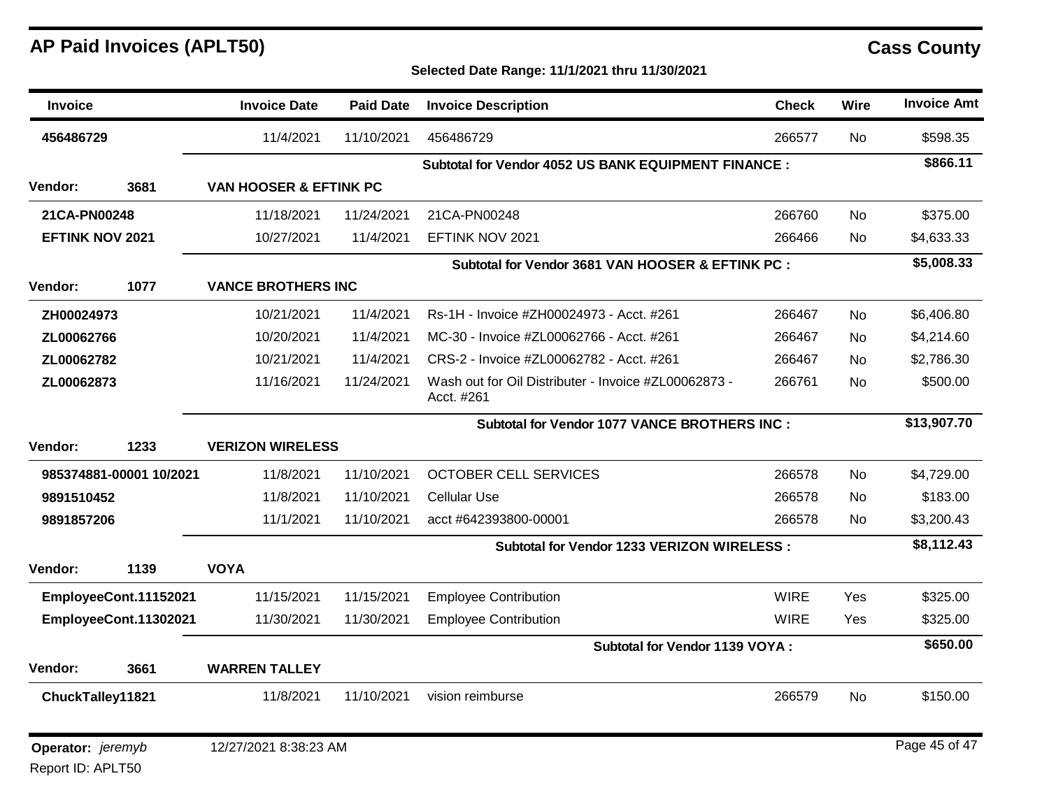# AP Paid Invoices (APLT50)

**Cass County**

**Selected Date Range: 11/1/2021 thru 11/30/2021**

| Invoice | | Invoice Date | Paid Date | Invoice Description | Check | Wire | Invoice Amt |
|---|---|---|---|---|---|---|---|
| **456486729** | | 11/4/2021 | 11/10/2021 | 456486729 | 266577 | No | $598.35 |
| | | | | **Subtotal for Vendor 4052 US BANK EQUIPMENT FINANCE :** | | | **$866.11** |
| **Vendor:** | **3681** | **VAN HOOSER & EFTINK PC** | | | | | |
| **21CA-PN00248** | | 11/18/2021 | 11/24/2021 | 21CA-PN00248 | 266760 | No | $375.00 |
| **EFTINK NOV 2021** | | 10/27/2021 | 11/4/2021 | EFTINK NOV 2021 | 266466 | No | $4,633.33 |
| | | | | **Subtotal for Vendor 3681 VAN HOOSER & EFTINK PC :** | | | **$5,008.33** |
| **Vendor:** | **1077** | **VANCE BROTHERS INC** | | | | | |
| **ZH00024973** | | 10/21/2021 | 11/4/2021 | Rs-1H - Invoice #ZH00024973 - Acct. #261 | 266467 | No | $6,406.80 |
| **ZL00062766** | | 10/20/2021 | 11/4/2021 | MC-30 - Invoice #ZL00062766 - Acct. #261 | 266467 | No | $4,214.60 |
| **ZL00062782** | | 10/21/2021 | 11/4/2021 | CRS-2 - Invoice #ZL00062782 - Acct. #261 | 266467 | No | $2,786.30 |
| **ZL00062873** | | 11/16/2021 | 11/24/2021 | Wash out for Oil Distributer - Invoice #ZL00062873 - Acct. #261 | 266761 | No | $500.00 |
| | | | | **Subtotal for Vendor 1077 VANCE BROTHERS INC :** | | | **$13,907.70** |
| **Vendor:** | **1233** | **VERIZON WIRELESS** | | | | | |
| **985374881-00001 10/2021** | | 11/8/2021 | 11/10/2021 | OCTOBER CELL SERVICES | 266578 | No | $4,729.00 |
| **9891510452** | | 11/8/2021 | 11/10/2021 | Cellular Use | 266578 | No | $183.00 |
| **9891857206** | | 11/1/2021 | 11/10/2021 | acct #642393800-00001 | 266578 | No | $3,200.43 |
| | | | | **Subtotal for Vendor 1233 VERIZON WIRELESS :** | | | **$8,112.43** |
| **Vendor:** | **1139** | **VOYA** | | | | | |
| **EmployeeCont.11152021** | | 11/15/2021 | 11/15/2021 | Employee Contribution | WIRE | Yes | $325.00 |
| **EmployeeCont.11302021** | | 11/30/2021 | 11/30/2021 | Employee Contribution | WIRE | Yes | $325.00 |
| | | | | **Subtotal for Vendor 1139 VOYA :** | | | **$650.00** |
| **Vendor:** | **3661** | **WARREN TALLEY** | | | | | |
| **ChuckTalley11821** | | 11/8/2021 | 11/10/2021 | vision reimburse | 266579 | No | $150.00 |

**Operator:** *jeremyb* 12/27/2021 8:38:23 AM

Report ID: APLT50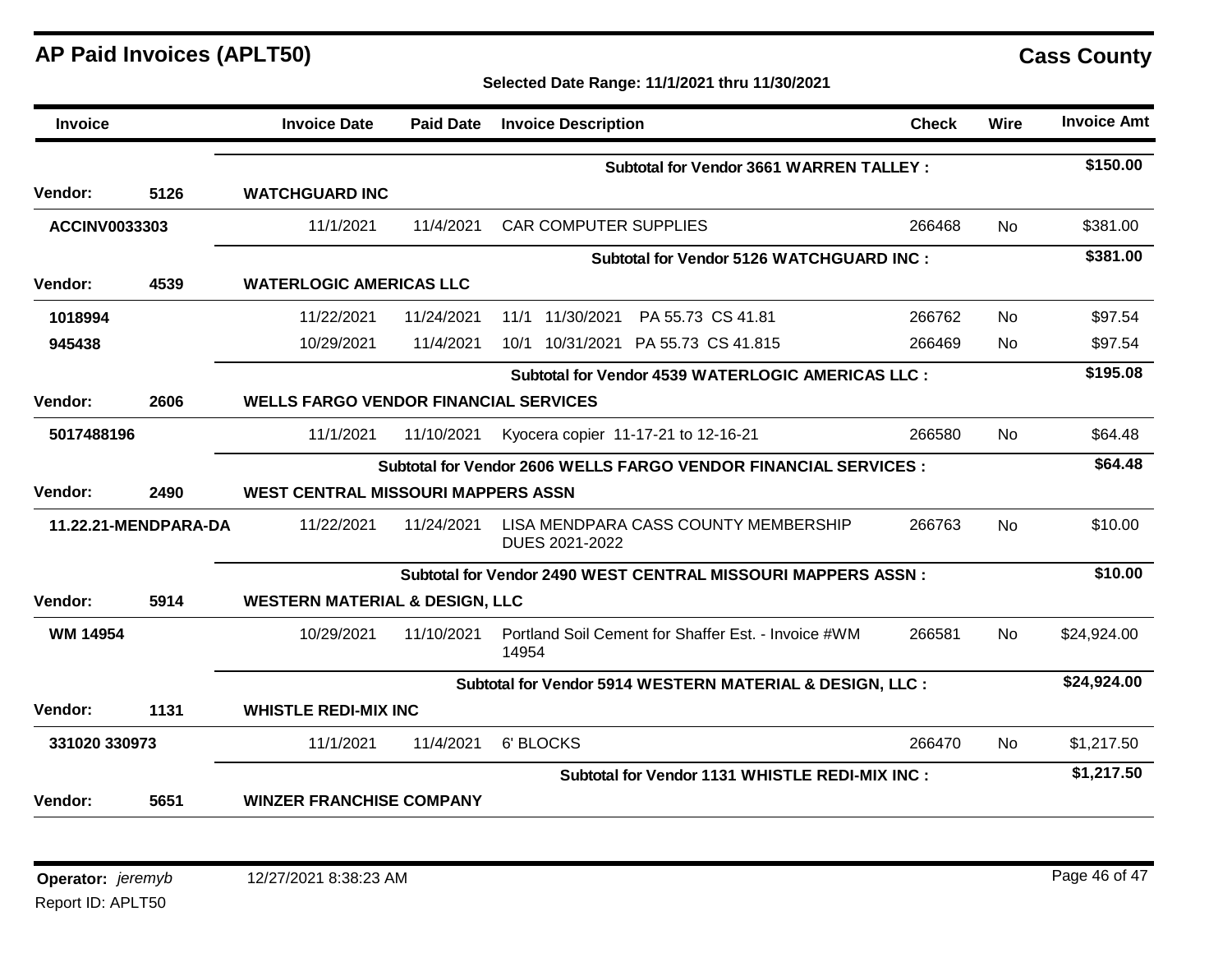# AP Paid Invoices (APLT50)

**Cass County**

**Selected Date Range: 11/1/2021 thru 11/30/2021**

| Invoice | Invoice Date | Paid Date | Invoice Description | Check | Wire | Invoice Amt |
|---|---|---|---|---|---|---|
| | | | **Subtotal for Vendor 3661 WARREN TALLEY :** | | | **$150.00** |
| **Vendor: 5126** | **WATCHGUARD INC** | | | | | |
| **ACCINV0033303** | 11/1/2021 | 11/4/2021 | CAR COMPUTER SUPPLIES | 266468 | No | $381.00 |
| | | | **Subtotal for Vendor 5126 WATCHGUARD INC :** | | | **$381.00** |
| **Vendor: 4539** | **WATERLOGIC AMERICAS LLC** | | | | | |
| **1018994** | 11/22/2021 | 11/24/2021 | 11/1 11/30/2021 PA 55.73 CS 41.81 | 266762 | No | $97.54 |
| **945438** | 10/29/2021 | 11/4/2021 | 10/1 10/31/2021 PA 55.73 CS 41.815 | 266469 | No | $97.54 |
| | | | **Subtotal for Vendor 4539 WATERLOGIC AMERICAS LLC :** | | | **$195.08** |
| **Vendor: 2606** | **WELLS FARGO VENDOR FINANCIAL SERVICES** | | | | | |
| **5017488196** | 11/1/2021 | 11/10/2021 | Kyocera copier 11-17-21 to 12-16-21 | 266580 | No | $64.48 |
| | | | **Subtotal for Vendor 2606 WELLS FARGO VENDOR FINANCIAL SERVICES :** | | | **$64.48** |
| **Vendor: 2490** | **WEST CENTRAL MISSOURI MAPPERS ASSN** | | | | | |
| **11.22.21-MENDPARA-DA** | 11/22/2021 | 11/24/2021 | LISA MENDPARA CASS COUNTY MEMBERSHIP DUES 2021-2022 | 266763 | No | $10.00 |
| | | | **Subtotal for Vendor 2490 WEST CENTRAL MISSOURI MAPPERS ASSN :** | | | **$10.00** |
| **Vendor: 5914** | **WESTERN MATERIAL & DESIGN, LLC** | | | | | |
| **WM 14954** | 10/29/2021 | 11/10/2021 | Portland Soil Cement for Shaffer Est. - Invoice #WM 14954 | 266581 | No | $24,924.00 |
| | | | **Subtotal for Vendor 5914 WESTERN MATERIAL & DESIGN, LLC :** | | | **$24,924.00** |
| **Vendor: 1131** | **WHISTLE REDI-MIX INC** | | | | | |
| **331020 330973** | 11/1/2021 | 11/4/2021 | 6' BLOCKS | 266470 | No | $1,217.50 |
| | | | **Subtotal for Vendor 1131 WHISTLE REDI-MIX INC :** | | | **$1,217.50** |
| **Vendor: 5651** | **WINZER FRANCHISE COMPANY** | | | | | |

**Operator:** *jeremyb* 12/27/2021 8:38:23 AM

Report ID: APLT50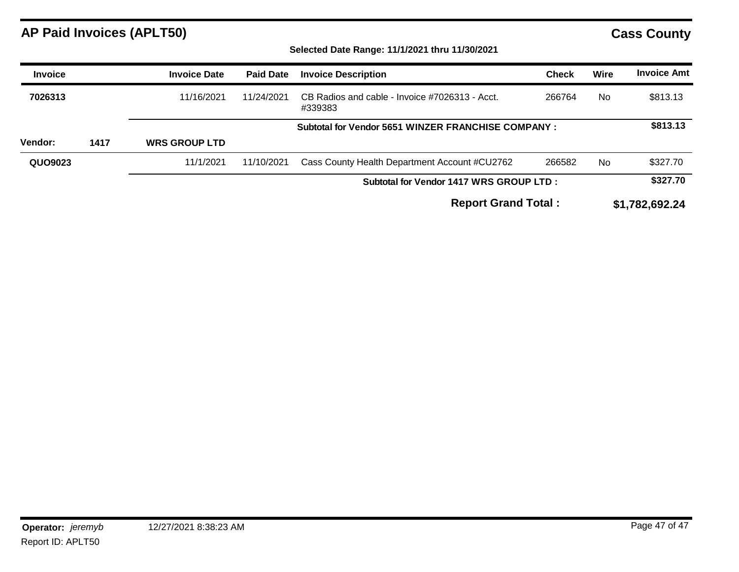# AP Paid Invoices (APLT50)

**Cass County**

**Selected Date Range: 11/1/2021 thru 11/30/2021**

| Invoice | | Invoice Date | Paid Date | Invoice Description | Check | Wire | Invoice Amt |
|---|---|---|---|---|---|---|---|
| **7026313** | | 11/16/2021 | 11/24/2021 | CB Radios and cable - Invoice #7026313 - Acct. #339383 | 266764 | No | $813.13 |
| | | | | **Subtotal for Vendor 5651 WINZER FRANCHISE COMPANY :** | | | **$813.13** |
| **Vendor:** | **1417** | **WRS GROUP LTD** | | | | | |
| **QUO9023** | | 11/1/2021 | 11/10/2021 | Cass County Health Department Account #CU2762 | 266582 | No | $327.70 |
| | | | | **Subtotal for Vendor 1417 WRS GROUP LTD :** | | | **$327.70** |
| | | | | **Report Grand Total :** | | | **$1,782,692.24** |

**Operator:** *jeremyb* 12/27/2021 8:38:23 AM

Report ID: APLT50